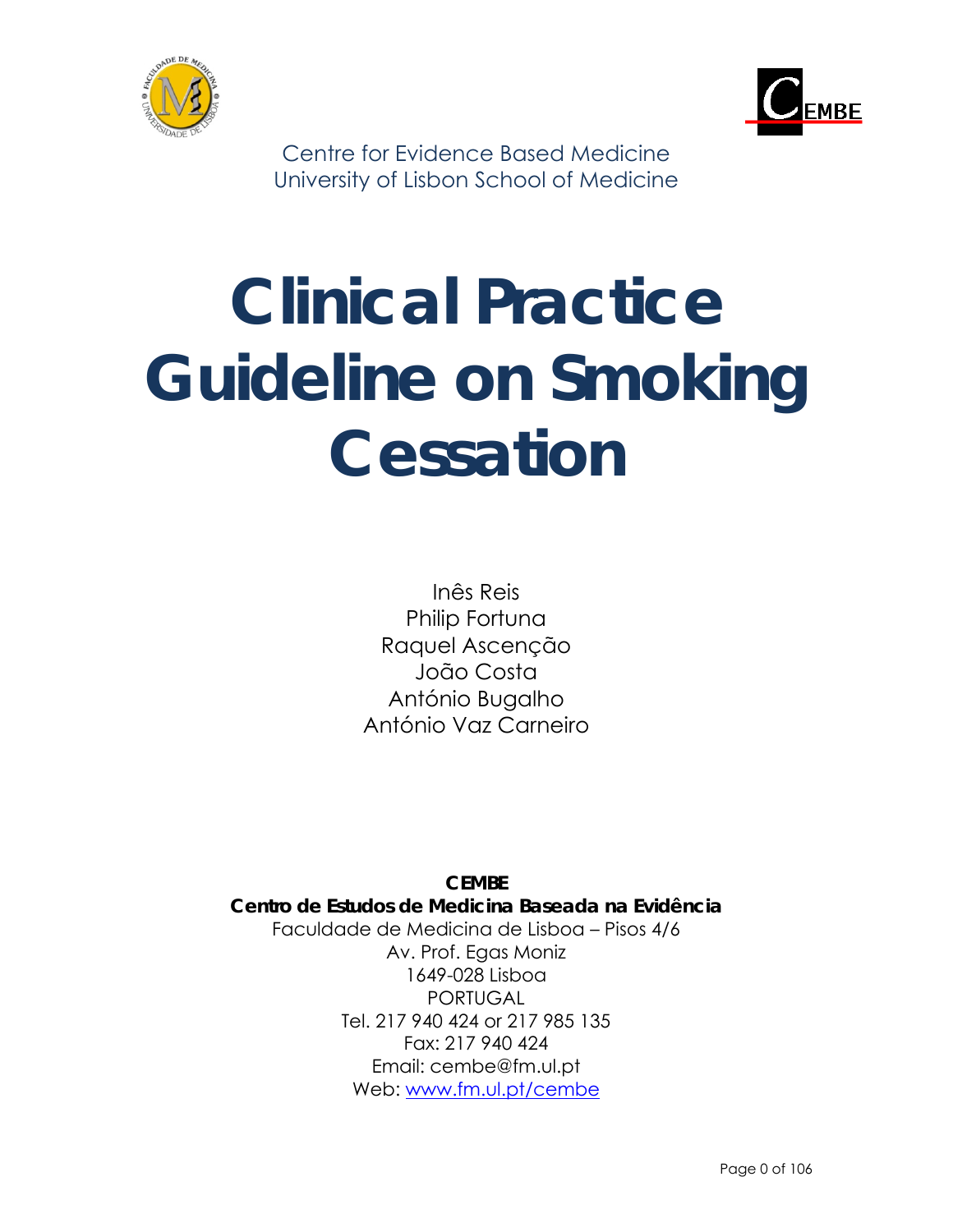Centre for Evidence Based Medicine
University of Lisbon School of Medicine

# Clinical Practice Guideline on Smoking Cessation

Inês Reis
Philip Fortuna
Raquel Ascenção
João Costa
António Bugalho
António Vaz Carneiro

**CEMBE**
**Centro de Estudos de Medicina Baseada na Evidência**
Faculdade de Medicina de Lisboa – Pisos 4/6
Av. Prof. Egas Moniz
1649-028 Lisboa
PORTUGAL
Tel. 217 940 424 or 217 985 135
Fax: 217 940 424
Email: cembe@fm.ul.pt
Web: www.fm.ul.pt/cembe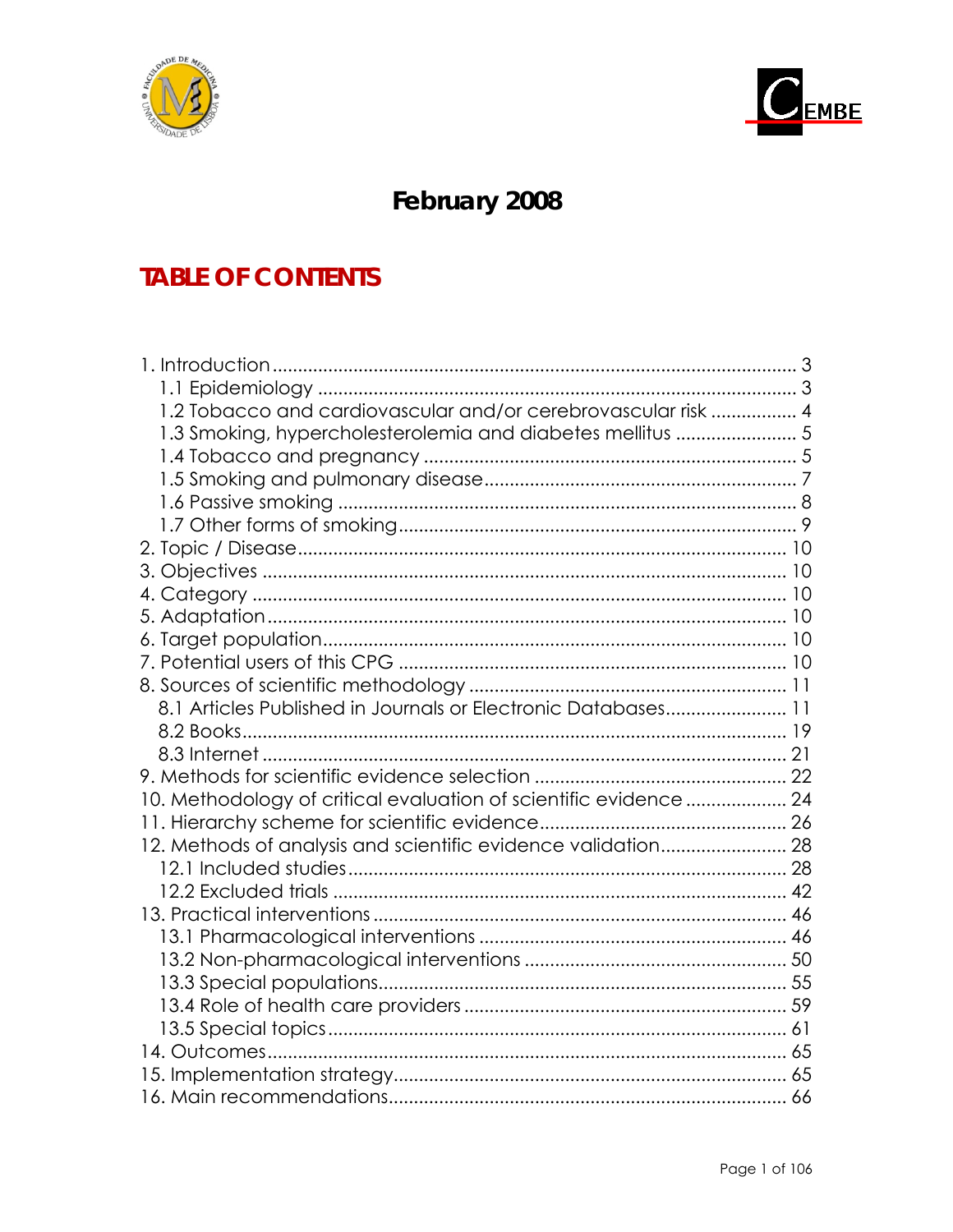**February 2008**

## TABLE OF CONTENTS

1. Introduction ........................................................................................................ 3
   - 1.1 Epidemiology ............................................................................................ 3
   - 1.2 Tobacco and cardiovascular and/or cerebrovascular risk ................. 4
   - 1.3 Smoking, hypercholesterolemia and diabetes mellitus ........................ 5
   - 1.4 Tobacco and pregnancy ......................................................................... 5
   - 1.5 Smoking and pulmonary disease ............................................................ 7
   - 1.6 Passive smoking ........................................................................................ 8
   - 1.7 Other forms of smoking ............................................................................ 9
2. Topic / Disease ................................................................................................ 10
3. Objectives ....................................................................................................... 10
4. Category ......................................................................................................... 10
5. Adaptation ...................................................................................................... 10
6. Target population ........................................................................................... 10
7. Potential users of this CPG ............................................................................. 10
8. Sources of scientific methodology ............................................................... 11
   - 8.1 Articles Published in Journals or Electronic Databases ........................ 11
   - 8.2 Books ........................................................................................................ 19
   - 8.3 Internet ..................................................................................................... 21
9. Methods for scientific evidence selection ................................................... 22
10. Methodology of critical evaluation of scientific evidence ....................... 24
11. Hierarchy scheme for scientific evidence .................................................. 26
12. Methods of analysis and scientific evidence validation ........................... 28
    - 12.1 Included studies ..................................................................................... 28
    - 12.2 Excluded trials ........................................................................................ 42
13. Practical interventions ................................................................................. 46
    - 13.1 Pharmacological interventions ............................................................ 46
    - 13.2 Non-pharmacological interventions .................................................... 50
    - 13.3 Special populations ............................................................................... 55
    - 13.4 Role of health care providers ............................................................... 59
    - 13.5 Special topics ......................................................................................... 61
14. Outcomes ...................................................................................................... 65
15. Implementation strategy .............................................................................. 65
16. Main recommendations .............................................................................. 66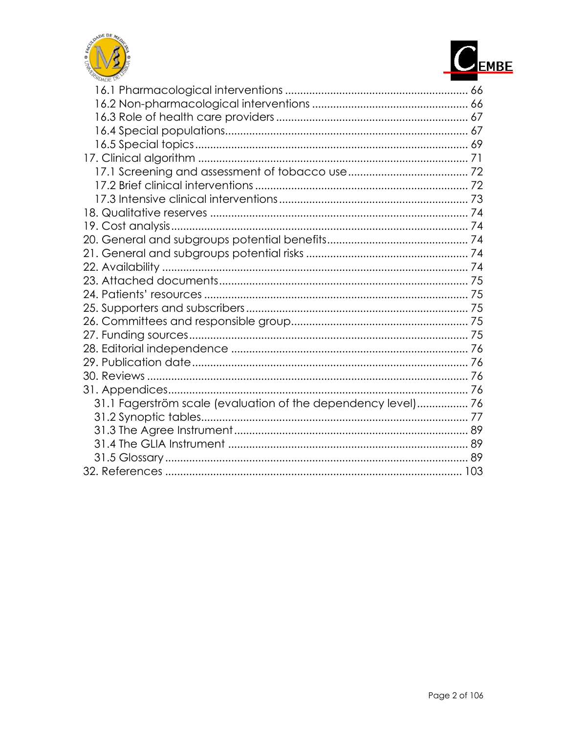16.1 Pharmacological interventions ............................................................ 66
16.2 Non-pharmacological interventions ................................................... 66
16.3 Role of health care providers .............................................................. 67
16.4 Special populations............................................................................... 67
16.5 Special topics.......................................................................................... 69
17. Clinical algorithm ......................................................................................... 71
17.1 Screening and assessment of tobacco use........................................ 72
17.2 Brief clinical interventions ...................................................................... 72
17.3 Intensive clinical interventions .............................................................. 73
18. Qualitative reserves ..................................................................................... 74
19. Cost analysis.................................................................................................. 74
20. General and subgroups potential benefits............................................... 74
21. General and subgroups potential risks ..................................................... 74
22. Availability ..................................................................................................... 74
23. Attached documents.................................................................................. 75
24. Patients' resources ....................................................................................... 75
25. Supporters and subscribers......................................................................... 75
26. Committees and responsible group.......................................................... 75
27. Funding sources............................................................................................ 75
28. Editorial independence .............................................................................. 76
29. Publication date........................................................................................... 76
30. Reviews ......................................................................................................... 76
31. Appendices.................................................................................................. 76
31.1 Fagerström scale (evaluation of the dependency level)................. 76
31.2 Synoptic tables....................................................................................... 77
31.3 The Agree Instrument............................................................................ 89
31.4 The GLIA Instrument ............................................................................... 89
31.5 Glossary................................................................................................... 89
32. References ................................................................................................... 103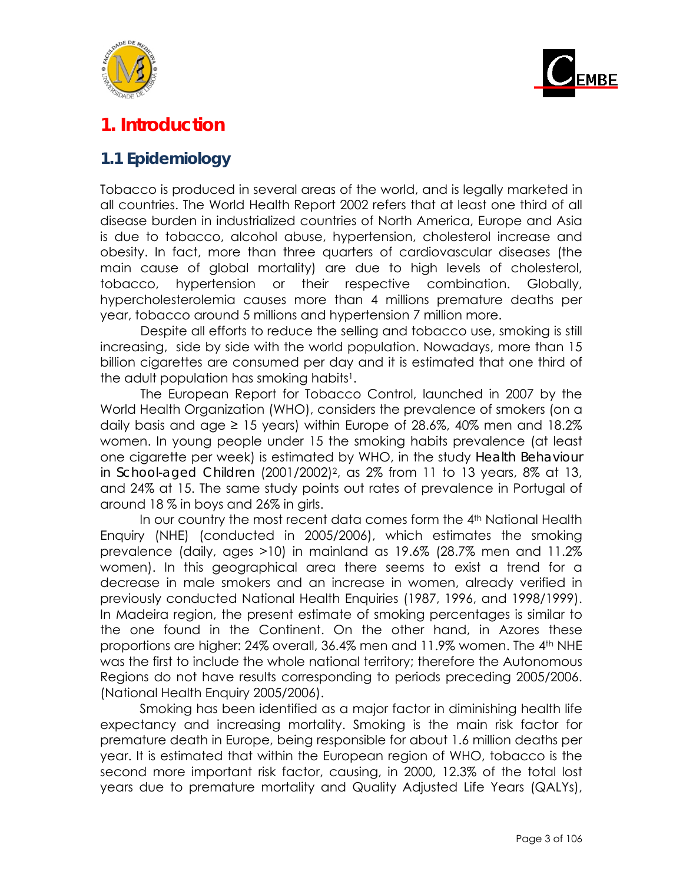# 1. Introduction

## 1.1 Epidemiology

Tobacco is produced in several areas of the world, and is legally marketed in all countries. The World Health Report 2002 refers that at least one third of all disease burden in industrialized countries of North America, Europe and Asia is due to tobacco, alcohol abuse, hypertension, cholesterol increase and obesity. In fact, more than three quarters of cardiovascular diseases (the main cause of global mortality) are due to high levels of cholesterol, tobacco, hypertension or their respective combination. Globally, hypercholesterolemia causes more than 4 millions premature deaths per year, tobacco around 5 millions and hypertension 7 million more.

Despite all efforts to reduce the selling and tobacco use, smoking is still increasing, side by side with the world population. Nowadays, more than 15 billion cigarettes are consumed per day and it is estimated that one third of the adult population has smoking habits[1].

The European Report for Tobacco Control, launched in 2007 by the World Health Organization (WHO), considers the prevalence of smokers (on a daily basis and age ≥ 15 years) within Europe of 28.6%, 40% men and 18.2% women. In young people under 15 the smoking habits prevalence (at least one cigarette per week) is estimated by WHO, in the study *Health Behaviour in School-aged Children* (2001/2002)[2], as 2% from 11 to 13 years, 8% at 13, and 24% at 15. The same study points out rates of prevalence in Portugal of around 18 % in boys and 26% in girls.

In our country the most recent data comes form the 4th National Health Enquiry (NHE) (conducted in 2005/2006), which estimates the smoking prevalence (daily, ages >10) in mainland as 19.6% (28.7% men and 11.2% women). In this geographical area there seems to exist a trend for a decrease in male smokers and an increase in women, already verified in previously conducted National Health Enquiries (1987, 1996, and 1998/1999). In Madeira region, the present estimate of smoking percentages is similar to the one found in the Continent. On the other hand, in Azores these proportions are higher: 24% overall, 36.4% men and 11.9% women. The 4th NHE was the first to include the whole national territory; therefore the Autonomous Regions do not have results corresponding to periods preceding 2005/2006. (National Health Enquiry 2005/2006).

Smoking has been identified as a major factor in diminishing health life expectancy and increasing mortality. Smoking is the main risk factor for premature death in Europe, being responsible for about 1.6 million deaths per year. It is estimated that within the European region of WHO, tobacco is the second more important risk factor, causing, in 2000, 12.3% of the total lost years due to premature mortality and Quality Adjusted Life Years (QALYs),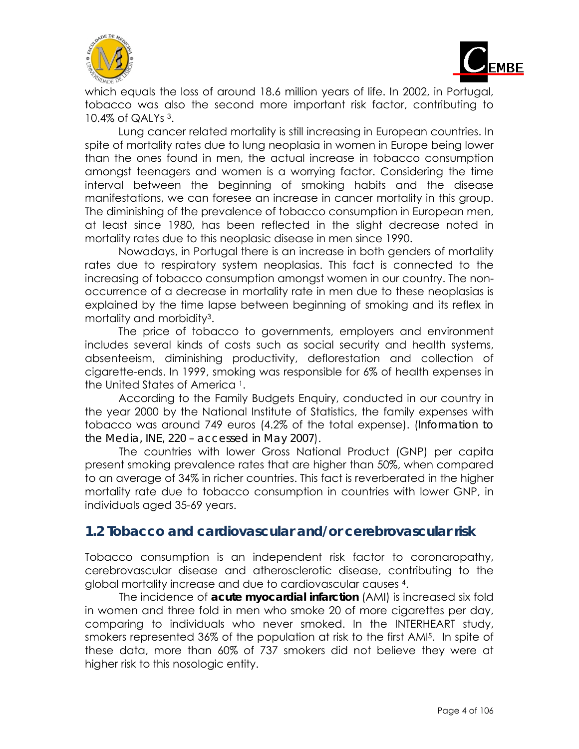which equals the loss of around 18.6 million years of life. In 2002, in Portugal, tobacco was also the second more important risk factor, contributing to 10.4% of QALYs [3].

Lung cancer related mortality is still increasing in European countries. In spite of mortality rates due to lung neoplasia in women in Europe being lower than the ones found in men, the actual increase in tobacco consumption amongst teenagers and women is a worrying factor. Considering the time interval between the beginning of smoking habits and the disease manifestations, we can foresee an increase in cancer mortality in this group. The diminishing of the prevalence of tobacco consumption in European men, at least since 1980, has been reflected in the slight decrease noted in mortality rates due to this neoplasic disease in men since 1990.

Nowadays, in Portugal there is an increase in both genders of mortality rates due to respiratory system neoplasias. This fact is connected to the increasing of tobacco consumption amongst women in our country. The non-occurrence of a decrease in mortality rate in men due to these neoplasias is explained by the time lapse between beginning of smoking and its reflex in mortality and morbidity[3].

The price of tobacco to governments, employers and environment includes several kinds of costs such as social security and health systems, absenteeism, diminishing productivity, deflorestation and collection of cigarette-ends. In 1999, smoking was responsible for 6% of health expenses in the United States of America [1].

According to the Family Budgets Enquiry, conducted in our country in the year 2000 by the National Institute of Statistics, the family expenses with tobacco was around 749 euros (4.2% of the total expense). (*Information to the Media, INE, 220 – accessed in May 2007*).

The countries with lower Gross National Product (GNP) per capita present smoking prevalence rates that are higher than 50%, when compared to an average of 34% in richer countries. This fact is reverberated in the higher mortality rate due to tobacco consumption in countries with lower GNP, in individuals aged 35-69 years.

## 1.2 Tobacco and cardiovascular and/or cerebrovascular risk

Tobacco consumption is an independent risk factor to coronaropathy, cerebrovascular disease and atherosclerotic disease, contributing to the global mortality increase and due to cardiovascular causes [4].

The incidence of **acute myocardial infarction** (AMI) is increased six fold in women and three fold in men who smoke 20 of more cigarettes per day, comparing to individuals who never smoked. In the INTERHEART study, smokers represented 36% of the population at risk to the first AMI[5]. In spite of these data, more than 60% of 737 smokers did not believe they were at higher risk to this nosologic entity.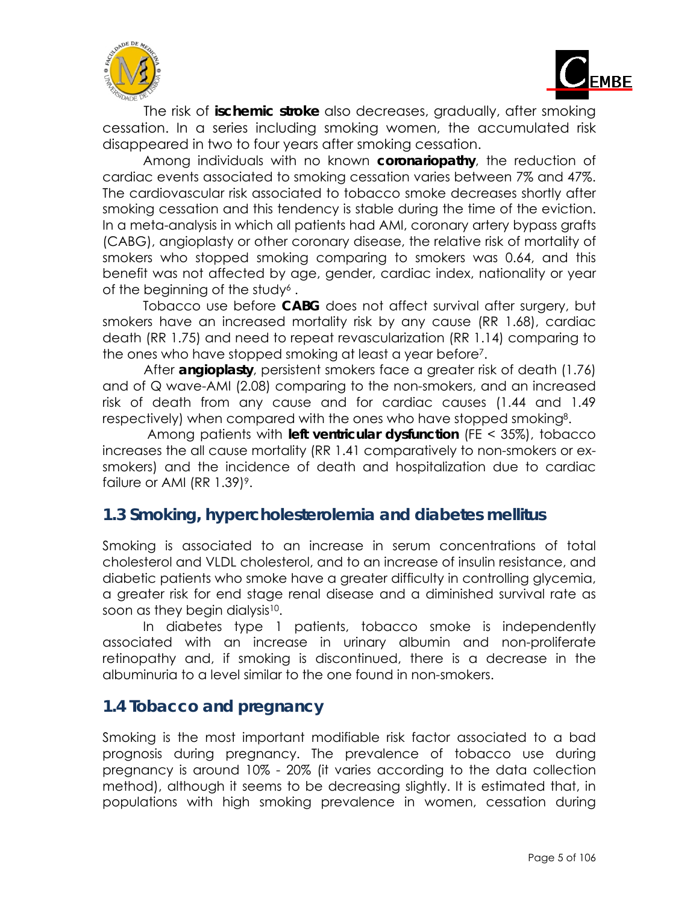The risk of **ischemic stroke** also decreases, gradually, after smoking cessation. In a series including smoking women, the accumulated risk disappeared in two to four years after smoking cessation.

Among individuals with no known **coronariopathy**, the reduction of cardiac events associated to smoking cessation varies between 7% and 47%. The cardiovascular risk associated to tobacco smoke decreases shortly after smoking cessation and this tendency is stable during the time of the eviction. In a meta-analysis in which all patients had AMI, coronary artery bypass grafts (CABG), angioplasty or other coronary disease, the relative risk of mortality of smokers who stopped smoking comparing to smokers was 0.64, and this benefit was not affected by age, gender, cardiac index, nationality or year of the beginning of the study[6] .

Tobacco use before **CABG** does not affect survival after surgery, but smokers have an increased mortality risk by any cause (RR 1.68), cardiac death (RR 1.75) and need to repeat revascularization (RR 1.14) comparing to the ones who have stopped smoking at least a year before[7].

After **angioplasty**, persistent smokers face a greater risk of death (1.76) and of Q wave-AMI (2.08) comparing to the non-smokers, and an increased risk of death from any cause and for cardiac causes (1.44 and 1.49 respectively) when compared with the ones who have stopped smoking[8].

Among patients with **left ventricular dysfunction** (FE < 35%), tobacco increases the all cause mortality (RR 1.41 comparatively to non-smokers or ex-smokers) and the incidence of death and hospitalization due to cardiac failure or AMI (RR 1.39)[9].

## 1.3 Smoking, hypercholesterolemia and diabetes mellitus

Smoking is associated to an increase in serum concentrations of total cholesterol and VLDL cholesterol, and to an increase of insulin resistance, and diabetic patients who smoke have a greater difficulty in controlling glycemia, a greater risk for end stage renal disease and a diminished survival rate as soon as they begin dialysis[10].

In diabetes type 1 patients, tobacco smoke is independently associated with an increase in urinary albumin and non-proliferate retinopathy and, if smoking is discontinued, there is a decrease in the albuminuria to a level similar to the one found in non-smokers.

## 1.4 Tobacco and pregnancy

Smoking is the most important modifiable risk factor associated to a bad prognosis during pregnancy. The prevalence of tobacco use during pregnancy is around 10% - 20% (it varies according to the data collection method), although it seems to be decreasing slightly. It is estimated that, in populations with high smoking prevalence in women, cessation during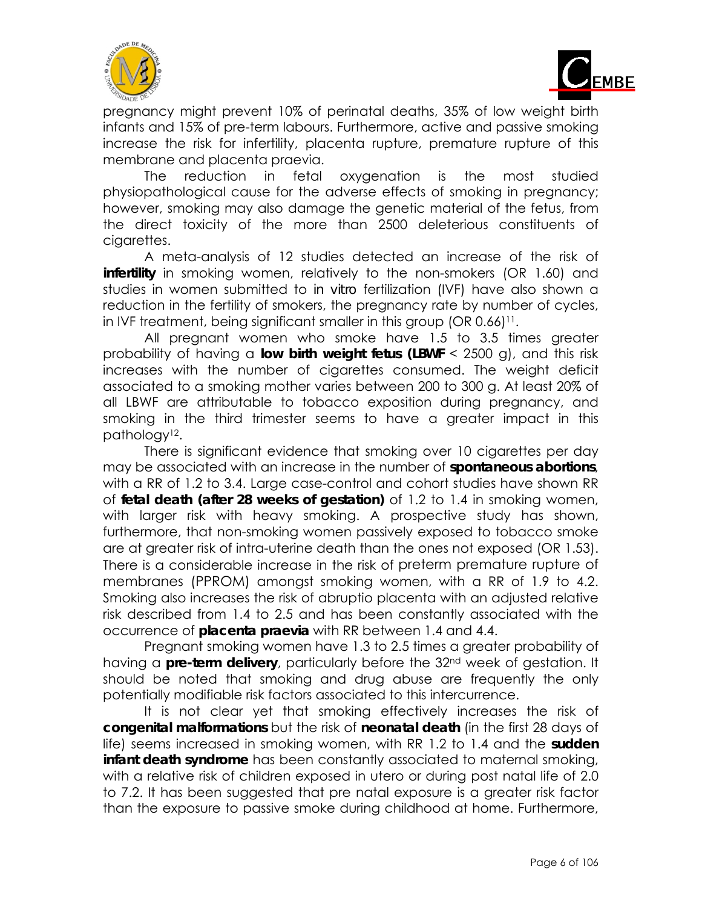pregnancy might prevent 10% of perinatal deaths, 35% of low weight birth infants and 15% of pre-term labours. Furthermore, active and passive smoking increase the risk for infertility, placenta rupture, premature rupture of this membrane and placenta praevia.

The reduction in fetal oxygenation is the most studied physiopathological cause for the adverse effects of smoking in pregnancy; however, smoking may also damage the genetic material of the fetus, from the direct toxicity of the more than 2500 deleterious constituents of cigarettes.

A meta-analysis of 12 studies detected an increase of the risk of **infertility** in smoking women, relatively to the non-smokers (OR 1.60) and studies in women submitted to *in vitro* fertilization (IVF) have also shown a reduction in the fertility of smokers, the pregnancy rate by number of cycles, in IVF treatment, being significant smaller in this group (OR 0.66)[11].

All pregnant women who smoke have 1.5 to 3.5 times greater probability of having a **low birth weight fetus (LBWF** < 2500 g), and this risk increases with the number of cigarettes consumed. The weight deficit associated to a smoking mother varies between 200 to 300 g. At least 20% of all LBWF are attributable to tobacco exposition during pregnancy, and smoking in the third trimester seems to have a greater impact in this pathology[12].

There is significant evidence that smoking over 10 cigarettes per day may be associated with an increase in the number of **spontaneous abortions**, with a RR of 1.2 to 3.4. Large case-control and cohort studies have shown RR of **fetal death (after 28 weeks of gestation)** of 1.2 to 1.4 in smoking women, with larger risk with heavy smoking. A prospective study has shown, furthermore, that non-smoking women passively exposed to tobacco smoke are at greater risk of intra-uterine death than the ones not exposed (OR 1.53). There is a considerable increase in the risk of preterm premature rupture of membranes (PPROM) amongst smoking women, with a RR of 1.9 to 4.2. Smoking also increases the risk of abruptio placenta with an adjusted relative risk described from 1.4 to 2.5 and has been constantly associated with the occurrence of **placenta praevia** with RR between 1.4 and 4.4.

Pregnant smoking women have 1.3 to 2.5 times a greater probability of having a **pre-term delivery**, particularly before the 32nd week of gestation. It should be noted that smoking and drug abuse are frequently the only potentially modifiable risk factors associated to this intercurrence.

It is not clear yet that smoking effectively increases the risk of **congenital malformations** but the risk of **neonatal death** (in the first 28 days of life) seems increased in smoking women, with RR 1.2 to 1.4 and the **sudden infant death syndrome** has been constantly associated to maternal smoking, with a relative risk of children exposed in utero or during post natal life of 2.0 to 7.2. It has been suggested that pre natal exposure is a greater risk factor than the exposure to passive smoke during childhood at home. Furthermore,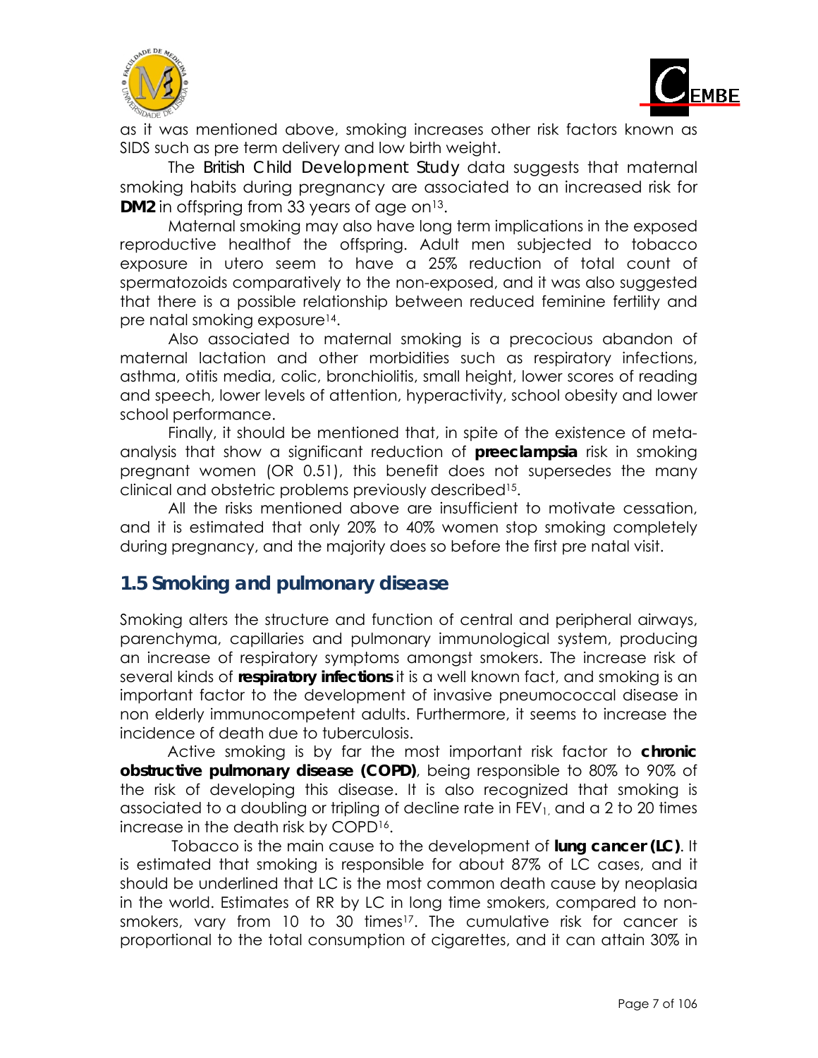as it was mentioned above, smoking increases other risk factors known as SIDS such as pre term delivery and low birth weight.

The *British Child Development Study* data suggests that maternal smoking habits during pregnancy are associated to an increased risk for **DM2** in offspring from 33 years of age on[13].

Maternal smoking may also have long term implications in the exposed reproductive healthof the offspring. Adult men subjected to tobacco exposure in utero seem to have a 25% reduction of total count of spermatozoids comparatively to the non-exposed, and it was also suggested that there is a possible relationship between reduced feminine fertility and pre natal smoking exposure[14].

Also associated to maternal smoking is a precocious abandon of maternal lactation and other morbidities such as respiratory infections, asthma, otitis media, colic, bronchiolitis, small height, lower scores of reading and speech, lower levels of attention, hyperactivity, school obesity and lower school performance.

Finally, it should be mentioned that, in spite of the existence of meta-analysis that show a significant reduction of **preeclampsia** risk in smoking pregnant women (OR 0.51), this benefit does not supersedes the many clinical and obstetric problems previously described[15].

All the risks mentioned above are insufficient to motivate cessation, and it is estimated that only 20% to 40% women stop smoking completely during pregnancy, and the majority does so before the first pre natal visit.

## 1.5 Smoking and pulmonary disease

Smoking alters the structure and function of central and peripheral airways, parenchyma, capillaries and pulmonary immunological system, producing an increase of respiratory symptoms amongst smokers. The increase risk of several kinds of **respiratory infections** it is a well known fact, and smoking is an important factor to the development of invasive pneumococcal disease in non elderly immunocompetent adults. Furthermore, it seems to increase the incidence of death due to tuberculosis.

Active smoking is by far the most important risk factor to **chronic obstructive pulmonary disease (COPD)**, being responsible to 80% to 90% of the risk of developing this disease. It is also recognized that smoking is associated to a doubling or tripling of decline rate in $FEV_1$, and a 2 to 20 times increase in the death risk by COPD[16].

Tobacco is the main cause to the development of **lung cancer (LC)**. It is estimated that smoking is responsible for about 87% of LC cases, and it should be underlined that LC is the most common death cause by neoplasia in the world. Estimates of RR by LC in long time smokers, compared to non-smokers, vary from 10 to 30 times[17]. The cumulative risk for cancer is proportional to the total consumption of cigarettes, and it can attain 30% in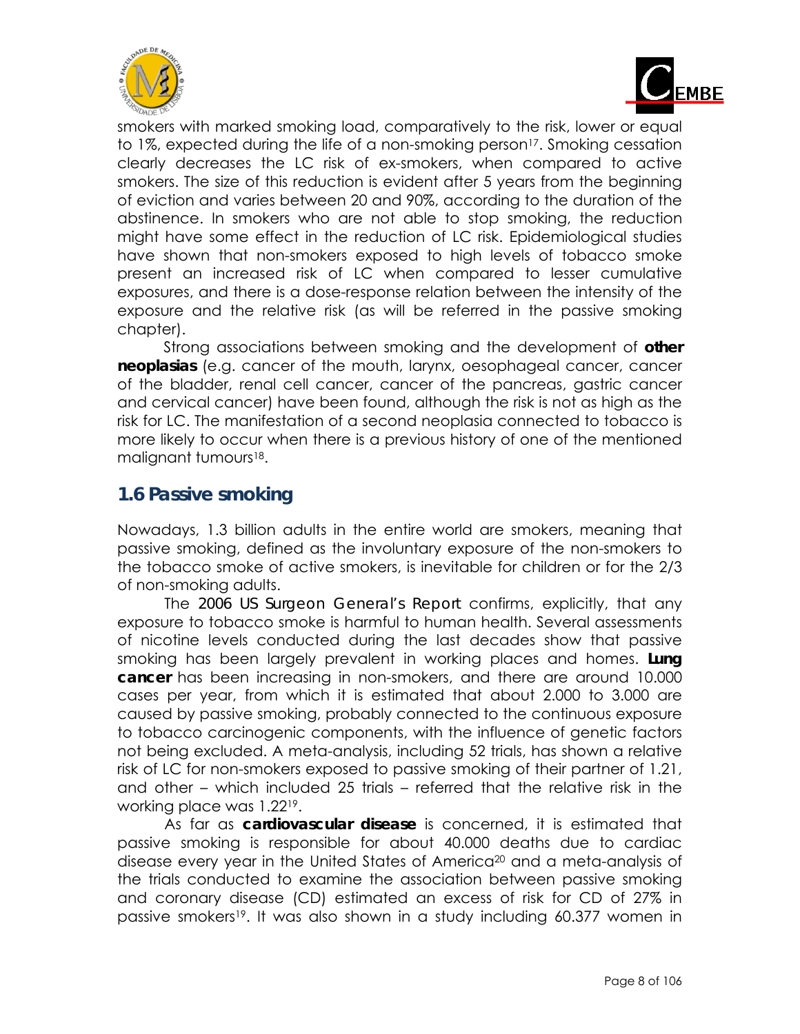smokers with marked smoking load, comparatively to the risk, lower or equal to 1%, expected during the life of a non-smoking person[17]. Smoking cessation clearly decreases the LC risk of ex-smokers, when compared to active smokers. The size of this reduction is evident after 5 years from the beginning of eviction and varies between 20 and 90%, according to the duration of the abstinence. In smokers who are not able to stop smoking, the reduction might have some effect in the reduction of LC risk. Epidemiological studies have shown that non-smokers exposed to high levels of tobacco smoke present an increased risk of LC when compared to lesser cumulative exposures, and there is a dose-response relation between the intensity of the exposure and the relative risk (as will be referred in the passive smoking chapter).

Strong associations between smoking and the development of **other neoplasias** (e.g. cancer of the mouth, larynx, oesophageal cancer, cancer of the bladder, renal cell cancer, cancer of the pancreas, gastric cancer and cervical cancer) have been found, although the risk is not as high as the risk for LC. The manifestation of a second neoplasia connected to tobacco is more likely to occur when there is a previous history of one of the mentioned malignant tumours[18].

## 1.6 Passive smoking

Nowadays, 1.3 billion adults in the entire world are smokers, meaning that passive smoking, defined as the involuntary exposure of the non-smokers to the tobacco smoke of active smokers, is inevitable for children or for the 2/3 of non-smoking adults.

The *2006 US Surgeon General's Report* confirms, explicitly, that any exposure to tobacco smoke is harmful to human health. Several assessments of nicotine levels conducted during the last decades show that passive smoking has been largely prevalent in working places and homes. **Lung cancer** has been increasing in non-smokers, and there are around 10.000 cases per year, from which it is estimated that about 2.000 to 3.000 are caused by passive smoking, probably connected to the continuous exposure to tobacco carcinogenic components, with the influence of genetic factors not being excluded. A meta-analysis, including 52 trials, has shown a relative risk of LC for non-smokers exposed to passive smoking of their partner of 1.21, and other – which included 25 trials – referred that the relative risk in the working place was 1.22[19].

As far as **cardiovascular disease** is concerned, it is estimated that passive smoking is responsible for about 40.000 deaths due to cardiac disease every year in the United States of America[20] and a meta-analysis of the trials conducted to examine the association between passive smoking and coronary disease (CD) estimated an excess of risk for CD of 27% in passive smokers[19]. It was also shown in a study including 60.377 women in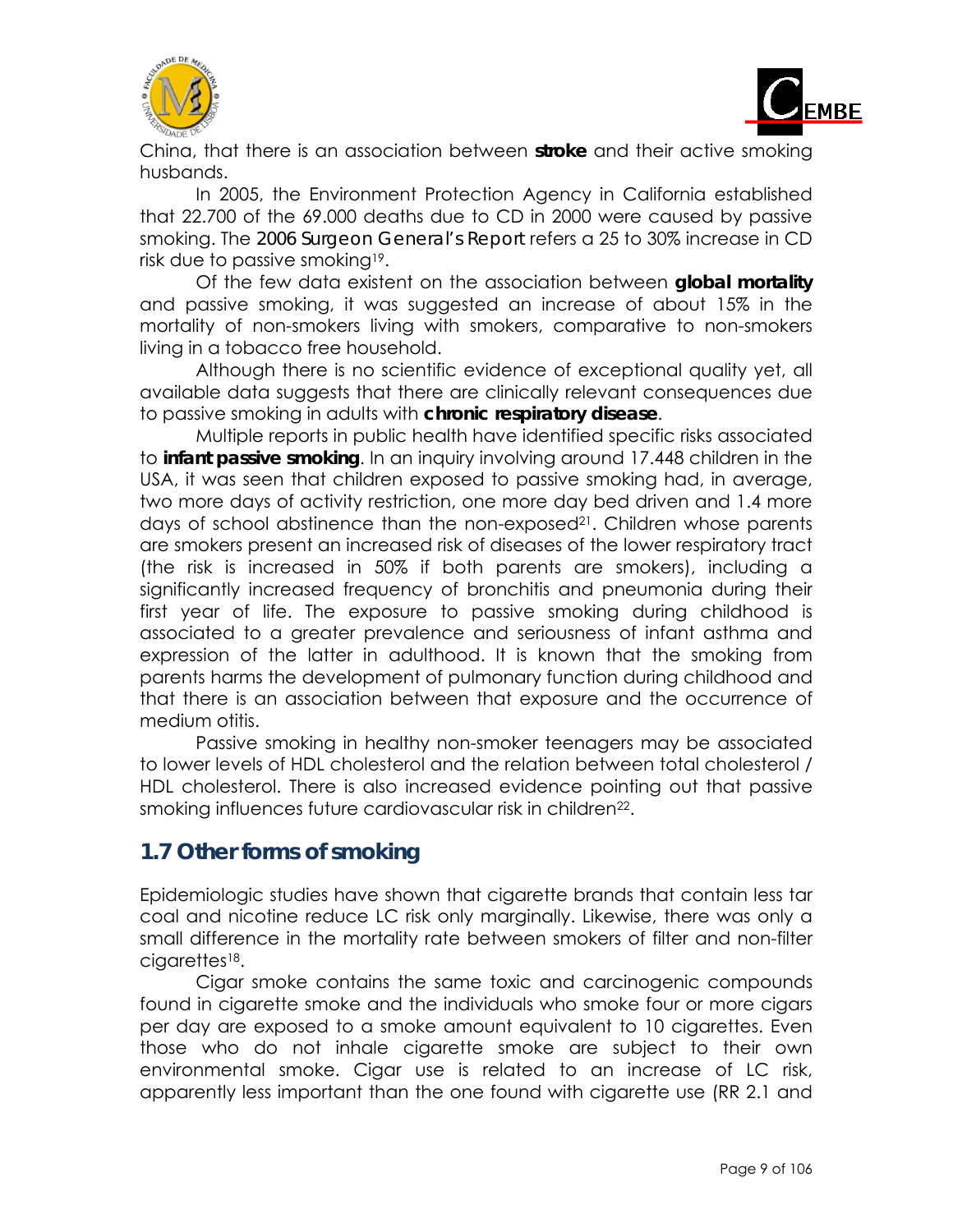China, that there is an association between **stroke** and their active smoking husbands.

In 2005, the Environment Protection Agency in California established that 22.700 of the 69.000 deaths due to CD in 2000 were caused by passive smoking. The *2006 Surgeon General's Report* refers a 25 to 30% increase in CD risk due to passive smoking[19].

Of the few data existent on the association between **global mortality** and passive smoking, it was suggested an increase of about 15% in the mortality of non-smokers living with smokers, comparative to non-smokers living in a tobacco free household.

Although there is no scientific evidence of exceptional quality yet, all available data suggests that there are clinically relevant consequences due to passive smoking in adults with **chronic respiratory disease**.

Multiple reports in public health have identified specific risks associated to ***infant passive smoking***. In an inquiry involving around 17.448 children in the USA, it was seen that children exposed to passive smoking had, in average, two more days of activity restriction, one more day bed driven and 1.4 more days of school abstinence than the non-exposed[21]. Children whose parents are smokers present an increased risk of diseases of the lower respiratory tract (the risk is increased in 50% if both parents are smokers), including a significantly increased frequency of bronchitis and pneumonia during their first year of life. The exposure to passive smoking during childhood is associated to a greater prevalence and seriousness of infant asthma and expression of the latter in adulthood. It is known that the smoking from parents harms the development of pulmonary function during childhood and that there is an association between that exposure and the occurrence of medium otitis.

Passive smoking in healthy non-smoker teenagers may be associated to lower levels of HDL cholesterol and the relation between total cholesterol / HDL cholesterol. There is also increased evidence pointing out that passive smoking influences future cardiovascular risk in children[22].

## 1.7 Other forms of smoking

Epidemiologic studies have shown that cigarette brands that contain less tar coal and nicotine reduce LC risk only marginally. Likewise, there was only a small difference in the mortality rate between smokers of filter and non-filter cigarettes[18].

Cigar smoke contains the same toxic and carcinogenic compounds found in cigarette smoke and the individuals who smoke four or more cigars per day are exposed to a smoke amount equivalent to 10 cigarettes. Even those who do not inhale cigarette smoke are subject to their own environmental smoke. Cigar use is related to an increase of LC risk, apparently less important than the one found with cigarette use (RR 2.1 and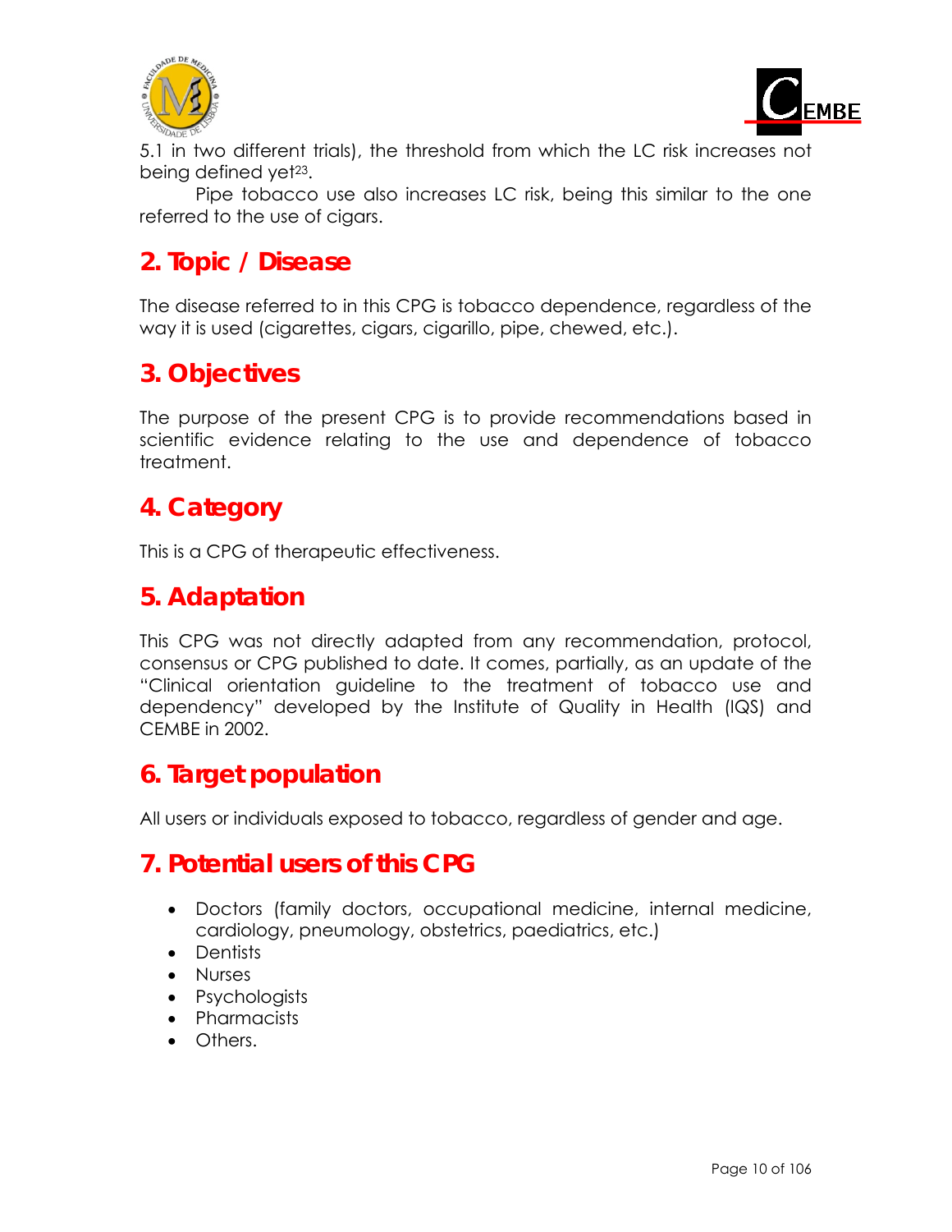5.1 in two different trials), the threshold from which the LC risk increases not being defined yet[23].

Pipe tobacco use also increases LC risk, being this similar to the one referred to the use of cigars.

## 2. Topic / Disease

The disease referred to in this CPG is tobacco dependence, regardless of the way it is used (cigarettes, cigars, cigarillo, pipe, chewed, etc.).

## 3. Objectives

The purpose of the present CPG is to provide recommendations based in scientific evidence relating to the use and dependence of tobacco treatment.

## 4. Category

This is a CPG of therapeutic effectiveness.

## 5. Adaptation

This CPG was not directly adapted from any recommendation, protocol, consensus or CPG published to date. It comes, partially, as an update of the "Clinical orientation guideline to the treatment of tobacco use and dependency" developed by the Institute of Quality in Health (IQS) and CEMBE in 2002.

## 6. Target population

All users or individuals exposed to tobacco, regardless of gender and age.

## 7. Potential users of this CPG

- Doctors (family doctors, occupational medicine, internal medicine, cardiology, pneumology, obstetrics, paediatrics, etc.)
- Dentists
- Nurses
- Psychologists
- Pharmacists
- Others.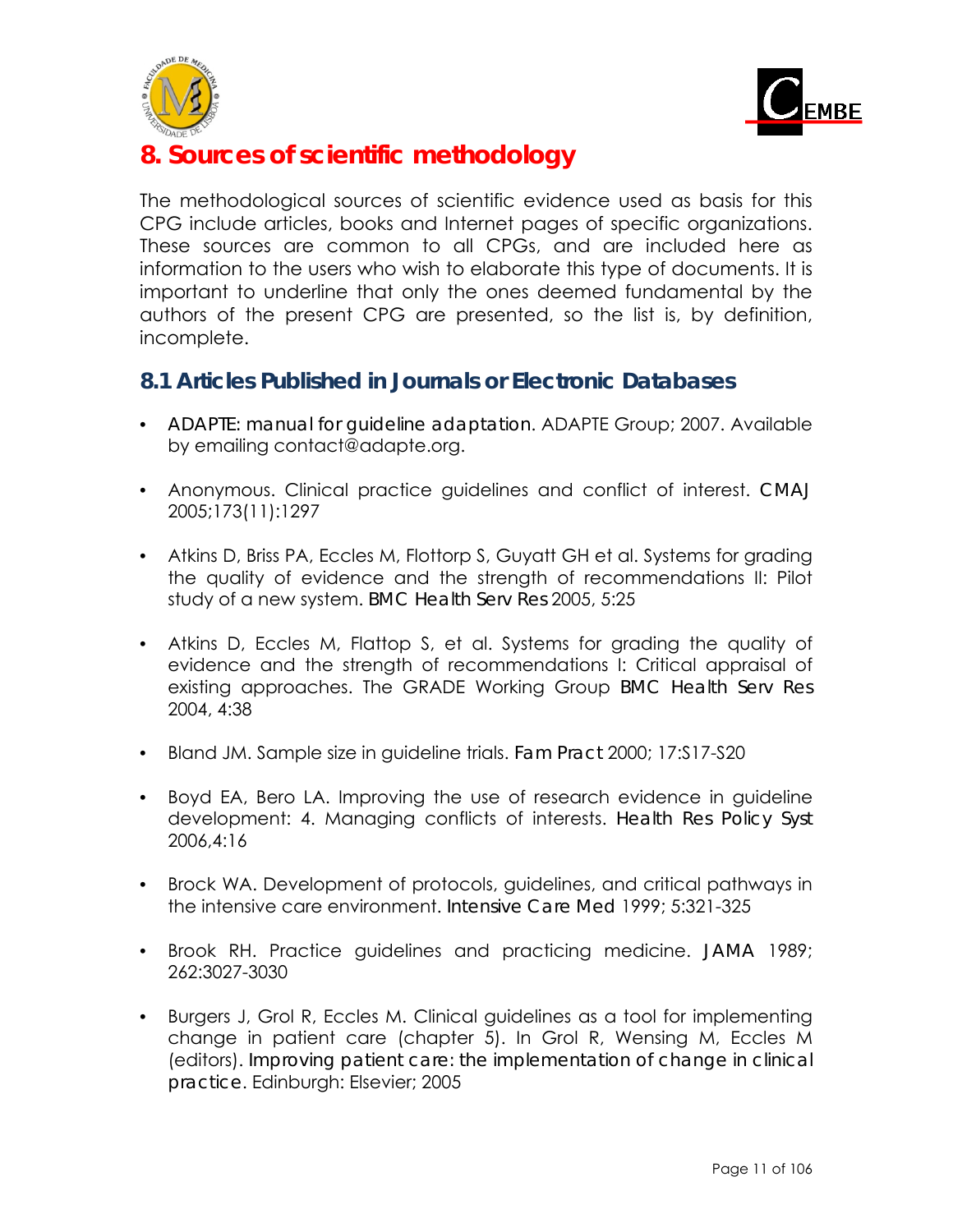## 8. Sources of scientific methodology

The methodological sources of scientific evidence used as basis for this CPG include articles, books and Internet pages of specific organizations. These sources are common to all CPGs, and are included here as information to the users who wish to elaborate this type of documents. It is important to underline that only the ones deemed fundamental by the authors of the present CPG are presented, so the list is, by definition, incomplete.

### 8.1 Articles Published in Journals or Electronic Databases

- *ADAPTE: manual for guideline adaptation*. ADAPTE Group; 2007. Available by emailing contact@adapte.org.
- Anonymous. Clinical practice guidelines and conflict of interest. *CMAJ* 2005;173(11):1297
- Atkins D, Briss PA, Eccles M, Flottorp S, Guyatt GH et al. Systems for grading the quality of evidence and the strength of recommendations II: Pilot study of a new system. *BMC Health Serv Res* 2005, 5:25
- Atkins D, Eccles M, Flattop S, et al. Systems for grading the quality of evidence and the strength of recommendations I: Critical appraisal of existing approaches. The GRADE Working Group *BMC Health Serv Res* 2004, 4:38
- Bland JM. Sample size in guideline trials. *Fam Pract* 2000; 17:S17-S20
- Boyd EA, Bero LA. Improving the use of research evidence in guideline development: 4. Managing conflicts of interests. *Health Res Policy Syst* 2006,4:16
- Brock WA. Development of protocols, guidelines, and critical pathways in the intensive care environment. *Intensive Care Med* 1999; 5:321-325
- Brook RH. Practice guidelines and practicing medicine. *JAMA* 1989; 262:3027-3030
- Burgers J, Grol R, Eccles M. Clinical guidelines as a tool for implementing change in patient care (chapter 5). In Grol R, Wensing M, Eccles M (editors). *Improving patient care: the implementation of change in clinical practice*. Edinburgh: Elsevier; 2005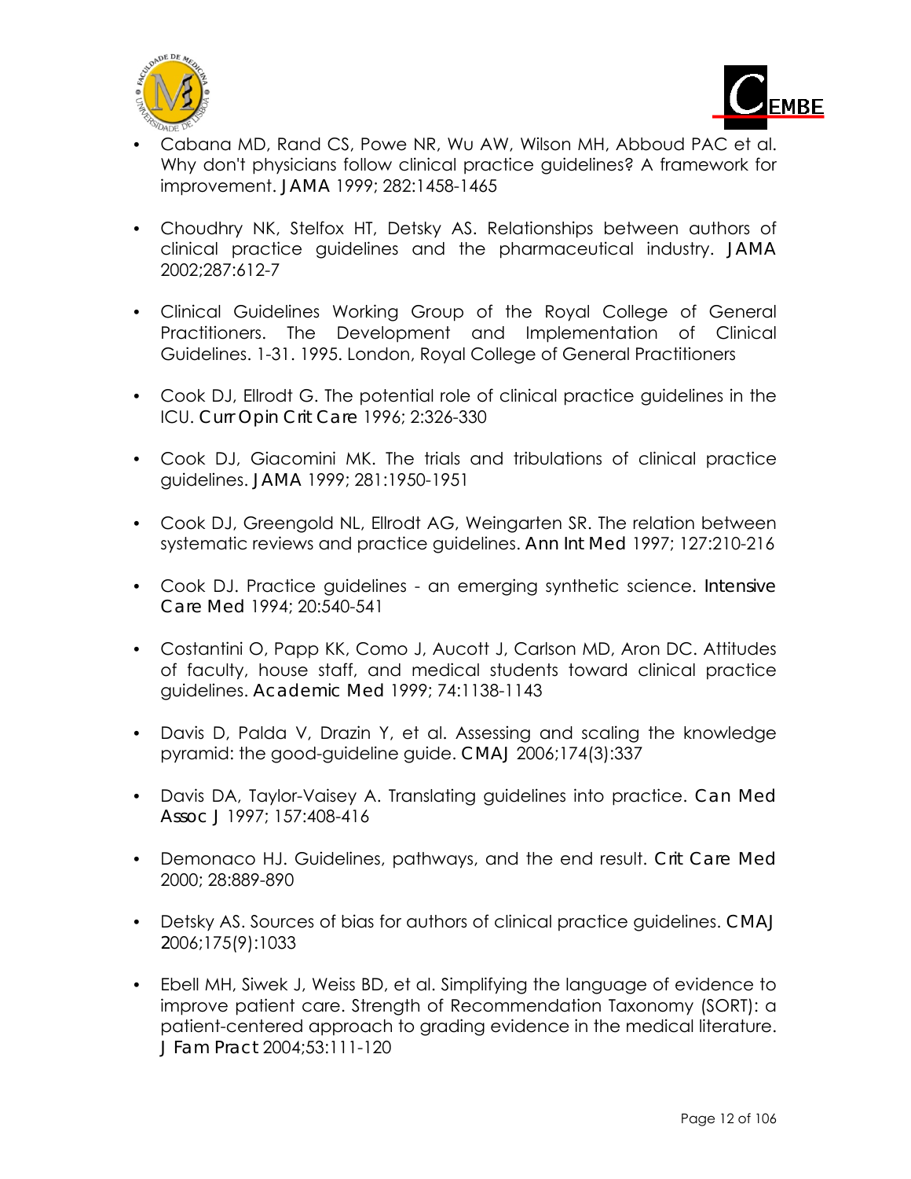- Cabana MD, Rand CS, Powe NR, Wu AW, Wilson MH, Abboud PAC et al. Why don't physicians follow clinical practice guidelines? A framework for improvement. JAMA 1999; 282:1458-1465

- Choudhry NK, Stelfox HT, Detsky AS. Relationships between authors of clinical practice guidelines and the pharmaceutical industry. JAMA 2002;287:612-7

- Clinical Guidelines Working Group of the Royal College of General Practitioners. The Development and Implementation of Clinical Guidelines. 1-31. 1995. London, Royal College of General Practitioners

- Cook DJ, Ellrodt G. The potential role of clinical practice guidelines in the ICU. Curr Opin Crit Care 1996; 2:326-330

- Cook DJ, Giacomini MK. The trials and tribulations of clinical practice guidelines. JAMA 1999; 281:1950-1951

- Cook DJ, Greengold NL, Ellrodt AG, Weingarten SR. The relation between systematic reviews and practice guidelines. Ann Int Med 1997; 127:210-216

- Cook DJ. Practice guidelines - an emerging synthetic science. Intensive Care Med 1994; 20:540-541

- Costantini O, Papp KK, Como J, Aucott J, Carlson MD, Aron DC. Attitudes of faculty, house staff, and medical students toward clinical practice guidelines. Academic Med 1999; 74:1138-1143

- Davis D, Palda V, Drazin Y, et al. Assessing and scaling the knowledge pyramid: the good-guideline guide. CMAJ 2006;174(3):337

- Davis DA, Taylor-Vaisey A. Translating guidelines into practice. Can Med Assoc J 1997; 157:408-416

- Demonaco HJ. Guidelines, pathways, and the end result. Crit Care Med 2000; 28:889-890

- Detsky AS. Sources of bias for authors of clinical practice guidelines. CMAJ 2006;175(9):1033

- Ebell MH, Siwek J, Weiss BD, et al. Simplifying the language of evidence to improve patient care. Strength of Recommendation Taxonomy (SORT): a patient-centered approach to grading evidence in the medical literature. J Fam Pract 2004;53:111-120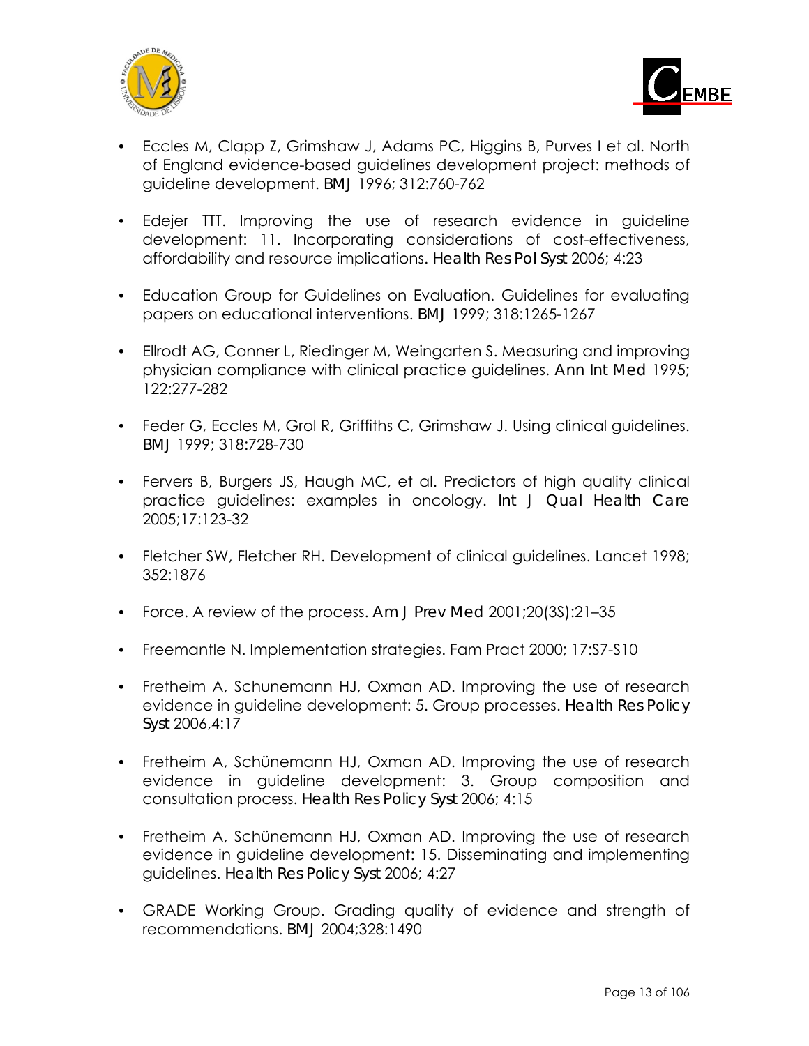- Eccles M, Clapp Z, Grimshaw J, Adams PC, Higgins B, Purves I et al. North of England evidence-based guidelines development project: methods of guideline development. *BMJ* 1996; 312:760-762

- Edejer TTT. Improving the use of research evidence in guideline development: 11. Incorporating considerations of cost-effectiveness, affordability and resource implications. *Health Res Pol Syst* 2006; 4:23

- Education Group for Guidelines on Evaluation. Guidelines for evaluating papers on educational interventions. *BMJ* 1999; 318:1265-1267

- Ellrodt AG, Conner L, Riedinger M, Weingarten S. Measuring and improving physician compliance with clinical practice guidelines. *Ann Int Med* 1995; 122:277-282

- Feder G, Eccles M, Grol R, Griffiths C, Grimshaw J. Using clinical guidelines. *BMJ* 1999; 318:728-730

- Fervers B, Burgers JS, Haugh MC, et al. Predictors of high quality clinical practice guidelines: examples in oncology. *Int J Qual Health Care* 2005;17:123-32

- Fletcher SW, Fletcher RH. Development of clinical guidelines. Lancet 1998; 352:1876

- Force. A review of the process. *Am J Prev Med* 2001;20(3S):21–35

- Freemantle N. Implementation strategies. Fam Pract 2000; 17:S7-S10

- Fretheim A, Schunemann HJ, Oxman AD. Improving the use of research evidence in guideline development: 5. Group processes. *Health Res Policy Syst* 2006,4:17

- Fretheim A, Schünemann HJ, Oxman AD. Improving the use of research evidence in guideline development: 3. Group composition and consultation process. *Health Res Policy Syst* 2006; 4:15

- Fretheim A, Schünemann HJ, Oxman AD. Improving the use of research evidence in guideline development: 15. Disseminating and implementing guidelines. *Health Res Policy Syst* 2006; 4:27

- GRADE Working Group. Grading quality of evidence and strength of recommendations. *BMJ* 2004;328:1490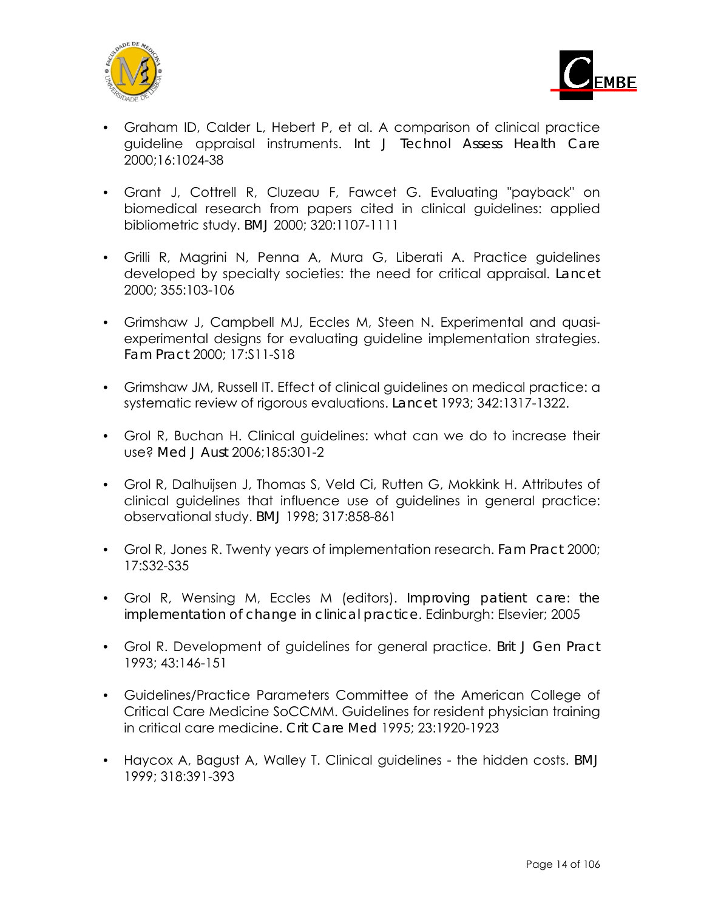- Graham ID, Calder L, Hebert P, et al. A comparison of clinical practice guideline appraisal instruments. *Int J Technol Assess Health Care* 2000;16:1024-38

- Grant J, Cottrell R, Cluzeau F, Fawcet G. Evaluating "payback" on biomedical research from papers cited in clinical guidelines: applied bibliometric study. *BMJ* 2000; 320:1107-1111

- Grilli R, Magrini N, Penna A, Mura G, Liberati A. Practice guidelines developed by specialty societies: the need for critical appraisal. *Lancet* 2000; 355:103-106

- Grimshaw J, Campbell MJ, Eccles M, Steen N. Experimental and quasi-experimental designs for evaluating guideline implementation strategies. *Fam Pract* 2000; 17:S11-S18

- Grimshaw JM, Russell IT. Effect of clinical guidelines on medical practice: a systematic review of rigorous evaluations. *Lancet* 1993; 342:1317-1322.

- Grol R, Buchan H. Clinical guidelines: what can we do to increase their use? *Med J Aust* 2006;185:301-2

- Grol R, Dalhuijsen J, Thomas S, Veld Ci, Rutten G, Mokkink H. Attributes of clinical guidelines that influence use of guidelines in general practice: observational study. *BMJ* 1998; 317:858-861

- Grol R, Jones R. Twenty years of implementation research. *Fam Pract* 2000; 17:S32-S35

- Grol R, Wensing M, Eccles M (editors). *Improving patient care: the implementation of change in clinical practice*. Edinburgh: Elsevier; 2005

- Grol R. Development of guidelines for general practice. *Brit J Gen Pract* 1993; 43:146-151

- Guidelines/Practice Parameters Committee of the American College of Critical Care Medicine SoCCMM. Guidelines for resident physician training in critical care medicine. *Crit Care Med* 1995; 23:1920-1923

- Haycox A, Bagust A, Walley T. Clinical guidelines - the hidden costs. *BMJ* 1999; 318:391-393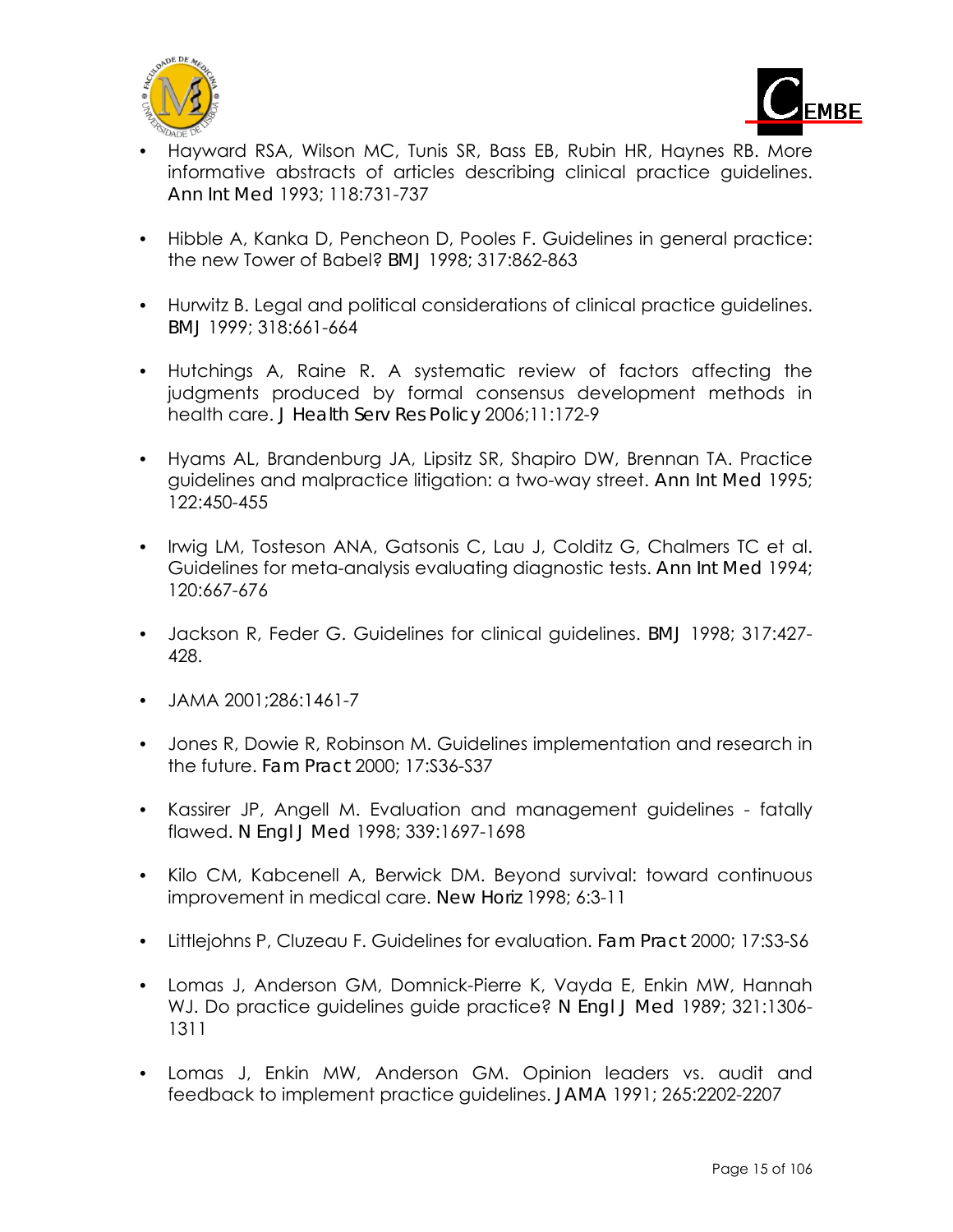- Hayward RSA, Wilson MC, Tunis SR, Bass EB, Rubin HR, Haynes RB. More informative abstracts of articles describing clinical practice guidelines. *Ann Int Med* 1993; 118:731-737

- Hibble A, Kanka D, Pencheon D, Pooles F. Guidelines in general practice: the new Tower of Babel? *BMJ* 1998; 317:862-863

- Hurwitz B. Legal and political considerations of clinical practice guidelines. *BMJ* 1999; 318:661-664

- Hutchings A, Raine R. A systematic review of factors affecting the judgments produced by formal consensus development methods in health care. *J Health Serv Res Policy* 2006;11:172-9

- Hyams AL, Brandenburg JA, Lipsitz SR, Shapiro DW, Brennan TA. Practice guidelines and malpractice litigation: a two-way street. *Ann Int Med* 1995; 122:450-455

- Irwig LM, Tosteson ANA, Gatsonis C, Lau J, Colditz G, Chalmers TC et al. Guidelines for meta-analysis evaluating diagnostic tests. *Ann Int Med* 1994; 120:667-676

- Jackson R, Feder G. Guidelines for clinical guidelines. *BMJ* 1998; 317:427-428.

- JAMA 2001;286:1461-7

- Jones R, Dowie R, Robinson M. Guidelines implementation and research in the future. *Fam Pract* 2000; 17:S36-S37

- Kassirer JP, Angell M. Evaluation and management guidelines - fatally flawed. *N Engl J Med* 1998; 339:1697-1698

- Kilo CM, Kabcenell A, Berwick DM. Beyond survival: toward continuous improvement in medical care. *New Horiz* 1998; 6:3-11

- Littlejohns P, Cluzeau F. Guidelines for evaluation. *Fam Pract* 2000; 17:S3-S6

- Lomas J, Anderson GM, Domnick-Pierre K, Vayda E, Enkin MW, Hannah WJ. Do practice guidelines guide practice? *N Engl J Med* 1989; 321:1306-1311

- Lomas J, Enkin MW, Anderson GM. Opinion leaders vs. audit and feedback to implement practice guidelines. *JAMA* 1991; 265:2202-2207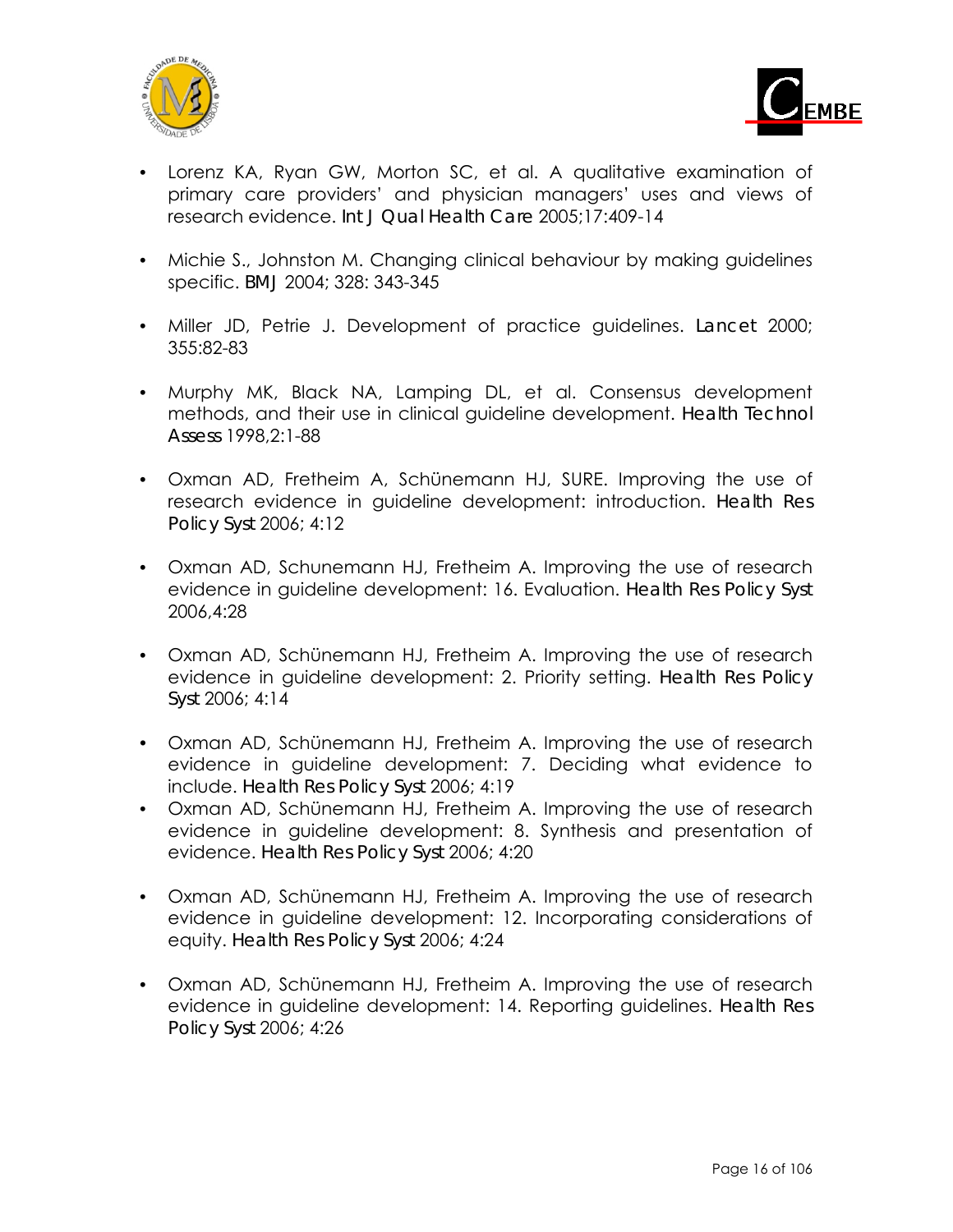- Lorenz KA, Ryan GW, Morton SC, et al. A qualitative examination of primary care providers' and physician managers' uses and views of research evidence. *Int J Qual Health Care* 2005;17:409-14

- Michie S., Johnston M. Changing clinical behaviour by making guidelines specific. *BMJ* 2004; 328: 343-345

- Miller JD, Petrie J. Development of practice guidelines. *Lancet* 2000; 355:82-83

- Murphy MK, Black NA, Lamping DL, et al. Consensus development methods, and their use in clinical guideline development. *Health Technol Assess* 1998,2:1-88

- Oxman AD, Fretheim A, Schünemann HJ, SURE. Improving the use of research evidence in guideline development: introduction. *Health Res Policy Syst* 2006; 4:12

- Oxman AD, Schunemann HJ, Fretheim A. Improving the use of research evidence in guideline development: 16. Evaluation. *Health Res Policy Syst* 2006,4:28

- Oxman AD, Schünemann HJ, Fretheim A. Improving the use of research evidence in guideline development: 2. Priority setting. *Health Res Policy Syst* 2006; 4:14

- Oxman AD, Schünemann HJ, Fretheim A. Improving the use of research evidence in guideline development: 7. Deciding what evidence to include. *Health Res Policy Syst* 2006; 4:19
- Oxman AD, Schünemann HJ, Fretheim A. Improving the use of research evidence in guideline development: 8. Synthesis and presentation of evidence. *Health Res Policy Syst* 2006; 4:20

- Oxman AD, Schünemann HJ, Fretheim A. Improving the use of research evidence in guideline development: 12. Incorporating considerations of equity. *Health Res Policy Syst* 2006; 4:24

- Oxman AD, Schünemann HJ, Fretheim A. Improving the use of research evidence in guideline development: 14. Reporting guidelines. *Health Res Policy Syst* 2006; 4:26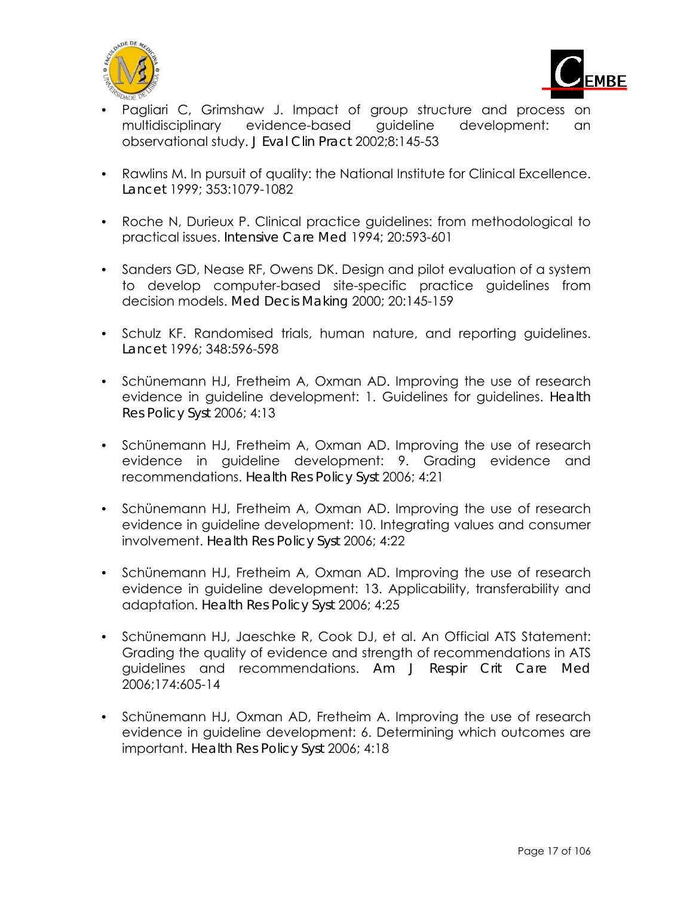- Pagliari C, Grimshaw J. Impact of group structure and process on multidisciplinary evidence-based guideline development: an observational study. *J Eval Clin Pract* 2002;8:145-53

- Rawlins M. In pursuit of quality: the National Institute for Clinical Excellence. *Lancet* 1999; 353:1079-1082

- Roche N, Durieux P. Clinical practice guidelines: from methodological to practical issues. *Intensive Care Med* 1994; 20:593-601

- Sanders GD, Nease RF, Owens DK. Design and pilot evaluation of a system to develop computer-based site-specific practice guidelines from decision models. *Med Decis Making* 2000; 20:145-159

- Schulz KF. Randomised trials, human nature, and reporting guidelines. *Lancet* 1996; 348:596-598

- Schünemann HJ, Fretheim A, Oxman AD. Improving the use of research evidence in guideline development: 1. Guidelines for guidelines. *Health Res Policy Syst* 2006; 4:13

- Schünemann HJ, Fretheim A, Oxman AD. Improving the use of research evidence in guideline development: 9. Grading evidence and recommendations. *Health Res Policy Syst* 2006; 4:21

- Schünemann HJ, Fretheim A, Oxman AD. Improving the use of research evidence in guideline development: 10. Integrating values and consumer involvement. *Health Res Policy Syst* 2006; 4:22

- Schünemann HJ, Fretheim A, Oxman AD. Improving the use of research evidence in guideline development: 13. Applicability, transferability and adaptation. *Health Res Policy Syst* 2006; 4:25

- Schünemann HJ, Jaeschke R, Cook DJ, et al. An Official ATS Statement: Grading the quality of evidence and strength of recommendations in ATS guidelines and recommendations. *Am J Respir Crit Care Med* 2006;174:605-14

- Schünemann HJ, Oxman AD, Fretheim A. Improving the use of research evidence in guideline development: 6. Determining which outcomes are important. *Health Res Policy Syst* 2006; 4:18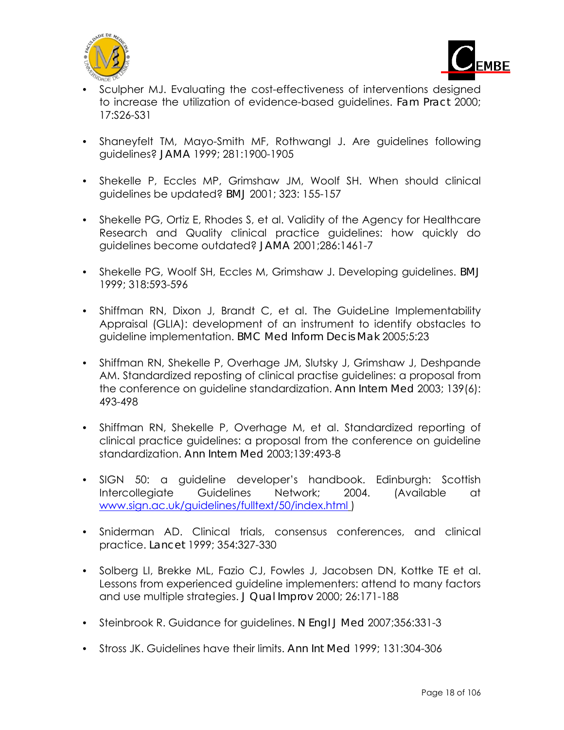- Sculpher MJ. Evaluating the cost-effectiveness of interventions designed to increase the utilization of evidence-based guidelines. *Fam Pract* 2000; 17:S26-S31

- Shaneyfelt TM, Mayo-Smith MF, Rothwangl J. Are guidelines following guidelines? *JAMA* 1999; 281:1900-1905

- Shekelle P, Eccles MP, Grimshaw JM, Woolf SH. When should clinical guidelines be updated? *BMJ* 2001; 323: 155-157

- Shekelle PG, Ortiz E, Rhodes S, et al. Validity of the Agency for Healthcare Research and Quality clinical practice guidelines: how quickly do guidelines become outdated? *JAMA* 2001;286:1461-7

- Shekelle PG, Woolf SH, Eccles M, Grimshaw J. Developing guidelines. *BMJ* 1999; 318:593-596

- Shiffman RN, Dixon J, Brandt C, et al. The GuideLine Implementability Appraisal (GLIA): development of an instrument to identify obstacles to guideline implementation. *BMC Med Inform Decis Mak* 2005;5:23

- Shiffman RN, Shekelle P, Overhage JM, Slutsky J, Grimshaw J, Deshpande AM. Standardized reposting of clinical practise guidelines: a proposal from the conference on guideline standardization. *Ann Intern Med* 2003; 139(6): 493-498

- Shiffman RN, Shekelle P, Overhage M, et al. Standardized reporting of clinical practice guidelines: a proposal from the conference on guideline standardization. *Ann Intern Med* 2003;139:493-8

- SIGN 50: a guideline developer's handbook. Edinburgh: Scottish Intercollegiate Guidelines Network; 2004. (Available at www.sign.ac.uk/guidelines/fulltext/50/index.html )

- Sniderman AD. Clinical trials, consensus conferences, and clinical practice. *Lancet* 1999; 354:327-330

- Solberg LI, Brekke ML, Fazio CJ, Fowles J, Jacobsen DN, Kottke TE et al. Lessons from experienced guideline implementers: attend to many factors and use multiple strategies. *J Qual Improv* 2000; 26:171-188

- Steinbrook R. Guidance for guidelines. *N Engl J Med* 2007;356:331-3

- Stross JK. Guidelines have their limits. *Ann Int Med* 1999; 131:304-306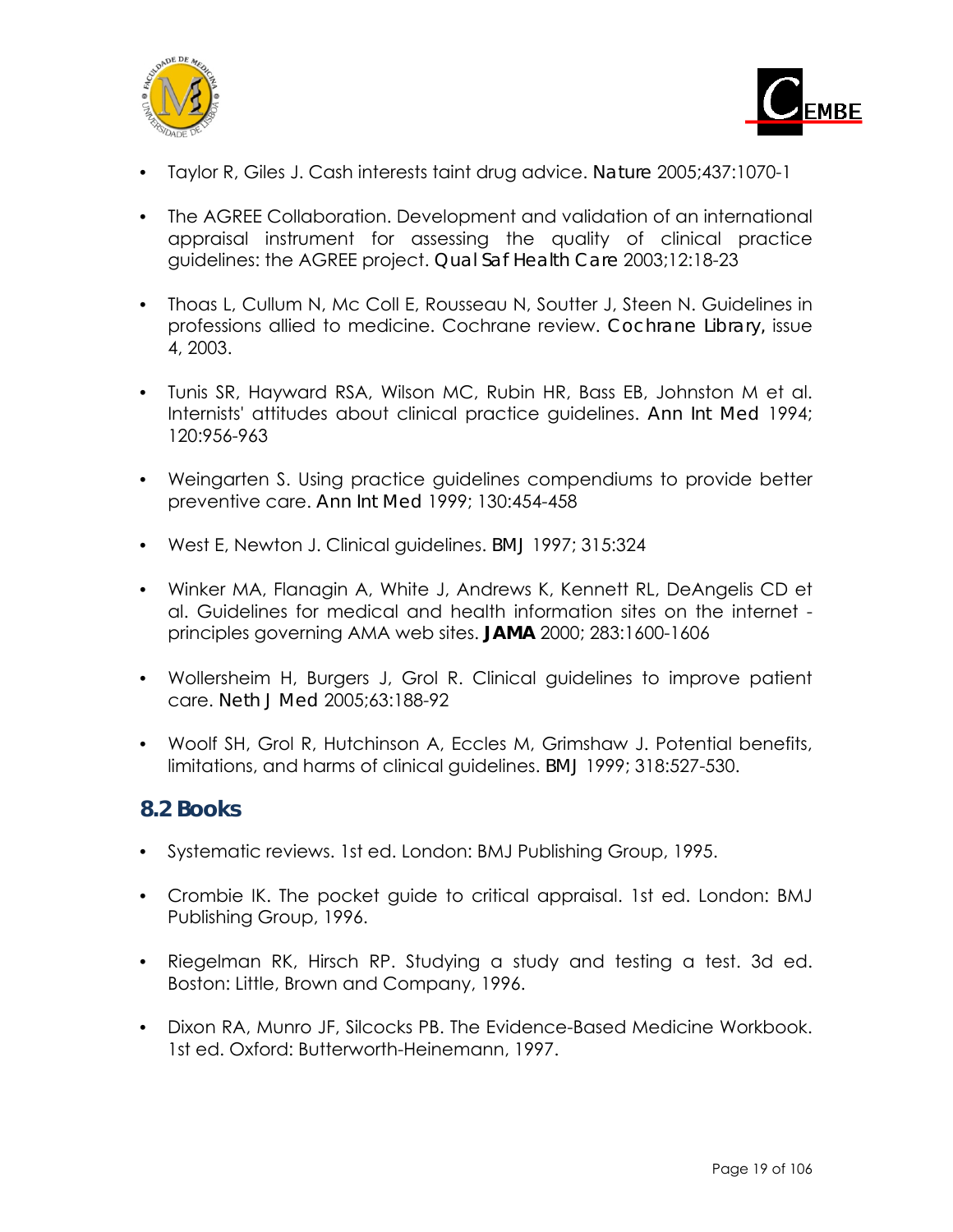- Taylor R, Giles J. Cash interests taint drug advice. *Nature* 2005;437:1070-1

- The AGREE Collaboration. Development and validation of an international appraisal instrument for assessing the quality of clinical practice guidelines: the AGREE project. *Qual Saf Health Care* 2003;12:18-23

- Thoas L, Cullum N, Mc Coll E, Rousseau N, Soutter J, Steen N. Guidelines in professions allied to medicine. Cochrane review. *Cochrane Library,* issue 4, 2003.

- Tunis SR, Hayward RSA, Wilson MC, Rubin HR, Bass EB, Johnston M et al. Internists' attitudes about clinical practice guidelines. *Ann Int Med* 1994; 120:956-963

- Weingarten S. Using practice guidelines compendiums to provide better preventive care. *Ann Int Med* 1999; 130:454-458

- West E, Newton J. Clinical guidelines. *BMJ* 1997; 315:324

- Winker MA, Flanagin A, White J, Andrews K, Kennett RL, DeAngelis CD et al. Guidelines for medical and health information sites on the internet - principles governing AMA web sites. ***JAMA*** 2000; 283:1600-1606

- Wollersheim H, Burgers J, Grol R. Clinical guidelines to improve patient care. *Neth J Med* 2005;63:188-92

- Woolf SH, Grol R, Hutchinson A, Eccles M, Grimshaw J. Potential benefits, limitations, and harms of clinical guidelines. *BMJ* 1999; 318:527-530.

## 8.2 Books

- Systematic reviews. 1st ed. London: BMJ Publishing Group, 1995.

- Crombie IK. The pocket guide to critical appraisal. 1st ed. London: BMJ Publishing Group, 1996.

- Riegelman RK, Hirsch RP. Studying a study and testing a test. 3d ed. Boston: Little, Brown and Company, 1996.

- Dixon RA, Munro JF, Silcocks PB. The Evidence-Based Medicine Workbook. 1st ed. Oxford: Butterworth-Heinemann, 1997.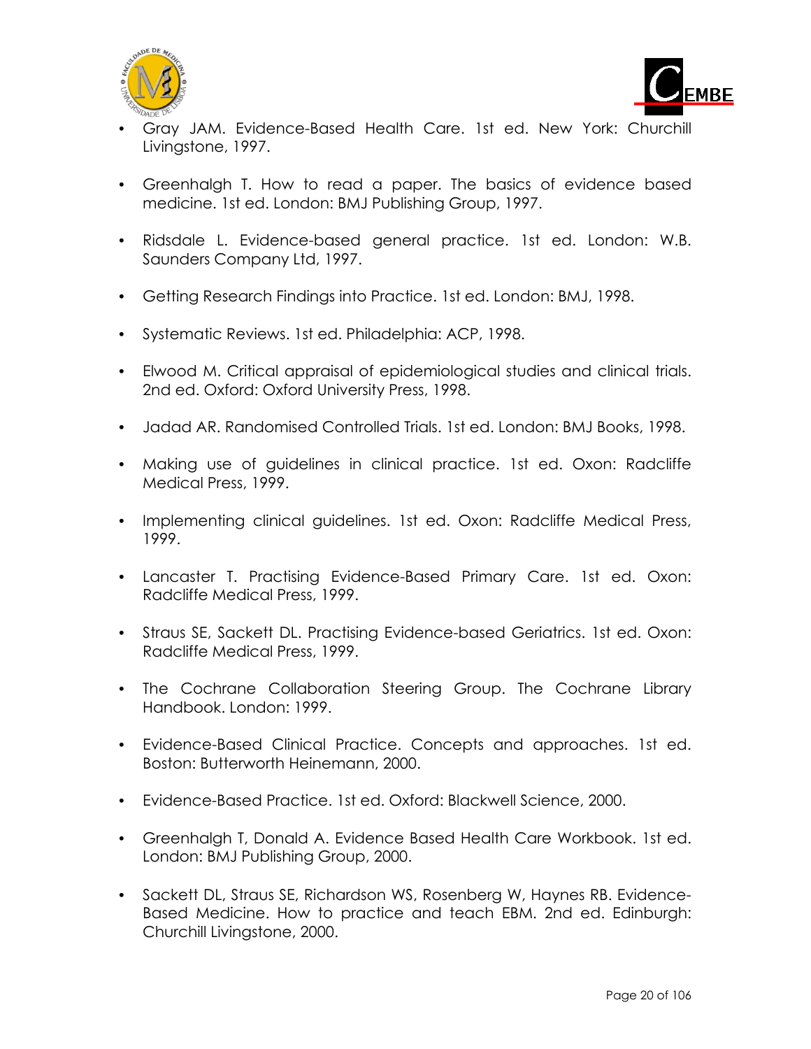- Gray JAM. Evidence-Based Health Care. 1st ed. New York: Churchill Livingstone, 1997.
- Greenhalgh T. How to read a paper. The basics of evidence based medicine. 1st ed. London: BMJ Publishing Group, 1997.
- Ridsdale L. Evidence-based general practice. 1st ed. London: W.B. Saunders Company Ltd, 1997.
- Getting Research Findings into Practice. 1st ed. London: BMJ, 1998.
- Systematic Reviews. 1st ed. Philadelphia: ACP, 1998.
- Elwood M. Critical appraisal of epidemiological studies and clinical trials. 2nd ed. Oxford: Oxford University Press, 1998.
- Jadad AR. Randomised Controlled Trials. 1st ed. London: BMJ Books, 1998.
- Making use of guidelines in clinical practice. 1st ed. Oxon: Radcliffe Medical Press, 1999.
- Implementing clinical guidelines. 1st ed. Oxon: Radcliffe Medical Press, 1999.
- Lancaster T. Practising Evidence-Based Primary Care. 1st ed. Oxon: Radcliffe Medical Press, 1999.
- Straus SE, Sackett DL. Practising Evidence-based Geriatrics. 1st ed. Oxon: Radcliffe Medical Press, 1999.
- The Cochrane Collaboration Steering Group. The Cochrane Library Handbook. London: 1999.
- Evidence-Based Clinical Practice. Concepts and approaches. 1st ed. Boston: Butterworth Heinemann, 2000.
- Evidence-Based Practice. 1st ed. Oxford: Blackwell Science, 2000.
- Greenhalgh T, Donald A. Evidence Based Health Care Workbook. 1st ed. London: BMJ Publishing Group, 2000.
- Sackett DL, Straus SE, Richardson WS, Rosenberg W, Haynes RB. Evidence-Based Medicine. How to practice and teach EBM. 2nd ed. Edinburgh: Churchill Livingstone, 2000.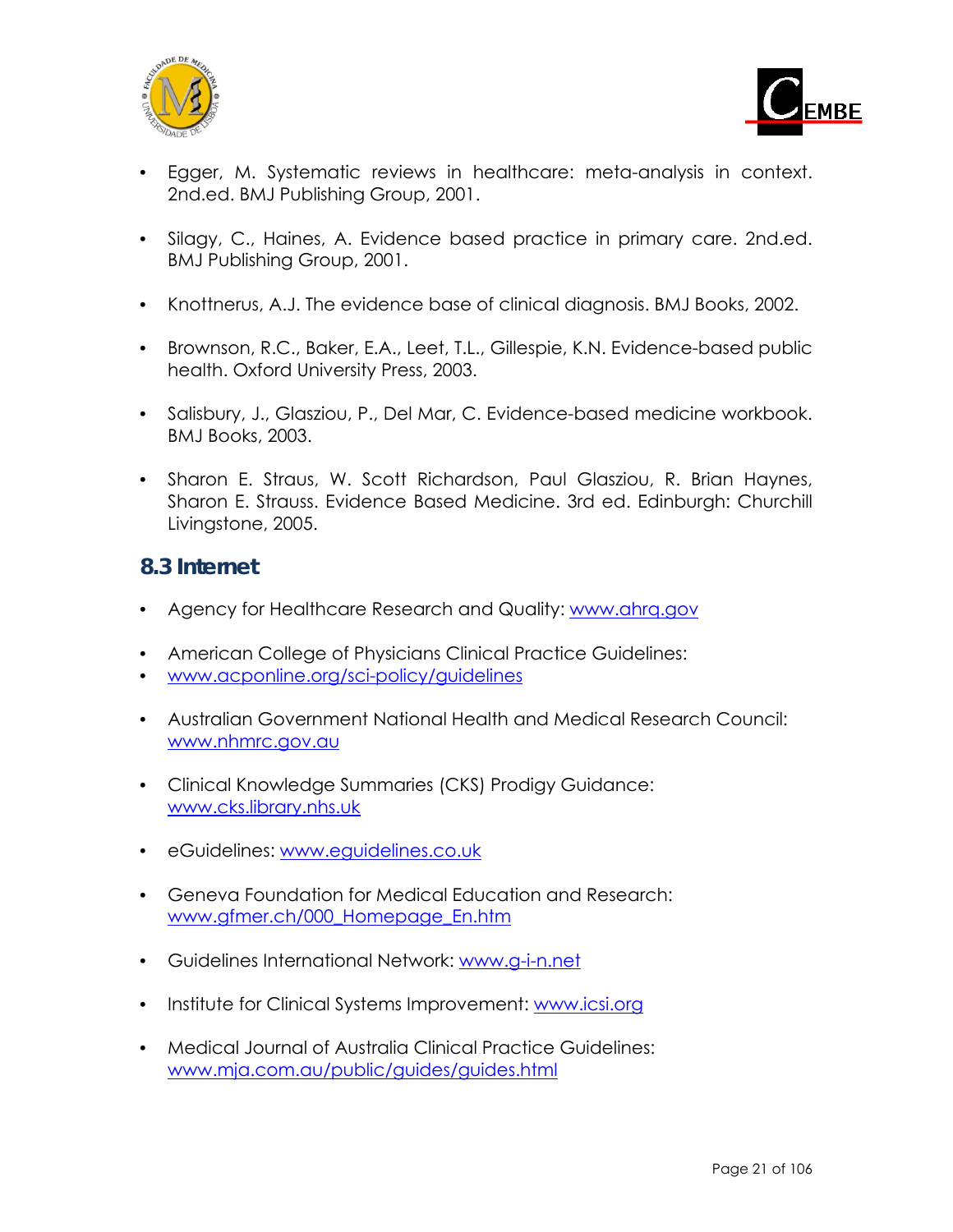- Egger, M. Systematic reviews in healthcare: meta-analysis in context. 2nd.ed. BMJ Publishing Group, 2001.

- Silagy, C., Haines, A. Evidence based practice in primary care. 2nd.ed. BMJ Publishing Group, 2001.

- Knottnerus, A.J. The evidence base of clinical diagnosis. BMJ Books, 2002.

- Brownson, R.C., Baker, E.A., Leet, T.L., Gillespie, K.N. Evidence-based public health. Oxford University Press, 2003.

- Salisbury, J., Glasziou, P., Del Mar, C. Evidence-based medicine workbook. BMJ Books, 2003.

- Sharon E. Straus, W. Scott Richardson, Paul Glasziou, R. Brian Haynes, Sharon E. Strauss. Evidence Based Medicine. 3rd ed. Edinburgh: Churchill Livingstone, 2005.

## 8.3 Internet

- Agency for Healthcare Research and Quality: www.ahrq.gov

- American College of Physicians Clinical Practice Guidelines:
- www.acponline.org/sci-policy/guidelines

- Australian Government National Health and Medical Research Council: www.nhmrc.gov.au

- Clinical Knowledge Summaries (CKS) Prodigy Guidance: www.cks.library.nhs.uk

- eGuidelines: www.eguidelines.co.uk

- Geneva Foundation for Medical Education and Research: www.gfmer.ch/000_Homepage_En.htm

- Guidelines International Network: www.g-i-n.net

- Institute for Clinical Systems Improvement: www.icsi.org

- Medical Journal of Australia Clinical Practice Guidelines: www.mja.com.au/public/guides/guides.html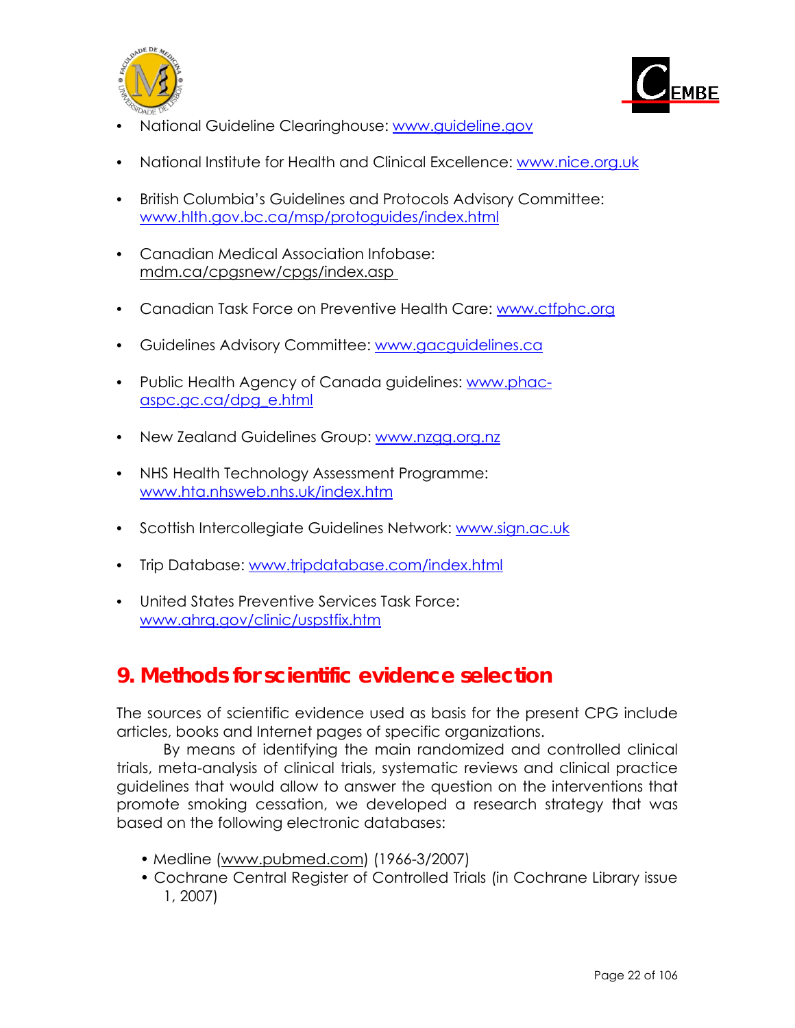- National Guideline Clearinghouse: www.guideline.gov

- National Institute for Health and Clinical Excellence: www.nice.org.uk

- British Columbia's Guidelines and Protocols Advisory Committee: www.hlth.gov.bc.ca/msp/protoguides/index.html

- Canadian Medical Association Infobase: mdm.ca/cpgsnew/cpgs/index.asp

- Canadian Task Force on Preventive Health Care: www.ctfphc.org

- Guidelines Advisory Committee: www.gacguidelines.ca

- Public Health Agency of Canada guidelines: www.phac-aspc.gc.ca/dpg_e.html

- New Zealand Guidelines Group: www.nzgg.org.nz

- NHS Health Technology Assessment Programme: www.hta.nhsweb.nhs.uk/index.htm

- Scottish Intercollegiate Guidelines Network: www.sign.ac.uk

- Trip Database: www.tripdatabase.com/index.html

- United States Preventive Services Task Force: www.ahrq.gov/clinic/uspstfix.htm

## 9. Methods for scientific evidence selection

The sources of scientific evidence used as basis for the present CPG include articles, books and Internet pages of specific organizations.

By means of identifying the main randomized and controlled clinical trials, meta-analysis of clinical trials, systematic reviews and clinical practice guidelines that would allow to answer the question on the interventions that promote smoking cessation, we developed a research strategy that was based on the following electronic databases:

- Medline (www.pubmed.com) (1966-3/2007)
- Cochrane Central Register of Controlled Trials (in Cochrane Library issue 1, 2007)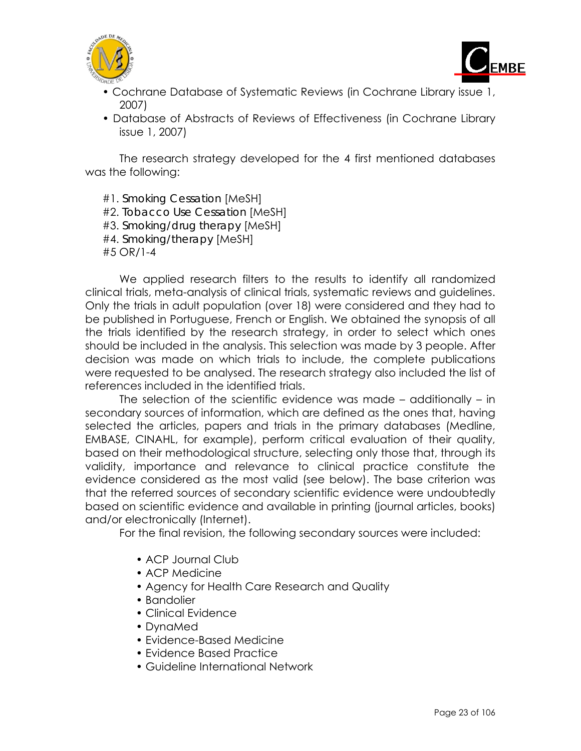- Cochrane Database of Systematic Reviews (in Cochrane Library issue 1, 2007)
- Database of Abstracts of Reviews of Effectiveness (in Cochrane Library issue 1, 2007)

The research strategy developed for the 4 first mentioned databases was the following:

#1. Smoking Cessation [MeSH]
#2. Tobacco Use Cessation [MeSH]
#3. Smoking/drug therapy [MeSH]
#4. Smoking/therapy [MeSH]
#5 OR/1-4

We applied research filters to the results to identify all randomized clinical trials, meta-analysis of clinical trials, systematic reviews and guidelines. Only the trials in adult population (over 18) were considered and they had to be published in Portuguese, French or English. We obtained the synopsis of all the trials identified by the research strategy, in order to select which ones should be included in the analysis. This selection was made by 3 people. After decision was made on which trials to include, the complete publications were requested to be analysed. The research strategy also included the list of references included in the identified trials.

The selection of the scientific evidence was made – additionally – in secondary sources of information, which are defined as the ones that, having selected the articles, papers and trials in the primary databases (Medline, EMBASE, CINAHL, for example), perform critical evaluation of their quality, based on their methodological structure, selecting only those that, through its validity, importance and relevance to clinical practice constitute the evidence considered as the most valid (see below). The base criterion was that the referred sources of secondary scientific evidence were undoubtedly based on scientific evidence and available in printing (journal articles, books) and/or electronically (Internet).

For the final revision, the following secondary sources were included:

- ACP Journal Club
- ACP Medicine
- Agency for Health Care Research and Quality
- Bandolier
- Clinical Evidence
- DynaMed
- Evidence-Based Medicine
- Evidence Based Practice
- Guideline International Network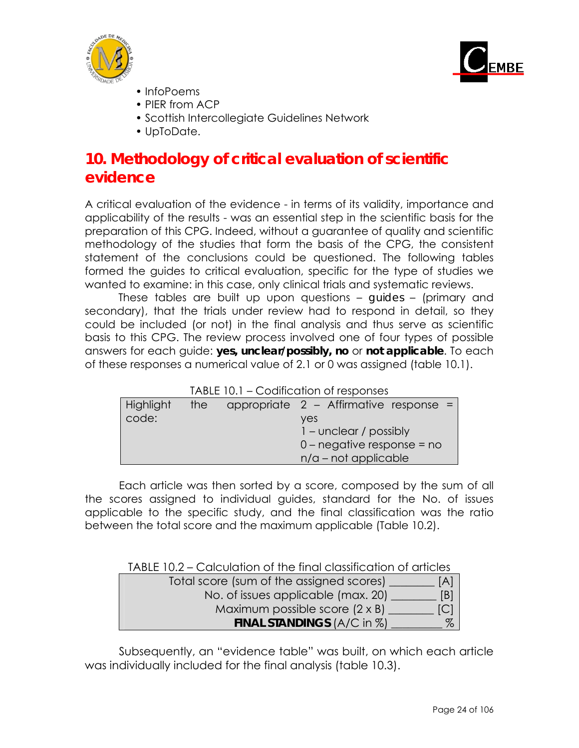- InfoPoems
- PIER from ACP
- Scottish Intercollegiate Guidelines Network
- UpToDate.

# 10. Methodology of critical evaluation of scientific evidence

A critical evaluation of the evidence - in terms of its validity, importance and applicability of the results - was an essential step in the scientific basis for the preparation of this CPG. Indeed, without a guarantee of quality and scientific methodology of the studies that form the basis of the CPG, the consistent statement of the conclusions could be questioned. The following tables formed the guides to critical evaluation, specific for the type of studies we wanted to examine: in this case, only clinical trials and systematic reviews.

These tables are built up upon questions – guides – (primary and secondary), that the trials under review had to respond in detail, so they could be included (or not) in the final analysis and thus serve as scientific basis to this CPG. The review process involved one of four types of possible answers for each guide: **yes, unclear/possibly, no** or **not applicable**. To each of these responses a numerical value of 2.1 or 0 was assigned (table 10.1).

TABLE 10.1 – Codification of responses

| | |
|---|---|
| Highlight the appropriate code: | 2 – Affirmative response = yes<br>1 – unclear / possibly<br>0 – negative response = no<br>n/a – not applicable |

Each article was then sorted by a score, composed by the sum of all the scores assigned to individual guides, standard for the No. of issues applicable to the specific study, and the final classification was the ratio between the total score and the maximum applicable (Table 10.2).

TABLE 10.2 – Calculation of the final classification of articles

| | |
|---|---|
| Total score (sum of the assigned scores) ________ | [A] |
| No. of issues applicable (max. 20) ________ | [B] |
| Maximum possible score (2 x B) ________ | [C] |
| **FINAL STANDINGS** (A/C in %) ________ | % |

Subsequently, an "evidence table" was built, on which each article was individually included for the final analysis (table 10.3).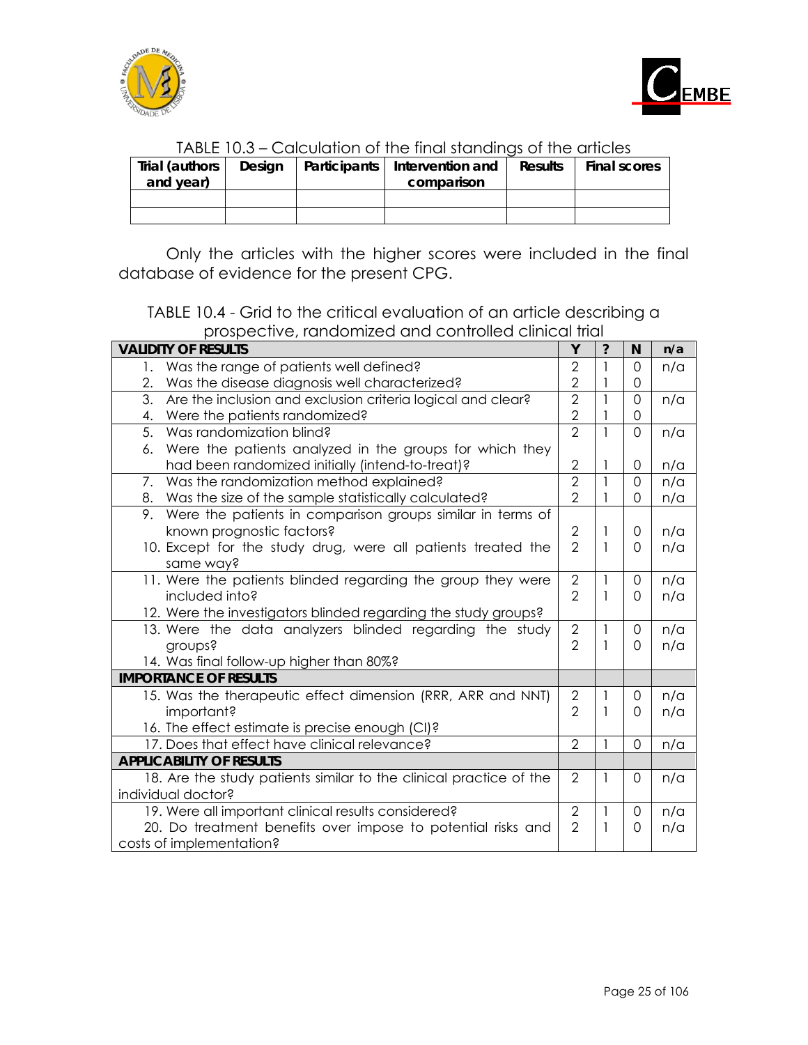TABLE 10.3 – Calculation of the final standings of the articles

| Trial (authors and year) | Design | Participants | Intervention and comparison | Results | Final scores |
|---|---|---|---|---|---|
| | | | | | |
| | | | | | |

Only the articles with the higher scores were included in the final database of evidence for the present CPG.

TABLE 10.4 - Grid to the critical evaluation of an article describing a prospective, randomized and controlled clinical trial

| VALIDITY OF RESULTS | Y | ? | N | n/a |
|---|---|---|---|---|
| 1. Was the range of patients well defined? | 2 | 1 | 0 | n/a |
| 2. Was the disease diagnosis well characterized? | 2 | 1 | 0 | |
| 3. Are the inclusion and exclusion criteria logical and clear? | 2 | 1 | 0 | n/a |
| 4. Were the patients randomized? | 2 | 1 | 0 | |
| 5. Was randomization blind? | 2 | 1 | 0 | n/a |
| 6. Were the patients analyzed in the groups for which they had been randomized initially (intend-to-treat)? | 2 | 1 | 0 | n/a |
| 7. Was the randomization method explained? | 2 | 1 | 0 | n/a |
| 8. Was the size of the sample statistically calculated? | 2 | 1 | 0 | n/a |
| 9. Were the patients in comparison groups similar in terms of known prognostic factors? | 2 | 1 | 0 | n/a |
| 10. Except for the study drug, were all patients treated the same way? | 2 | 1 | 0 | n/a |
| 11. Were the patients blinded regarding the group they were included into? | 2 | 1 | 0 | n/a |
| 12. Were the investigators blinded regarding the study groups? | 2 | 1 | 0 | n/a |
| 13. Were the data analyzers blinded regarding the study groups? | 2 | 1 | 0 | n/a |
| 14. Was final follow-up higher than 80%? | 2 | 1 | 0 | n/a |
| **IMPORTANCE OF RESULTS** | | | | |
| 15. Was the therapeutic effect dimension (RRR, ARR and NNT) important? | 2 | 1 | 0 | n/a |
| 16. The effect estimate is precise enough (CI)? | 2 | 1 | 0 | n/a |
| 17. Does that effect have clinical relevance? | 2 | 1 | 0 | n/a |
| **APPLICABILITY OF RESULTS** | | | | |
| 18. Are the study patients similar to the clinical practice of the individual doctor? | 2 | 1 | 0 | n/a |
| 19. Were all important clinical results considered? | 2 | 1 | 0 | n/a |
| 20. Do treatment benefits over impose to potential risks and costs of implementation? | 2 | 1 | 0 | n/a |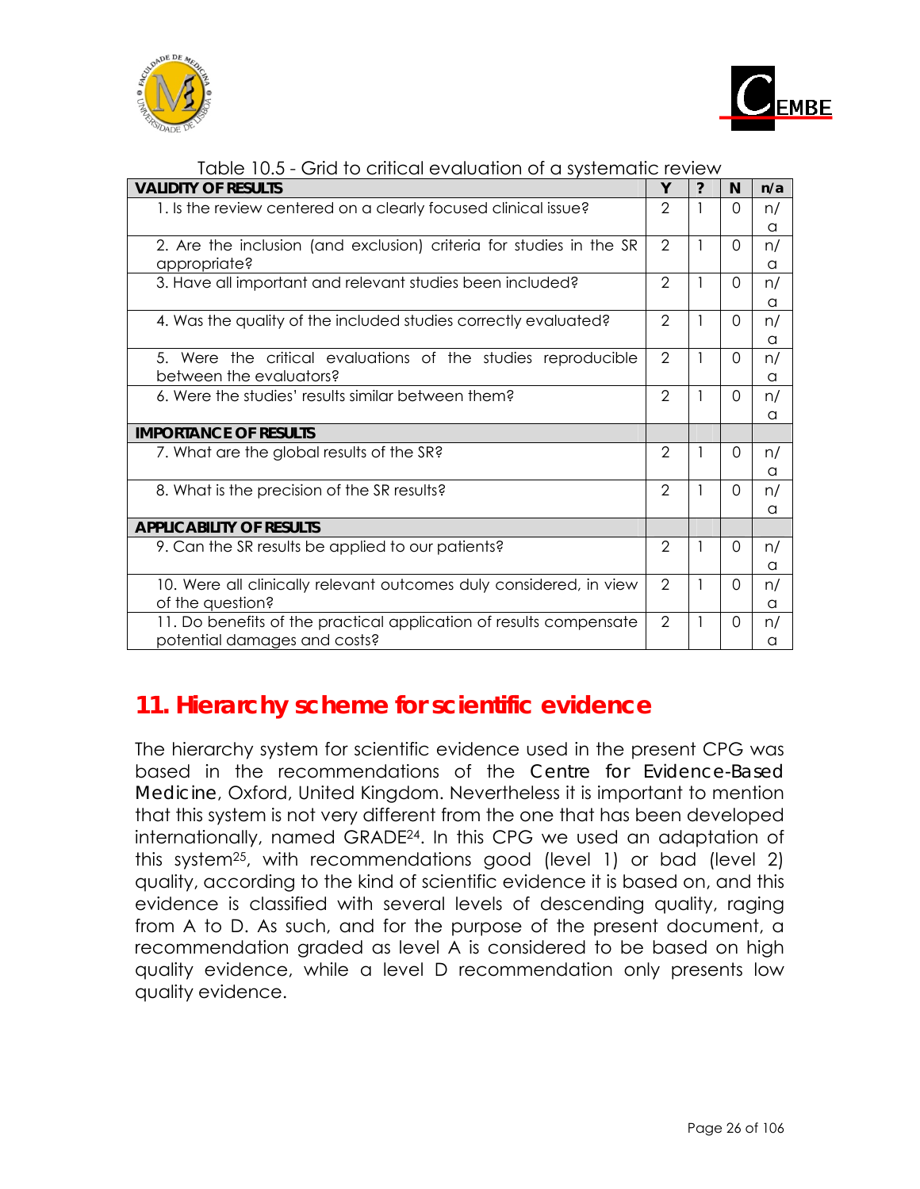Table 10.5 - Grid to critical evaluation of a systematic review

| VALIDITY OF RESULTS | Y | ? | N | n/a |
|---|---|---|---|---|
| 1. Is the review centered on a clearly focused clinical issue? | 2 | 1 | 0 | n/a |
| 2. Are the inclusion (and exclusion) criteria for studies in the SR appropriate? | 2 | 1 | 0 | n/a |
| 3. Have all important and relevant studies been included? | 2 | 1 | 0 | n/a |
| 4. Was the quality of the included studies correctly evaluated? | 2 | 1 | 0 | n/a |
| 5. Were the critical evaluations of the studies reproducible between the evaluators? | 2 | 1 | 0 | n/a |
| 6. Were the studies' results similar between them? | 2 | 1 | 0 | n/a |
| **IMPORTANCE OF RESULTS** | | | | |
| 7. What are the global results of the SR? | 2 | 1 | 0 | n/a |
| 8. What is the precision of the SR results? | 2 | 1 | 0 | n/a |
| **APPLICABILITY OF RESULTS** | | | | |
| 9. Can the SR results be applied to our patients? | 2 | 1 | 0 | n/a |
| 10. Were all clinically relevant outcomes duly considered, in view of the question? | 2 | 1 | 0 | n/a |
| 11. Do benefits of the practical application of results compensate potential damages and costs? | 2 | 1 | 0 | n/a |

## 11. Hierarchy scheme for scientific evidence

The hierarchy system for scientific evidence used in the present CPG was based in the recommendations of the Centre for Evidence-Based Medicine, Oxford, United Kingdom. Nevertheless it is important to mention that this system is not very different from the one that has been developed internationally, named GRADE[24]. In this CPG we used an adaptation of this system[25], with recommendations good (level 1) or bad (level 2) quality, according to the kind of scientific evidence it is based on, and this evidence is classified with several levels of descending quality, raging from A to D. As such, and for the purpose of the present document, a recommendation graded as level A is considered to be based on high quality evidence, while a level D recommendation only presents low quality evidence.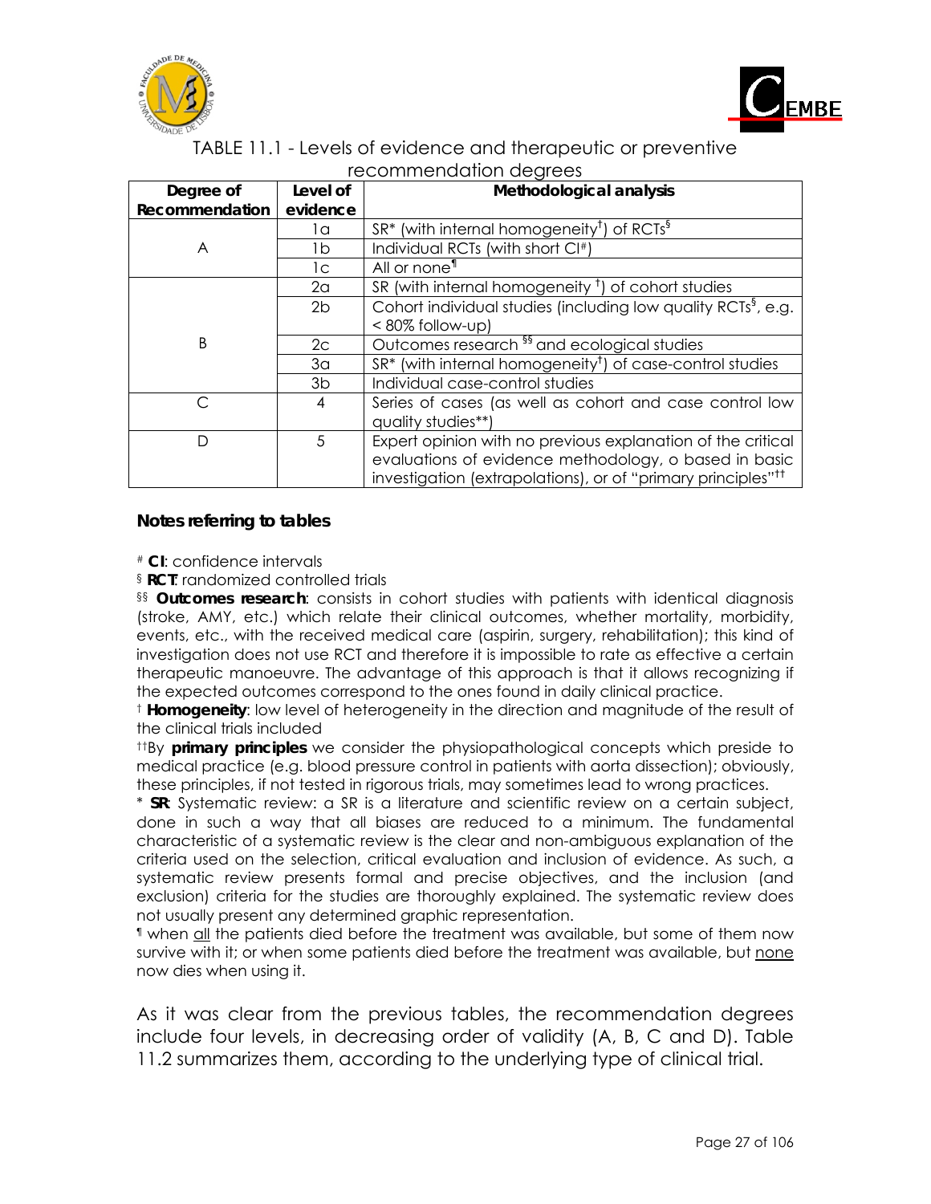TABLE 11.1 - Levels of evidence and therapeutic or preventive recommendation degrees

| Degree of Recommendation | Level of evidence | Methodological analysis |
|---|---|---|
| A | 1a | SR* (with internal homogeneity†) of RCTs§ |
| | 1b | Individual RCTs (with short CI#) |
| | 1c | All or none¶ |
| B | 2a | SR (with internal homogeneity †) of cohort studies |
| | 2b | Cohort individual studies (including low quality RCTs§, e.g. < 80% follow-up) |
| | 2c | Outcomes research §§ and ecological studies |
| | 3a | SR* (with internal homogeneity†) of case-control studies |
| | 3b | Individual case-control studies |
| C | 4 | Series of cases (as well as cohort and case control low quality studies**) |
| D | 5 | Expert opinion with no previous explanation of the critical evaluations of evidence methodology, o based in basic investigation (extrapolations), or of "primary principles"†† |

**Notes referring to tables**

# **CI**: confidence intervals

§ **RCT**: randomized controlled trials

§§ **Outcomes research**: consists in cohort studies with patients with identical diagnosis (stroke, AMY, etc.) which relate their clinical outcomes, whether mortality, morbidity, events, etc., with the received medical care (aspirin, surgery, rehabilitation); this kind of investigation does not use RCT and therefore it is impossible to rate as effective a certain therapeutic manoeuvre. The advantage of this approach is that it allows recognizing if the expected outcomes correspond to the ones found in daily clinical practice.

† **Homogeneity**: low level of heterogeneity in the direction and magnitude of the result of the clinical trials included

††By **primary principles** we consider the physiopathological concepts which preside to medical practice (e.g. blood pressure control in patients with aorta dissection); obviously, these principles, if not tested in rigorous trials, may sometimes lead to wrong practices.

* **SR**: Systematic review: a SR is a literature and scientific review on a certain subject, done in such a way that all biases are reduced to a minimum. The fundamental characteristic of a systematic review is the clear and non-ambiguous explanation of the criteria used on the selection, critical evaluation and inclusion of evidence. As such, a systematic review presents formal and precise objectives, and the inclusion (and exclusion) criteria for the studies are thoroughly explained. The systematic review does not usually present any determined graphic representation.

¶ when all the patients died before the treatment was available, but some of them now survive with it; or when some patients died before the treatment was available, but none now dies when using it.

As it was clear from the previous tables, the recommendation degrees include four levels, in decreasing order of validity (A, B, C and D). Table 11.2 summarizes them, according to the underlying type of clinical trial.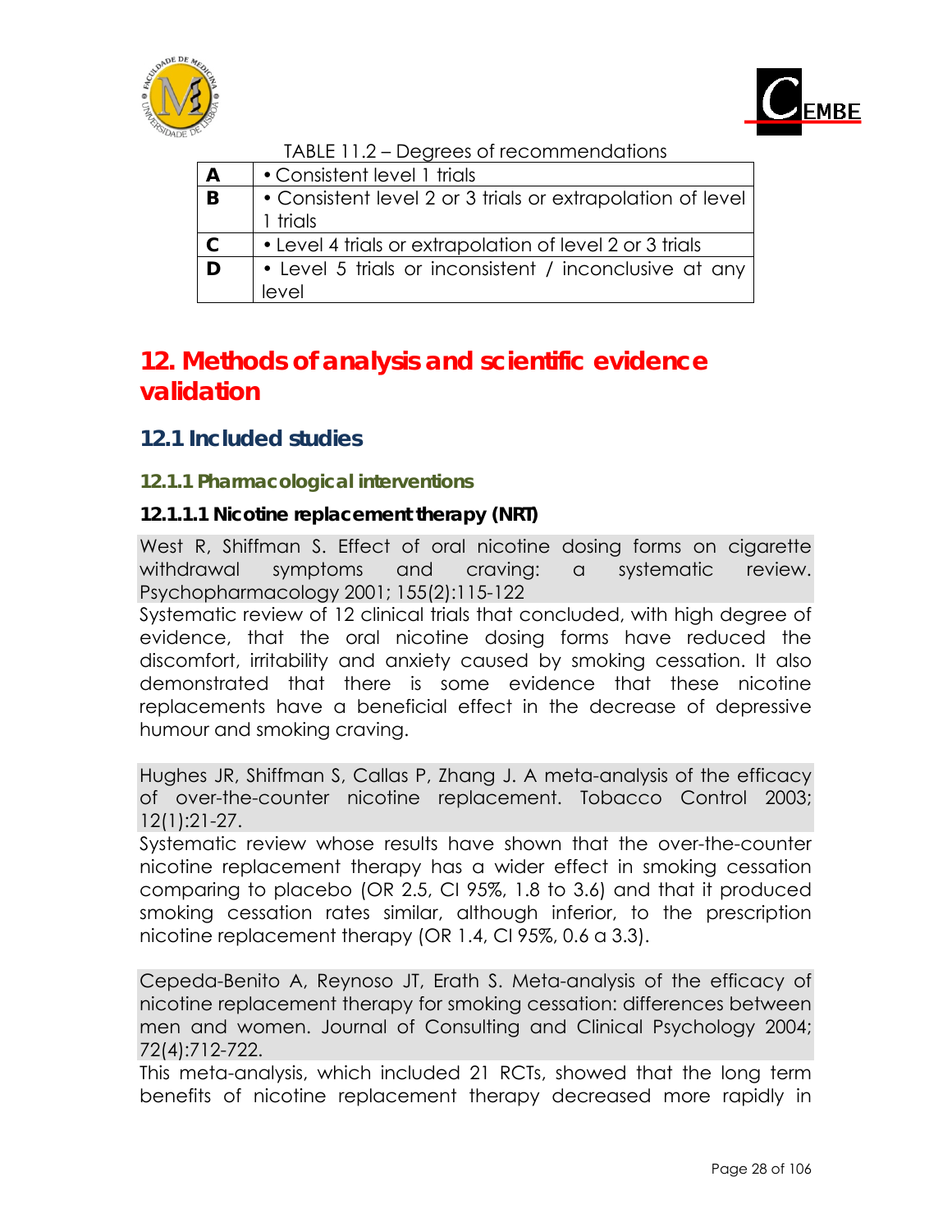TABLE 11.2 – Degrees of recommendations

| | |
|---|---|
| **A** | • Consistent level 1 trials |
| **B** | • Consistent level 2 or 3 trials or extrapolation of level 1 trials |
| **C** | • Level 4 trials or extrapolation of level 2 or 3 trials |
| **D** | • Level 5 trials or inconsistent / inconclusive at any level |

# 12. Methods of analysis and scientific evidence validation

## 12.1 Included studies

### 12.1.1 Pharmacological interventions

#### 12.1.1.1 Nicotine replacement therapy (NRT)

West R, Shiffman S. Effect of oral nicotine dosing forms on cigarette withdrawal symptoms and craving: a systematic review. Psychopharmacology 2001; 155(2):115-122

Systematic review of 12 clinical trials that concluded, with high degree of evidence, that the oral nicotine dosing forms have reduced the discomfort, irritability and anxiety caused by smoking cessation. It also demonstrated that there is some evidence that these nicotine replacements have a beneficial effect in the decrease of depressive humour and smoking craving.

Hughes JR, Shiffman S, Callas P, Zhang J. A meta-analysis of the efficacy of over-the-counter nicotine replacement. Tobacco Control 2003; 12(1):21-27.

Systematic review whose results have shown that the over-the-counter nicotine replacement therapy has a wider effect in smoking cessation comparing to placebo (OR 2.5, CI 95%, 1.8 to 3.6) and that it produced smoking cessation rates similar, although inferior, to the prescription nicotine replacement therapy (OR 1.4, CI 95%, 0.6 a 3.3).

Cepeda-Benito A, Reynoso JT, Erath S. Meta-analysis of the efficacy of nicotine replacement therapy for smoking cessation: differences between men and women. Journal of Consulting and Clinical Psychology 2004; 72(4):712-722.

This meta-analysis, which included 21 RCTs, showed that the long term benefits of nicotine replacement therapy decreased more rapidly in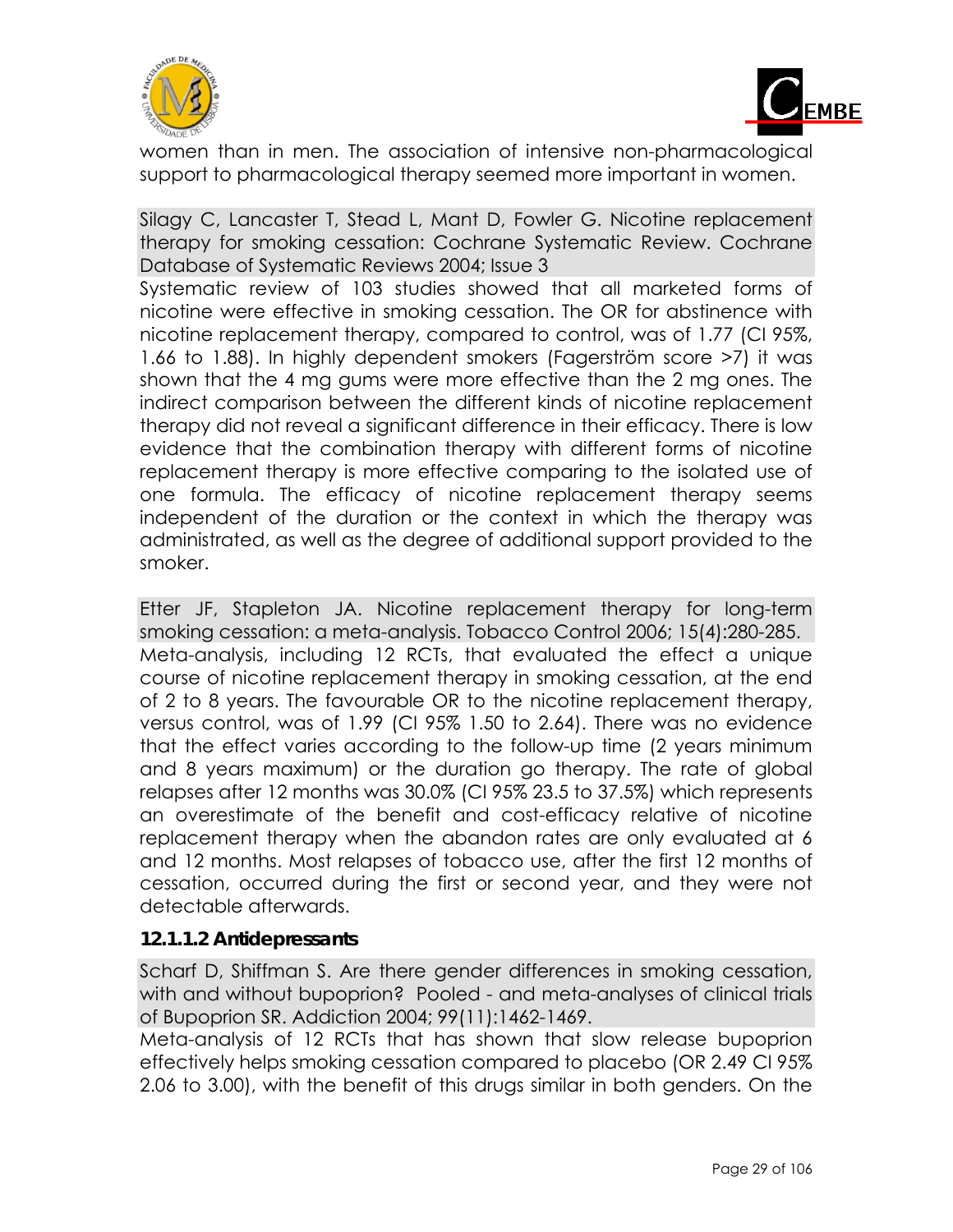women than in men. The association of intensive non-pharmacological support to pharmacological therapy seemed more important in women.

Silagy C, Lancaster T, Stead L, Mant D, Fowler G. Nicotine replacement therapy for smoking cessation: Cochrane Systematic Review. Cochrane Database of Systematic Reviews 2004; Issue 3

Systematic review of 103 studies showed that all marketed forms of nicotine were effective in smoking cessation. The OR for abstinence with nicotine replacement therapy, compared to control, was of 1.77 (CI 95%, 1.66 to 1.88). In highly dependent smokers (Fagerström score >7) it was shown that the 4 mg gums were more effective than the 2 mg ones. The indirect comparison between the different kinds of nicotine replacement therapy did not reveal a significant difference in their efficacy. There is low evidence that the combination therapy with different forms of nicotine replacement therapy is more effective comparing to the isolated use of one formula. The efficacy of nicotine replacement therapy seems independent of the duration or the context in which the therapy was administrated, as well as the degree of additional support provided to the smoker.

Etter JF, Stapleton JA. Nicotine replacement therapy for long-term smoking cessation: a meta-analysis. Tobacco Control 2006; 15(4):280-285.

Meta-analysis, including 12 RCTs, that evaluated the effect a unique course of nicotine replacement therapy in smoking cessation, at the end of 2 to 8 years. The favourable OR to the nicotine replacement therapy, versus control, was of 1.99 (CI 95% 1.50 to 2.64). There was no evidence that the effect varies according to the follow-up time (2 years minimum and 8 years maximum) or the duration go therapy. The rate of global relapses after 12 months was 30.0% (CI 95% 23.5 to 37.5%) which represents an overestimate of the benefit and cost-efficacy relative of nicotine replacement therapy when the abandon rates are only evaluated at 6 and 12 months. Most relapses of tobacco use, after the first 12 months of cessation, occurred during the first or second year, and they were not detectable afterwards.

#### 12.1.1.2 Antidepressants

Scharf D, Shiffman S. Are there gender differences in smoking cessation, with and without bupoprion? Pooled - and meta-analyses of clinical trials of Bupoprion SR. Addiction 2004; 99(11):1462-1469.

Meta-analysis of 12 RCTs that has shown that slow release bupoprion effectively helps smoking cessation compared to placebo (OR 2.49 CI 95% 2.06 to 3.00), with the benefit of this drugs similar in both genders. On the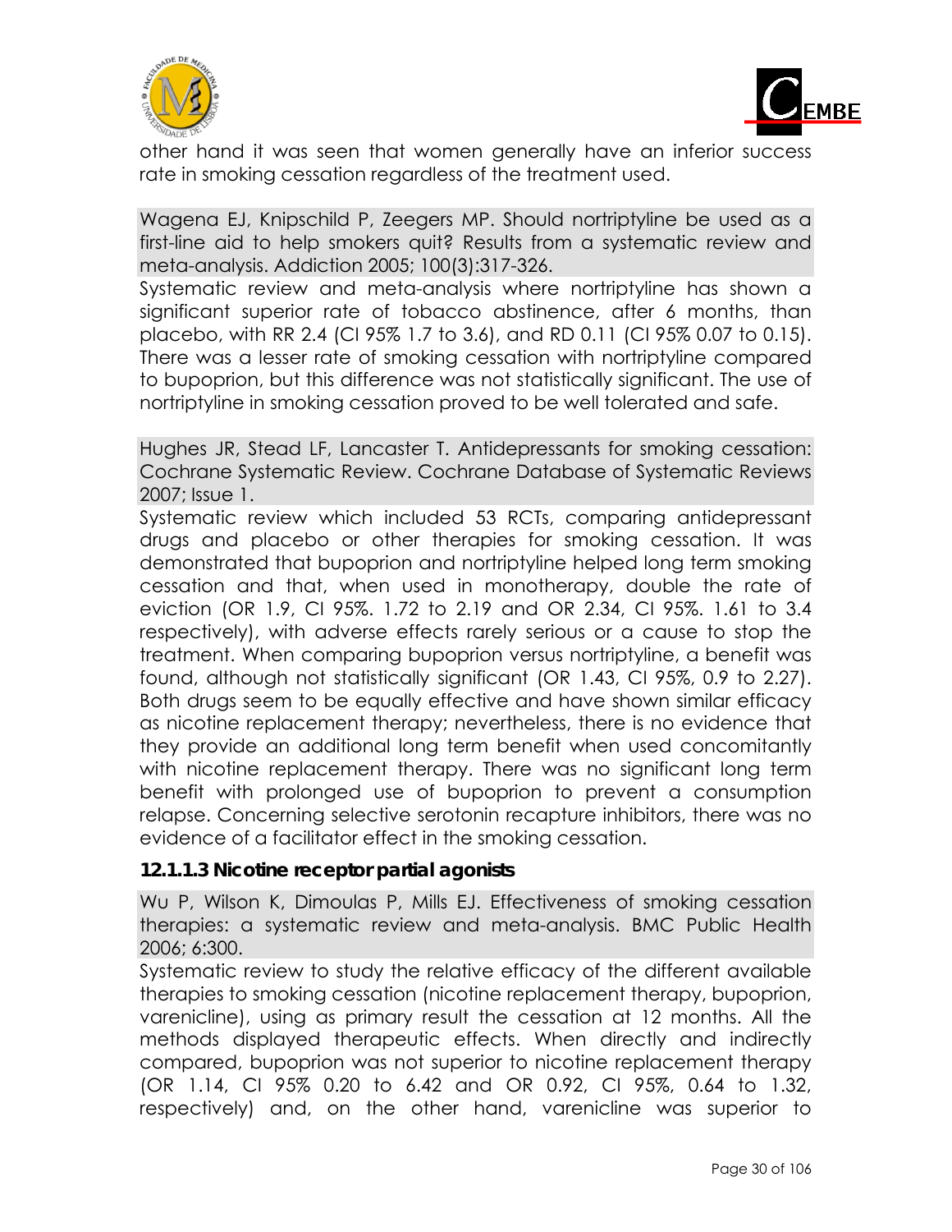other hand it was seen that women generally have an inferior success rate in smoking cessation regardless of the treatment used.

Wagena EJ, Knipschild P, Zeegers MP. Should nortriptyline be used as a first-line aid to help smokers quit? Results from a systematic review and meta-analysis. Addiction 2005; 100(3):317-326.

Systematic review and meta-analysis where nortriptyline has shown a significant superior rate of tobacco abstinence, after 6 months, than placebo, with RR 2.4 (CI 95% 1.7 to 3.6), and RD 0.11 (CI 95% 0.07 to 0.15). There was a lesser rate of smoking cessation with nortriptyline compared to bupoprion, but this difference was not statistically significant. The use of nortriptyline in smoking cessation proved to be well tolerated and safe.

Hughes JR, Stead LF, Lancaster T. Antidepressants for smoking cessation: Cochrane Systematic Review. Cochrane Database of Systematic Reviews 2007; Issue 1.

Systematic review which included 53 RCTs, comparing antidepressant drugs and placebo or other therapies for smoking cessation. It was demonstrated that bupoprion and nortriptyline helped long term smoking cessation and that, when used in monotherapy, double the rate of eviction (OR 1.9, CI 95%. 1.72 to 2.19 and OR 2.34, CI 95%. 1.61 to 3.4 respectively), with adverse effects rarely serious or a cause to stop the treatment. When comparing bupoprion versus nortriptyline, a benefit was found, although not statistically significant (OR 1.43, CI 95%, 0.9 to 2.27). Both drugs seem to be equally effective and have shown similar efficacy as nicotine replacement therapy; nevertheless, there is no evidence that they provide an additional long term benefit when used concomitantly with nicotine replacement therapy. There was no significant long term benefit with prolonged use of bupoprion to prevent a consumption relapse. Concerning selective serotonin recapture inhibitors, there was no evidence of a facilitator effect in the smoking cessation.

#### 12.1.1.3 Nicotine receptor partial agonists

Wu P, Wilson K, Dimoulas P, Mills EJ. Effectiveness of smoking cessation therapies: a systematic review and meta-analysis. BMC Public Health 2006; 6:300.

Systematic review to study the relative efficacy of the different available therapies to smoking cessation (nicotine replacement therapy, bupoprion, varenicline), using as primary result the cessation at 12 months. All the methods displayed therapeutic effects. When directly and indirectly compared, bupoprion was not superior to nicotine replacement therapy (OR 1.14, CI 95% 0.20 to 6.42 and OR 0.92, CI 95%, 0.64 to 1.32, respectively) and, on the other hand, varenicline was superior to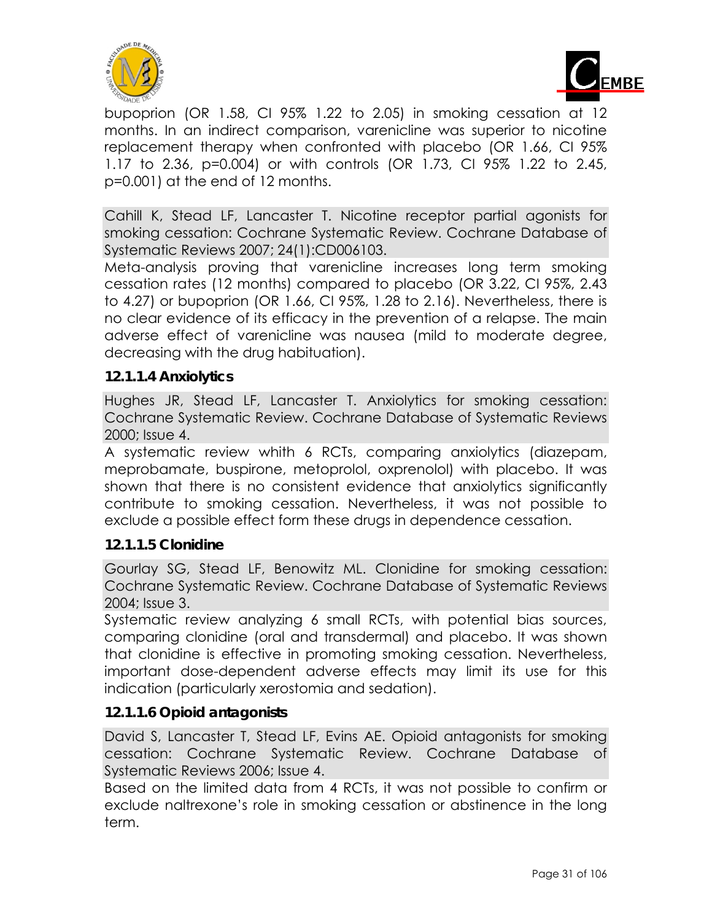bupoprion (OR 1.58, CI 95% 1.22 to 2.05) in smoking cessation at 12 months. In an indirect comparison, varenicline was superior to nicotine replacement therapy when confronted with placebo (OR 1.66, CI 95% 1.17 to 2.36, p=0.004) or with controls (OR 1.73, CI 95% 1.22 to 2.45, p=0.001) at the end of 12 months.

Cahill K, Stead LF, Lancaster T. Nicotine receptor partial agonists for smoking cessation: Cochrane Systematic Review. Cochrane Database of Systematic Reviews 2007; 24(1):CD006103.

Meta-analysis proving that varenicline increases long term smoking cessation rates (12 months) compared to placebo (OR 3.22, CI 95%, 2.43 to 4.27) or bupoprion (OR 1.66, CI 95%, 1.28 to 2.16). Nevertheless, there is no clear evidence of its efficacy in the prevention of a relapse. The main adverse effect of varenicline was nausea (mild to moderate degree, decreasing with the drug habituation).

#### 12.1.1.4 Anxiolytics

Hughes JR, Stead LF, Lancaster T. Anxiolytics for smoking cessation: Cochrane Systematic Review. Cochrane Database of Systematic Reviews 2000; Issue 4.

A systematic review whith 6 RCTs, comparing anxiolytics (diazepam, meprobamate, buspirone, metoprolol, oxprenolol) with placebo. It was shown that there is no consistent evidence that anxiolytics significantly contribute to smoking cessation. Nevertheless, it was not possible to exclude a possible effect form these drugs in dependence cessation.

#### 12.1.1.5 Clonidine

Gourlay SG, Stead LF, Benowitz ML. Clonidine for smoking cessation: Cochrane Systematic Review. Cochrane Database of Systematic Reviews 2004; Issue 3.

Systematic review analyzing 6 small RCTs, with potential bias sources, comparing clonidine (oral and transdermal) and placebo. It was shown that clonidine is effective in promoting smoking cessation. Nevertheless, important dose-dependent adverse effects may limit its use for this indication (particularly xerostomia and sedation).

#### 12.1.1.6 Opioid antagonists

David S, Lancaster T, Stead LF, Evins AE. Opioid antagonists for smoking cessation: Cochrane Systematic Review. Cochrane Database of Systematic Reviews 2006; Issue 4.

Based on the limited data from 4 RCTs, it was not possible to confirm or exclude naltrexone's role in smoking cessation or abstinence in the long term.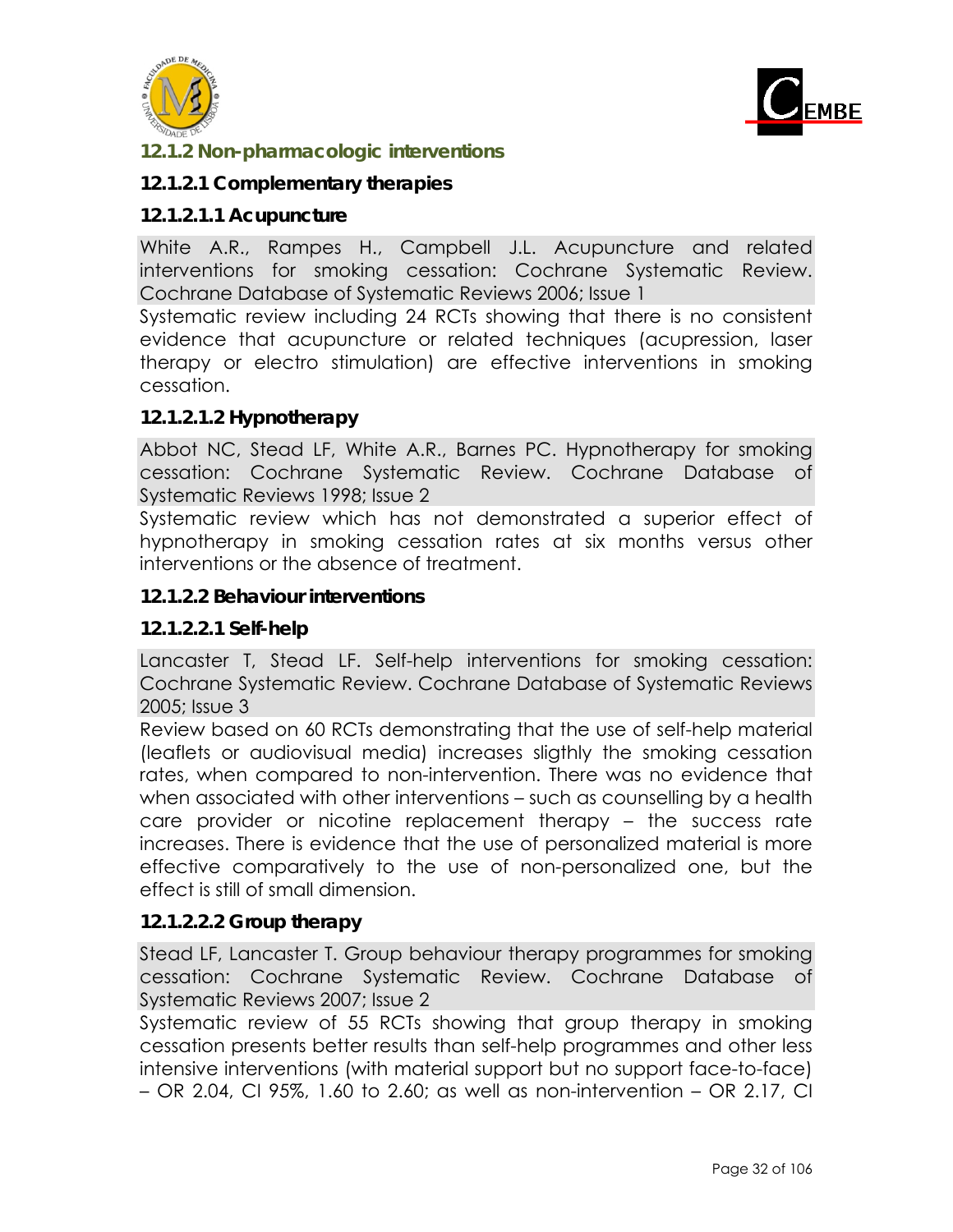### 12.1.2 Non-pharmacologic interventions

#### 12.1.2.1 Complementary therapies

##### 12.1.2.1.1 Acupuncture

White A.R., Rampes H., Campbell J.L. Acupuncture and related interventions for smoking cessation: Cochrane Systematic Review. Cochrane Database of Systematic Reviews 2006; Issue 1

Systematic review including 24 RCTs showing that there is no consistent evidence that acupuncture or related techniques (acupression, laser therapy or electro stimulation) are effective interventions in smoking cessation.

##### 12.1.2.1.2 Hypnotherapy

Abbot NC, Stead LF, White A.R., Barnes PC. Hypnotherapy for smoking cessation: Cochrane Systematic Review. Cochrane Database of Systematic Reviews 1998; Issue 2

Systematic review which has not demonstrated a superior effect of hypnotherapy in smoking cessation rates at six months versus other interventions or the absence of treatment.

#### 12.1.2.2 Behaviour interventions

##### 12.1.2.2.1 Self-help

Lancaster T, Stead LF. Self-help interventions for smoking cessation: Cochrane Systematic Review. Cochrane Database of Systematic Reviews 2005; Issue 3

Review based on 60 RCTs demonstrating that the use of self-help material (leaflets or audiovisual media) increases sligthly the smoking cessation rates, when compared to non-intervention. There was no evidence that when associated with other interventions – such as counselling by a health care provider or nicotine replacement therapy – the success rate increases. There is evidence that the use of personalized material is more effective comparatively to the use of non-personalized one, but the effect is still of small dimension.

##### 12.1.2.2.2 Group therapy

Stead LF, Lancaster T. Group behaviour therapy programmes for smoking cessation: Cochrane Systematic Review. Cochrane Database of Systematic Reviews 2007; Issue 2

Systematic review of 55 RCTs showing that group therapy in smoking cessation presents better results than self-help programmes and other less intensive interventions (with material support but no support face-to-face) – OR 2.04, CI 95%, 1.60 to 2.60; as well as non-intervention – OR 2.17, CI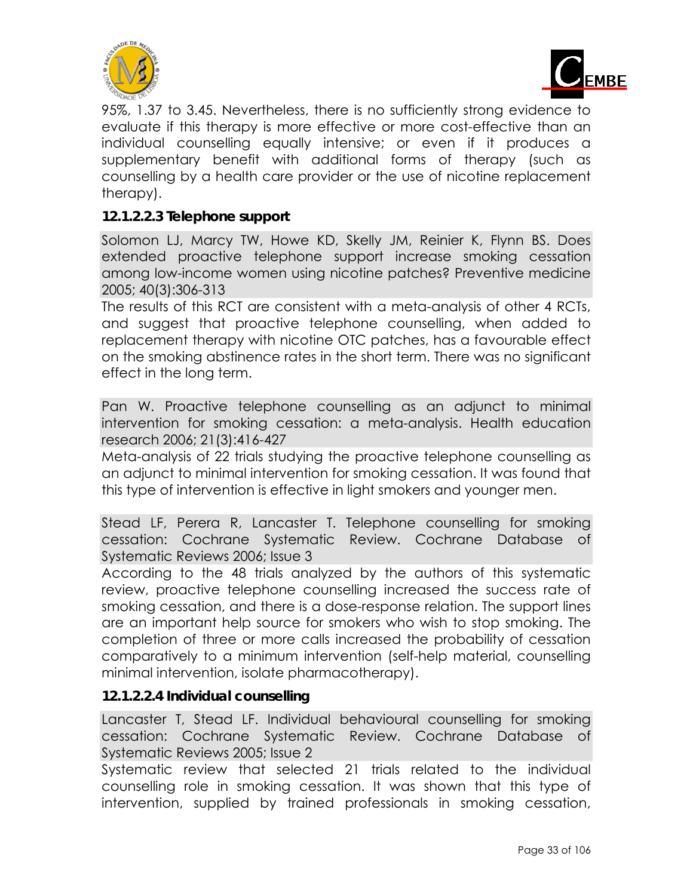95%, 1.37 to 3.45. Nevertheless, there is no sufficiently strong evidence to evaluate if this therapy is more effective or more cost-effective than an individual counselling equally intensive; or even if it produces a supplementary benefit with additional forms of therapy (such as counselling by a health care provider or the use of nicotine replacement therapy).

#### 12.1.2.2.3 Telephone support

Solomon LJ, Marcy TW, Howe KD, Skelly JM, Reinier K, Flynn BS. Does extended proactive telephone support increase smoking cessation among low-income women using nicotine patches? Preventive medicine 2005; 40(3):306-313

The results of this RCT are consistent with a meta-analysis of other 4 RCTs, and suggest that proactive telephone counselling, when added to replacement therapy with nicotine OTC patches, has a favourable effect on the smoking abstinence rates in the short term. There was no significant effect in the long term.

Pan W. Proactive telephone counselling as an adjunct to minimal intervention for smoking cessation: a meta-analysis. Health education research 2006; 21(3):416-427

Meta-analysis of 22 trials studying the proactive telephone counselling as an adjunct to minimal intervention for smoking cessation. It was found that this type of intervention is effective in light smokers and younger men.

Stead LF, Perera R, Lancaster T. Telephone counselling for smoking cessation: Cochrane Systematic Review. Cochrane Database of Systematic Reviews 2006; Issue 3

According to the 48 trials analyzed by the authors of this systematic review, proactive telephone counselling increased the success rate of smoking cessation, and there is a dose-response relation. The support lines are an important help source for smokers who wish to stop smoking. The completion of three or more calls increased the probability of cessation comparatively to a minimum intervention (self-help material, counselling minimal intervention, isolate pharmacotherapy).

#### 12.1.2.2.4 Individual counselling

Lancaster T, Stead LF. Individual behavioural counselling for smoking cessation: Cochrane Systematic Review. Cochrane Database of Systematic Reviews 2005; Issue 2

Systematic review that selected 21 trials related to the individual counselling role in smoking cessation. It was shown that this type of intervention, supplied by trained professionals in smoking cessation,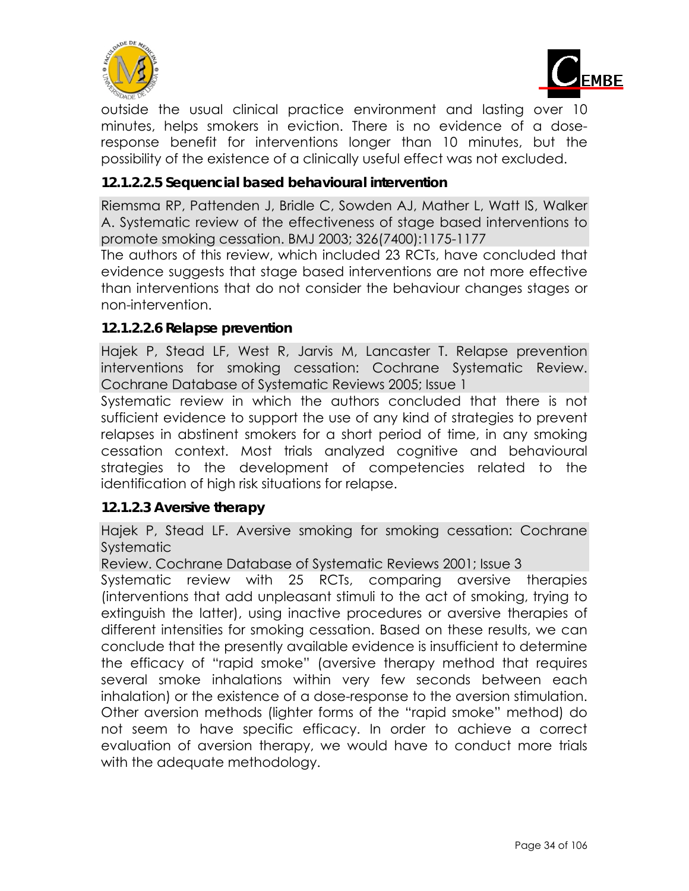outside the usual clinical practice environment and lasting over 10 minutes, helps smokers in eviction. There is no evidence of a dose-response benefit for interventions longer than 10 minutes, but the possibility of the existence of a clinically useful effect was not excluded.

#### 12.1.2.2.5 Sequencial based behavioural intervention

Riemsma RP, Pattenden J, Bridle C, Sowden AJ, Mather L, Watt IS, Walker A. Systematic review of the effectiveness of stage based interventions to promote smoking cessation. BMJ 2003; 326(7400):1175-1177

The authors of this review, which included 23 RCTs, have concluded that evidence suggests that stage based interventions are not more effective than interventions that do not consider the behaviour changes stages or non-intervention.

#### 12.1.2.2.6 Relapse prevention

Hajek P, Stead LF, West R, Jarvis M, Lancaster T. Relapse prevention interventions for smoking cessation: Cochrane Systematic Review. Cochrane Database of Systematic Reviews 2005; Issue 1

Systematic review in which the authors concluded that there is not sufficient evidence to support the use of any kind of strategies to prevent relapses in abstinent smokers for a short period of time, in any smoking cessation context. Most trials analyzed cognitive and behavioural strategies to the development of competencies related to the identification of high risk situations for relapse.

#### 12.1.2.3 Aversive therapy

Hajek P, Stead LF. Aversive smoking for smoking cessation: Cochrane Systematic
Review. Cochrane Database of Systematic Reviews 2001; Issue 3

Systematic review with 25 RCTs, comparing aversive therapies (interventions that add unpleasant stimuli to the act of smoking, trying to extinguish the latter), using inactive procedures or aversive therapies of different intensities for smoking cessation. Based on these results, we can conclude that the presently available evidence is insufficient to determine the efficacy of "rapid smoke" (aversive therapy method that requires several smoke inhalations within very few seconds between each inhalation) or the existence of a dose-response to the aversion stimulation. Other aversion methods (lighter forms of the "rapid smoke" method) do not seem to have specific efficacy. In order to achieve a correct evaluation of aversion therapy, we would have to conduct more trials with the adequate methodology.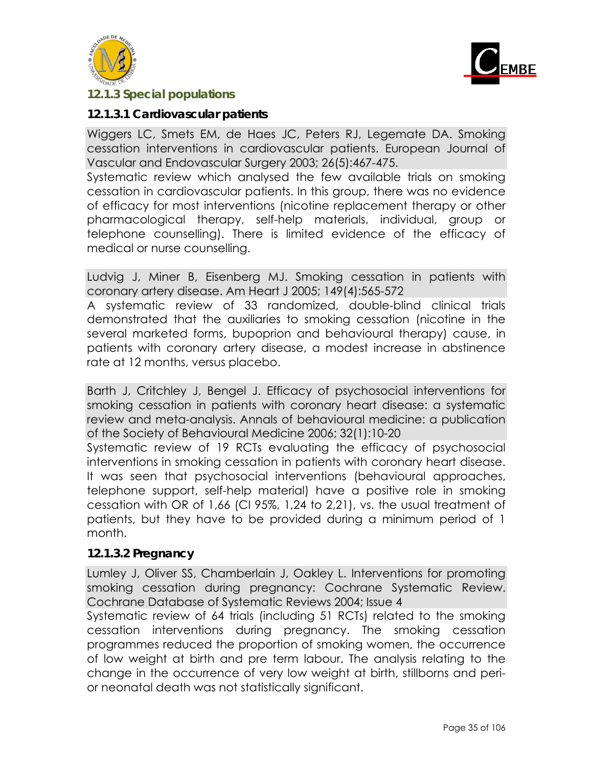### 12.1.3 Special populations

#### 12.1.3.1 Cardiovascular patients

Wiggers LC, Smets EM, de Haes JC, Peters RJ, Legemate DA. Smoking cessation interventions in cardiovascular patients. European Journal of Vascular and Endovascular Surgery 2003; 26(5):467-475.

Systematic review which analysed the few available trials on smoking cessation in cardiovascular patients. In this group, there was no evidence of efficacy for most interventions (nicotine replacement therapy or other pharmacological therapy, self-help materials, individual, group or telephone counselling). There is limited evidence of the efficacy of medical or nurse counselling.

Ludvig J, Miner B, Eisenberg MJ. Smoking cessation in patients with coronary artery disease. Am Heart J 2005; 149(4):565-572

A systematic review of 33 randomized, double-blind clinical trials demonstrated that the auxiliaries to smoking cessation (nicotine in the several marketed forms, bupoprion and behavioural therapy) cause, in patients with coronary artery disease, a modest increase in abstinence rate at 12 months, versus placebo.

Barth J, Critchley J, Bengel J. Efficacy of psychosocial interventions for smoking cessation in patients with coronary heart disease: a systematic review and meta-analysis. Annals of behavioural medicine: a publication of the Society of Behavioural Medicine 2006; 32(1):10-20

Systematic review of 19 RCTs evaluating the efficacy of psychosocial interventions in smoking cessation in patients with coronary heart disease. It was seen that psychosocial interventions (behavioural approaches, telephone support, self-help material) have a positive role in smoking cessation with OR of 1,66 (CI 95%, 1,24 to 2,21), vs. the usual treatment of patients, but they have to be provided during a minimum period of 1 month.

#### 12.1.3.2 Pregnancy

Lumley J, Oliver SS, Chamberlain J, Oakley L. Interventions for promoting smoking cessation during pregnancy: Cochrane Systematic Review. Cochrane Database of Systematic Reviews 2004; Issue 4

Systematic review of 64 trials (including 51 RCTs) related to the smoking cessation interventions during pregnancy. The smoking cessation programmes reduced the proportion of smoking women, the occurrence of low weight at birth and pre term labour. The analysis relating to the change in the occurrence of very low weight at birth, stillborns and peri- or neonatal death was not statistically significant.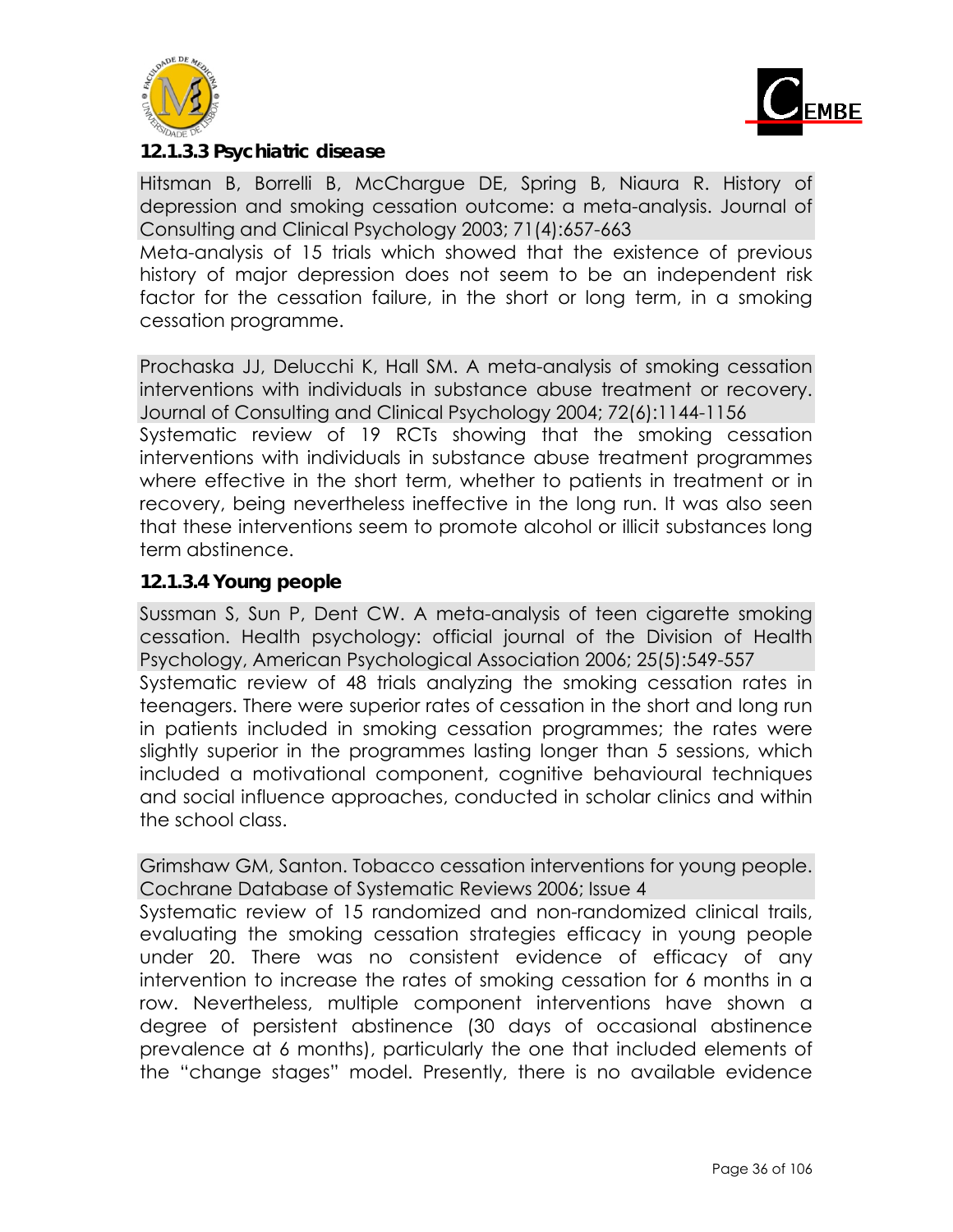### 12.1.3.3 Psychiatric disease

Hitsman B, Borrelli B, McChargue DE, Spring B, Niaura R. History of depression and smoking cessation outcome: a meta-analysis. Journal of Consulting and Clinical Psychology 2003; 71(4):657-663

Meta-analysis of 15 trials which showed that the existence of previous history of major depression does not seem to be an independent risk factor for the cessation failure, in the short or long term, in a smoking cessation programme.

Prochaska JJ, Delucchi K, Hall SM. A meta-analysis of smoking cessation interventions with individuals in substance abuse treatment or recovery. Journal of Consulting and Clinical Psychology 2004; 72(6):1144-1156

Systematic review of 19 RCTs showing that the smoking cessation interventions with individuals in substance abuse treatment programmes where effective in the short term, whether to patients in treatment or in recovery, being nevertheless ineffective in the long run. It was also seen that these interventions seem to promote alcohol or illicit substances long term abstinence.

### 12.1.3.4 Young people

Sussman S, Sun P, Dent CW. A meta-analysis of teen cigarette smoking cessation. Health psychology: official journal of the Division of Health Psychology, American Psychological Association 2006; 25(5):549-557

Systematic review of 48 trials analyzing the smoking cessation rates in teenagers. There were superior rates of cessation in the short and long run in patients included in smoking cessation programmes; the rates were slightly superior in the programmes lasting longer than 5 sessions, which included a motivational component, cognitive behavioural techniques and social influence approaches, conducted in scholar clinics and within the school class.

Grimshaw GM, Santon. Tobacco cessation interventions for young people. Cochrane Database of Systematic Reviews 2006; Issue 4

Systematic review of 15 randomized and non-randomized clinical trails, evaluating the smoking cessation strategies efficacy in young people under 20. There was no consistent evidence of efficacy of any intervention to increase the rates of smoking cessation for 6 months in a row. Nevertheless, multiple component interventions have shown a degree of persistent abstinence (30 days of occasional abstinence prevalence at 6 months), particularly the one that included elements of the "change stages" model. Presently, there is no available evidence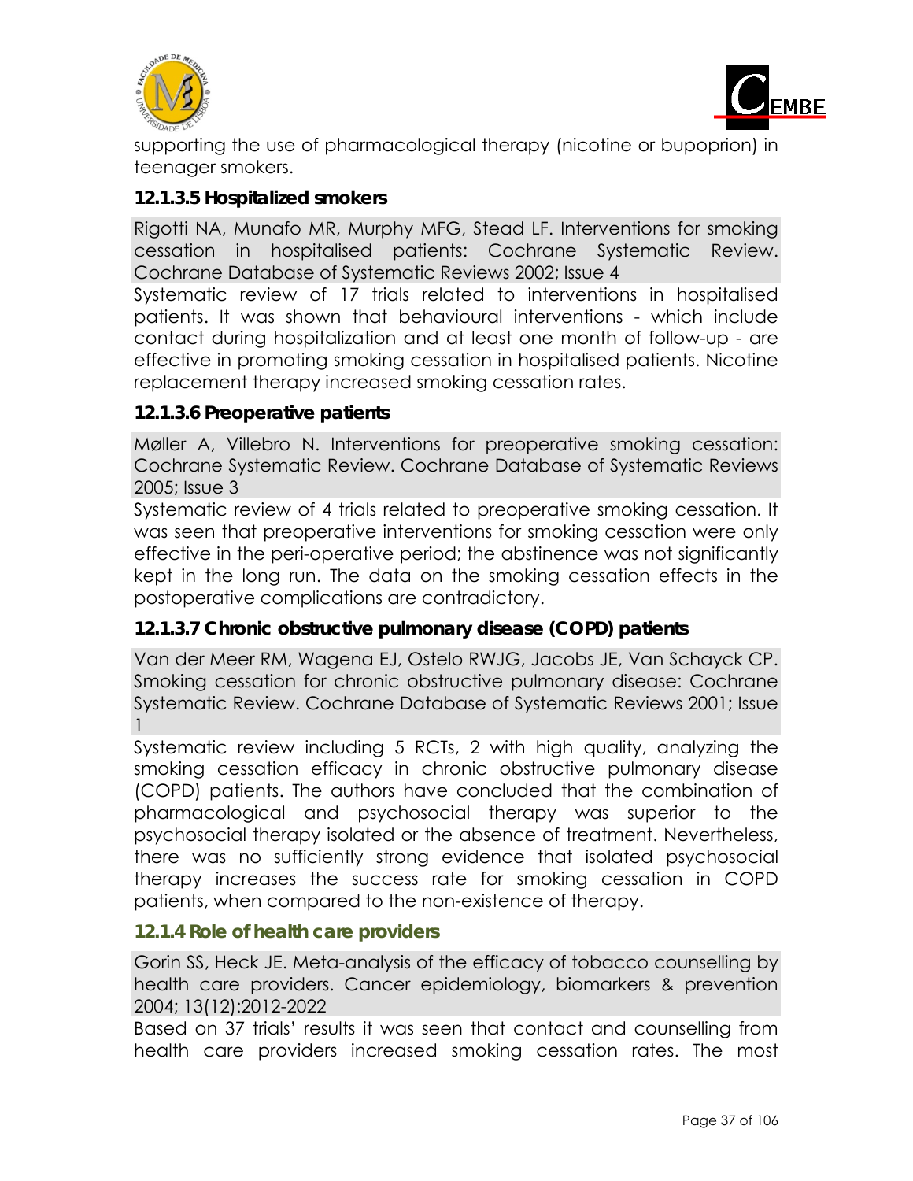supporting the use of pharmacological therapy (nicotine or bupoprion) in teenager smokers.

#### 12.1.3.5 Hospitalized smokers

Rigotti NA, Munafo MR, Murphy MFG, Stead LF. Interventions for smoking cessation in hospitalised patients: Cochrane Systematic Review. Cochrane Database of Systematic Reviews 2002; Issue 4

Systematic review of 17 trials related to interventions in hospitalised patients. It was shown that behavioural interventions - which include contact during hospitalization and at least one month of follow-up - are effective in promoting smoking cessation in hospitalised patients. Nicotine replacement therapy increased smoking cessation rates.

#### 12.1.3.6 Preoperative patients

Møller A, Villebro N. Interventions for preoperative smoking cessation: Cochrane Systematic Review. Cochrane Database of Systematic Reviews 2005; Issue 3

Systematic review of 4 trials related to preoperative smoking cessation. It was seen that preoperative interventions for smoking cessation were only effective in the peri-operative period; the abstinence was not significantly kept in the long run. The data on the smoking cessation effects in the postoperative complications are contradictory.

#### 12.1.3.7 Chronic obstructive pulmonary disease (COPD) patients

Van der Meer RM, Wagena EJ, Ostelo RWJG, Jacobs JE, Van Schayck CP. Smoking cessation for chronic obstructive pulmonary disease: Cochrane Systematic Review. Cochrane Database of Systematic Reviews 2001; Issue 1

Systematic review including 5 RCTs, 2 with high quality, analyzing the smoking cessation efficacy in chronic obstructive pulmonary disease (COPD) patients. The authors have concluded that the combination of pharmacological and psychosocial therapy was superior to the psychosocial therapy isolated or the absence of treatment. Nevertheless, there was no sufficiently strong evidence that isolated psychosocial therapy increases the success rate for smoking cessation in COPD patients, when compared to the non-existence of therapy.

### 12.1.4 Role of health care providers

Gorin SS, Heck JE. Meta-analysis of the efficacy of tobacco counselling by health care providers. Cancer epidemiology, biomarkers & prevention 2004; 13(12):2012-2022

Based on 37 trials' results it was seen that contact and counselling from health care providers increased smoking cessation rates. The most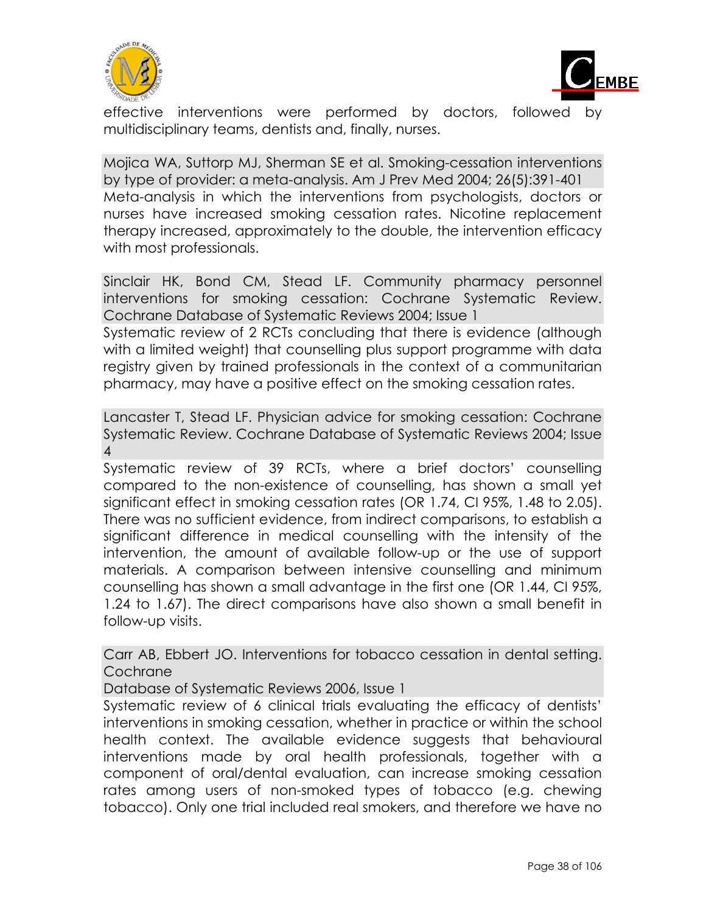effective interventions were performed by doctors, followed by multidisciplinary teams, dentists and, finally, nurses.

Mojica WA, Suttorp MJ, Sherman SE et al. Smoking-cessation interventions by type of provider: a meta-analysis. Am J Prev Med 2004; 26(5):391-401

Meta-analysis in which the interventions from psychologists, doctors or nurses have increased smoking cessation rates. Nicotine replacement therapy increased, approximately to the double, the intervention efficacy with most professionals.

Sinclair HK, Bond CM, Stead LF. Community pharmacy personnel interventions for smoking cessation: Cochrane Systematic Review. Cochrane Database of Systematic Reviews 2004; Issue 1

Systematic review of 2 RCTs concluding that there is evidence (although with a limited weight) that counselling plus support programme with data registry given by trained professionals in the context of a communitarian pharmacy, may have a positive effect on the smoking cessation rates.

Lancaster T, Stead LF. Physician advice for smoking cessation: Cochrane Systematic Review. Cochrane Database of Systematic Reviews 2004; Issue 4

Systematic review of 39 RCTs, where a brief doctors' counselling compared to the non-existence of counselling, has shown a small yet significant effect in smoking cessation rates (OR 1.74, CI 95%, 1.48 to 2.05). There was no sufficient evidence, from indirect comparisons, to establish a significant difference in medical counselling with the intensity of the intervention, the amount of available follow-up or the use of support materials. A comparison between intensive counselling and minimum counselling has shown a small advantage in the first one (OR 1.44, CI 95%, 1.24 to 1.67). The direct comparisons have also shown a small benefit in follow-up visits.

Carr AB, Ebbert JO. Interventions for tobacco cessation in dental setting. Cochrane
Database of Systematic Reviews 2006, Issue 1

Systematic review of 6 clinical trials evaluating the efficacy of dentists' interventions in smoking cessation, whether in practice or within the school health context. The available evidence suggests that behavioural interventions made by oral health professionals, together with a component of oral/dental evaluation, can increase smoking cessation rates among users of non-smoked types of tobacco (e.g. chewing tobacco). Only one trial included real smokers, and therefore we have no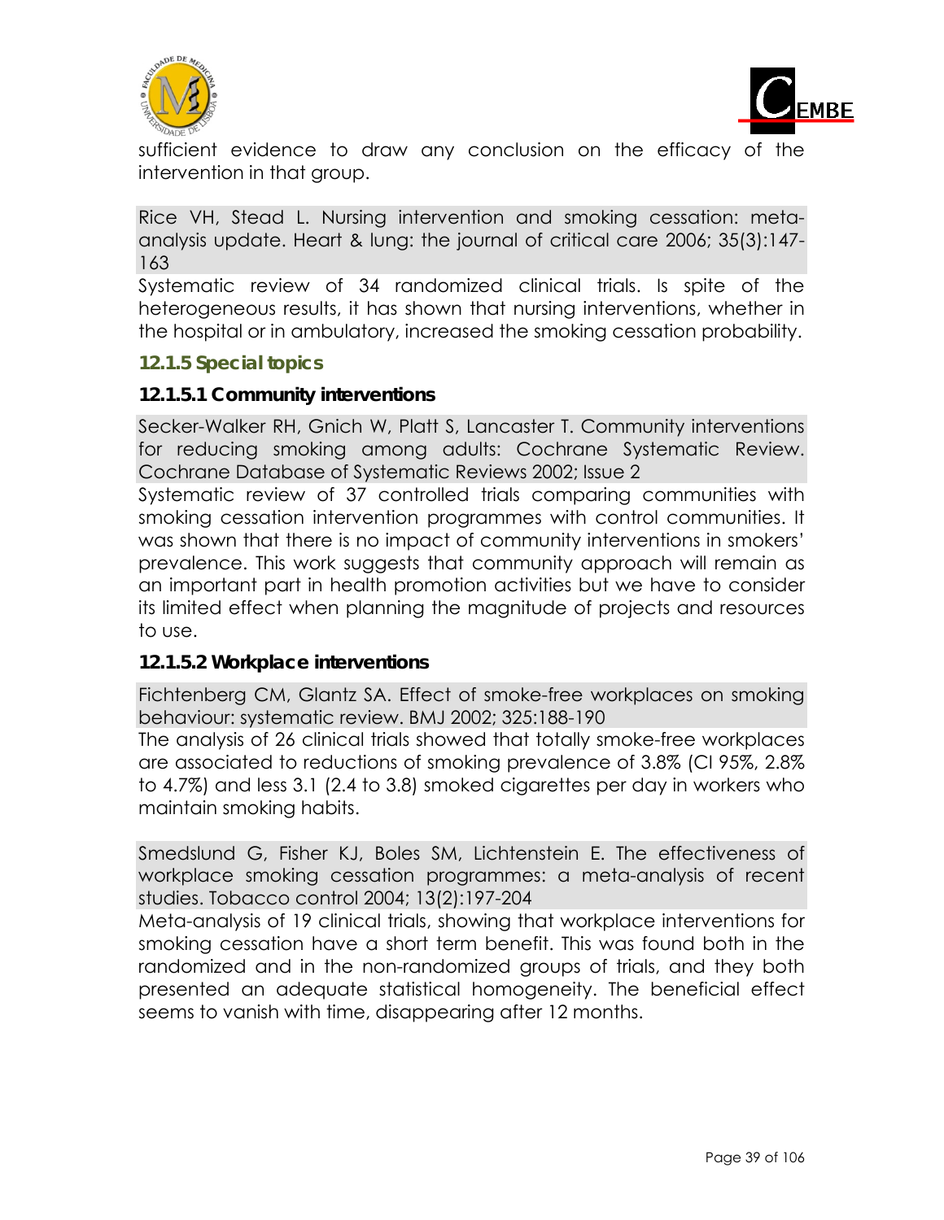sufficient evidence to draw any conclusion on the efficacy of the intervention in that group.

Rice VH, Stead L. Nursing intervention and smoking cessation: meta-analysis update. Heart & lung: the journal of critical care 2006; 35(3):147-163

Systematic review of 34 randomized clinical trials. Is spite of the heterogeneous results, it has shown that nursing interventions, whether in the hospital or in ambulatory, increased the smoking cessation probability.

### 12.1.5 Special topics

#### 12.1.5.1 Community interventions

Secker-Walker RH, Gnich W, Platt S, Lancaster T. Community interventions for reducing smoking among adults: Cochrane Systematic Review. Cochrane Database of Systematic Reviews 2002; Issue 2

Systematic review of 37 controlled trials comparing communities with smoking cessation intervention programmes with control communities. It was shown that there is no impact of community interventions in smokers' prevalence. This work suggests that community approach will remain as an important part in health promotion activities but we have to consider its limited effect when planning the magnitude of projects and resources to use.

#### 12.1.5.2 Workplace interventions

Fichtenberg CM, Glantz SA. Effect of smoke-free workplaces on smoking behaviour: systematic review. BMJ 2002; 325:188-190

The analysis of 26 clinical trials showed that totally smoke-free workplaces are associated to reductions of smoking prevalence of 3.8% (CI 95%, 2.8% to 4.7%) and less 3.1 (2.4 to 3.8) smoked cigarettes per day in workers who maintain smoking habits.

Smedslund G, Fisher KJ, Boles SM, Lichtenstein E. The effectiveness of workplace smoking cessation programmes: a meta-analysis of recent studies. Tobacco control 2004; 13(2):197-204

Meta-analysis of 19 clinical trials, showing that workplace interventions for smoking cessation have a short term benefit. This was found both in the randomized and in the non-randomized groups of trials, and they both presented an adequate statistical homogeneity. The beneficial effect seems to vanish with time, disappearing after 12 months.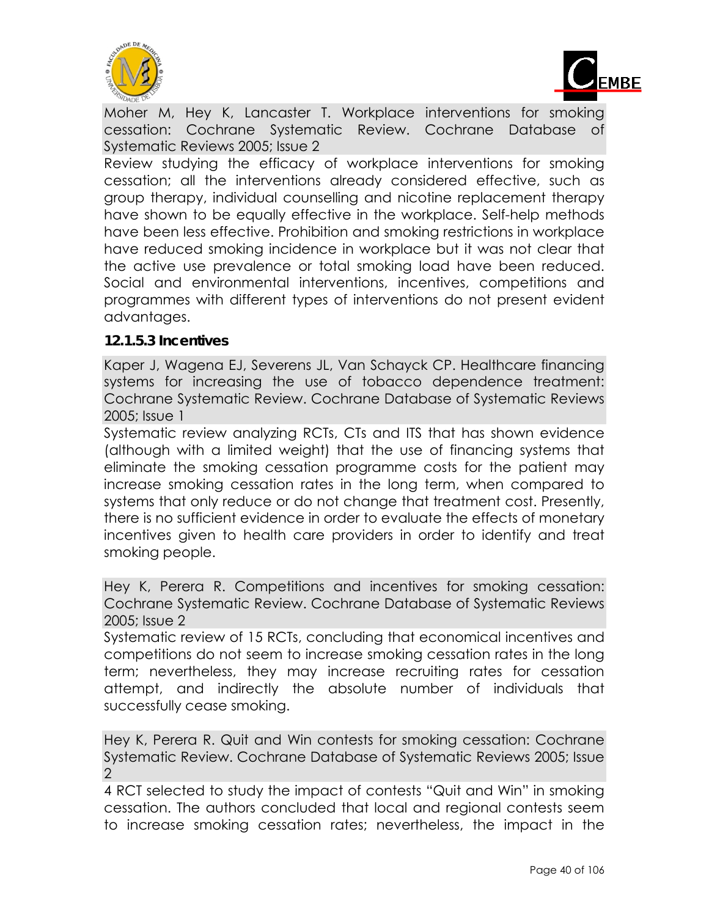Moher M, Hey K, Lancaster T. Workplace interventions for smoking cessation: Cochrane Systematic Review. Cochrane Database of Systematic Reviews 2005; Issue 2

Review studying the efficacy of workplace interventions for smoking cessation; all the interventions already considered effective, such as group therapy, individual counselling and nicotine replacement therapy have shown to be equally effective in the workplace. Self-help methods have been less effective. Prohibition and smoking restrictions in workplace have reduced smoking incidence in workplace but it was not clear that the active use prevalence or total smoking load have been reduced. Social and environmental interventions, incentives, competitions and programmes with different types of interventions do not present evident advantages.

**12.1.5.3 Incentives**

Kaper J, Wagena EJ, Severens JL, Van Schayck CP. Healthcare financing systems for increasing the use of tobacco dependence treatment: Cochrane Systematic Review. Cochrane Database of Systematic Reviews 2005; Issue 1

Systematic review analyzing RCTs, CTs and ITS that has shown evidence (although with a limited weight) that the use of financing systems that eliminate the smoking cessation programme costs for the patient may increase smoking cessation rates in the long term, when compared to systems that only reduce or do not change that treatment cost. Presently, there is no sufficient evidence in order to evaluate the effects of monetary incentives given to health care providers in order to identify and treat smoking people.

Hey K, Perera R. Competitions and incentives for smoking cessation: Cochrane Systematic Review. Cochrane Database of Systematic Reviews 2005; Issue 2

Systematic review of 15 RCTs, concluding that economical incentives and competitions do not seem to increase smoking cessation rates in the long term; nevertheless, they may increase recruiting rates for cessation attempt, and indirectly the absolute number of individuals that successfully cease smoking.

Hey K, Perera R. Quit and Win contests for smoking cessation: Cochrane Systematic Review. Cochrane Database of Systematic Reviews 2005; Issue 2

4 RCT selected to study the impact of contests "Quit and Win" in smoking cessation. The authors concluded that local and regional contests seem to increase smoking cessation rates; nevertheless, the impact in the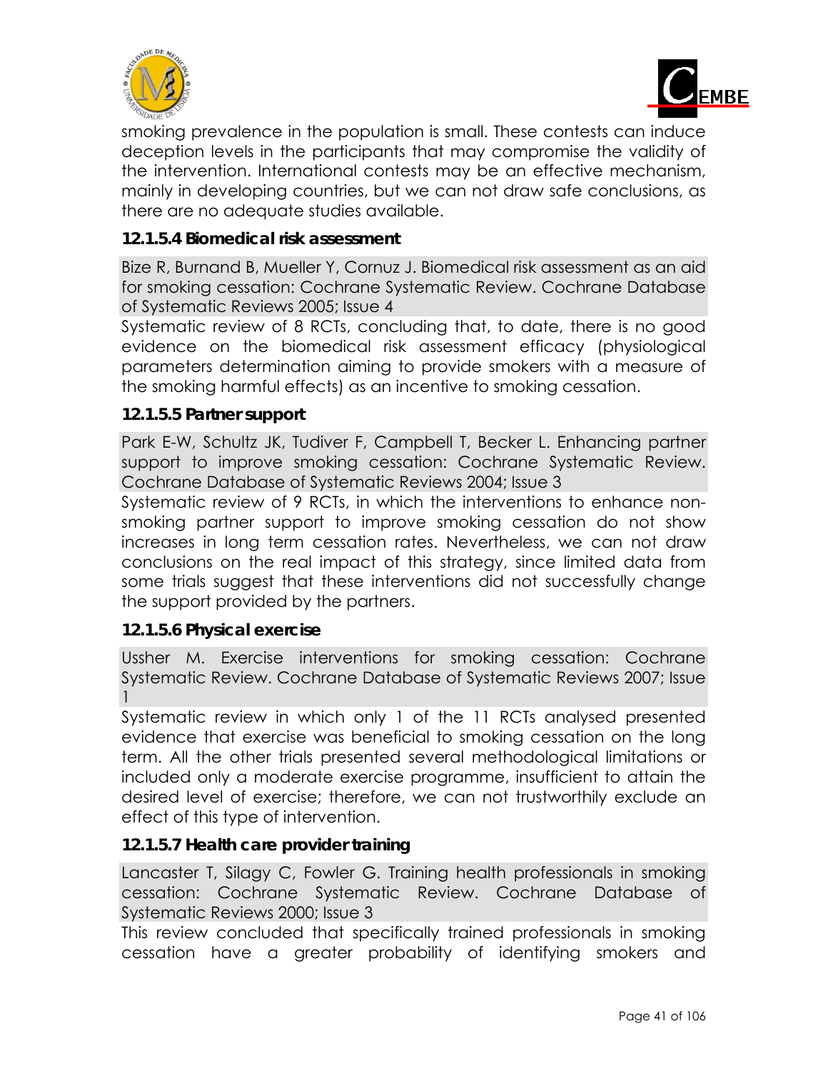smoking prevalence in the population is small. These contests can induce deception levels in the participants that may compromise the validity of the intervention. International contests may be an effective mechanism, mainly in developing countries, but we can not draw safe conclusions, as there are no adequate studies available.

#### 12.1.5.4 Biomedical risk assessment

Bize R, Burnand B, Mueller Y, Cornuz J. Biomedical risk assessment as an aid for smoking cessation: Cochrane Systematic Review. Cochrane Database of Systematic Reviews 2005; Issue 4

Systematic review of 8 RCTs, concluding that, to date, there is no good evidence on the biomedical risk assessment efficacy (physiological parameters determination aiming to provide smokers with a measure of the smoking harmful effects) as an incentive to smoking cessation.

#### 12.1.5.5 Partner support

Park E-W, Schultz JK, Tudiver F, Campbell T, Becker L. Enhancing partner support to improve smoking cessation: Cochrane Systematic Review. Cochrane Database of Systematic Reviews 2004; Issue 3

Systematic review of 9 RCTs, in which the interventions to enhance non-smoking partner support to improve smoking cessation do not show increases in long term cessation rates. Nevertheless, we can not draw conclusions on the real impact of this strategy, since limited data from some trials suggest that these interventions did not successfully change the support provided by the partners.

#### 12.1.5.6 Physical exercise

Ussher M. Exercise interventions for smoking cessation: Cochrane Systematic Review. Cochrane Database of Systematic Reviews 2007; Issue 1

Systematic review in which only 1 of the 11 RCTs analysed presented evidence that exercise was beneficial to smoking cessation on the long term. All the other trials presented several methodological limitations or included only a moderate exercise programme, insufficient to attain the desired level of exercise; therefore, we can not trustworthily exclude an effect of this type of intervention.

#### 12.1.5.7 Health care provider training

Lancaster T, Silagy C, Fowler G. Training health professionals in smoking cessation: Cochrane Systematic Review. Cochrane Database of Systematic Reviews 2000; Issue 3

This review concluded that specifically trained professionals in smoking cessation have a greater probability of identifying smokers and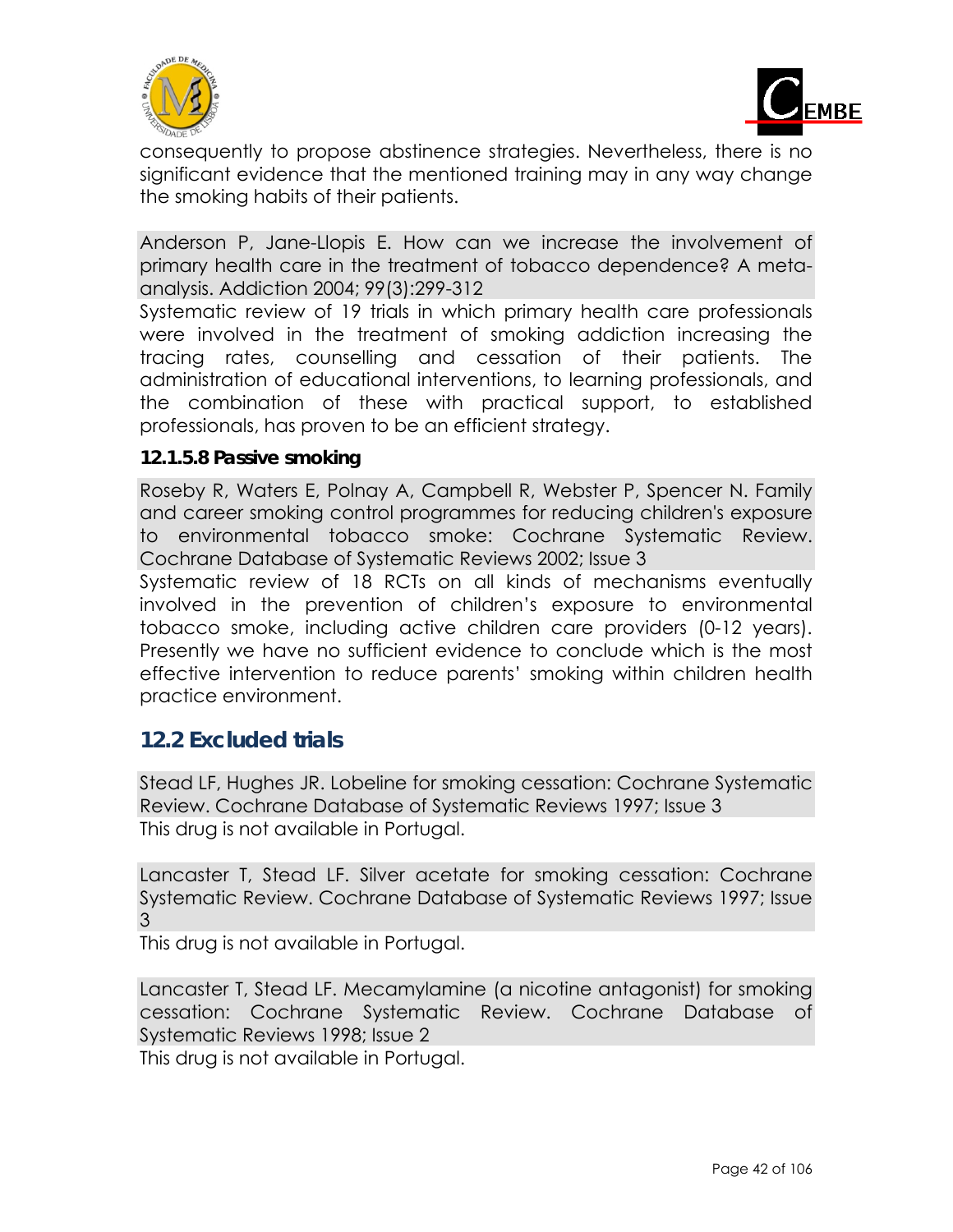consequently to propose abstinence strategies. Nevertheless, there is no significant evidence that the mentioned training may in any way change the smoking habits of their patients.

Anderson P, Jane-Llopis E. How can we increase the involvement of primary health care in the treatment of tobacco dependence? A meta-analysis. Addiction 2004; 99(3):299-312

Systematic review of 19 trials in which primary health care professionals were involved in the treatment of smoking addiction increasing the tracing rates, counselling and cessation of their patients. The administration of educational interventions, to learning professionals, and the combination of these with practical support, to established professionals, has proven to be an efficient strategy.

#### 12.1.5.8 Passive smoking

Roseby R, Waters E, Polnay A, Campbell R, Webster P, Spencer N. Family and career smoking control programmes for reducing children's exposure to environmental tobacco smoke: Cochrane Systematic Review. Cochrane Database of Systematic Reviews 2002; Issue 3

Systematic review of 18 RCTs on all kinds of mechanisms eventually involved in the prevention of children's exposure to environmental tobacco smoke, including active children care providers (0-12 years). Presently we have no sufficient evidence to conclude which is the most effective intervention to reduce parents' smoking within children health practice environment.

## 12.2 Excluded trials

Stead LF, Hughes JR. Lobeline for smoking cessation: Cochrane Systematic Review. Cochrane Database of Systematic Reviews 1997; Issue 3

This drug is not available in Portugal.

Lancaster T, Stead LF. Silver acetate for smoking cessation: Cochrane Systematic Review. Cochrane Database of Systematic Reviews 1997; Issue 3

This drug is not available in Portugal.

Lancaster T, Stead LF. Mecamylamine (a nicotine antagonist) for smoking cessation: Cochrane Systematic Review. Cochrane Database of Systematic Reviews 1998; Issue 2

This drug is not available in Portugal.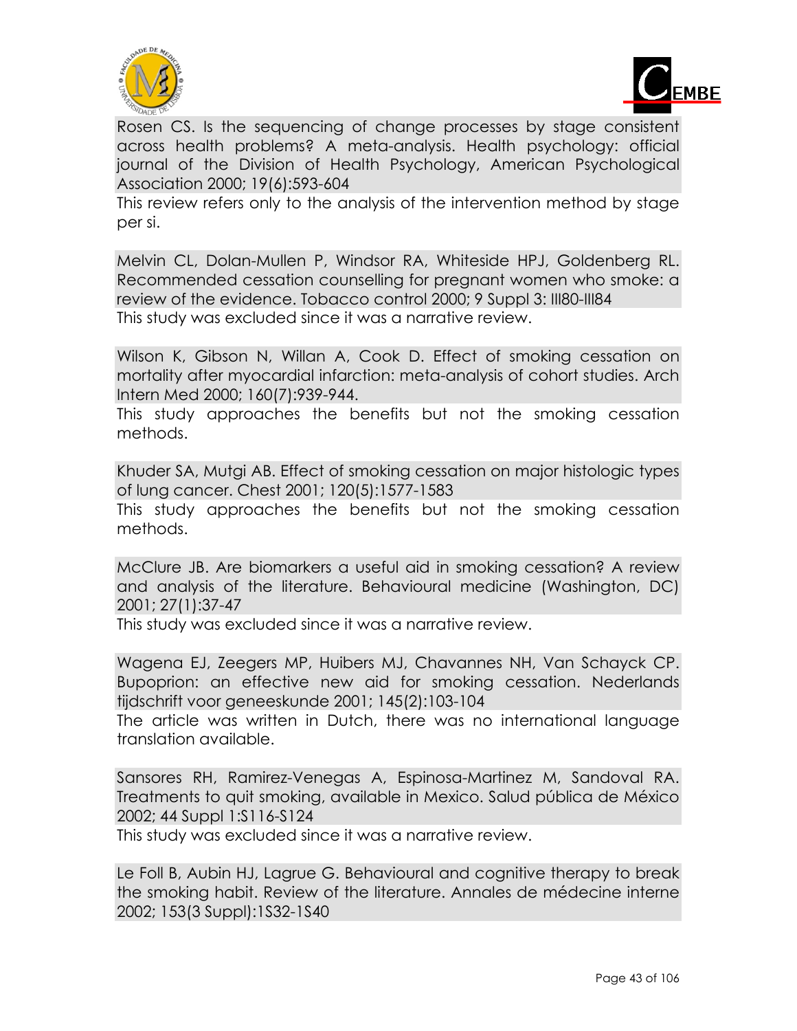Rosen CS. Is the sequencing of change processes by stage consistent across health problems? A meta-analysis. Health psychology: official journal of the Division of Health Psychology, American Psychological Association 2000; 19(6):593-604

This review refers only to the analysis of the intervention method by stage per si.

Melvin CL, Dolan-Mullen P, Windsor RA, Whiteside HPJ, Goldenberg RL. Recommended cessation counselling for pregnant women who smoke: a review of the evidence. Tobacco control 2000; 9 Suppl 3: III80-III84

This study was excluded since it was a narrative review.

Wilson K, Gibson N, Willan A, Cook D. Effect of smoking cessation on mortality after myocardial infarction: meta-analysis of cohort studies. Arch Intern Med 2000; 160(7):939-944.

This study approaches the benefits but not the smoking cessation methods.

Khuder SA, Mutgi AB. Effect of smoking cessation on major histologic types of lung cancer. Chest 2001; 120(5):1577-1583

This study approaches the benefits but not the smoking cessation methods.

McClure JB. Are biomarkers a useful aid in smoking cessation? A review and analysis of the literature. Behavioural medicine (Washington, DC) 2001; 27(1):37-47

This study was excluded since it was a narrative review.

Wagena EJ, Zeegers MP, Huibers MJ, Chavannes NH, Van Schayck CP. Bupoprion: an effective new aid for smoking cessation. Nederlands tijdschrift voor geneeskunde 2001; 145(2):103-104

The article was written in Dutch, there was no international language translation available.

Sansores RH, Ramirez-Venegas A, Espinosa-Martinez M, Sandoval RA. Treatments to quit smoking, available in Mexico. Salud pública de México 2002; 44 Suppl 1:S116-S124

This study was excluded since it was a narrative review.

Le Foll B, Aubin HJ, Lagrue G. Behavioural and cognitive therapy to break the smoking habit. Review of the literature. Annales de médecine interne 2002; 153(3 Suppl):1S32-1S40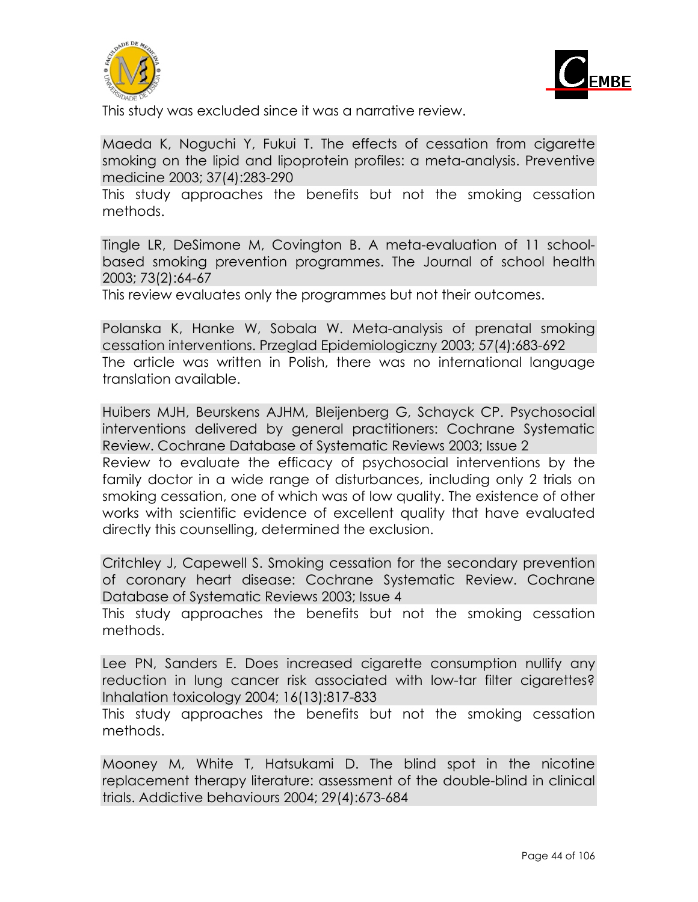This study was excluded since it was a narrative review.

Maeda K, Noguchi Y, Fukui T. The effects of cessation from cigarette smoking on the lipid and lipoprotein profiles: a meta-analysis. Preventive medicine 2003; 37(4):283-290

This study approaches the benefits but not the smoking cessation methods.

Tingle LR, DeSimone M, Covington B. A meta-evaluation of 11 school-based smoking prevention programmes. The Journal of school health 2003; 73(2):64-67

This review evaluates only the programmes but not their outcomes.

Polanska K, Hanke W, Sobala W. Meta-analysis of prenatal smoking cessation interventions. Przeglad Epidemiologiczny 2003; 57(4):683-692

The article was written in Polish, there was no international language translation available.

Huibers MJH, Beurskens AJHM, Bleijenberg G, Schayck CP. Psychosocial interventions delivered by general practitioners: Cochrane Systematic Review. Cochrane Database of Systematic Reviews 2003; Issue 2

Review to evaluate the efficacy of psychosocial interventions by the family doctor in a wide range of disturbances, including only 2 trials on smoking cessation, one of which was of low quality. The existence of other works with scientific evidence of excellent quality that have evaluated directly this counselling, determined the exclusion.

Critchley J, Capewell S. Smoking cessation for the secondary prevention of coronary heart disease: Cochrane Systematic Review. Cochrane Database of Systematic Reviews 2003; Issue 4

This study approaches the benefits but not the smoking cessation methods.

Lee PN, Sanders E. Does increased cigarette consumption nullify any reduction in lung cancer risk associated with low-tar filter cigarettes? Inhalation toxicology 2004; 16(13):817-833

This study approaches the benefits but not the smoking cessation methods.

Mooney M, White T, Hatsukami D. The blind spot in the nicotine replacement therapy literature: assessment of the double-blind in clinical trials. Addictive behaviours 2004; 29(4):673-684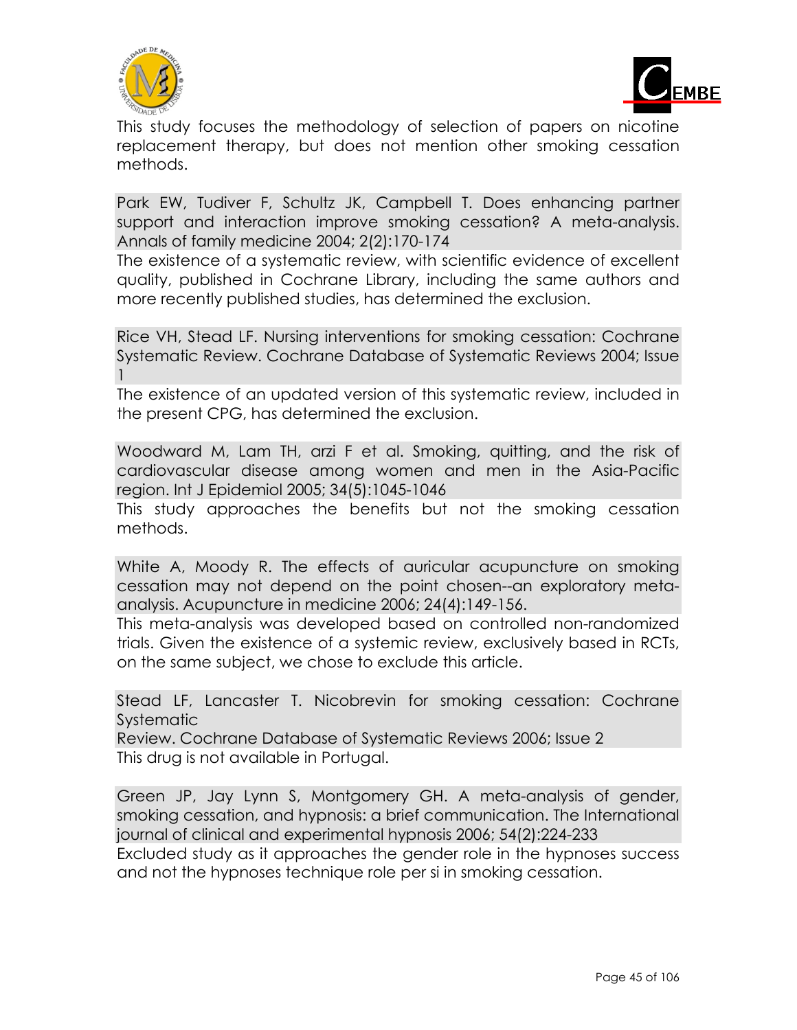This study focuses the methodology of selection of papers on nicotine replacement therapy, but does not mention other smoking cessation methods.

Park EW, Tudiver F, Schultz JK, Campbell T. Does enhancing partner support and interaction improve smoking cessation? A meta-analysis. Annals of family medicine 2004; 2(2):170-174

The existence of a systematic review, with scientific evidence of excellent quality, published in Cochrane Library, including the same authors and more recently published studies, has determined the exclusion.

Rice VH, Stead LF. Nursing interventions for smoking cessation: Cochrane Systematic Review. Cochrane Database of Systematic Reviews 2004; Issue 1

The existence of an updated version of this systematic review, included in the present CPG, has determined the exclusion.

Woodward M, Lam TH, arzi F et al. Smoking, quitting, and the risk of cardiovascular disease among women and men in the Asia-Pacific region. Int J Epidemiol 2005; 34(5):1045-1046

This study approaches the benefits but not the smoking cessation methods.

White A, Moody R. The effects of auricular acupuncture on smoking cessation may not depend on the point chosen--an exploratory meta-analysis. Acupuncture in medicine 2006; 24(4):149-156.

This meta-analysis was developed based on controlled non-randomized trials. Given the existence of a systemic review, exclusively based in RCTs, on the same subject, we chose to exclude this article.

Stead LF, Lancaster T. Nicobrevin for smoking cessation: Cochrane Systematic
Review. Cochrane Database of Systematic Reviews 2006; Issue 2

This drug is not available in Portugal.

Green JP, Jay Lynn S, Montgomery GH. A meta-analysis of gender, smoking cessation, and hypnosis: a brief communication. The International journal of clinical and experimental hypnosis 2006; 54(2):224-233

Excluded study as it approaches the gender role in the hypnoses success and not the hypnoses technique role per si in smoking cessation.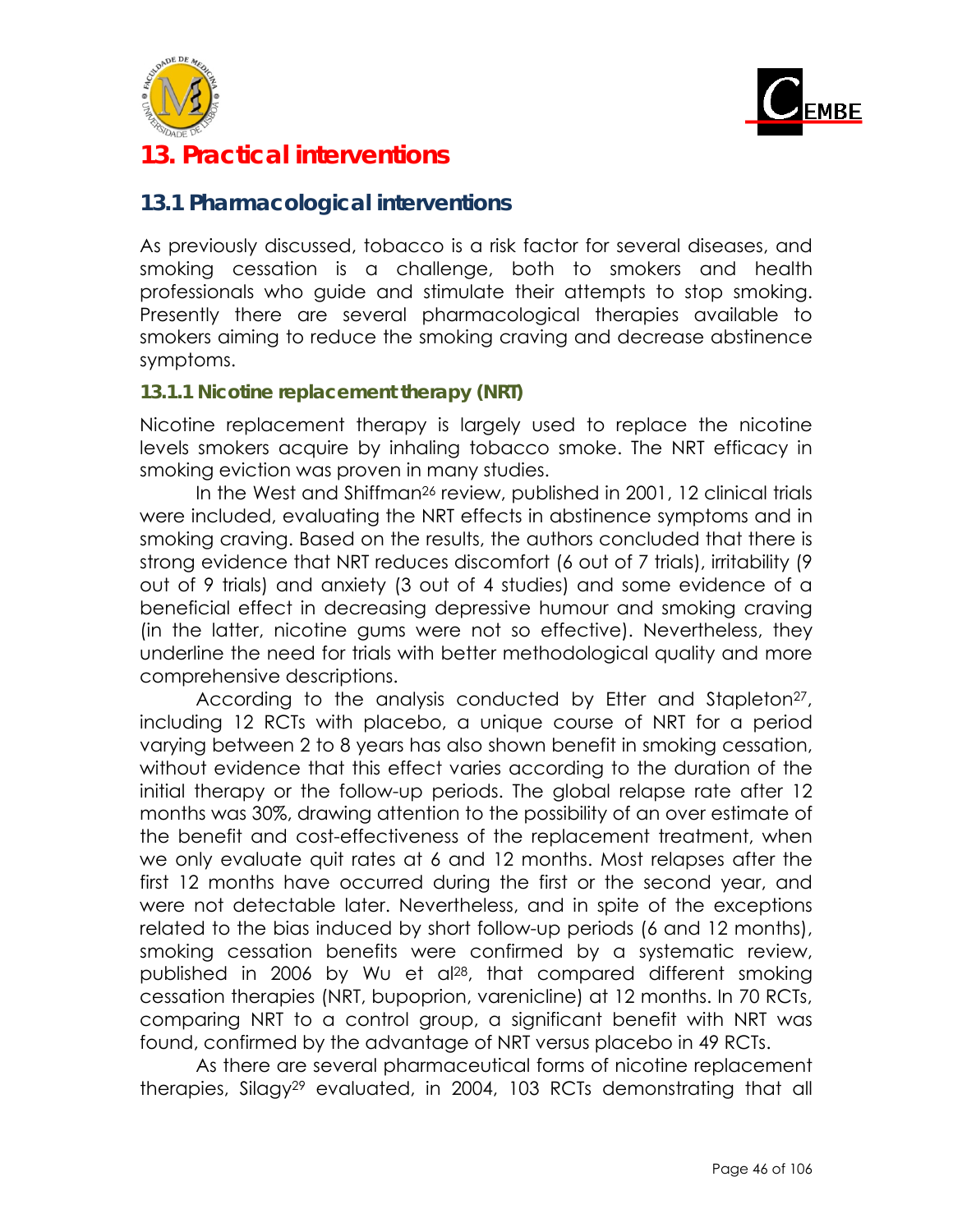# 13. Practical interventions

## 13.1 Pharmacological interventions

As previously discussed, tobacco is a risk factor for several diseases, and smoking cessation is a challenge, both to smokers and health professionals who guide and stimulate their attempts to stop smoking. Presently there are several pharmacological therapies available to smokers aiming to reduce the smoking craving and decrease abstinence symptoms.

### 13.1.1 Nicotine replacement therapy (NRT)

Nicotine replacement therapy is largely used to replace the nicotine levels smokers acquire by inhaling tobacco smoke. The NRT efficacy in smoking eviction was proven in many studies.

In the West and Shiffman[26] review, published in 2001, 12 clinical trials were included, evaluating the NRT effects in abstinence symptoms and in smoking craving. Based on the results, the authors concluded that there is strong evidence that NRT reduces discomfort (6 out of 7 trials), irritability (9 out of 9 trials) and anxiety (3 out of 4 studies) and some evidence of a beneficial effect in decreasing depressive humour and smoking craving (in the latter, nicotine gums were not so effective). Nevertheless, they underline the need for trials with better methodological quality and more comprehensive descriptions.

According to the analysis conducted by Etter and Stapleton[27], including 12 RCTs with placebo, a unique course of NRT for a period varying between 2 to 8 years has also shown benefit in smoking cessation, without evidence that this effect varies according to the duration of the initial therapy or the follow-up periods. The global relapse rate after 12 months was 30%, drawing attention to the possibility of an over estimate of the benefit and cost-effectiveness of the replacement treatment, when we only evaluate quit rates at 6 and 12 months. Most relapses after the first 12 months have occurred during the first or the second year, and were not detectable later. Nevertheless, and in spite of the exceptions related to the bias induced by short follow-up periods (6 and 12 months), smoking cessation benefits were confirmed by a systematic review, published in 2006 by Wu et al[28], that compared different smoking cessation therapies (NRT, bupoprion, varenicline) at 12 months. In 70 RCTs, comparing NRT to a control group, a significant benefit with NRT was found, confirmed by the advantage of NRT versus placebo in 49 RCTs.

As there are several pharmaceutical forms of nicotine replacement therapies, Silagy[29] evaluated, in 2004, 103 RCTs demonstrating that all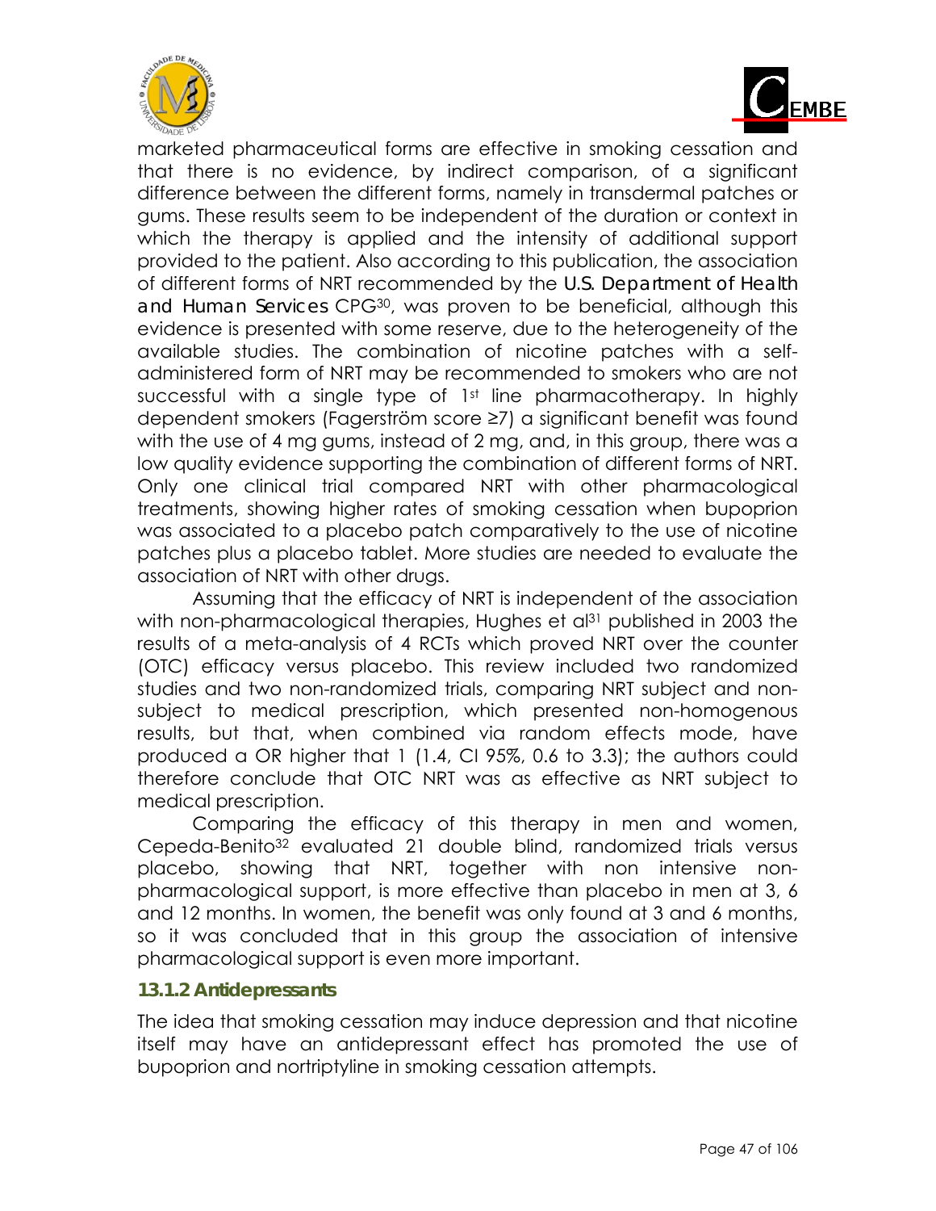marketed pharmaceutical forms are effective in smoking cessation and that there is no evidence, by indirect comparison, of a significant difference between the different forms, namely in transdermal patches or gums. These results seem to be independent of the duration or context in which the therapy is applied and the intensity of additional support provided to the patient. Also according to this publication, the association of different forms of NRT recommended by the *U.S. Department of Health and Human Services* CPG[30], was proven to be beneficial, although this evidence is presented with some reserve, due to the heterogeneity of the available studies. The combination of nicotine patches with a self-administered form of NRT may be recommended to smokers who are not successful with a single type of 1st line pharmacotherapy. In highly dependent smokers (Fagerström score ≥7) a significant benefit was found with the use of 4 mg gums, instead of 2 mg, and, in this group, there was a low quality evidence supporting the combination of different forms of NRT. Only one clinical trial compared NRT with other pharmacological treatments, showing higher rates of smoking cessation when bupoprion was associated to a placebo patch comparatively to the use of nicotine patches plus a placebo tablet. More studies are needed to evaluate the association of NRT with other drugs.

Assuming that the efficacy of NRT is independent of the association with non-pharmacological therapies, Hughes et al[31] published in 2003 the results of a meta-analysis of 4 RCTs which proved NRT over the counter (OTC) efficacy versus placebo. This review included two randomized studies and two non-randomized trials, comparing NRT subject and non-subject to medical prescription, which presented non-homogenous results, but that, when combined via random effects mode, have produced a OR higher that 1 (1.4, CI 95%, 0.6 to 3.3); the authors could therefore conclude that OTC NRT was as effective as NRT subject to medical prescription.

Comparing the efficacy of this therapy in men and women, Cepeda-Benito[32] evaluated 21 double blind, randomized trials versus placebo, showing that NRT, together with non intensive non-pharmacological support, is more effective than placebo in men at 3, 6 and 12 months. In women, the benefit was only found at 3 and 6 months, so it was concluded that in this group the association of intensive pharmacological support is even more important.

### 13.1.2 Antidepressants

The idea that smoking cessation may induce depression and that nicotine itself may have an antidepressant effect has promoted the use of bupoprion and nortriptyline in smoking cessation attempts.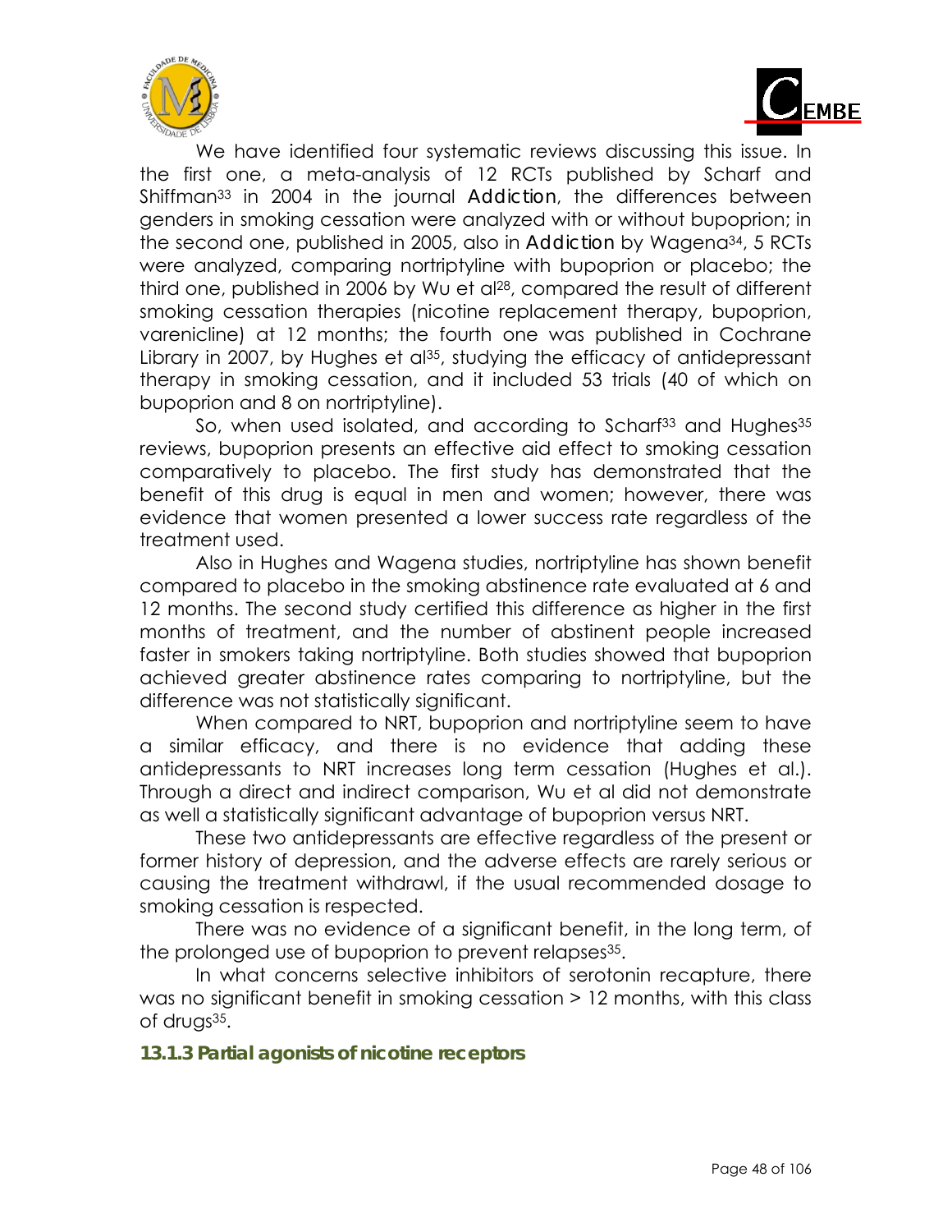We have identified four systematic reviews discussing this issue. In the first one, a meta-analysis of 12 RCTs published by Scharf and Shiffman[33] in 2004 in the journal *Addiction*, the differences between genders in smoking cessation were analyzed with or without bupoprion; in the second one, published in 2005, also in *Addiction* by Wagena[34], 5 RCTs were analyzed, comparing nortriptyline with bupoprion or placebo; the third one, published in 2006 by Wu et al[28], compared the result of different smoking cessation therapies (nicotine replacement therapy, bupoprion, varenicline) at 12 months; the fourth one was published in Cochrane Library in 2007, by Hughes et al[35], studying the efficacy of antidepressant therapy in smoking cessation, and it included 53 trials (40 of which on bupoprion and 8 on nortriptyline).

So, when used isolated, and according to Scharf[33] and Hughes[35] reviews, bupoprion presents an effective aid effect to smoking cessation comparatively to placebo. The first study has demonstrated that the benefit of this drug is equal in men and women; however, there was evidence that women presented a lower success rate regardless of the treatment used.

Also in Hughes and Wagena studies, nortriptyline has shown benefit compared to placebo in the smoking abstinence rate evaluated at 6 and 12 months. The second study certified this difference as higher in the first months of treatment, and the number of abstinent people increased faster in smokers taking nortriptyline. Both studies showed that bupoprion achieved greater abstinence rates comparing to nortriptyline, but the difference was not statistically significant.

When compared to NRT, bupoprion and nortriptyline seem to have a similar efficacy, and there is no evidence that adding these antidepressants to NRT increases long term cessation (Hughes et al.). Through a direct and indirect comparison, Wu et al did not demonstrate as well a statistically significant advantage of bupoprion versus NRT.

These two antidepressants are effective regardless of the present or former history of depression, and the adverse effects are rarely serious or causing the treatment withdrawl, if the usual recommended dosage to smoking cessation is respected.

There was no evidence of a significant benefit, in the long term, of the prolonged use of bupoprion to prevent relapses[35].

In what concerns selective inhibitors of serotonin recapture, there was no significant benefit in smoking cessation > 12 months, with this class of drugs[35].

### 13.1.3 Partial agonists of nicotine receptors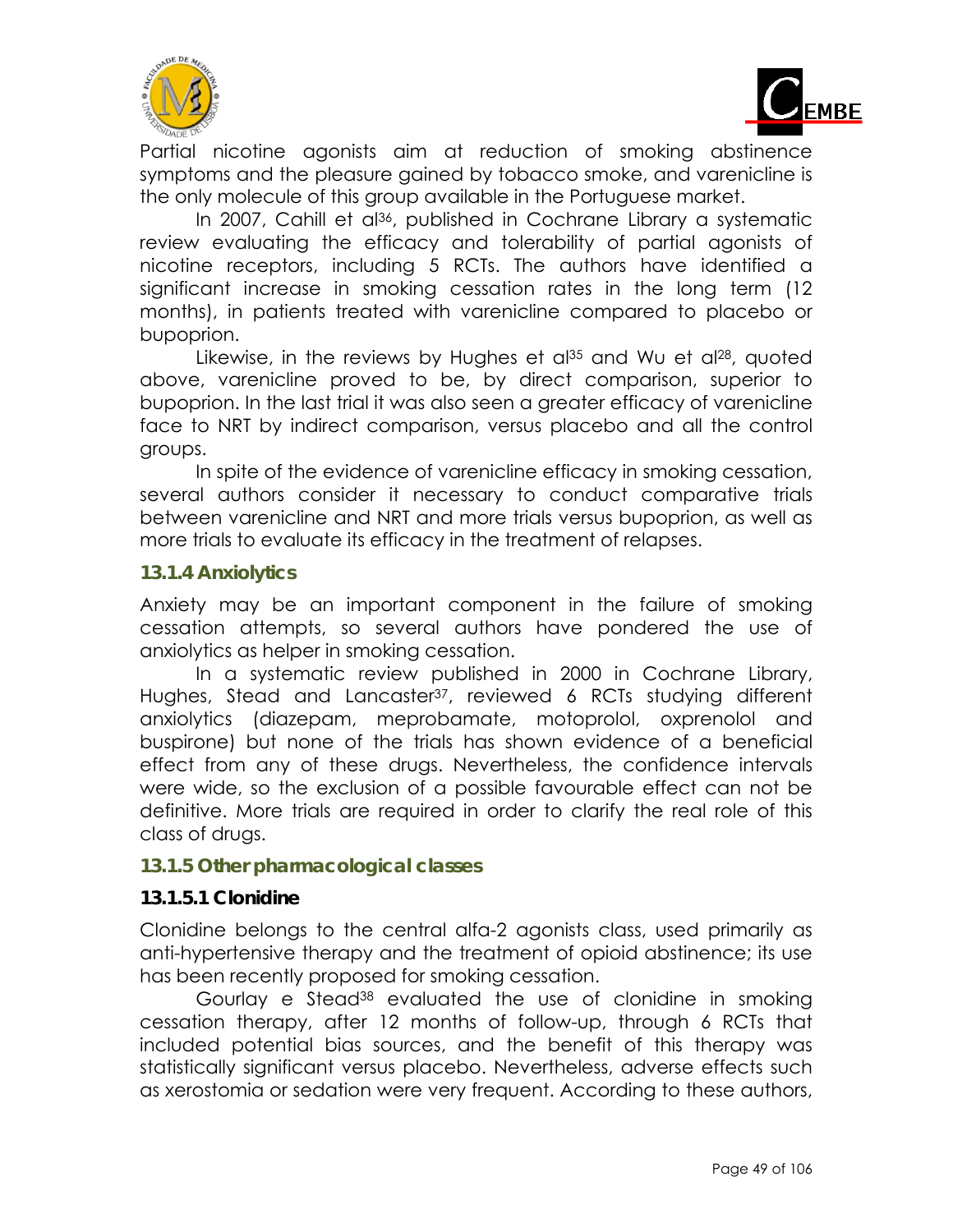Partial nicotine agonists aim at reduction of smoking abstinence symptoms and the pleasure gained by tobacco smoke, and varenicline is the only molecule of this group available in the Portuguese market.

In 2007, Cahill et al[36], published in Cochrane Library a systematic review evaluating the efficacy and tolerability of partial agonists of nicotine receptors, including 5 RCTs. The authors have identified a significant increase in smoking cessation rates in the long term (12 months), in patients treated with varenicline compared to placebo or bupoprion.

Likewise, in the reviews by Hughes et al[35] and Wu et al[28], quoted above, varenicline proved to be, by direct comparison, superior to bupoprion. In the last trial it was also seen a greater efficacy of varenicline face to NRT by indirect comparison, versus placebo and all the control groups.

In spite of the evidence of varenicline efficacy in smoking cessation, several authors consider it necessary to conduct comparative trials between varenicline and NRT and more trials versus bupoprion, as well as more trials to evaluate its efficacy in the treatment of relapses.

### 13.1.4 Anxiolytics

Anxiety may be an important component in the failure of smoking cessation attempts, so several authors have pondered the use of anxiolytics as helper in smoking cessation.

In a systematic review published in 2000 in Cochrane Library, Hughes, Stead and Lancaster[37], reviewed 6 RCTs studying different anxiolytics (diazepam, meprobamate, motoprolol, oxprenolol and buspirone) but none of the trials has shown evidence of a beneficial effect from any of these drugs. Nevertheless, the confidence intervals were wide, so the exclusion of a possible favourable effect can not be definitive. More trials are required in order to clarify the real role of this class of drugs.

### 13.1.5 Other pharmacological classes

#### 13.1.5.1 Clonidine

Clonidine belongs to the central alfa-2 agonists class, used primarily as anti-hypertensive therapy and the treatment of opioid abstinence; its use has been recently proposed for smoking cessation.

Gourlay e Stead[38] evaluated the use of clonidine in smoking cessation therapy, after 12 months of follow-up, through 6 RCTs that included potential bias sources, and the benefit of this therapy was statistically significant versus placebo. Nevertheless, adverse effects such as xerostomia or sedation were very frequent. According to these authors,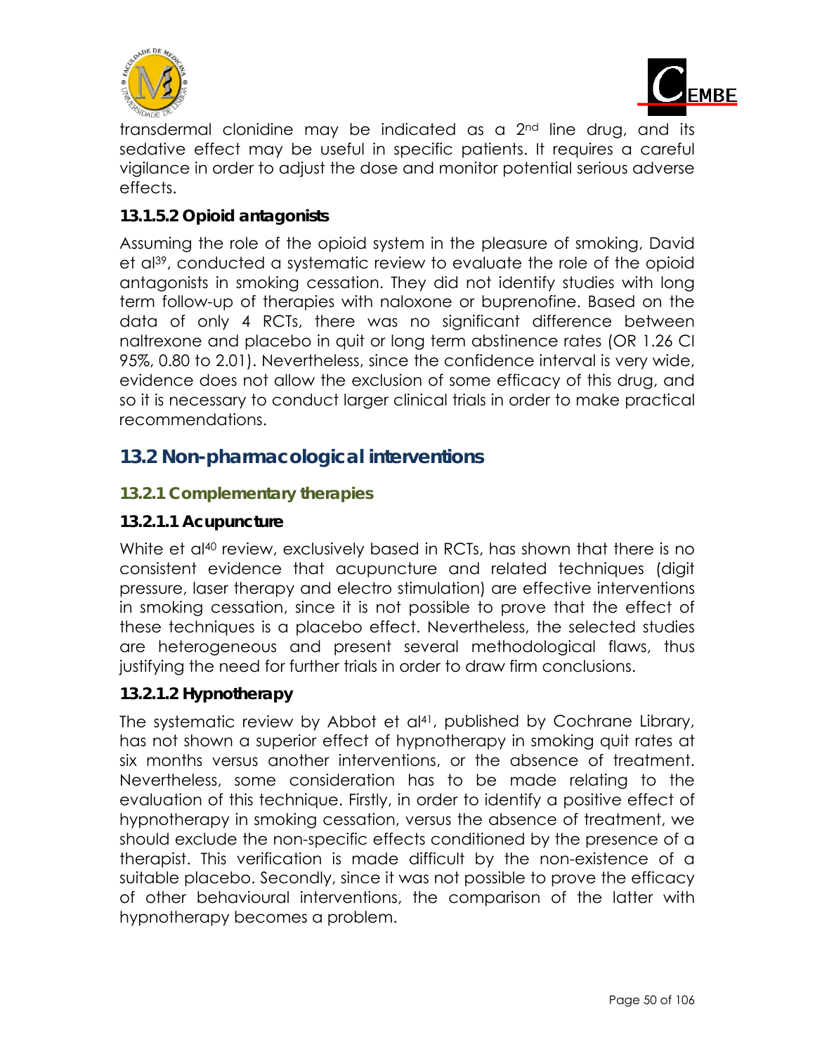transdermal clonidine may be indicated as a 2nd line drug, and its sedative effect may be useful in specific patients. It requires a careful vigilance in order to adjust the dose and monitor potential serious adverse effects.

#### 13.1.5.2 Opioid antagonists

Assuming the role of the opioid system in the pleasure of smoking, David et al[39], conducted a systematic review to evaluate the role of the opioid antagonists in smoking cessation. They did not identify studies with long term follow-up of therapies with naloxone or buprenofine. Based on the data of only 4 RCTs, there was no significant difference between naltrexone and placebo in quit or long term abstinence rates (OR 1.26 CI 95%, 0.80 to 2.01). Nevertheless, since the confidence interval is very wide, evidence does not allow the exclusion of some efficacy of this drug, and so it is necessary to conduct larger clinical trials in order to make practical recommendations.

## 13.2 Non-pharmacological interventions

### 13.2.1 Complementary therapies

#### 13.2.1.1 Acupuncture

White et al[40] review, exclusively based in RCTs, has shown that there is no consistent evidence that acupuncture and related techniques (digit pressure, laser therapy and electro stimulation) are effective interventions in smoking cessation, since it is not possible to prove that the effect of these techniques is a placebo effect. Nevertheless, the selected studies are heterogeneous and present several methodological flaws, thus justifying the need for further trials in order to draw firm conclusions.

#### 13.2.1.2 Hypnotherapy

The systematic review by Abbot et al[41], published by Cochrane Library, has not shown a superior effect of hypnotherapy in smoking quit rates at six months versus another interventions, or the absence of treatment. Nevertheless, some consideration has to be made relating to the evaluation of this technique. Firstly, in order to identify a positive effect of hypnotherapy in smoking cessation, versus the absence of treatment, we should exclude the non-specific effects conditioned by the presence of a therapist. This verification is made difficult by the non-existence of a suitable placebo. Secondly, since it was not possible to prove the efficacy of other behavioural interventions, the comparison of the latter with hypnotherapy becomes a problem.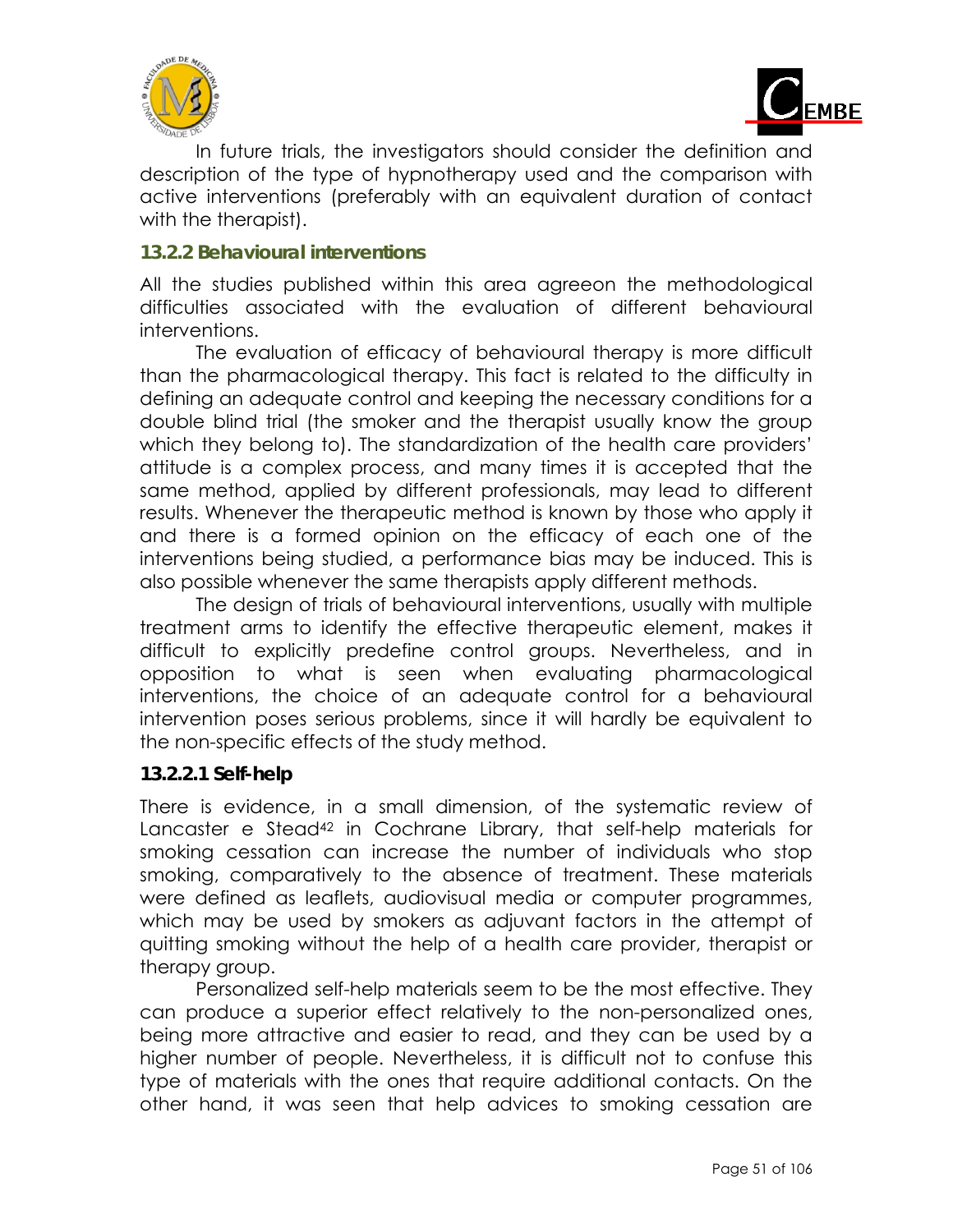In future trials, the investigators should consider the definition and description of the type of hypnotherapy used and the comparison with active interventions (preferably with an equivalent duration of contact with the therapist).

### 13.2.2 Behavioural interventions

All the studies published within this area agreeon the methodological difficulties associated with the evaluation of different behavioural interventions.

The evaluation of efficacy of behavioural therapy is more difficult than the pharmacological therapy. This fact is related to the difficulty in defining an adequate control and keeping the necessary conditions for a double blind trial (the smoker and the therapist usually know the group which they belong to). The standardization of the health care providers' attitude is a complex process, and many times it is accepted that the same method, applied by different professionals, may lead to different results. Whenever the therapeutic method is known by those who apply it and there is a formed opinion on the efficacy of each one of the interventions being studied, a performance bias may be induced. This is also possible whenever the same therapists apply different methods.

The design of trials of behavioural interventions, usually with multiple treatment arms to identify the effective therapeutic element, makes it difficult to explicitly predefine control groups. Nevertheless, and in opposition to what is seen when evaluating pharmacological interventions, the choice of an adequate control for a behavioural intervention poses serious problems, since it will hardly be equivalent to the non-specific effects of the study method.

#### 13.2.2.1 Self-help

There is evidence, in a small dimension, of the systematic review of Lancaster e Stead[42] in Cochrane Library, that self-help materials for smoking cessation can increase the number of individuals who stop smoking, comparatively to the absence of treatment. These materials were defined as leaflets, audiovisual media or computer programmes, which may be used by smokers as adjuvant factors in the attempt of quitting smoking without the help of a health care provider, therapist or therapy group.

Personalized self-help materials seem to be the most effective. They can produce a superior effect relatively to the non-personalized ones, being more attractive and easier to read, and they can be used by a higher number of people. Nevertheless, it is difficult not to confuse this type of materials with the ones that require additional contacts. On the other hand, it was seen that help advices to smoking cessation are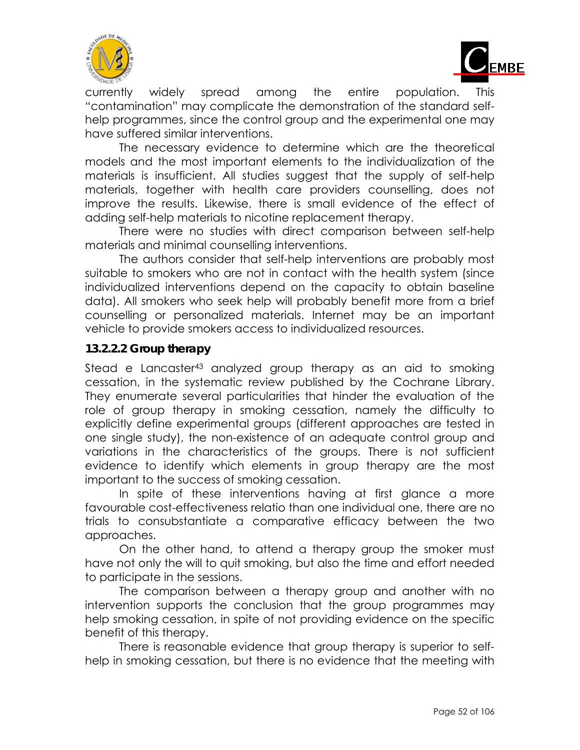currently widely spread among the entire population. This "contamination" may complicate the demonstration of the standard self-help programmes, since the control group and the experimental one may have suffered similar interventions.

The necessary evidence to determine which are the theoretical models and the most important elements to the individualization of the materials is insufficient. All studies suggest that the supply of self-help materials, together with health care providers counselling, does not improve the results. Likewise, there is small evidence of the effect of adding self-help materials to nicotine replacement therapy.

There were no studies with direct comparison between self-help materials and minimal counselling interventions.

The authors consider that self-help interventions are probably most suitable to smokers who are not in contact with the health system (since individualized interventions depend on the capacity to obtain baseline data). All smokers who seek help will probably benefit more from a brief counselling or personalized materials. Internet may be an important vehicle to provide smokers access to individualized resources.

#### 13.2.2.2 Group therapy

Stead e Lancaster[43] analyzed group therapy as an aid to smoking cessation, in the systematic review published by the Cochrane Library. They enumerate several particularities that hinder the evaluation of the role of group therapy in smoking cessation, namely the difficulty to explicitly define experimental groups (different approaches are tested in one single study), the non-existence of an adequate control group and variations in the characteristics of the groups. There is not sufficient evidence to identify which elements in group therapy are the most important to the success of smoking cessation.

In spite of these interventions having at first glance a more favourable cost-effectiveness relatio than one individual one, there are no trials to consubstantiate a comparative efficacy between the two approaches.

On the other hand, to attend a therapy group the smoker must have not only the will to quit smoking, but also the time and effort needed to participate in the sessions.

The comparison between a therapy group and another with no intervention supports the conclusion that the group programmes may help smoking cessation, in spite of not providing evidence on the specific benefit of this therapy.

There is reasonable evidence that group therapy is superior to self-help in smoking cessation, but there is no evidence that the meeting with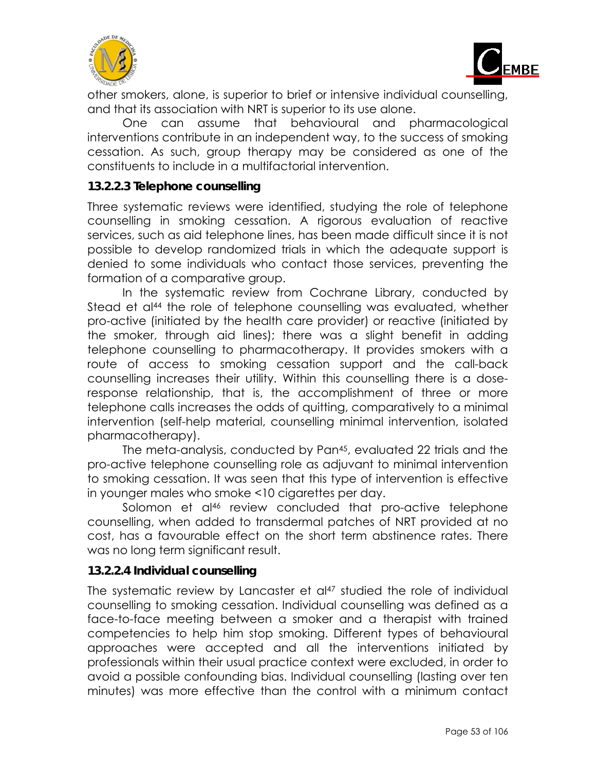other smokers, alone, is superior to brief or intensive individual counselling, and that its association with NRT is superior to its use alone.

One can assume that behavioural and pharmacological interventions contribute in an independent way, to the success of smoking cessation. As such, group therapy may be considered as one of the constituents to include in a multifactorial intervention.

### 13.2.2.3 Telephone counselling

Three systematic reviews were identified, studying the role of telephone counselling in smoking cessation. A rigorous evaluation of reactive services, such as aid telephone lines, has been made difficult since it is not possible to develop randomized trials in which the adequate support is denied to some individuals who contact those services, preventing the formation of a comparative group.

In the systematic review from Cochrane Library, conducted by Stead et al[44] the role of telephone counselling was evaluated, whether pro-active (initiated by the health care provider) or reactive (initiated by the smoker, through aid lines); there was a slight benefit in adding telephone counselling to pharmacotherapy. It provides smokers with a route of access to smoking cessation support and the call-back counselling increases their utility. Within this counselling there is a dose-response relationship, that is, the accomplishment of three or more telephone calls increases the odds of quitting, comparatively to a minimal intervention (self-help material, counselling minimal intervention, isolated pharmacotherapy).

The meta-analysis, conducted by Pan[45], evaluated 22 trials and the pro-active telephone counselling role as adjuvant to minimal intervention to smoking cessation. It was seen that this type of intervention is effective in younger males who smoke <10 cigarettes per day.

Solomon et al[46] review concluded that pro-active telephone counselling, when added to transdermal patches of NRT provided at no cost, has a favourable effect on the short term abstinence rates. There was no long term significant result.

### 13.2.2.4 Individual counselling

The systematic review by Lancaster et al[47] studied the role of individual counselling to smoking cessation. Individual counselling was defined as a face-to-face meeting between a smoker and a therapist with trained competencies to help him stop smoking. Different types of behavioural approaches were accepted and all the interventions initiated by professionals within their usual practice context were excluded, in order to avoid a possible confounding bias. Individual counselling (lasting over ten minutes) was more effective than the control with a minimum contact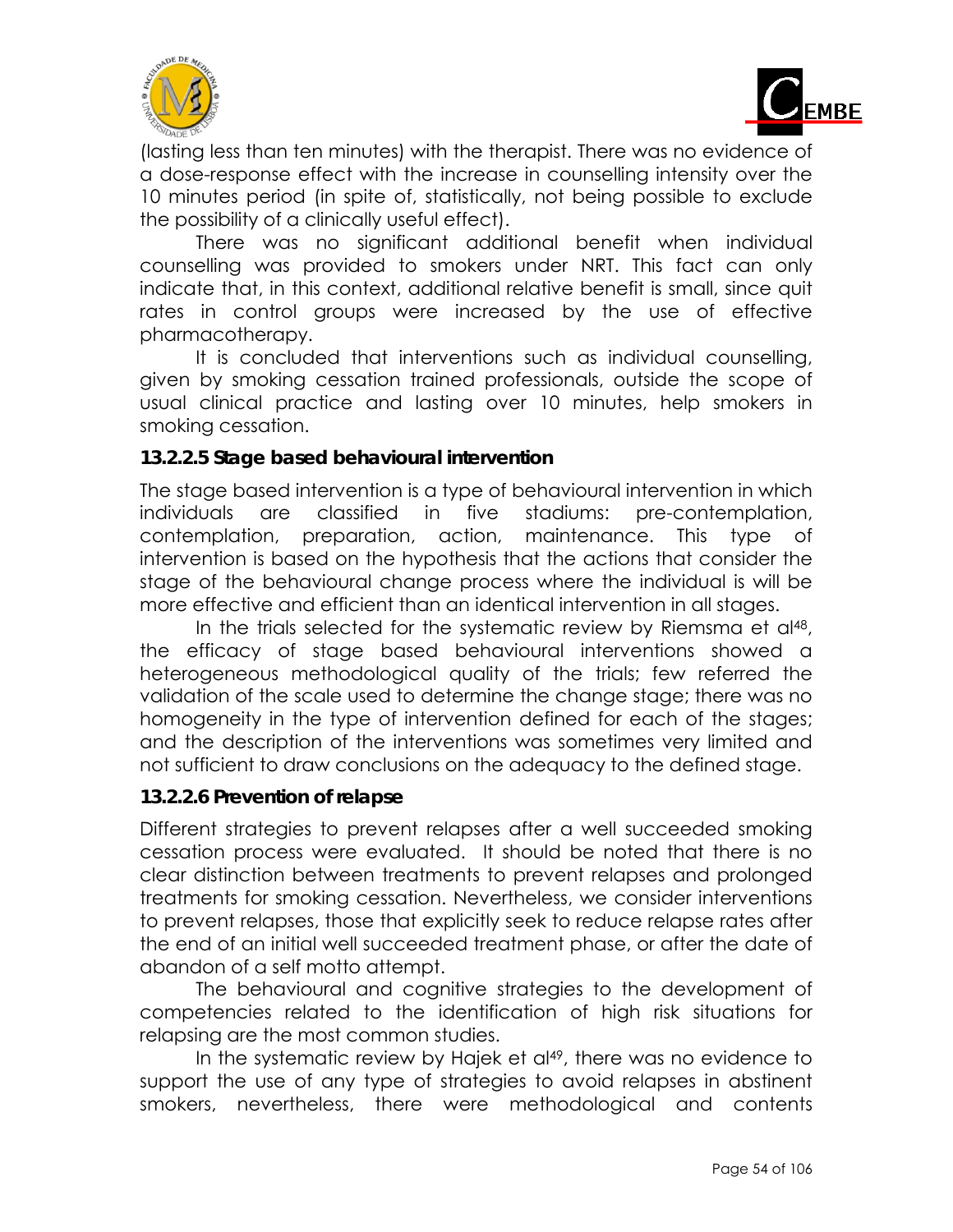(lasting less than ten minutes) with the therapist. There was no evidence of a dose-response effect with the increase in counselling intensity over the 10 minutes period (in spite of, statistically, not being possible to exclude the possibility of a clinically useful effect).

There was no significant additional benefit when individual counselling was provided to smokers under NRT. This fact can only indicate that, in this context, additional relative benefit is small, since quit rates in control groups were increased by the use of effective pharmacotherapy.

It is concluded that interventions such as individual counselling, given by smoking cessation trained professionals, outside the scope of usual clinical practice and lasting over 10 minutes, help smokers in smoking cessation.

#### 13.2.2.5 Stage based behavioural intervention

The stage based intervention is a type of behavioural intervention in which individuals are classified in five stadiums: pre-contemplation, contemplation, preparation, action, maintenance. This type of intervention is based on the hypothesis that the actions that consider the stage of the behavioural change process where the individual is will be more effective and efficient than an identical intervention in all stages.

In the trials selected for the systematic review by Riemsma et al[48], the efficacy of stage based behavioural interventions showed a heterogeneous methodological quality of the trials; few referred the validation of the scale used to determine the change stage; there was no homogeneity in the type of intervention defined for each of the stages; and the description of the interventions was sometimes very limited and not sufficient to draw conclusions on the adequacy to the defined stage.

#### 13.2.2.6 Prevention of relapse

Different strategies to prevent relapses after a well succeeded smoking cessation process were evaluated. It should be noted that there is no clear distinction between treatments to prevent relapses and prolonged treatments for smoking cessation. Nevertheless, we consider interventions to prevent relapses, those that explicitly seek to reduce relapse rates after the end of an initial well succeeded treatment phase, or after the date of abandon of a self motto attempt.

The behavioural and cognitive strategies to the development of competencies related to the identification of high risk situations for relapsing are the most common studies.

In the systematic review by Hajek et al[49], there was no evidence to support the use of any type of strategies to avoid relapses in abstinent smokers, nevertheless, there were methodological and contents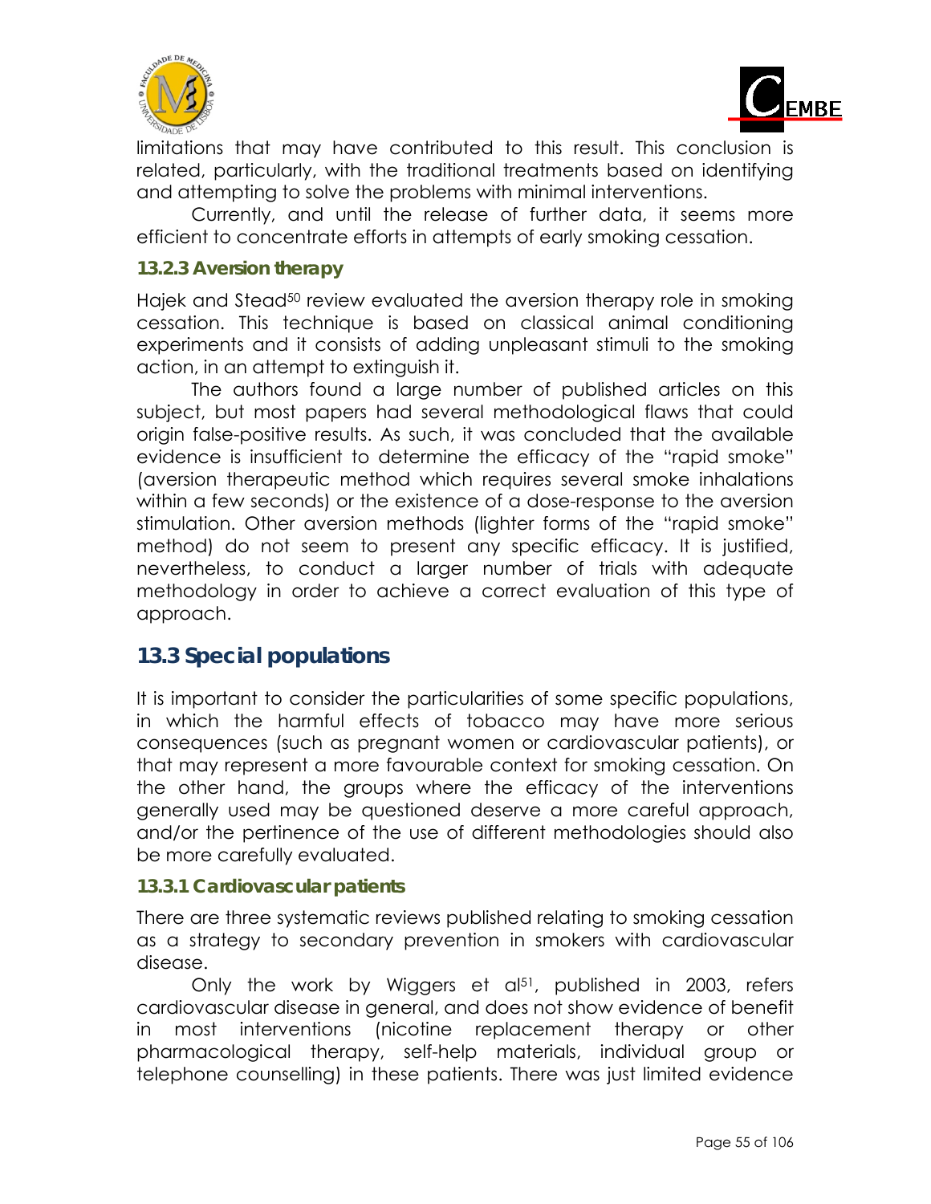limitations that may have contributed to this result. This conclusion is related, particularly, with the traditional treatments based on identifying and attempting to solve the problems with minimal interventions.

Currently, and until the release of further data, it seems more efficient to concentrate efforts in attempts of early smoking cessation.

### 13.2.3 Aversion therapy

Hajek and Stead[50] review evaluated the aversion therapy role in smoking cessation. This technique is based on classical animal conditioning experiments and it consists of adding unpleasant stimuli to the smoking action, in an attempt to extinguish it.

The authors found a large number of published articles on this subject, but most papers had several methodological flaws that could origin false-positive results. As such, it was concluded that the available evidence is insufficient to determine the efficacy of the "rapid smoke" (aversion therapeutic method which requires several smoke inhalations within a few seconds) or the existence of a dose-response to the aversion stimulation. Other aversion methods (lighter forms of the "rapid smoke" method) do not seem to present any specific efficacy. It is justified, nevertheless, to conduct a larger number of trials with adequate methodology in order to achieve a correct evaluation of this type of approach.

## 13.3 Special populations

It is important to consider the particularities of some specific populations, in which the harmful effects of tobacco may have more serious consequences (such as pregnant women or cardiovascular patients), or that may represent a more favourable context for smoking cessation. On the other hand, the groups where the efficacy of the interventions generally used may be questioned deserve a more careful approach, and/or the pertinence of the use of different methodologies should also be more carefully evaluated.

### 13.3.1 Cardiovascular patients

There are three systematic reviews published relating to smoking cessation as a strategy to secondary prevention in smokers with cardiovascular disease.

Only the work by Wiggers et al[51], published in 2003, refers cardiovascular disease in general, and does not show evidence of benefit in most interventions (nicotine replacement therapy or other pharmacological therapy, self-help materials, individual group or telephone counselling) in these patients. There was just limited evidence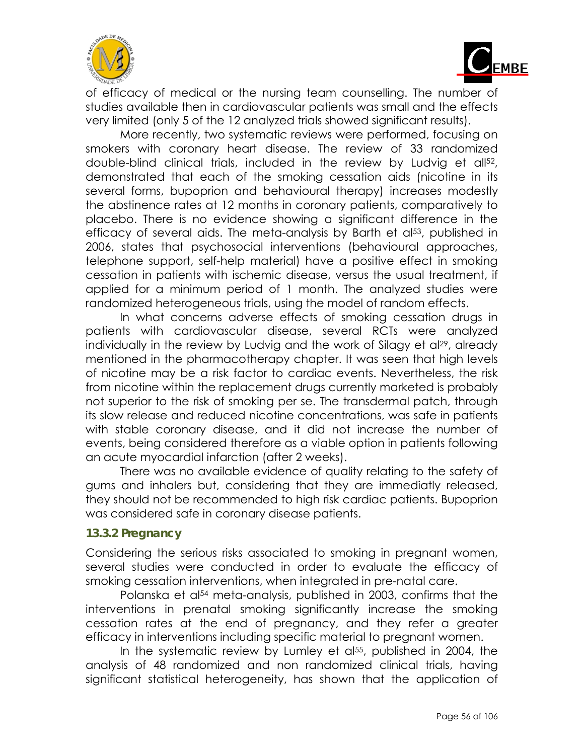of efficacy of medical or the nursing team counselling. The number of studies available then in cardiovascular patients was small and the effects very limited (only 5 of the 12 analyzed trials showed significant results).

More recently, two systematic reviews were performed, focusing on smokers with coronary heart disease. The review of 33 randomized double-blind clinical trials, included in the review by Ludvig et all[52], demonstrated that each of the smoking cessation aids (nicotine in its several forms, bupoprion and behavioural therapy) increases modestly the abstinence rates at 12 months in coronary patients, comparatively to placebo. There is no evidence showing a significant difference in the efficacy of several aids. The meta-analysis by Barth et al[53], published in 2006, states that psychosocial interventions (behavioural approaches, telephone support, self-help material) have a positive effect in smoking cessation in patients with ischemic disease, versus the usual treatment, if applied for a minimum period of 1 month. The analyzed studies were randomized heterogeneous trials, using the model of random effects.

In what concerns adverse effects of smoking cessation drugs in patients with cardiovascular disease, several RCTs were analyzed individually in the review by Ludvig and the work of Silagy et al[29], already mentioned in the pharmacotherapy chapter. It was seen that high levels of nicotine may be a risk factor to cardiac events. Nevertheless, the risk from nicotine within the replacement drugs currently marketed is probably not superior to the risk of smoking per se. The transdermal patch, through its slow release and reduced nicotine concentrations, was safe in patients with stable coronary disease, and it did not increase the number of events, being considered therefore as a viable option in patients following an acute myocardial infarction (after 2 weeks).

There was no available evidence of quality relating to the safety of gums and inhalers but, considering that they are immediatly released, they should not be recommended to high risk cardiac patients. Bupoprion was considered safe in coronary disease patients.

### 13.3.2 Pregnancy

Considering the serious risks associated to smoking in pregnant women, several studies were conducted in order to evaluate the efficacy of smoking cessation interventions, when integrated in pre-natal care.

Polanska et al[54] meta-analysis, published in 2003, confirms that the interventions in prenatal smoking significantly increase the smoking cessation rates at the end of pregnancy, and they refer a greater efficacy in interventions including specific material to pregnant women.

In the systematic review by Lumley et al[55], published in 2004, the analysis of 48 randomized and non randomized clinical trials, having significant statistical heterogeneity, has shown that the application of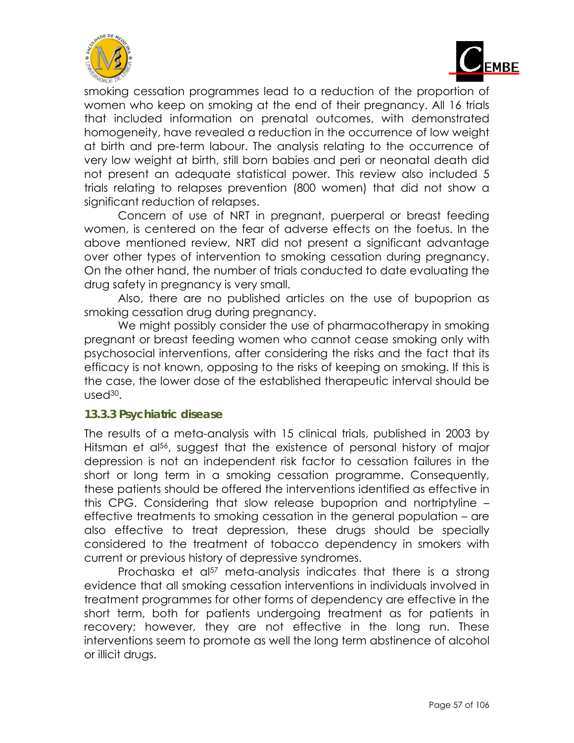smoking cessation programmes lead to a reduction of the proportion of women who keep on smoking at the end of their pregnancy. All 16 trials that included information on prenatal outcomes, with demonstrated homogeneity, have revealed a reduction in the occurrence of low weight at birth and pre-term labour. The analysis relating to the occurrence of very low weight at birth, still born babies and peri or neonatal death did not present an adequate statistical power. This review also included 5 trials relating to relapses prevention (800 women) that did not show a significant reduction of relapses.

Concern of use of NRT in pregnant, puerperal or breast feeding women, is centered on the fear of adverse effects on the foetus. In the above mentioned review, NRT did not present a significant advantage over other types of intervention to smoking cessation during pregnancy. On the other hand, the number of trials conducted to date evaluating the drug safety in pregnancy is very small.

Also, there are no published articles on the use of bupoprion as smoking cessation drug during pregnancy.

We might possibly consider the use of pharmacotherapy in smoking pregnant or breast feeding women who cannot cease smoking only with psychosocial interventions, after considering the risks and the fact that its efficacy is not known, opposing to the risks of keeping on smoking. If this is the case, the lower dose of the established therapeutic interval should be used[30].

### 13.3.3 Psychiatric disease

The results of a meta-analysis with 15 clinical trials, published in 2003 by Hitsman et al[56], suggest that the existence of personal history of major depression is not an independent risk factor to cessation failures in the short or long term in a smoking cessation programme. Consequently, these patients should be offered the interventions identified as effective in this CPG. Considering that slow release bupoprion and nortriptyline – effective treatments to smoking cessation in the general population – are also effective to treat depression, these drugs should be specially considered to the treatment of tobacco dependency in smokers with current or previous history of depressive syndromes.

Prochaska et al[57] meta-analysis indicates that there is a strong evidence that all smoking cessation interventions in individuals involved in treatment programmes for other forms of dependency are effective in the short term, both for patients undergoing treatment as for patients in recovery; however, they are not effective in the long run. These interventions seem to promote as well the long term abstinence of alcohol or illicit drugs.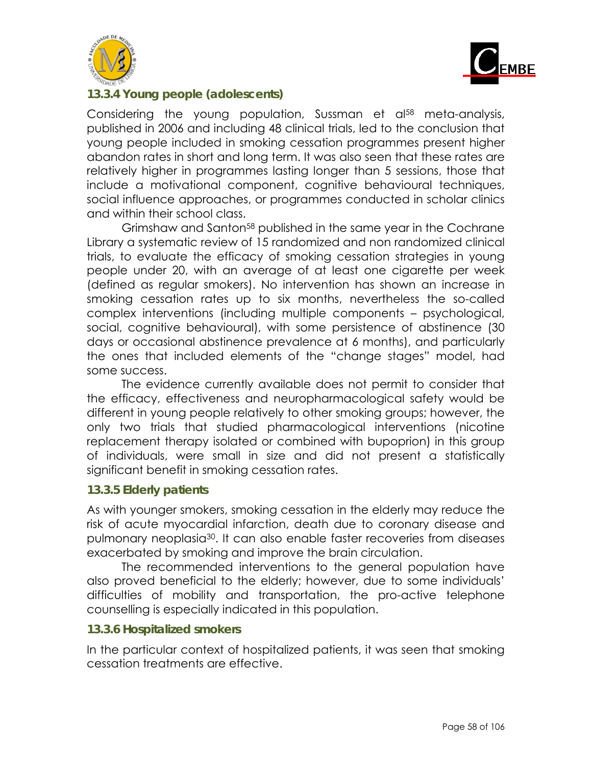### 13.3.4 Young people (adolescents)

Considering the young population, Sussman et al[58] meta-analysis, published in 2006 and including 48 clinical trials, led to the conclusion that young people included in smoking cessation programmes present higher abandon rates in short and long term. It was also seen that these rates are relatively higher in programmes lasting longer than 5 sessions, those that include a motivational component, cognitive behavioural techniques, social influence approaches, or programmes conducted in scholar clinics and within their school class.

Grimshaw and Santon[58] published in the same year in the Cochrane Library a systematic review of 15 randomized and non randomized clinical trials, to evaluate the efficacy of smoking cessation strategies in young people under 20, with an average of at least one cigarette per week (defined as regular smokers). No intervention has shown an increase in smoking cessation rates up to six months, nevertheless the so-called complex interventions (including multiple components – psychological, social, cognitive behavioural), with some persistence of abstinence (30 days or occasional abstinence prevalence at 6 months), and particularly the ones that included elements of the "change stages" model, had some success.

The evidence currently available does not permit to consider that the efficacy, effectiveness and neuropharmacological safety would be different in young people relatively to other smoking groups; however, the only two trials that studied pharmacological interventions (nicotine replacement therapy isolated or combined with bupoprion) in this group of individuals, were small in size and did not present a statistically significant benefit in smoking cessation rates.

### 13.3.5 Elderly patients

As with younger smokers, smoking cessation in the elderly may reduce the risk of acute myocardial infarction, death due to coronary disease and pulmonary neoplasia[30]. It can also enable faster recoveries from diseases exacerbated by smoking and improve the brain circulation.

The recommended interventions to the general population have also proved beneficial to the elderly; however, due to some individuals' difficulties of mobility and transportation, the pro-active telephone counselling is especially indicated in this population.

### 13.3.6 Hospitalized smokers

In the particular context of hospitalized patients, it was seen that smoking cessation treatments are effective.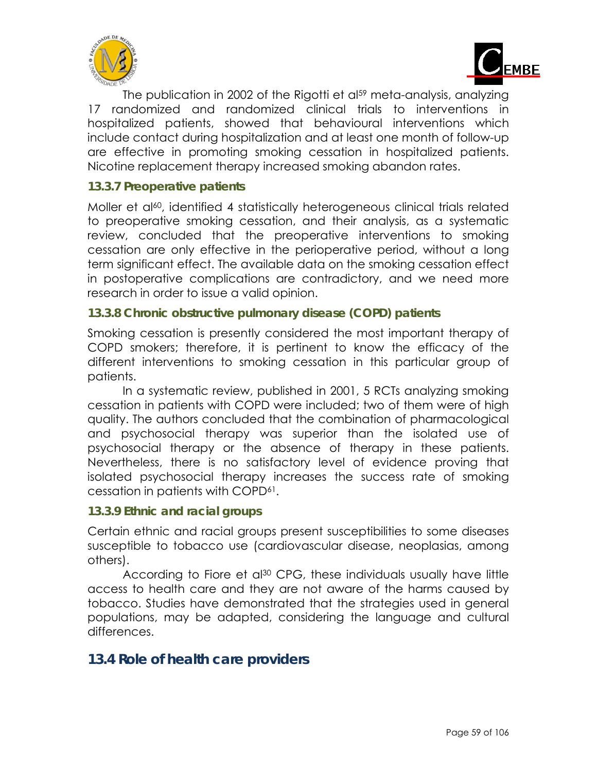The publication in 2002 of the Rigotti et al[59] meta-analysis, analyzing 17 randomized and randomized clinical trials to interventions in hospitalized patients, showed that behavioural interventions which include contact during hospitalization and at least one month of follow-up are effective in promoting smoking cessation in hospitalized patients. Nicotine replacement therapy increased smoking abandon rates.

### 13.3.7 Preoperative patients

Moller et al[60], identified 4 statistically heterogeneous clinical trials related to preoperative smoking cessation, and their analysis, as a systematic review, concluded that the preoperative interventions to smoking cessation are only effective in the perioperative period, without a long term significant effect. The available data on the smoking cessation effect in postoperative complications are contradictory, and we need more research in order to issue a valid opinion.

### 13.3.8 Chronic obstructive pulmonary disease (COPD) patients

Smoking cessation is presently considered the most important therapy of COPD smokers; therefore, it is pertinent to know the efficacy of the different interventions to smoking cessation in this particular group of patients.

In a systematic review, published in 2001, 5 RCTs analyzing smoking cessation in patients with COPD were included; two of them were of high quality. The authors concluded that the combination of pharmacological and psychosocial therapy was superior than the isolated use of psychosocial therapy or the absence of therapy in these patients. Nevertheless, there is no satisfactory level of evidence proving that isolated psychosocial therapy increases the success rate of smoking cessation in patients with COPD[61].

### 13.3.9 Ethnic and racial groups

Certain ethnic and racial groups present susceptibilities to some diseases susceptible to tobacco use (cardiovascular disease, neoplasias, among others).

According to Fiore et al[30] CPG, these individuals usually have little access to health care and they are not aware of the harms caused by tobacco. Studies have demonstrated that the strategies used in general populations, may be adapted, considering the language and cultural differences.

## 13.4 Role of health care providers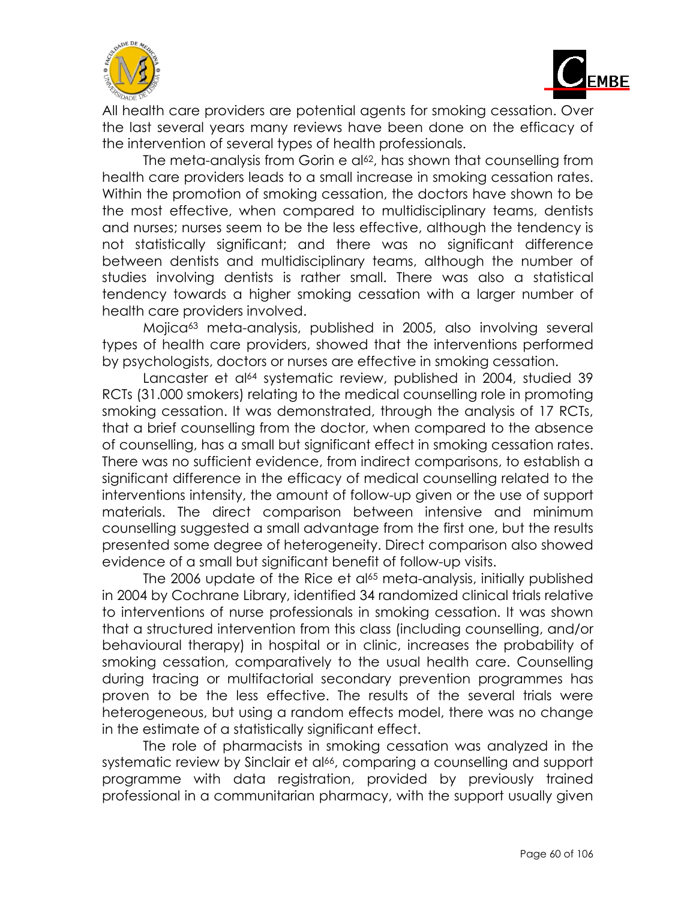All health care providers are potential agents for smoking cessation. Over the last several years many reviews have been done on the efficacy of the intervention of several types of health professionals.

The meta-analysis from Gorin e al[62], has shown that counselling from health care providers leads to a small increase in smoking cessation rates. Within the promotion of smoking cessation, the doctors have shown to be the most effective, when compared to multidisciplinary teams, dentists and nurses; nurses seem to be the less effective, although the tendency is not statistically significant; and there was no significant difference between dentists and multidisciplinary teams, although the number of studies involving dentists is rather small. There was also a statistical tendency towards a higher smoking cessation with a larger number of health care providers involved.

Mojica[63] meta-analysis, published in 2005, also involving several types of health care providers, showed that the interventions performed by psychologists, doctors or nurses are effective in smoking cessation.

Lancaster et al[64] systematic review, published in 2004, studied 39 RCTs (31.000 smokers) relating to the medical counselling role in promoting smoking cessation. It was demonstrated, through the analysis of 17 RCTs, that a brief counselling from the doctor, when compared to the absence of counselling, has a small but significant effect in smoking cessation rates. There was no sufficient evidence, from indirect comparisons, to establish a significant difference in the efficacy of medical counselling related to the interventions intensity, the amount of follow-up given or the use of support materials. The direct comparison between intensive and minimum counselling suggested a small advantage from the first one, but the results presented some degree of heterogeneity. Direct comparison also showed evidence of a small but significant benefit of follow-up visits.

The 2006 update of the Rice et al[65] meta-analysis, initially published in 2004 by Cochrane Library, identified 34 randomized clinical trials relative to interventions of nurse professionals in smoking cessation. It was shown that a structured intervention from this class (including counselling, and/or behavioural therapy) in hospital or in clinic, increases the probability of smoking cessation, comparatively to the usual health care. Counselling during tracing or multifactorial secondary prevention programmes has proven to be the less effective. The results of the several trials were heterogeneous, but using a random effects model, there was no change in the estimate of a statistically significant effect.

The role of pharmacists in smoking cessation was analyzed in the systematic review by Sinclair et al[66], comparing a counselling and support programme with data registration, provided by previously trained professional in a communitarian pharmacy, with the support usually given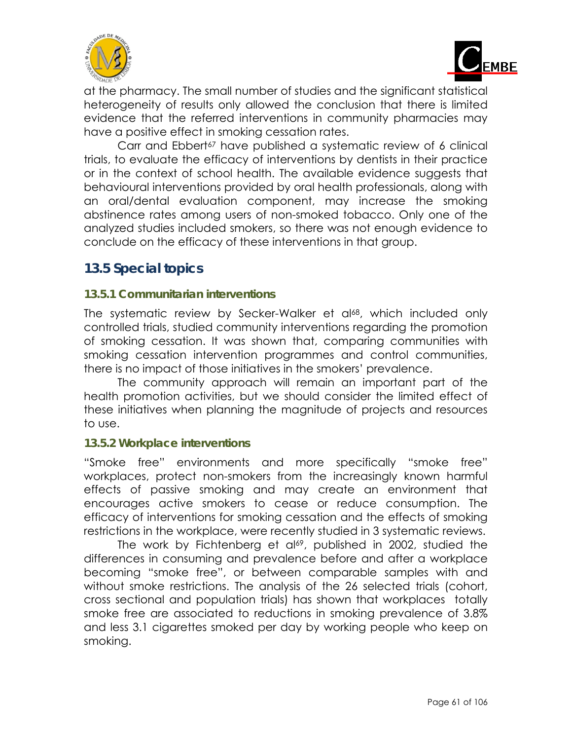at the pharmacy. The small number of studies and the significant statistical heterogeneity of results only allowed the conclusion that there is limited evidence that the referred interventions in community pharmacies may have a positive effect in smoking cessation rates.

Carr and Ebbert[67] have published a systematic review of 6 clinical trials, to evaluate the efficacy of interventions by dentists in their practice or in the context of school health. The available evidence suggests that behavioural interventions provided by oral health professionals, along with an oral/dental evaluation component, may increase the smoking abstinence rates among users of non-smoked tobacco. Only one of the analyzed studies included smokers, so there was not enough evidence to conclude on the efficacy of these interventions in that group.

## 13.5 Special topics

### 13.5.1 Communitarian interventions

The systematic review by Secker-Walker et al[68], which included only controlled trials, studied community interventions regarding the promotion of smoking cessation. It was shown that, comparing communities with smoking cessation intervention programmes and control communities, there is no impact of those initiatives in the smokers' prevalence.

The community approach will remain an important part of the health promotion activities, but we should consider the limited effect of these initiatives when planning the magnitude of projects and resources to use.

### 13.5.2 Workplace interventions

"Smoke free" environments and more specifically "smoke free" workplaces, protect non-smokers from the increasingly known harmful effects of passive smoking and may create an environment that encourages active smokers to cease or reduce consumption. The efficacy of interventions for smoking cessation and the effects of smoking restrictions in the workplace, were recently studied in 3 systematic reviews.

The work by Fichtenberg et al[69], published in 2002, studied the differences in consuming and prevalence before and after a workplace becoming "smoke free", or between comparable samples with and without smoke restrictions. The analysis of the 26 selected trials (cohort, cross sectional and population trials) has shown that workplaces totally smoke free are associated to reductions in smoking prevalence of 3.8% and less 3.1 cigarettes smoked per day by working people who keep on smoking.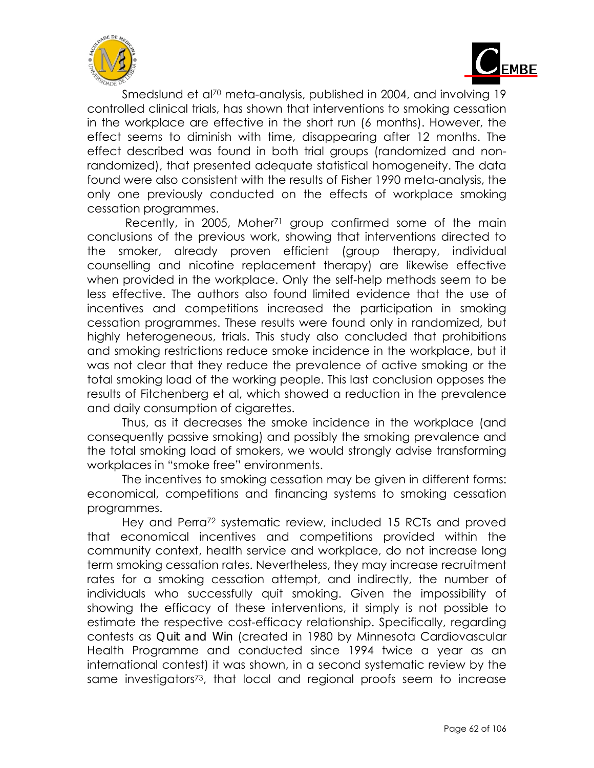Smedslund et al[70] meta-analysis, published in 2004, and involving 19 controlled clinical trials, has shown that interventions to smoking cessation in the workplace are effective in the short run (6 months). However, the effect seems to diminish with time, disappearing after 12 months. The effect described was found in both trial groups (randomized and non-randomized), that presented adequate statistical homogeneity. The data found were also consistent with the results of Fisher 1990 meta-analysis, the only one previously conducted on the effects of workplace smoking cessation programmes.

Recently, in 2005, Moher[71] group confirmed some of the main conclusions of the previous work, showing that interventions directed to the smoker, already proven efficient (group therapy, individual counselling and nicotine replacement therapy) are likewise effective when provided in the workplace. Only the self-help methods seem to be less effective. The authors also found limited evidence that the use of incentives and competitions increased the participation in smoking cessation programmes. These results were found only in randomized, but highly heterogeneous, trials. This study also concluded that prohibitions and smoking restrictions reduce smoke incidence in the workplace, but it was not clear that they reduce the prevalence of active smoking or the total smoking load of the working people. This last conclusion opposes the results of Fitchenberg et al, which showed a reduction in the prevalence and daily consumption of cigarettes.

Thus, as it decreases the smoke incidence in the workplace (and consequently passive smoking) and possibly the smoking prevalence and the total smoking load of smokers, we would strongly advise transforming workplaces in "smoke free" environments.

The incentives to smoking cessation may be given in different forms: economical, competitions and financing systems to smoking cessation programmes.

Hey and Perra[72] systematic review, included 15 RCTs and proved that economical incentives and competitions provided within the community context, health service and workplace, do not increase long term smoking cessation rates. Nevertheless, they may increase recruitment rates for a smoking cessation attempt, and indirectly, the number of individuals who successfully quit smoking. Given the impossibility of showing the efficacy of these interventions, it simply is not possible to estimate the respective cost-efficacy relationship. Specifically, regarding contests as *Quit and Win* (created in 1980 by Minnesota Cardiovascular Health Programme and conducted since 1994 twice a year as an international contest) it was shown, in a second systematic review by the same investigators[73], that local and regional proofs seem to increase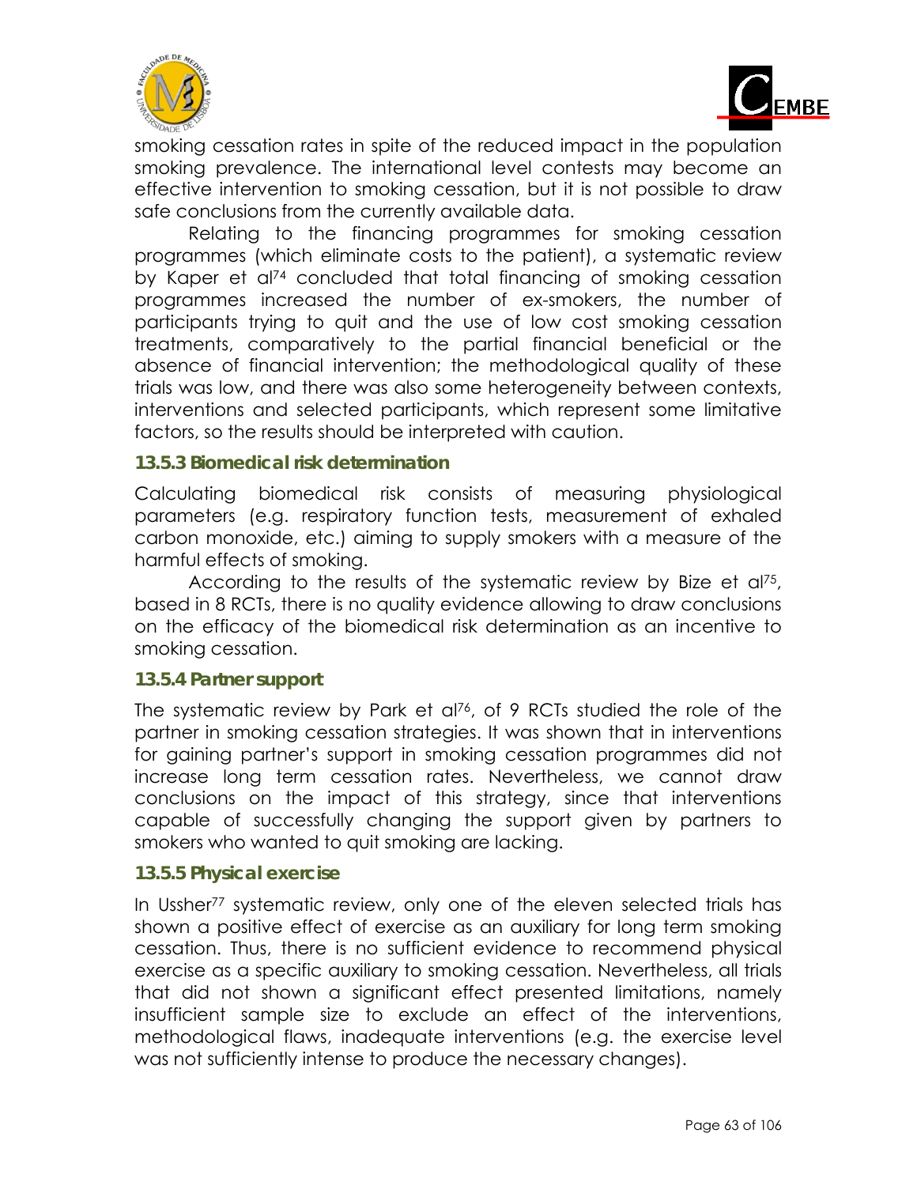smoking cessation rates in spite of the reduced impact in the population smoking prevalence. The international level contests may become an effective intervention to smoking cessation, but it is not possible to draw safe conclusions from the currently available data.

Relating to the financing programmes for smoking cessation programmes (which eliminate costs to the patient), a systematic review by Kaper et al[74] concluded that total financing of smoking cessation programmes increased the number of ex-smokers, the number of participants trying to quit and the use of low cost smoking cessation treatments, comparatively to the partial financial beneficial or the absence of financial intervention; the methodological quality of these trials was low, and there was also some heterogeneity between contexts, interventions and selected participants, which represent some limitative factors, so the results should be interpreted with caution.

### 13.5.3 Biomedical risk determination

Calculating biomedical risk consists of measuring physiological parameters (e.g. respiratory function tests, measurement of exhaled carbon monoxide, etc.) aiming to supply smokers with a measure of the harmful effects of smoking.

According to the results of the systematic review by Bize et al[75], based in 8 RCTs, there is no quality evidence allowing to draw conclusions on the efficacy of the biomedical risk determination as an incentive to smoking cessation.

### 13.5.4 Partner support

The systematic review by Park et al[76], of 9 RCTs studied the role of the partner in smoking cessation strategies. It was shown that in interventions for gaining partner's support in smoking cessation programmes did not increase long term cessation rates. Nevertheless, we cannot draw conclusions on the impact of this strategy, since that interventions capable of successfully changing the support given by partners to smokers who wanted to quit smoking are lacking.

### 13.5.5 Physical exercise

In Ussher[77] systematic review, only one of the eleven selected trials has shown a positive effect of exercise as an auxiliary for long term smoking cessation. Thus, there is no sufficient evidence to recommend physical exercise as a specific auxiliary to smoking cessation. Nevertheless, all trials that did not shown a significant effect presented limitations, namely insufficient sample size to exclude an effect of the interventions, methodological flaws, inadequate interventions (e.g. the exercise level was not sufficiently intense to produce the necessary changes).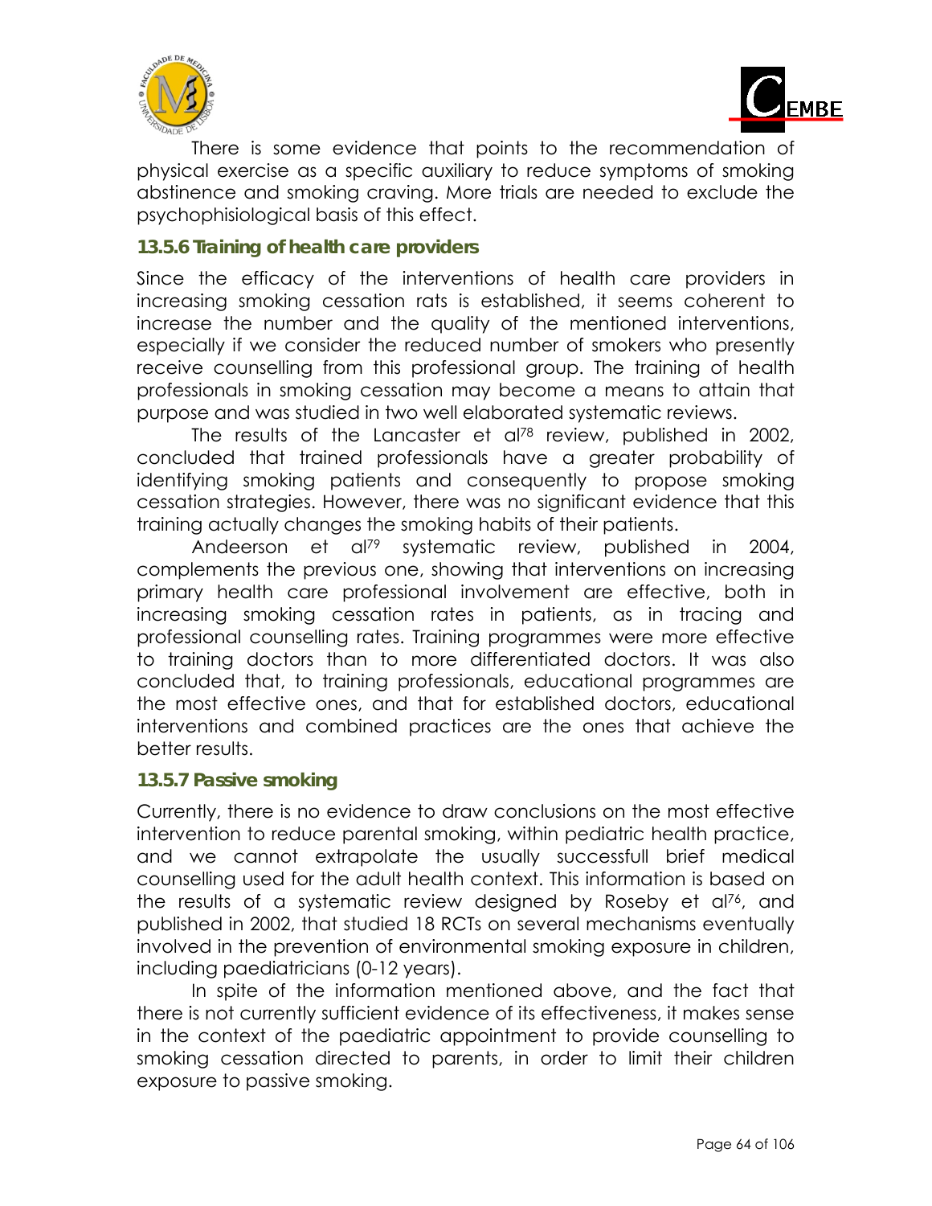There is some evidence that points to the recommendation of physical exercise as a specific auxiliary to reduce symptoms of smoking abstinence and smoking craving. More trials are needed to exclude the psychophisiological basis of this effect.

### 13.5.6 Training of health care providers

Since the efficacy of the interventions of health care providers in increasing smoking cessation rats is established, it seems coherent to increase the number and the quality of the mentioned interventions, especially if we consider the reduced number of smokers who presently receive counselling from this professional group. The training of health professionals in smoking cessation may become a means to attain that purpose and was studied in two well elaborated systematic reviews.

The results of the Lancaster et al[78] review, published in 2002, concluded that trained professionals have a greater probability of identifying smoking patients and consequently to propose smoking cessation strategies. However, there was no significant evidence that this training actually changes the smoking habits of their patients.

Andeerson et al[79] systematic review, published in 2004, complements the previous one, showing that interventions on increasing primary health care professional involvement are effective, both in increasing smoking cessation rates in patients, as in tracing and professional counselling rates. Training programmes were more effective to training doctors than to more differentiated doctors. It was also concluded that, to training professionals, educational programmes are the most effective ones, and that for established doctors, educational interventions and combined practices are the ones that achieve the better results.

### 13.5.7 Passive smoking

Currently, there is no evidence to draw conclusions on the most effective intervention to reduce parental smoking, within pediatric health practice, and we cannot extrapolate the usually successfull brief medical counselling used for the adult health context. This information is based on the results of a systematic review designed by Roseby et al[76], and published in 2002, that studied 18 RCTs on several mechanisms eventually involved in the prevention of environmental smoking exposure in children, including paediatricians (0-12 years).

In spite of the information mentioned above, and the fact that there is not currently sufficient evidence of its effectiveness, it makes sense in the context of the paediatric appointment to provide counselling to smoking cessation directed to parents, in order to limit their children exposure to passive smoking.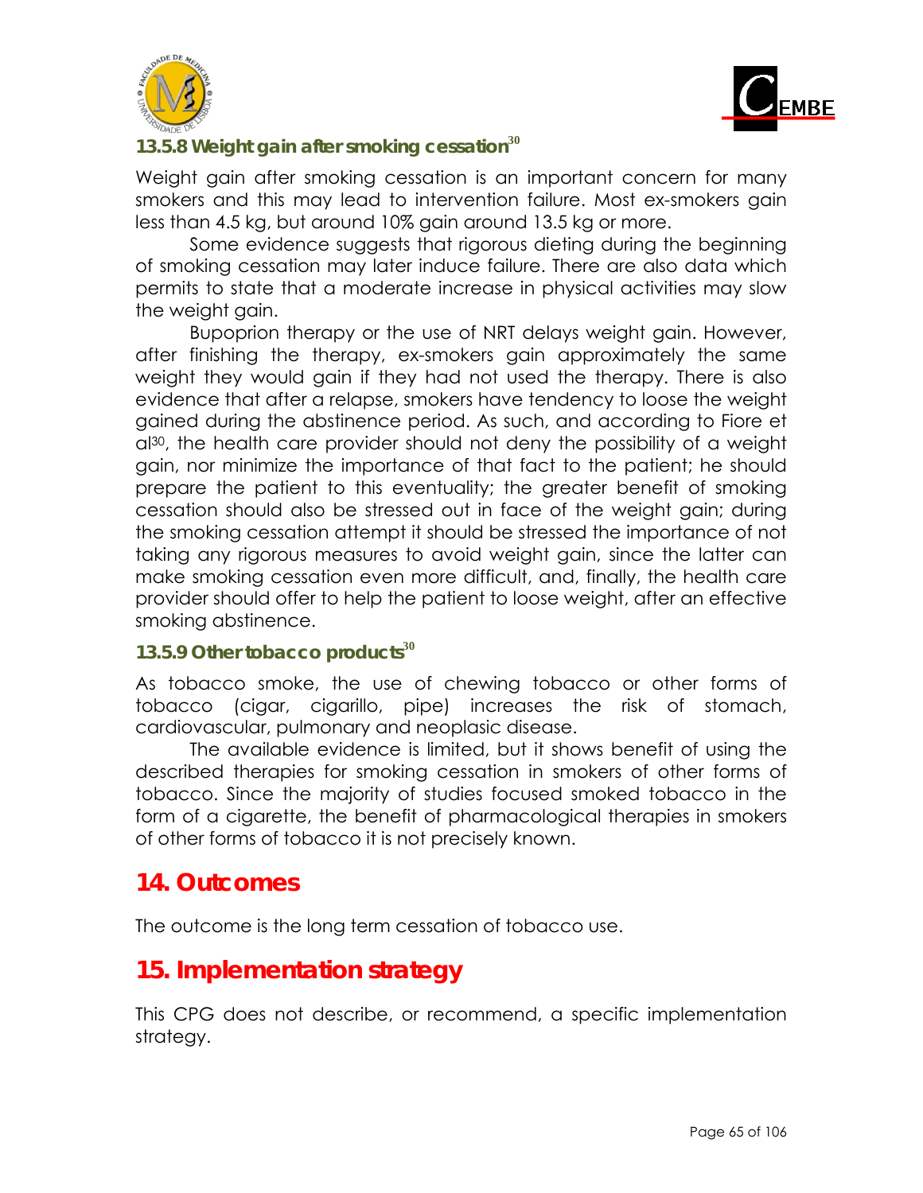### 13.5.8 Weight gain after smoking cessation[30]

Weight gain after smoking cessation is an important concern for many smokers and this may lead to intervention failure. Most ex-smokers gain less than 4.5 kg, but around 10% gain around 13.5 kg or more.

Some evidence suggests that rigorous dieting during the beginning of smoking cessation may later induce failure. There are also data which permits to state that a moderate increase in physical activities may slow the weight gain.

Bupoprion therapy or the use of NRT delays weight gain. However, after finishing the therapy, ex-smokers gain approximately the same weight they would gain if they had not used the therapy. There is also evidence that after a relapse, smokers have tendency to loose the weight gained during the abstinence period. As such, and according to Fiore et al[30], the health care provider should not deny the possibility of a weight gain, nor minimize the importance of that fact to the patient; he should prepare the patient to this eventuality; the greater benefit of smoking cessation should also be stressed out in face of the weight gain; during the smoking cessation attempt it should be stressed the importance of not taking any rigorous measures to avoid weight gain, since the latter can make smoking cessation even more difficult, and, finally, the health care provider should offer to help the patient to loose weight, after an effective smoking abstinence.

### 13.5.9 Other tobacco products[30]

As tobacco smoke, the use of chewing tobacco or other forms of tobacco (cigar, cigarillo, pipe) increases the risk of stomach, cardiovascular, pulmonary and neoplasic disease.

The available evidence is limited, but it shows benefit of using the described therapies for smoking cessation in smokers of other forms of tobacco. Since the majority of studies focused smoked tobacco in the form of a cigarette, the benefit of pharmacological therapies in smokers of other forms of tobacco it is not precisely known.

## 14. Outcomes

The outcome is the long term cessation of tobacco use.

## 15. Implementation strategy

This CPG does not describe, or recommend, a specific implementation strategy.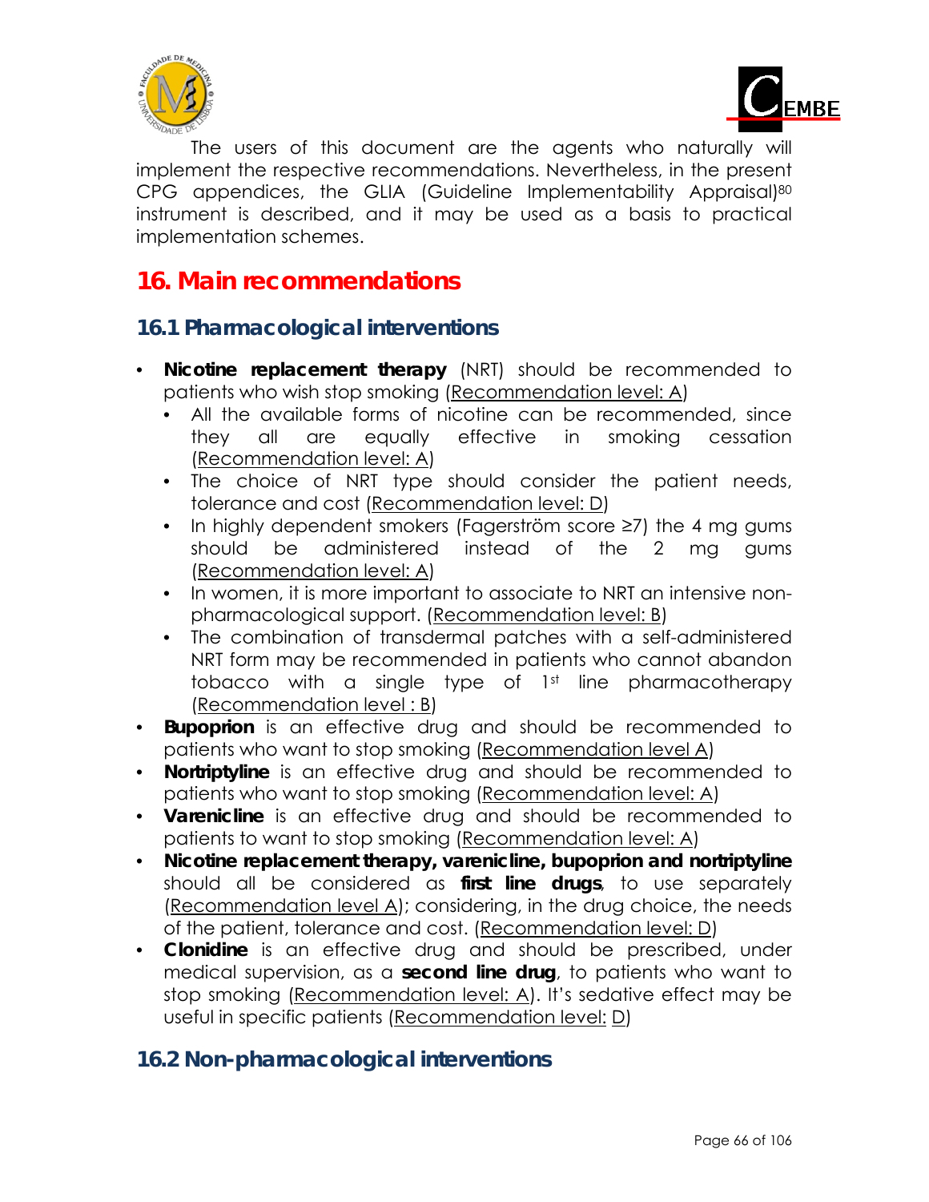The users of this document are the agents who naturally will implement the respective recommendations. Nevertheless, in the present CPG appendices, the GLIA (Guideline Implementability Appraisal)[80] instrument is described, and it may be used as a basis to practical implementation schemes.

## 16. Main recommendations

### 16.1 Pharmacological interventions

- **Nicotine replacement therapy** (NRT) should be recommended to patients who wish stop smoking (Recommendation level: A)
  - All the available forms of nicotine can be recommended, since they all are equally effective in smoking cessation (Recommendation level: A)
  - The choice of NRT type should consider the patient needs, tolerance and cost (Recommendation level: D)
  - In highly dependent smokers (Fagerström score ≥7) the 4 mg gums should be administered instead of the 2 mg gums (Recommendation level: A)
  - In women, it is more important to associate to NRT an intensive non-pharmacological support. (Recommendation level: B)
  - The combination of transdermal patches with a self-administered NRT form may be recommended in patients who cannot abandon tobacco with a single type of 1st line pharmacotherapy (Recommendation level : B)
- **Bupoprion** is an effective drug and should be recommended to patients who want to stop smoking (Recommendation level A)
- **Nortriptyline** is an effective drug and should be recommended to patients who want to stop smoking (Recommendation level: A)
- **Varenicline** is an effective drug and should be recommended to patients to want to stop smoking (Recommendation level: A)
- **Nicotine replacement therapy, varenicline, bupoprion and nortriptyline** should all be considered as **first line drugs**, to use separately (Recommendation level A); considering, in the drug choice, the needs of the patient, tolerance and cost. (Recommendation level: D)
- **Clonidine** is an effective drug and should be prescribed, under medical supervision, as a **second line drug**, to patients who want to stop smoking (Recommendation level: A). It's sedative effect may be useful in specific patients (Recommendation level: D)

### 16.2 Non-pharmacological interventions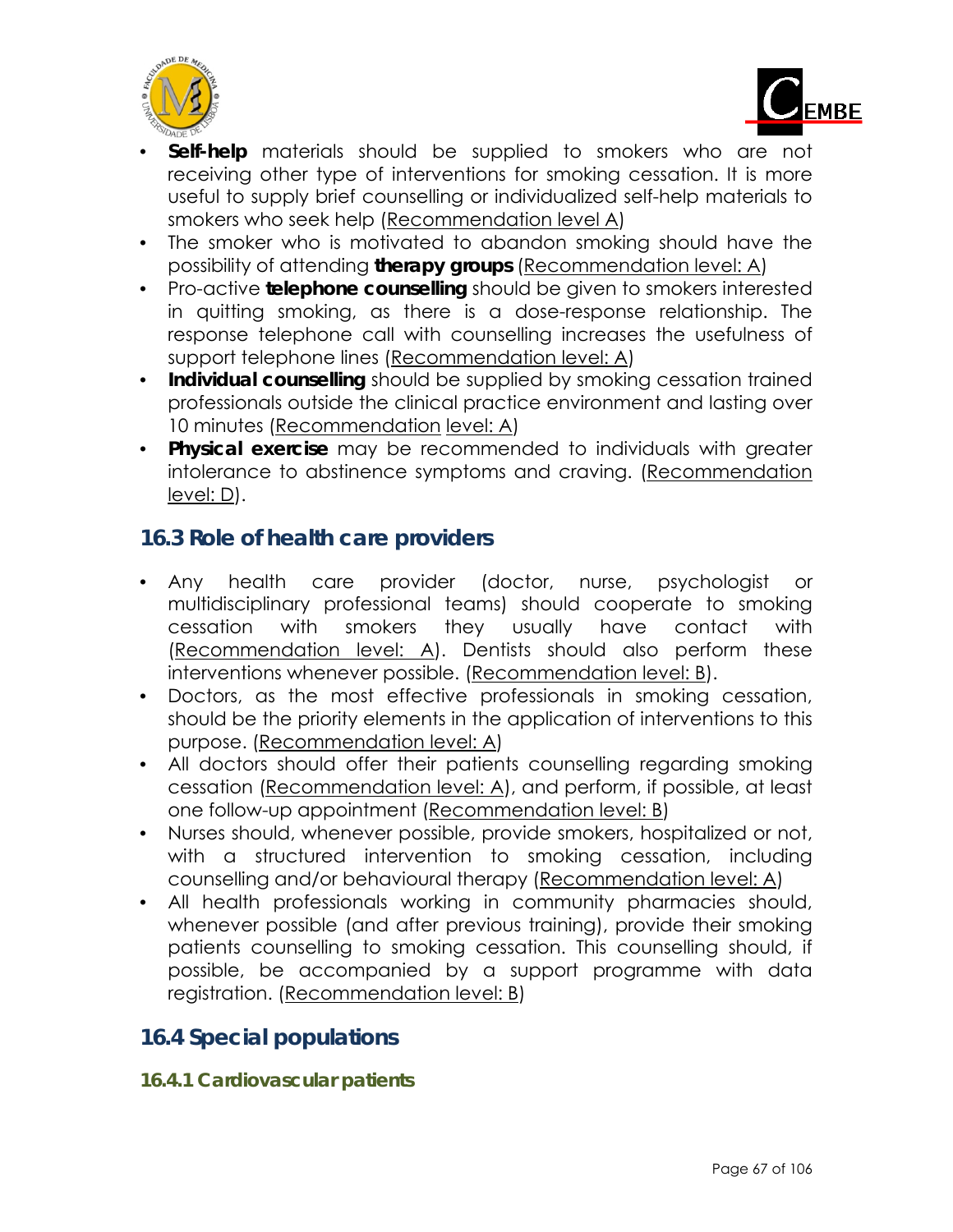- **Self-help** materials should be supplied to smokers who are not receiving other type of interventions for smoking cessation. It is more useful to supply brief counselling or individualized self-help materials to smokers who seek help (Recommendation level A)
- The smoker who is motivated to abandon smoking should have the possibility of attending **therapy groups** (Recommendation level: A)
- Pro-active **telephone counselling** should be given to smokers interested in quitting smoking, as there is a dose-response relationship. The response telephone call with counselling increases the usefulness of support telephone lines (Recommendation level: A)
- **Individual counselling** should be supplied by smoking cessation trained professionals outside the clinical practice environment and lasting over 10 minutes (Recommendation level: A)
- **Physical exercise** may be recommended to individuals with greater intolerance to abstinence symptoms and craving. (Recommendation level: D).

## 16.3 Role of health care providers

- Any health care provider (doctor, nurse, psychologist or multidisciplinary professional teams) should cooperate to smoking cessation with smokers they usually have contact with (Recommendation level: A). Dentists should also perform these interventions whenever possible. (Recommendation level: B).
- Doctors, as the most effective professionals in smoking cessation, should be the priority elements in the application of interventions to this purpose. (Recommendation level: A)
- All doctors should offer their patients counselling regarding smoking cessation (Recommendation level: A), and perform, if possible, at least one follow-up appointment (Recommendation level: B)
- Nurses should, whenever possible, provide smokers, hospitalized or not, with a structured intervention to smoking cessation, including counselling and/or behavioural therapy (Recommendation level: A)
- All health professionals working in community pharmacies should, whenever possible (and after previous training), provide their smoking patients counselling to smoking cessation. This counselling should, if possible, be accompanied by a support programme with data registration. (Recommendation level: B)

## 16.4 Special populations

### 16.4.1 Cardiovascular patients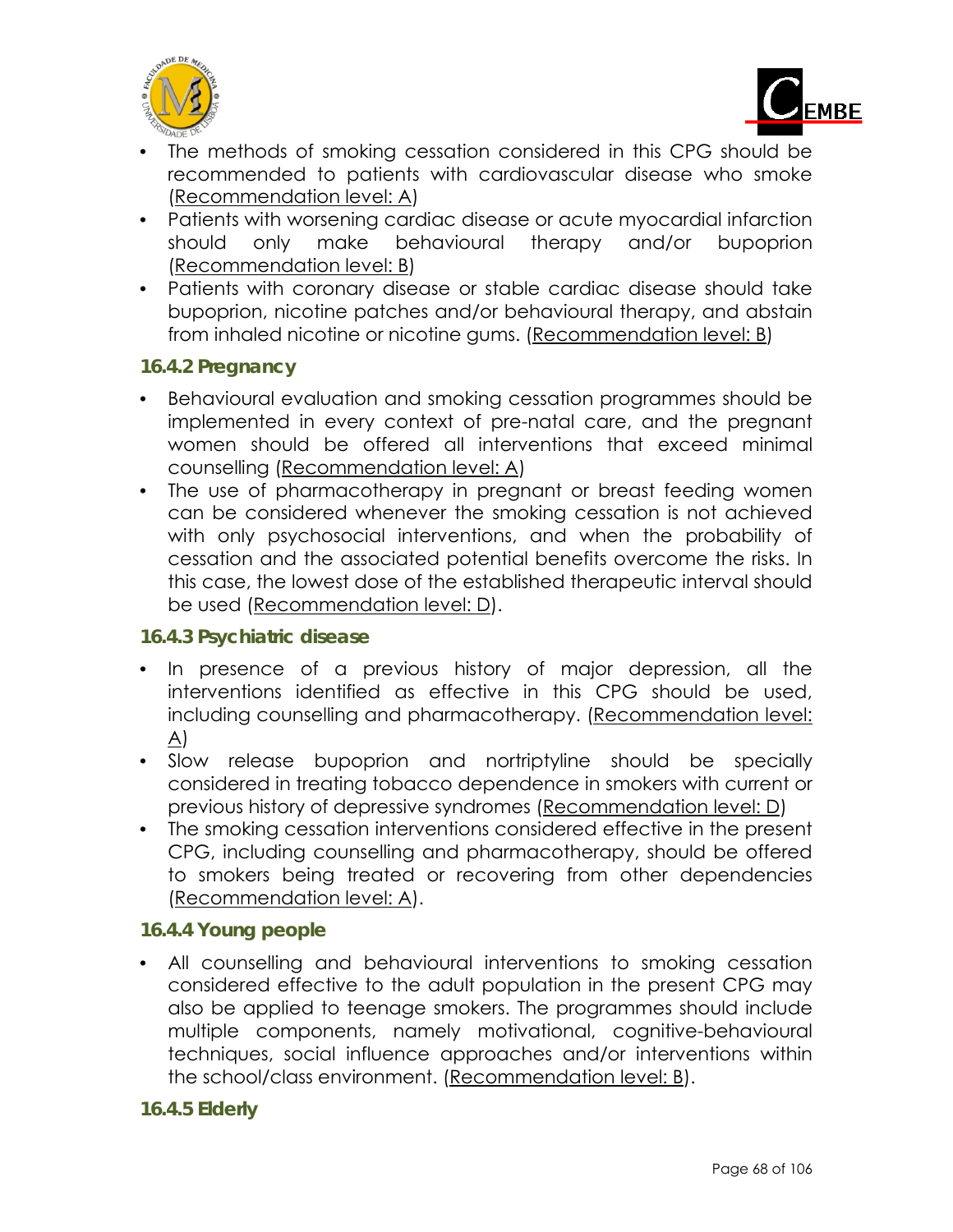- The methods of smoking cessation considered in this CPG should be recommended to patients with cardiovascular disease who smoke (Recommendation level: A)
- Patients with worsening cardiac disease or acute myocardial infarction should only make behavioural therapy and/or bupoprion (Recommendation level: B)
- Patients with coronary disease or stable cardiac disease should take bupoprion, nicotine patches and/or behavioural therapy, and abstain from inhaled nicotine or nicotine gums. (Recommendation level: B)

### 16.4.2 Pregnancy

- Behavioural evaluation and smoking cessation programmes should be implemented in every context of pre-natal care, and the pregnant women should be offered all interventions that exceed minimal counselling (Recommendation level: A)
- The use of pharmacotherapy in pregnant or breast feeding women can be considered whenever the smoking cessation is not achieved with only psychosocial interventions, and when the probability of cessation and the associated potential benefits overcome the risks. In this case, the lowest dose of the established therapeutic interval should be used (Recommendation level: D).

### 16.4.3 Psychiatric disease

- In presence of a previous history of major depression, all the interventions identified as effective in this CPG should be used, including counselling and pharmacotherapy. (Recommendation level: A)
- Slow release bupoprion and nortriptyline should be specially considered in treating tobacco dependence in smokers with current or previous history of depressive syndromes (Recommendation level: D)
- The smoking cessation interventions considered effective in the present CPG, including counselling and pharmacotherapy, should be offered to smokers being treated or recovering from other dependencies (Recommendation level: A).

### 16.4.4 Young people

- All counselling and behavioural interventions to smoking cessation considered effective to the adult population in the present CPG may also be applied to teenage smokers. The programmes should include multiple components, namely motivational, cognitive-behavioural techniques, social influence approaches and/or interventions within the school/class environment. (Recommendation level: B).

### 16.4.5 Elderly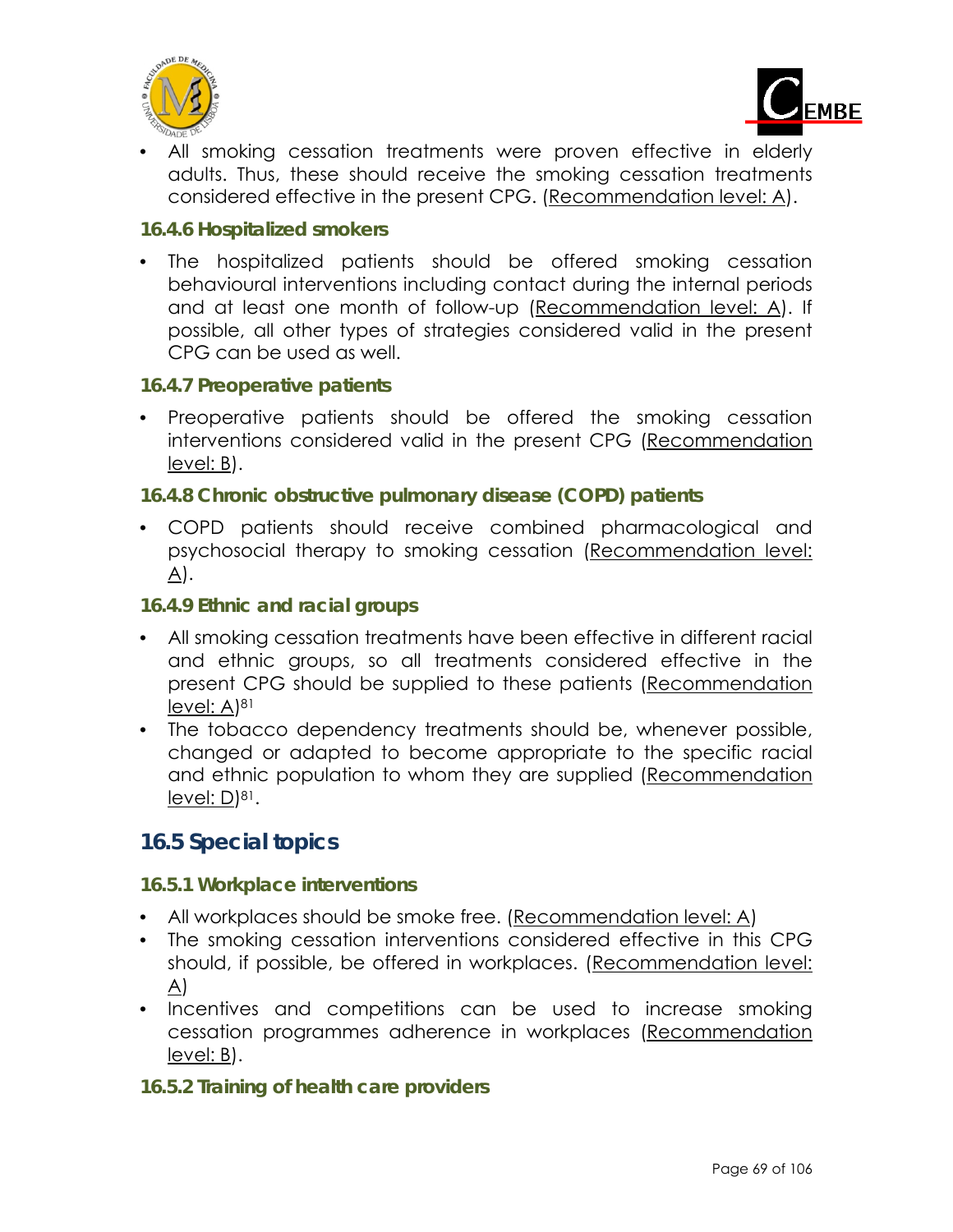- All smoking cessation treatments were proven effective in elderly adults. Thus, these should receive the smoking cessation treatments considered effective in the present CPG. (Recommendation level: A).

### 16.4.6 Hospitalized smokers

- The hospitalized patients should be offered smoking cessation behavioural interventions including contact during the internal periods and at least one month of follow-up (Recommendation level: A). If possible, all other types of strategies considered valid in the present CPG can be used as well.

### 16.4.7 Preoperative patients

- Preoperative patients should be offered the smoking cessation interventions considered valid in the present CPG (Recommendation level: B).

### 16.4.8 Chronic obstructive pulmonary disease (COPD) patients

- COPD patients should receive combined pharmacological and psychosocial therapy to smoking cessation (Recommendation level: A).

### 16.4.9 Ethnic and racial groups

- All smoking cessation treatments have been effective in different racial and ethnic groups, so all treatments considered effective in the present CPG should be supplied to these patients (Recommendation level: A)[81]
- The tobacco dependency treatments should be, whenever possible, changed or adapted to become appropriate to the specific racial and ethnic population to whom they are supplied (Recommendation level: D)[81].

## 16.5 Special topics

### 16.5.1 Workplace interventions

- All workplaces should be smoke free. (Recommendation level: A)
- The smoking cessation interventions considered effective in this CPG should, if possible, be offered in workplaces. (Recommendation level: A)
- Incentives and competitions can be used to increase smoking cessation programmes adherence in workplaces (Recommendation level: B).

### 16.5.2 Training of health care providers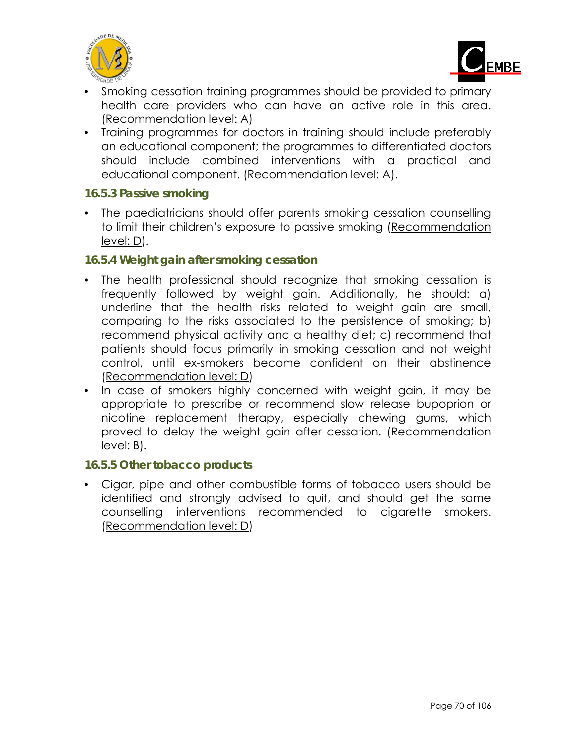- Smoking cessation training programmes should be provided to primary health care providers who can have an active role in this area. (Recommendation level: A)
- Training programmes for doctors in training should include preferably an educational component; the programmes to differentiated doctors should include combined interventions with a practical and educational component. (Recommendation level: A).

### 16.5.3 Passive smoking

- The paediatricians should offer parents smoking cessation counselling to limit their children's exposure to passive smoking (Recommendation level: D).

### 16.5.4 Weight gain after smoking cessation

- The health professional should recognize that smoking cessation is frequently followed by weight gain. Additionally, he should: a) underline that the health risks related to weight gain are small, comparing to the risks associated to the persistence of smoking; b) recommend physical activity and a healthy diet; c) recommend that patients should focus primarily in smoking cessation and not weight control, until ex-smokers become confident on their abstinence (Recommendation level: D)
- In case of smokers highly concerned with weight gain, it may be appropriate to prescribe or recommend slow release bupoprion or nicotine replacement therapy, especially chewing gums, which proved to delay the weight gain after cessation. (Recommendation level: B).

### 16.5.5 Other tobacco products

- Cigar, pipe and other combustible forms of tobacco users should be identified and strongly advised to quit, and should get the same counselling interventions recommended to cigarette smokers. (Recommendation level: D)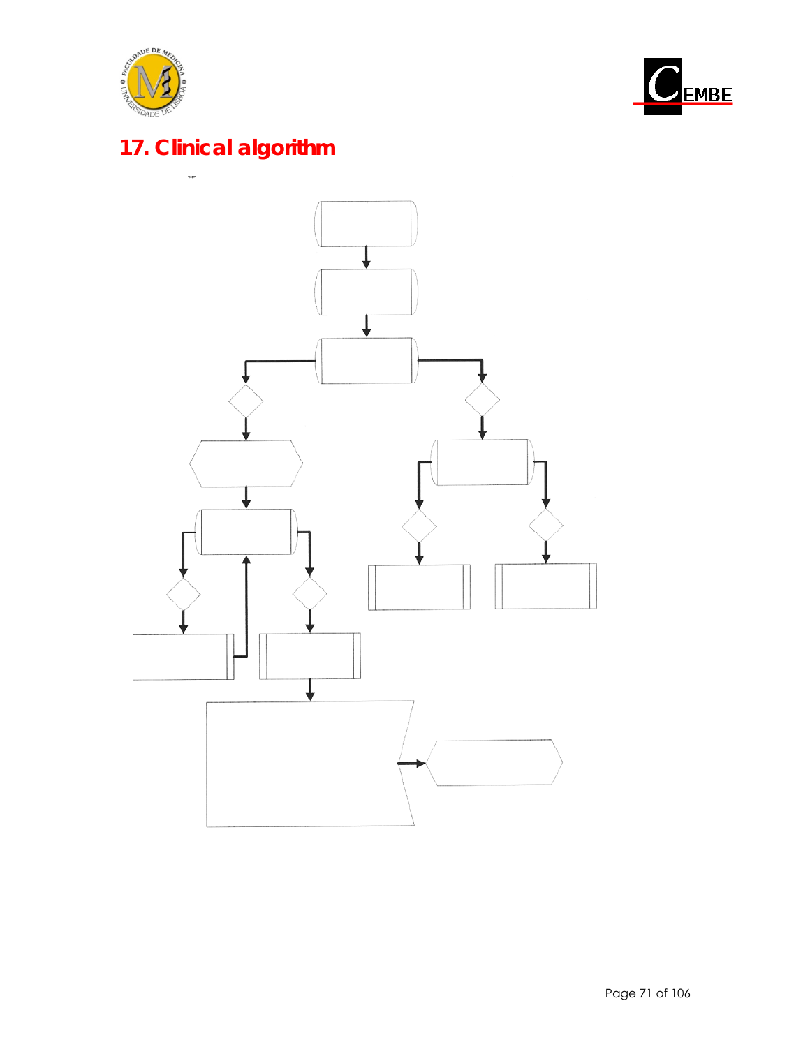# 17. Clinical algorithm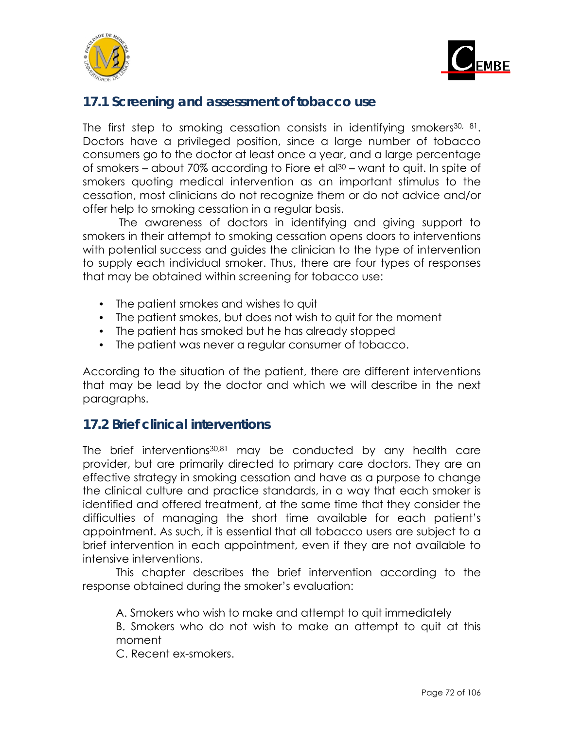## 17.1 Screening and assessment of tobacco use

The first step to smoking cessation consists in identifying smokers[30, 81]. Doctors have a privileged position, since a large number of tobacco consumers go to the doctor at least once a year, and a large percentage of smokers – about 70% according to Fiore et al[30] – want to quit. In spite of smokers quoting medical intervention as an important stimulus to the cessation, most clinicians do not recognize them or do not advice and/or offer help to smoking cessation in a regular basis.

The awareness of doctors in identifying and giving support to smokers in their attempt to smoking cessation opens doors to interventions with potential success and guides the clinician to the type of intervention to supply each individual smoker. Thus, there are four types of responses that may be obtained within screening for tobacco use:

- The patient smokes and wishes to quit
- The patient smokes, but does not wish to quit for the moment
- The patient has smoked but he has already stopped
- The patient was never a regular consumer of tobacco.

According to the situation of the patient, there are different interventions that may be lead by the doctor and which we will describe in the next paragraphs.

## 17.2 Brief clinical interventions

The brief interventions[30,81] may be conducted by any health care provider, but are primarily directed to primary care doctors. They are an effective strategy in smoking cessation and have as a purpose to change the clinical culture and practice standards, in a way that each smoker is identified and offered treatment, at the same time that they consider the difficulties of managing the short time available for each patient's appointment. As such, it is essential that all tobacco users are subject to a brief intervention in each appointment, even if they are not available to intensive interventions.

This chapter describes the brief intervention according to the response obtained during the smoker's evaluation:

A. Smokers who wish to make and attempt to quit immediately

B. Smokers who do not wish to make an attempt to quit at this moment

C. Recent ex-smokers.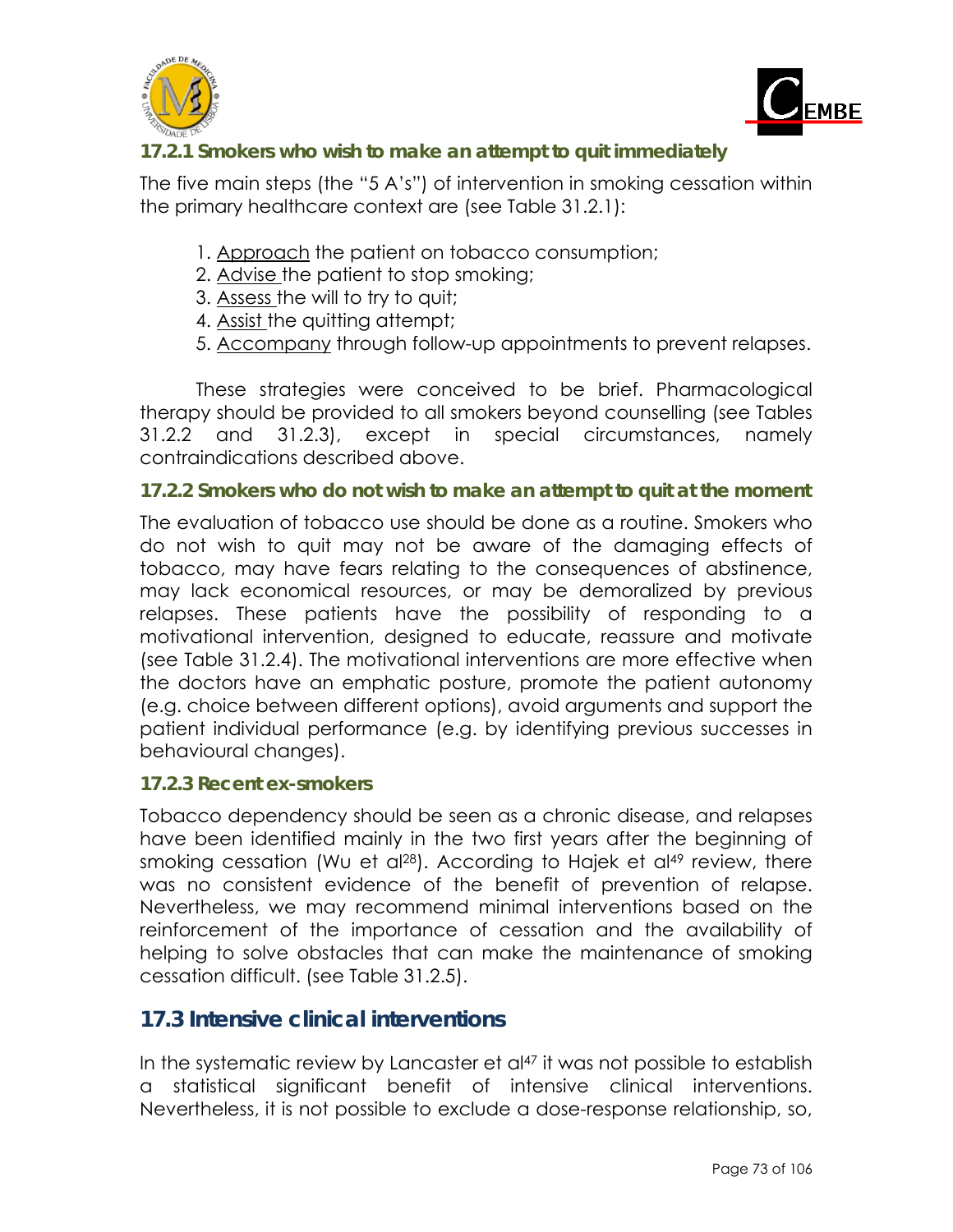### 17.2.1 Smokers who wish to make an attempt to quit immediately

The five main steps (the "5 A's") of intervention in smoking cessation within the primary healthcare context are (see Table 31.2.1):

1. Approach the patient on tobacco consumption;
2. Advise the patient to stop smoking;
3. Assess the will to try to quit;
4. Assist the quitting attempt;
5. Accompany through follow-up appointments to prevent relapses.

These strategies were conceived to be brief. Pharmacological therapy should be provided to all smokers beyond counselling (see Tables 31.2.2 and 31.2.3), except in special circumstances, namely contraindications described above.

### 17.2.2 Smokers who do not wish to make an attempt to quit at the moment

The evaluation of tobacco use should be done as a routine. Smokers who do not wish to quit may not be aware of the damaging effects of tobacco, may have fears relating to the consequences of abstinence, may lack economical resources, or may be demoralized by previous relapses. These patients have the possibility of responding to a motivational intervention, designed to educate, reassure and motivate (see Table 31.2.4). The motivational interventions are more effective when the doctors have an emphatic posture, promote the patient autonomy (e.g. choice between different options), avoid arguments and support the patient individual performance (e.g. by identifying previous successes in behavioural changes).

### 17.2.3 Recent ex-smokers

Tobacco dependency should be seen as a chronic disease, and relapses have been identified mainly in the two first years after the beginning of smoking cessation (Wu et al[28]). According to Hajek et al[49] review, there was no consistent evidence of the benefit of prevention of relapse. Nevertheless, we may recommend minimal interventions based on the reinforcement of the importance of cessation and the availability of helping to solve obstacles that can make the maintenance of smoking cessation difficult. (see Table 31.2.5).

## 17.3 Intensive clinical interventions

In the systematic review by Lancaster et al[47] it was not possible to establish a statistical significant benefit of intensive clinical interventions. Nevertheless, it is not possible to exclude a dose-response relationship, so,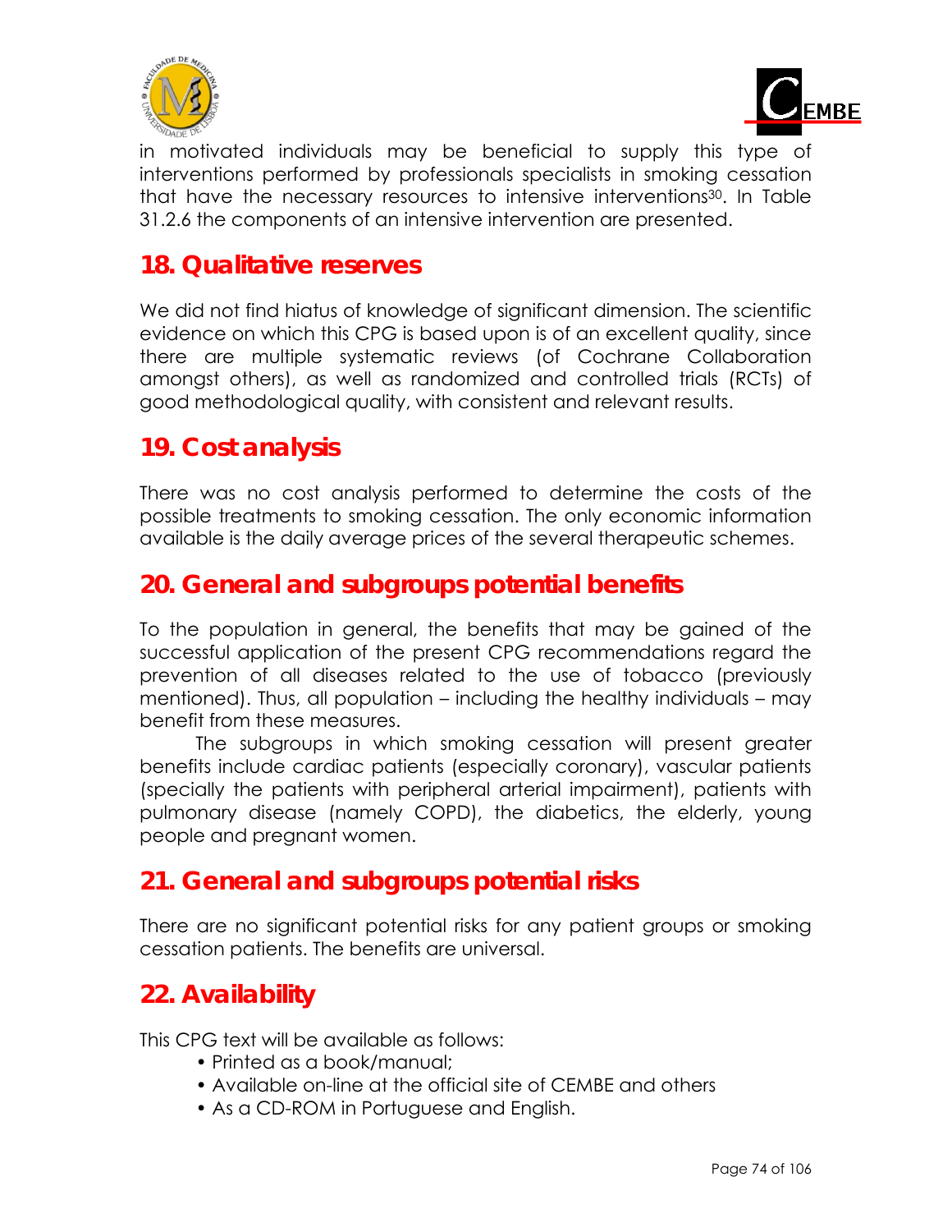in motivated individuals may be beneficial to supply this type of interventions performed by professionals specialists in smoking cessation that have the necessary resources to intensive interventions[30]. In Table 31.2.6 the components of an intensive intervention are presented.

## 18. Qualitative reserves

We did not find hiatus of knowledge of significant dimension. The scientific evidence on which this CPG is based upon is of an excellent quality, since there are multiple systematic reviews (of Cochrane Collaboration amongst others), as well as randomized and controlled trials (RCTs) of good methodological quality, with consistent and relevant results.

## 19. Cost analysis

There was no cost analysis performed to determine the costs of the possible treatments to smoking cessation. The only economic information available is the daily average prices of the several therapeutic schemes.

## 20. General and subgroups potential benefits

To the population in general, the benefits that may be gained of the successful application of the present CPG recommendations regard the prevention of all diseases related to the use of tobacco (previously mentioned). Thus, all population – including the healthy individuals – may benefit from these measures.

The subgroups in which smoking cessation will present greater benefits include cardiac patients (especially coronary), vascular patients (specially the patients with peripheral arterial impairment), patients with pulmonary disease (namely COPD), the diabetics, the elderly, young people and pregnant women.

## 21. General and subgroups potential risks

There are no significant potential risks for any patient groups or smoking cessation patients. The benefits are universal.

## 22. Availability

This CPG text will be available as follows:

- Printed as a book/manual;
- Available on-line at the official site of CEMBE and others
- As a CD-ROM in Portuguese and English.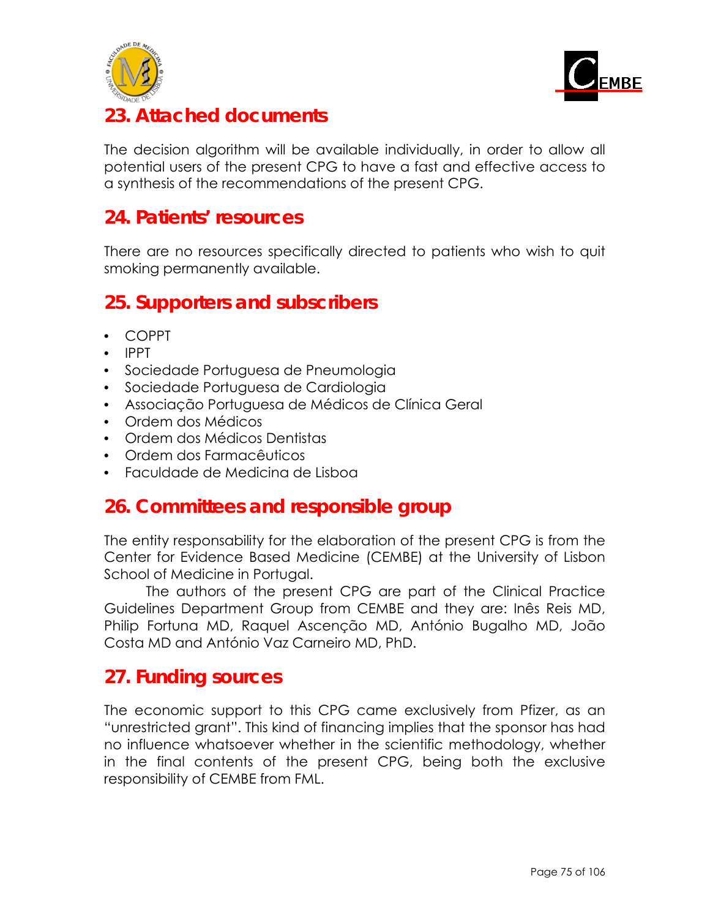## 23. Attached documents

The decision algorithm will be available individually, in order to allow all potential users of the present CPG to have a fast and effective access to a synthesis of the recommendations of the present CPG.

## 24. Patients' resources

There are no resources specifically directed to patients who wish to quit smoking permanently available.

## 25. Supporters and subscribers

- COPPT
- IPPT
- Sociedade Portuguesa de Pneumologia
- Sociedade Portuguesa de Cardiologia
- Associação Portuguesa de Médicos de Clínica Geral
- Ordem dos Médicos
- Ordem dos Médicos Dentistas
- Ordem dos Farmacêuticos
- Faculdade de Medicina de Lisboa

## 26. Committees and responsible group

The entity responsability for the elaboration of the present CPG is from the Center for Evidence Based Medicine (CEMBE) at the University of Lisbon School of Medicine in Portugal.

The authors of the present CPG are part of the Clinical Practice Guidelines Department Group from CEMBE and they are: Inês Reis MD, Philip Fortuna MD, Raquel Ascenção MD, António Bugalho MD, João Costa MD and António Vaz Carneiro MD, PhD.

## 27. Funding sources

The economic support to this CPG came exclusively from Pfizer, as an "unrestricted grant". This kind of financing implies that the sponsor has had no influence whatsoever whether in the scientific methodology, whether in the final contents of the present CPG, being both the exclusive responsibility of CEMBE from FML.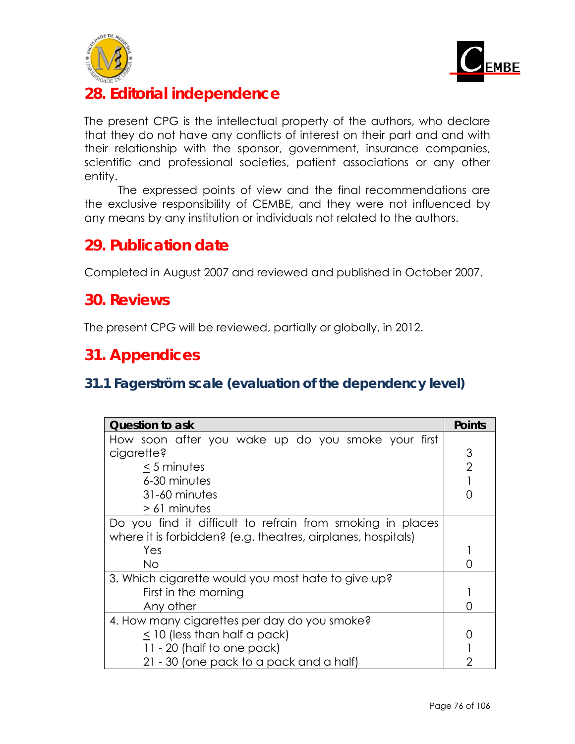## 28. Editorial independence

The present CPG is the intellectual property of the authors, who declare that they do not have any conflicts of interest on their part and and with their relationship with the sponsor, government, insurance companies, scientific and professional societies, patient associations or any other entity.

The expressed points of view and the final recommendations are the exclusive responsibility of CEMBE, and they were not influenced by any means by any institution or individuals not related to the authors.

## 29. Publication date

Completed in August 2007 and reviewed and published in October 2007.

## 30. Reviews

The present CPG will be reviewed, partially or globally, in 2012.

## 31. Appendices

### 31.1 Fagerström scale (evaluation of the dependency level)

| Question to ask | Points |
|---|---|
| How soon after you wake up do you smoke your first cigarette? | |
| ≤ 5 minutes | 3 |
| 6-30 minutes | 2 |
| 31-60 minutes | 1 |
| ≥ 61 minutes | 0 |
| Do you find it difficult to refrain from smoking in places where it is forbidden? (e.g. theatres, airplanes, hospitals) | |
| Yes | 1 |
| No | 0 |
| 3. Which cigarette would you most hate to give up? | |
| First in the morning | 1 |
| Any other | 0 |
| 4. How many cigarettes per day do you smoke? | |
| ≤ 10 (less than half a pack) | 0 |
| 11 - 20 (half to one pack) | 1 |
| 21 - 30 (one pack to a pack and a half) | 2 |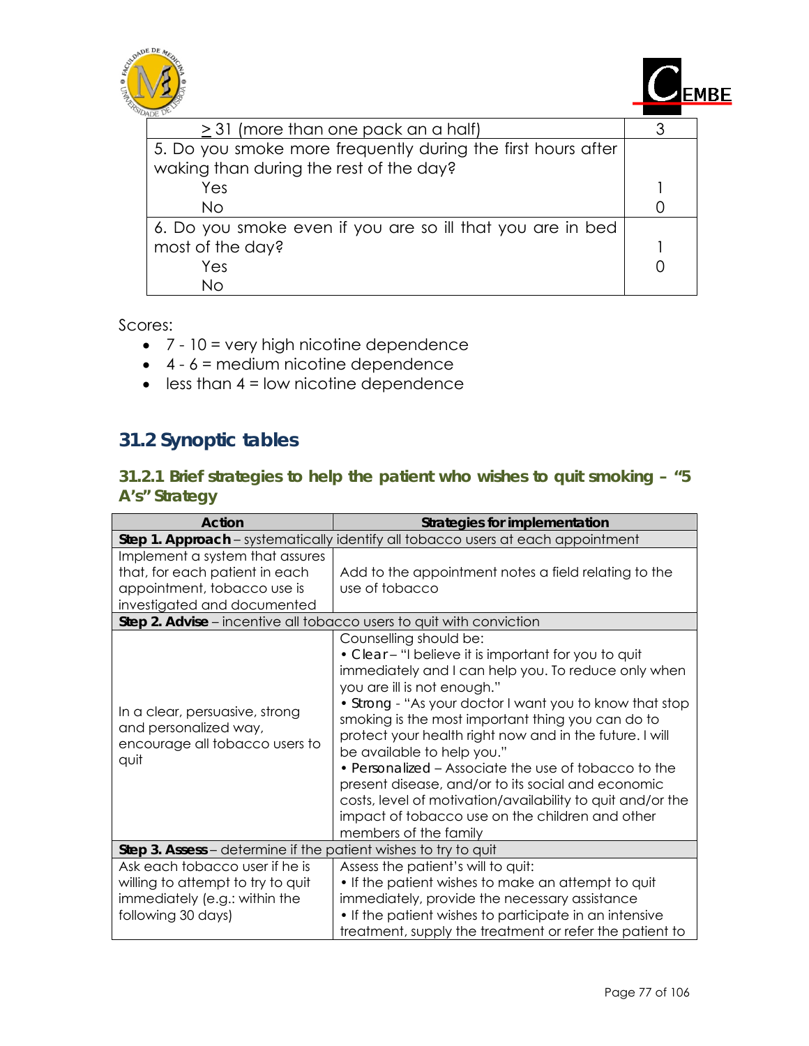| | |
|---|---|
| ≥ 31 (more than one pack an a half) | 3 |
| 5. Do you smoke more frequently during the first hours after waking than during the rest of the day?<br>Yes<br>No | <br><br>1<br>0 |
| 6. Do you smoke even if you are so ill that you are in bed most of the day?<br>Yes<br>No | <br>1<br>0 |

Scores:

- 7 - 10 = very high nicotine dependence
- 4 - 6 = medium nicotine dependence
- less than 4 = low nicotine dependence

## 31.2 Synoptic tables

### 31.2.1 Brief strategies to help the patient who wishes to quit smoking – "5 A's" Strategy

| Action | Strategies for implementation |
|---|---|
| **Step 1. Approach** – systematically identify all tobacco users at each appointment | |
| Implement a system that assures that, for each patient in each appointment, tobacco use is investigated and documented | Add to the appointment notes a field relating to the use of tobacco |
| **Step 2. Advise** – incentive all tobacco users to quit with conviction | |
| In a clear, persuasive, strong and personalized way, encourage all tobacco users to quit | Counselling should be:<br>• Clear – "I believe it is important for you to quit immediately and I can help you. To reduce only when you are ill is not enough."<br>• Strong - "As your doctor I want you to know that stop smoking is the most important thing you can do to protect your health right now and in the future. I will be available to help you."<br>• Personalized – Associate the use of tobacco to the present disease, and/or to its social and economic costs, level of motivation/availability to quit and/or the impact of tobacco use on the children and other members of the family |
| **Step 3. Assess** – determine if the patient wishes to try to quit | |
| Ask each tobacco user if he is willing to attempt to try to quit immediately (e.g.: within the following 30 days) | Assess the patient's will to quit:<br>• If the patient wishes to make an attempt to quit immediately, provide the necessary assistance<br>• If the patient wishes to participate in an intensive treatment, supply the treatment or refer the patient to |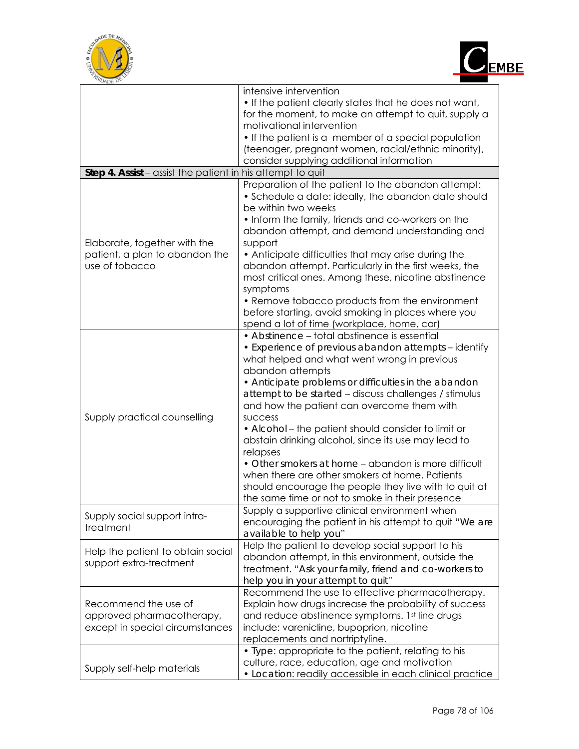| | |
|---|---|
| | intensive intervention<br>• If the patient clearly states that he does not want, for the moment, to make an attempt to quit, supply a motivational intervention<br>• If the patient is a member of a special population (teenager, pregnant women, racial/ethnic minority), consider supplying additional information |
| **Step 4. Assist** – assist the patient in his attempt to quit | |
| Elaborate, together with the patient, a plan to abandon the use of tobacco | Preparation of the patient to the abandon attempt:<br>• Schedule a date: ideally, the abandon date should be within two weeks<br>• Inform the family, friends and co-workers on the abandon attempt, and demand understanding and support<br>• Anticipate difficulties that may arise during the abandon attempt. Particularly in the first weeks, the most critical ones. Among these, nicotine abstinence symptoms<br>• Remove tobacco products from the environment before starting, avoid smoking in places where you spend a lot of time (workplace, home, car) |
| Supply practical counselling | • *Abstinence* – total abstinence is essential<br>• *Experience of previous abandon attempts* – identify what helped and what went wrong in previous abandon attempts<br>• *Anticipate problems or difficulties in the abandon attempt to be started* – discuss challenges / stimulus and how the patient can overcome them with success<br>• *Alcohol* – the patient should consider to limit or abstain drinking alcohol, since its use may lead to relapses<br>• *Other smokers at home* – abandon is more difficult when there are other smokers at home. Patients should encourage the people they live with to quit at the same time or not to smoke in their presence |
| Supply social support intra-treatment | Supply a supportive clinical environment when encouraging the patient in his attempt to quit "*We are available to help you*" |
| Help the patient to obtain social support extra-treatment | Help the patient to develop social support to his abandon attempt, in this environment, outside the treatment. "*Ask your family, friend and co-workers to help you in your attempt to quit*" |
| Recommend the use of approved pharmacotherapy, except in special circumstances | Recommend the use to effective pharmacotherapy. Explain how drugs increase the probability of success and reduce abstinence symptoms. 1st line drugs include: varenicline, bupoprion, nicotine replacements and nortriptyline. |
| Supply self-help materials | • *Type*: appropriate to the patient, relating to his culture, race, education, age and motivation<br>• *Location*: readily accessible in each clinical practice |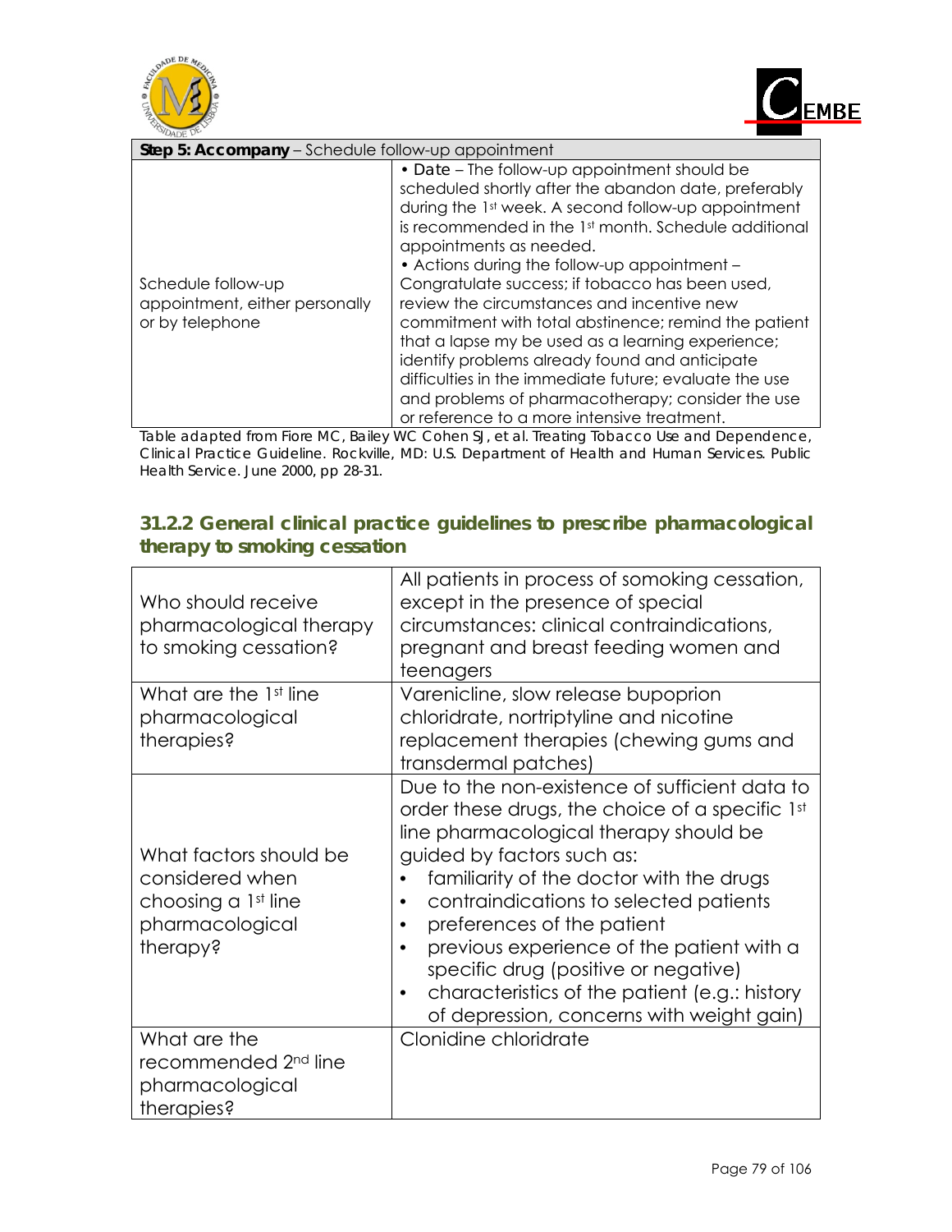| Step 5: Accompany – Schedule follow-up appointment | |
|---|---|
| Schedule follow-up appointment, either personally or by telephone | • Date – The follow-up appointment should be scheduled shortly after the abandon date, preferably during the 1st week. A second follow-up appointment is recommended in the 1st month. Schedule additional appointments as needed. <br> • Actions during the follow-up appointment – Congratulate success; if tobacco has been used, review the circumstances and incentive new commitment with total abstinence; remind the patient that a lapse my be used as a learning experience; identify problems already found and anticipate difficulties in the immediate future; evaluate the use and problems of pharmacotherapy; consider the use or reference to a more intensive treatment. |

Table adapted from Fiore MC, Bailey WC Cohen SJ, et al. Treating Tobacco Use and Dependence, Clinical Practice Guideline. Rockville, MD: U.S. Department of Health and Human Services. Public Health Service. June 2000, pp 28-31.

### 31.2.2 General clinical practice guidelines to prescribe pharmacological therapy to smoking cessation

| | |
|---|---|
| Who should receive pharmacological therapy to smoking cessation? | All patients in process of somoking cessation, except in the presence of special circumstances: clinical contraindications, pregnant and breast feeding women and teenagers |
| What are the 1st line pharmacological therapies? | Varenicline, slow release bupoprion chloridrate, nortriptyline and nicotine replacement therapies (chewing gums and transdermal patches) |
| What factors should be considered when choosing a 1st line pharmacological therapy? | Due to the non-existence of sufficient data to order these drugs, the choice of a specific 1st line pharmacological therapy should be guided by factors such as: <br> • familiarity of the doctor with the drugs <br> • contraindications to selected patients <br> • preferences of the patient <br> • previous experience of the patient with a specific drug (positive or negative) <br> • characteristics of the patient (e.g.: history of depression, concerns with weight gain) |
| What are the recommended 2nd line pharmacological therapies? | Clonidine chloridrate |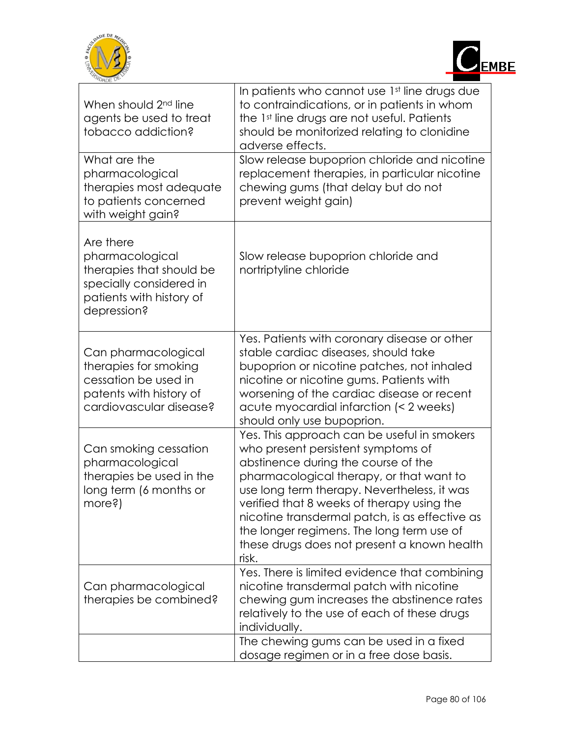| | |
|---|---|
| When should 2nd line agents be used to treat tobacco addiction? | In patients who cannot use 1st line drugs due to contraindications, or in patients in whom the 1st line drugs are not useful. Patients should be monitorized relating to clonidine adverse effects. |
| What are the pharmacological therapies most adequate to patients concerned with weight gain? | Slow release bupoprion chloride and nicotine replacement therapies, in particular nicotine chewing gums (that delay but do not prevent weight gain) |
| Are there pharmacological therapies that should be specially considered in patients with history of depression? | Slow release bupoprion chloride and nortriptyline chloride |
| Can pharmacological therapies for smoking cessation be used in patents with history of cardiovascular disease? | Yes. Patients with coronary disease or other stable cardiac diseases, should take bupoprion or nicotine patches, not inhaled nicotine or nicotine gums. Patients with worsening of the cardiac disease or recent acute myocardial infarction (< 2 weeks) should only use bupoprion. |
| Can smoking cessation pharmacological therapies be used in the long term (6 months or more?) | Yes. This approach can be useful in smokers who present persistent symptoms of abstinence during the course of the pharmacological therapy, or that want to use long term therapy. Nevertheless, it was verified that 8 weeks of therapy using the nicotine transdermal patch, is as effective as the longer regimens. The long term use of these drugs does not present a known health risk. |
| Can pharmacological therapies be combined? | Yes. There is limited evidence that combining nicotine transdermal patch with nicotine chewing gum increases the abstinence rates relatively to the use of each of these drugs individually. |
| | The chewing gums can be used in a fixed dosage regimen or in a free dose basis. |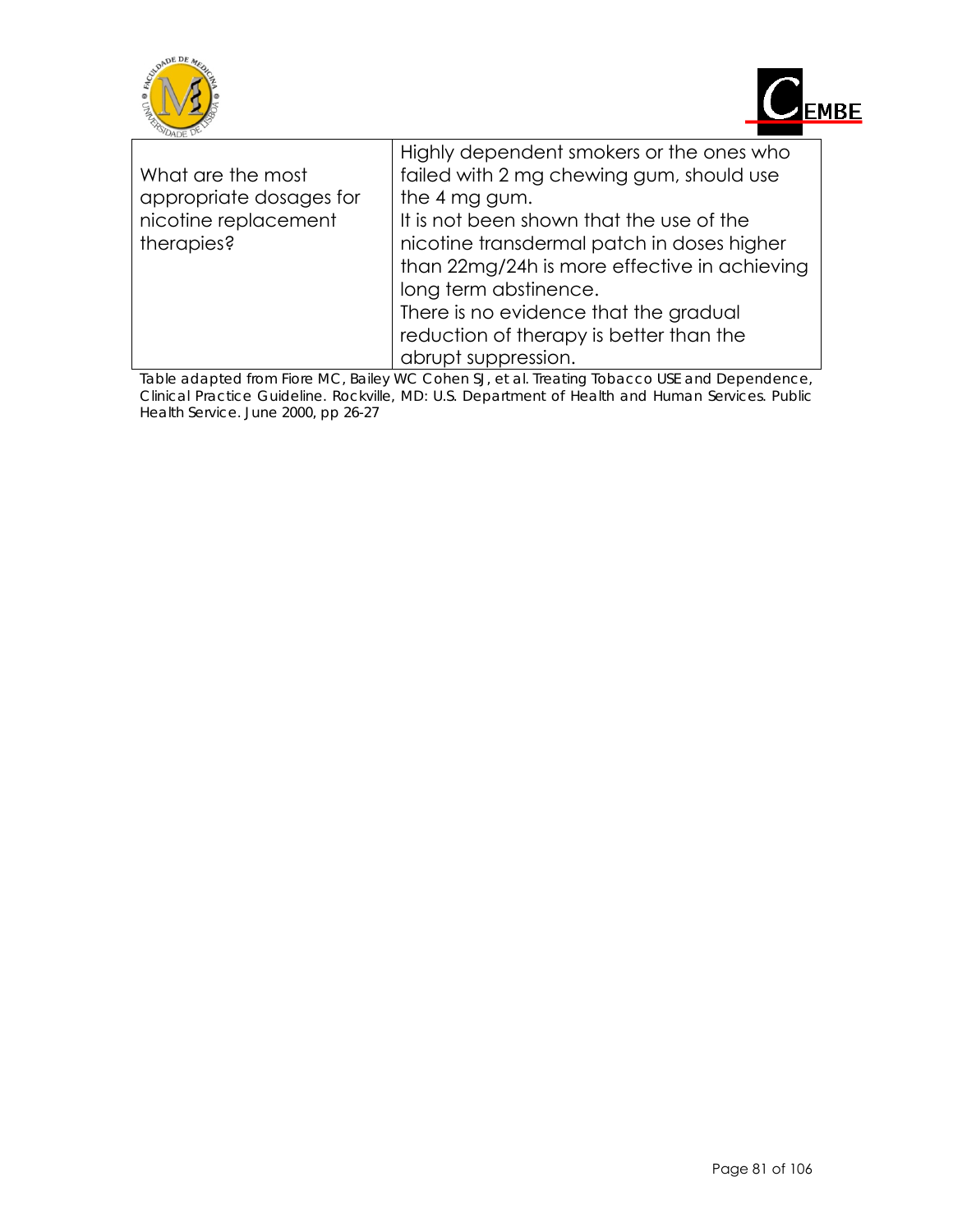| | |
|---|---|
| What are the most appropriate dosages for nicotine replacement therapies? | Highly dependent smokers or the ones who failed with 2 mg chewing gum, should use the 4 mg gum.<br>It is not been shown that the use of the nicotine transdermal patch in doses higher than 22mg/24h is more effective in achieving long term abstinence.<br>There is no evidence that the gradual reduction of therapy is better than the abrupt suppression. |

Table adapted from Fiore MC, Bailey WC Cohen SJ, et al. Treating Tobacco USE and Dependence, Clinical Practice Guideline. Rockville, MD: U.S. Department of Health and Human Services. Public Health Service. June 2000, pp 26-27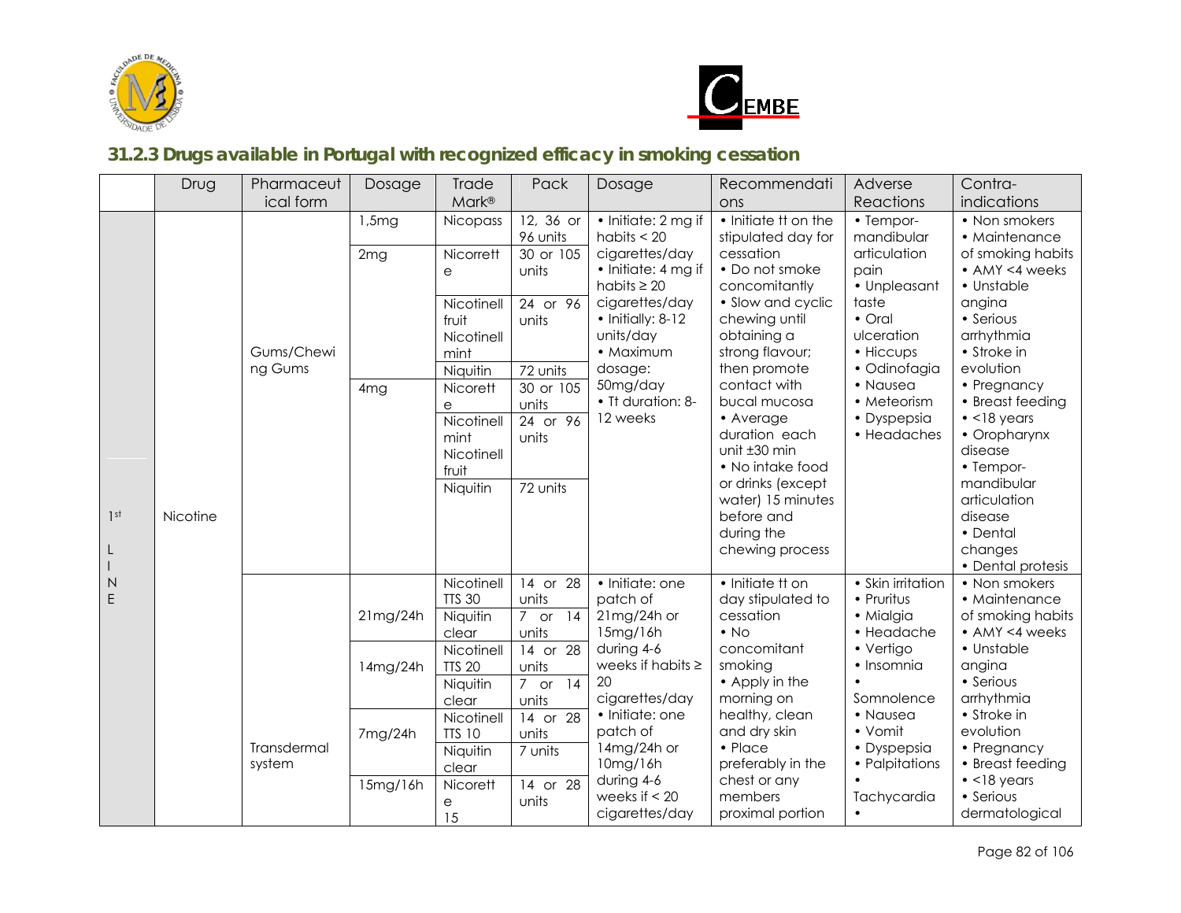### 31.2.3 Drugs available in Portugal with recognized efficacy in smoking cessation

| | Drug | Pharmaceutical form | Dosage | Trade Mark® | Pack | Dosage | Recommendations | Adverse Reactions | Contra-indications |
|---|---|---|---|---|---|---|---|---|---|
| 1st LINE | Nicotine | Gums/Chewing Gums | 1,5mg | Nicopass | 12, 36 or 96 units | • Initiate: 2 mg if habits < 20 cigarettes/day • Initiate: 4 mg if habits ≥ 20 cigarettes/day • Initially: 8-12 units/day • Maximum dosage: 50mg/day • Tt duration: 8-12 weeks | • Initiate tt on the stipulated day for cessation • Do not smoke concomitantly • Slow and cyclic chewing until obtaining a strong flavour; then promote contact with bucal mucosa • Average duration each unit ±30 min • No intake food or drinks (except water) 15 minutes before and during the chewing process | • Tempor-mandibular articulation pain • Unpleasant taste • Oral ulceration • Hiccups • Odinofagia • Nausea • Meteorism • Dyspepsia • Headaches | • Non smokers • Maintenance of smoking habits • AMY <4 weeks • Unstable angina • Serious arrhythmia • Stroke in evolution • Pregnancy • Breast feeding • <18 years • Oropharynx disease • Tempor-mandibular articulation disease • Dental changes • Dental protesis |
| | | | 2mg | Nicorrette | 30 or 105 units | | | | |
| | | | | Nicotinell fruit Nicotinell mint | 24 or 96 units | | | | |
| | | | | Niquitin | 72 units | | | | |
| | | | 4mg | Nicorette | 30 or 105 units | | | | |
| | | | | Nicotinell mint Nicotinell fruit | 24 or 96 units | | | | |
| | | | | Niquitin | 72 units | | | | |
| | | Transdermal system | 21mg/24h | Nicotinell TTS 30 | 14 or 28 units | • Initiate: one patch of 21mg/24h or 15mg/16h during 4-6 weeks if habits ≥ 20 cigarettes/day • Initiate: one patch of 14mg/24h or 10mg/16h during 4-6 weeks if < 20 cigarettes/day | • Initiate tt on day stipulated to cessation • No concomitant smoking • Apply in the morning on healthy, clean and dry skin • Place preferably in the chest or any members proximal portion | • Skin irritation • Pruritus • Mialgia • Headache • Vertigo • Insomnia • Somnolence • Nausea • Vomit • Dyspepsia • Palpitations • Tachycardia • | • Non smokers • Maintenance of smoking habits • AMY <4 weeks • Unstable angina • Serious arrhythmia • Stroke in evolution • Pregnancy • Breast feeding • <18 years • Serious dermatological |
| | | | | Niquitin clear | 7 or 14 units | | | | |
| | | | 14mg/24h | Nicotinell TTS 20 | 14 or 28 units | | | | |
| | | | | Niquitin clear | 7 or 14 units | | | | |
| | | | 7mg/24h | Nicotinell TTS 10 | 14 or 28 units | | | | |
| | | | | Niquitin clear | 7 units | | | | |
| | | | 15mg/16h | Nicorette 15 | 14 or 28 units | | | | |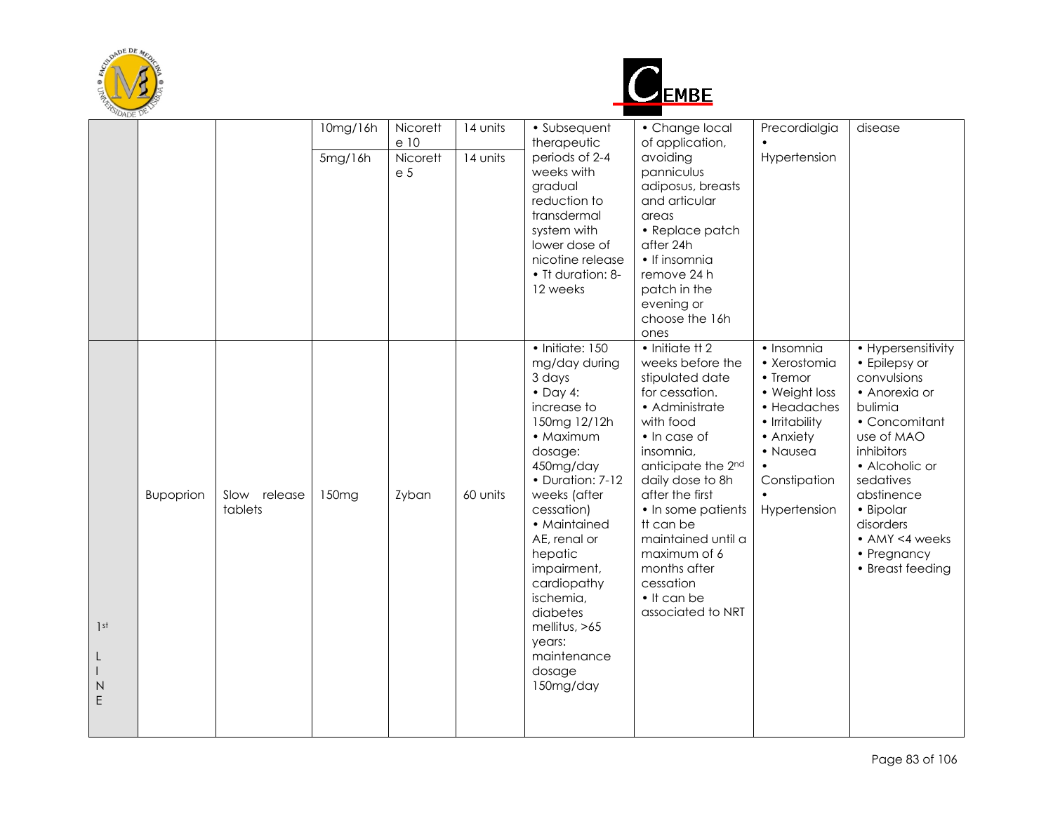| | | | | | | | | | |
|---|---|---|---|---|---|---|---|---|---|
| | | | 10mg/16h | Nicorette 10 | 14 units | • Subsequent therapeutic periods of 2-4 weeks with gradual reduction to transdermal system with lower dose of nicotine release<br>• Tt duration: 8-12 weeks | • Change local of application, avoiding panniculus adiposus, breasts and articular areas<br>• Replace patch after 24h<br>• If insomnia remove 24 h patch in the evening or choose the 16h ones | Precordialgia<br>• Hypertension | disease |
| | | | 5mg/16h | Nicorette 5 | 14 units | | | | |
| 1st LINE | Bupoprion | Slow release tablets | 150mg | Zyban | 60 units | • Initiate: 150 mg/day during 3 days<br>• Day 4: increase to 150mg 12/12h<br>• Maximum dosage: 450mg/day<br>• Duration: 7-12 weeks (after cessation)<br>• Maintained AE, renal or hepatic impairment, cardiopathy ischemia, diabetes mellitus, >65 years: maintenance dosage 150mg/day | • Initiate tt 2 weeks before the stipulated date for cessation.<br>• Administrate with food<br>• In case of insomnia, anticipate the 2nd daily dose to 8h after the first<br>• In some patients tt can be maintained until a maximum of 6 months after cessation<br>• It can be associated to NRT | • Insomnia<br>• Xerostomia<br>• Tremor<br>• Weight loss<br>• Headaches<br>• Irritability<br>• Anxiety<br>• Nausea<br>• Constipation<br>• Hypertension | • Hypersensitivity<br>• Epilepsy or convulsions<br>• Anorexia or bulimia<br>• Concomitant use of MAO inhibitors<br>• Alcoholic or sedatives abstinence<br>• Bipolar disorders<br>• AMY <4 weeks<br>• Pregnancy<br>• Breast feeding |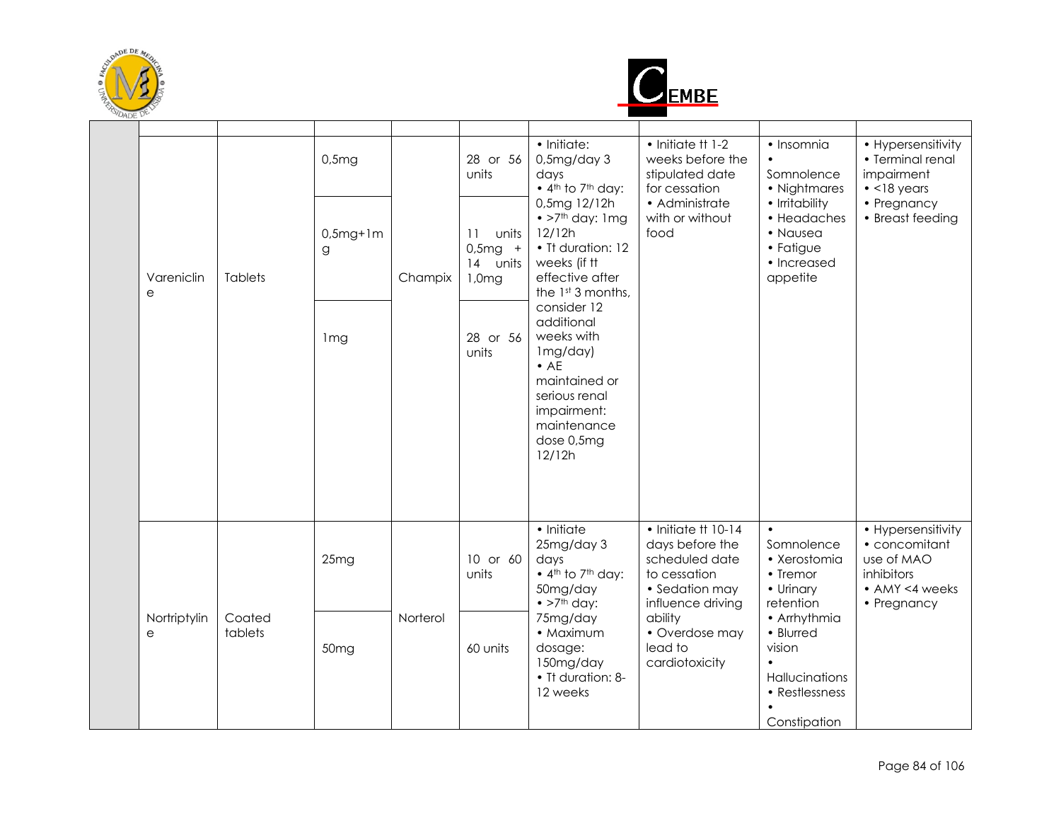| | | | | | | | | | |
|---|---|---|---|---|---|---|---|---|---|
| | Varenicline | Tablets | 0,5mg | Champix | 28 or 56 units | • Initiate: 0,5mg/day 3 days<br>• 4th to 7th day: 0,5mg 12/12h<br>• >7th day: 1mg 12/12h<br>• Tt duration: 12 weeks (if tt effective after the 1st 3 months, consider 12 additional weeks with 1mg/day)<br>• AE maintained or serious renal impairment: maintenance dose 0,5mg 12/12h | • Initiate tt 1-2 weeks before the stipulated date for cessation<br>• Administrate with or without food | • Insomnia<br>• Somnolence<br>• Nightmares<br>• Irritability<br>• Headaches<br>• Nausea<br>• Fatigue<br>• Increased appetite | • Hypersensitivity<br>• Terminal renal impairment<br>• <18 years<br>• Pregnancy<br>• Breast feeding |
| | | | 0,5mg+1mg | | 11 units 0,5mg + 14 units 1,0mg | | | | |
| | | | 1mg | | 28 or 56 units | | | | |
| | Nortriptyline | Coated tablets | 25mg | Norterol | 10 or 60 units | • Initiate 25mg/day 3 days<br>• 4th to 7th day: 50mg/day<br>• >7th day: 75mg/day<br>• Maximum dosage: 150mg/day<br>• Tt duration: 8-12 weeks | • Initiate tt 10-14 days before the scheduled date to cessation<br>• Sedation may influence driving ability<br>• Overdose may lead to cardiotoxicity | • Somnolence<br>• Xerostomia<br>• Tremor<br>• Urinary retention<br>• Arrhythmia<br>• Blurred vision<br>• Hallucinations<br>• Restlessness<br>• Constipation | • Hypersensitivity<br>• concomitant use of MAO inhibitors<br>• AMY <4 weeks<br>• Pregnancy |
| | | | 50mg | | 60 units | | | | |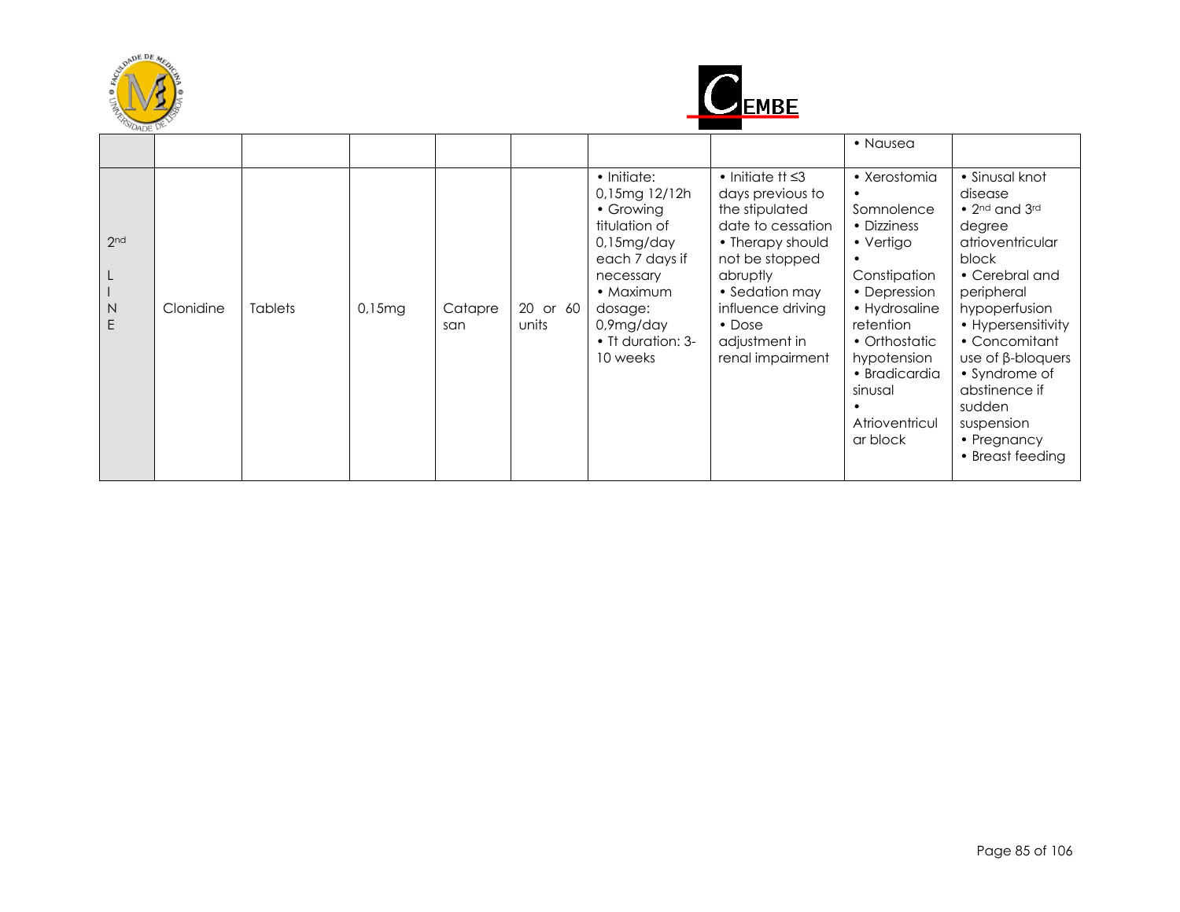| | | | | | | | | | |
|---|---|---|---|---|---|---|---|---|---|
| | | | | | | | | • Nausea | |
| 2nd LINE | Clonidine | Tablets | 0,15mg | Catapresan | 20 or 60 units | • Initiate: 0,15mg 12/12h<br>• Growing titulation of 0,15mg/day each 7 days if necessary<br>• Maximum dosage: 0,9mg/day<br>• Tt duration: 3-10 weeks | • Initiate tt ≤3 days previous to the stipulated date to cessation<br>• Therapy should not be stopped abruptly<br>• Sedation may influence driving<br>• Dose adjustment in renal impairment | • Xerostomia<br>• Somnolence<br>• Dizziness<br>• Vertigo<br>• Constipation<br>• Depression<br>• Hydrosaline retention<br>• Orthostatic hypotension<br>• Bradicardia sinusal<br>• Atrioventricular block | • Sinusal knot disease<br>• 2nd and 3rd degree atrioventricular block<br>• Cerebral and peripheral hypoperfusion<br>• Hypersensitivity<br>• Concomitant use of β-bloquers<br>• Syndrome of abstinence if sudden suspension<br>• Pregnancy<br>• Breast feeding |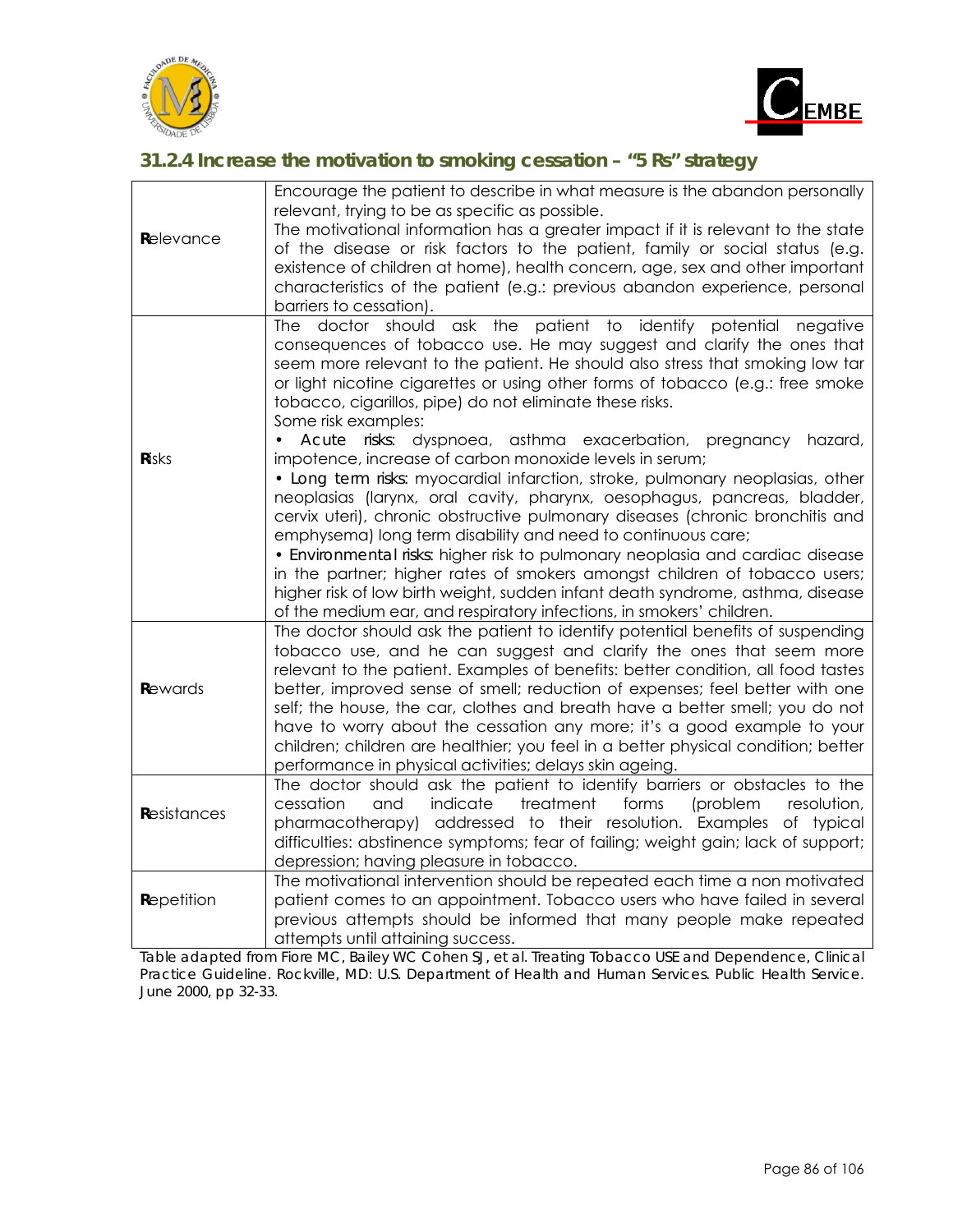### 31.2.4 Increase the motivation to smoking cessation – "5 Rs" strategy

| | |
|---|---|
| **R**elevance | Encourage the patient to describe in what measure is the abandon personally relevant, trying to be as specific as possible.<br>The motivational information has a greater impact if it is relevant to the state of the disease or risk factors to the patient, family or social status (e.g. existence of children at home), health concern, age, sex and other important characteristics of the patient (e.g.: previous abandon experience, personal barriers to cessation). |
| **R**isks | The doctor should ask the patient to identify potential negative consequences of tobacco use. He may suggest and clarify the ones that seem more relevant to the patient. He should also stress that smoking low tar or light nicotine cigarettes or using other forms of tobacco (e.g.: free smoke tobacco, cigarillos, pipe) do not eliminate these risks.<br>Some risk examples:<br>• *Acute risks*: dyspnoea, asthma exacerbation, pregnancy hazard, impotence, increase of carbon monoxide levels in serum;<br>• *Long term risks*: myocardial infarction, stroke, pulmonary neoplasias, other neoplasias (larynx, oral cavity, pharynx, oesophagus, pancreas, bladder, cervix uteri), chronic obstructive pulmonary diseases (chronic bronchitis and emphysema) long term disability and need to continuous care;<br>• *Environmental risks*: higher risk to pulmonary neoplasia and cardiac disease in the partner; higher rates of smokers amongst children of tobacco users; higher risk of low birth weight, sudden infant death syndrome, asthma, disease of the medium ear, and respiratory infections, in smokers' children. |
| **R**ewards | The doctor should ask the patient to identify potential benefits of suspending tobacco use, and he can suggest and clarify the ones that seem more relevant to the patient. Examples of benefits: better condition, all food tastes better, improved sense of smell; reduction of expenses; feel better with one self; the house, the car, clothes and breath have a better smell; you do not have to worry about the cessation any more; it's a good example to your children; children are healthier; you feel in a better physical condition; better performance in physical activities; delays skin ageing. |
| **R**esistances | The doctor should ask the patient to identify barriers or obstacles to the cessation and indicate treatment forms (problem resolution, pharmacotherapy) addressed to their resolution. Examples of typical difficulties: abstinence symptoms; fear of failing; weight gain; lack of support; depression; having pleasure in tobacco. |
| **R**epetition | The motivational intervention should be repeated each time a non motivated patient comes to an appointment. Tobacco users who have failed in several previous attempts should be informed that many people make repeated attempts until attaining success. |

*Table adapted from Fiore MC, Bailey WC Cohen SJ, et al. Treating Tobacco USE and Dependence, Clinical Practice Guideline. Rockville, MD: U.S. Department of Health and Human Services. Public Health Service. June 2000, pp 32-33.*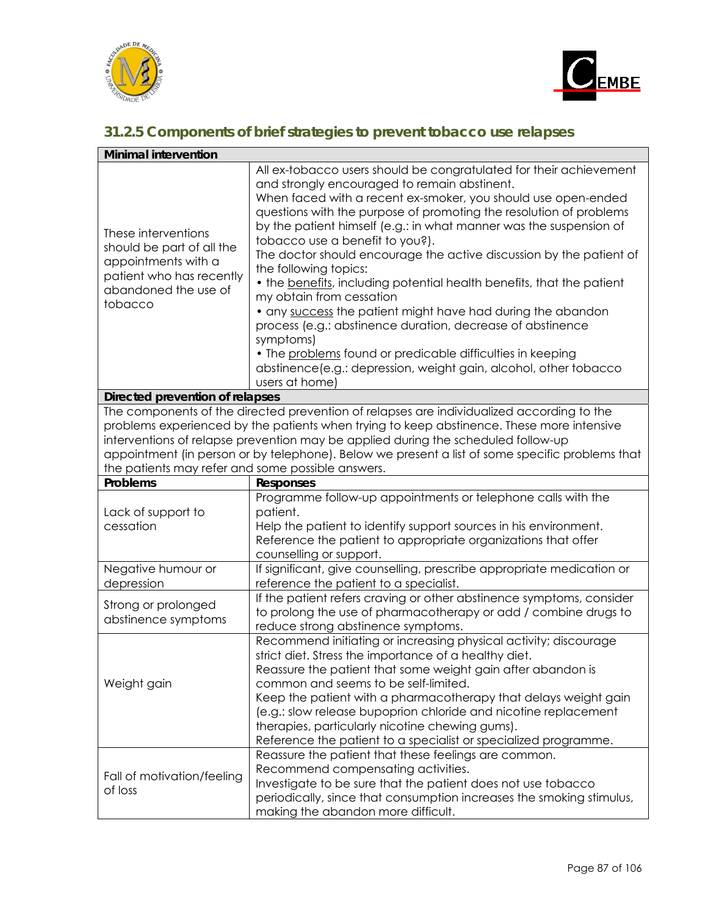### 31.2.5 Components of brief strategies to prevent tobacco use relapses

| **Minimal intervention** | |
|---|---|
| These interventions should be part of all the appointments with a patient who has recently abandoned the use of tobacco | All ex-tobacco users should be congratulated for their achievement and strongly encouraged to remain abstinent.<br>When faced with a recent ex-smoker, you should use open-ended questions with the purpose of promoting the resolution of problems by the patient himself (e.g.: in what manner was the suspension of tobacco use a benefit to you?).<br>The doctor should encourage the active discussion by the patient of the following topics:<br>• the benefits, including potential health benefits, that the patient my obtain from cessation<br>• any success the patient might have had during the abandon process (e.g.: abstinence duration, decrease of abstinence symptoms)<br>• The problems found or predicable difficulties in keeping abstinence(e.g.: depression, weight gain, alcohol, other tobacco users at home) |
| **Directed prevention of relapses** | |
| The components of the directed prevention of relapses are individualized according to the problems experienced by the patients when trying to keep abstinence. These more intensive interventions of relapse prevention may be applied during the scheduled follow-up appointment (in person or by telephone). Below we present a list of some specific problems that the patients may refer and some possible answers. | |
| **Problems** | **Responses** |
| Lack of support to cessation | Programme follow-up appointments or telephone calls with the patient.<br>Help the patient to identify support sources in his environment.<br>Reference the patient to appropriate organizations that offer counselling or support. |
| Negative humour or depression | If significant, give counselling, prescribe appropriate medication or reference the patient to a specialist. |
| Strong or prolonged abstinence symptoms | If the patient refers craving or other abstinence symptoms, consider to prolong the use of pharmacotherapy or add / combine drugs to reduce strong abstinence symptoms. |
| Weight gain | Recommend initiating or increasing physical activity; discourage strict diet. Stress the importance of a healthy diet.<br>Reassure the patient that some weight gain after abandon is common and seems to be self-limited.<br>Keep the patient with a pharmacotherapy that delays weight gain (e.g.: slow release bupoprion chloride and nicotine replacement therapies, particularly nicotine chewing gums).<br>Reference the patient to a specialist or specialized programme. |
| Fall of motivation/feeling of loss | Reassure the patient that these feelings are common.<br>Recommend compensating activities.<br>Investigate to be sure that the patient does not use tobacco periodically, since that consumption increases the smoking stimulus, making the abandon more difficult. |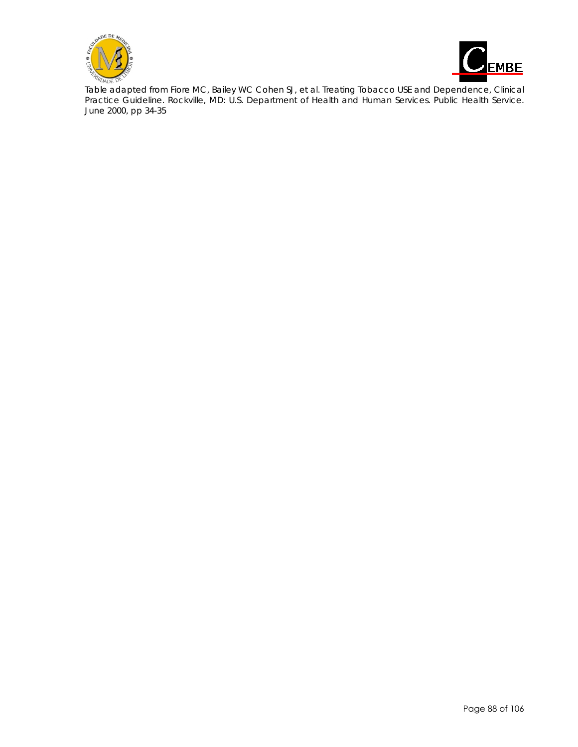Table adapted from Fiore MC, Bailey WC Cohen SJ, et al. Treating Tobacco USE and Dependence, Clinical Practice Guideline. Rockville, MD: U.S. Department of Health and Human Services. Public Health Service. June 2000, pp 34-35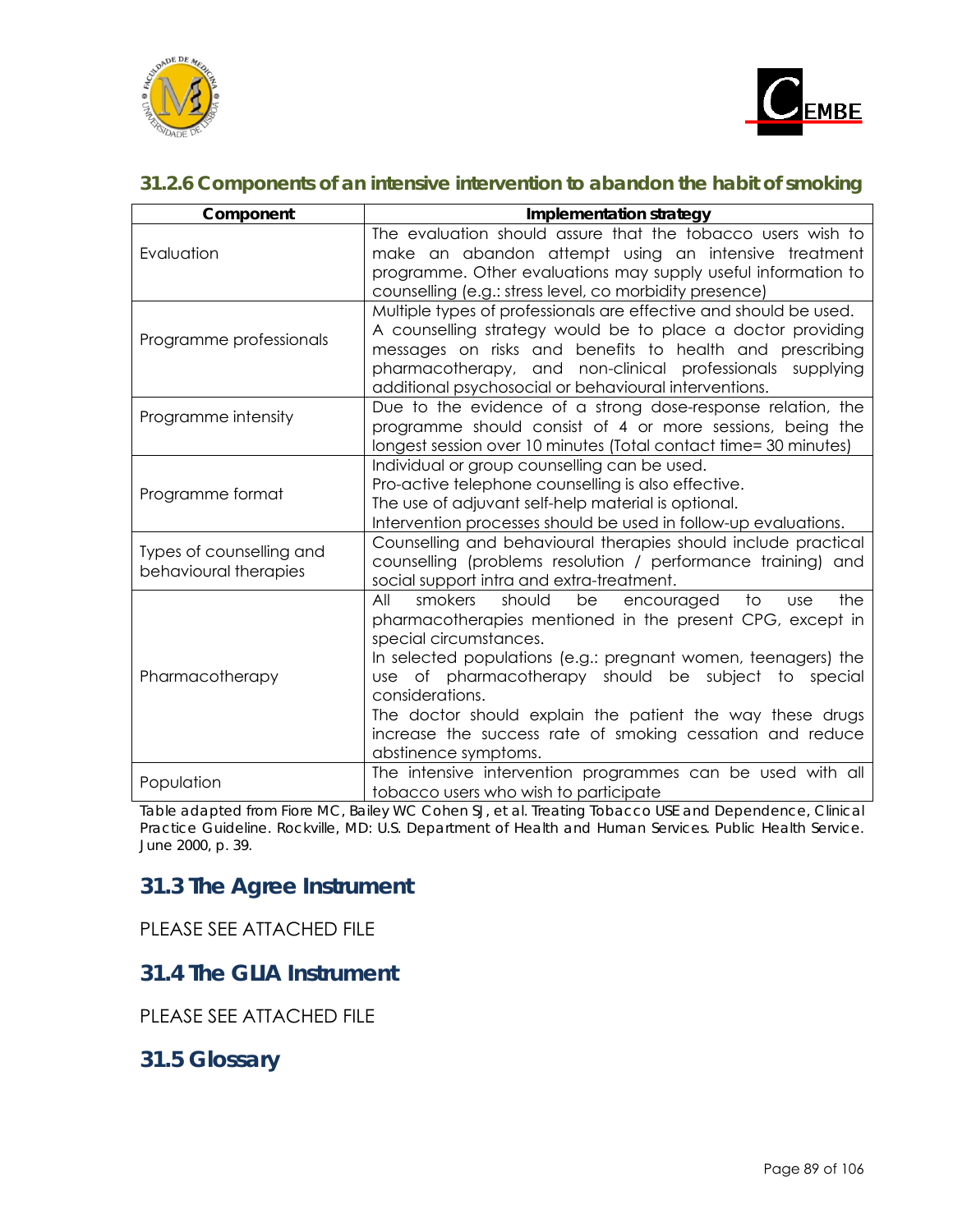### 31.2.6 Components of an intensive intervention to abandon the habit of smoking

| Component | Implementation strategy |
|---|---|
| Evaluation | The evaluation should assure that the tobacco users wish to make an abandon attempt using an intensive treatment programme. Other evaluations may supply useful information to counselling (e.g.: stress level, co morbidity presence) |
| Programme professionals | Multiple types of professionals are effective and should be used. A counselling strategy would be to place a doctor providing messages on risks and benefits to health and prescribing pharmacotherapy, and non-clinical professionals supplying additional psychosocial or behavioural interventions. |
| Programme intensity | Due to the evidence of a strong dose-response relation, the programme should consist of 4 or more sessions, being the longest session over 10 minutes (Total contact time= 30 minutes) |
| Programme format | Individual or group counselling can be used.<br>Pro-active telephone counselling is also effective.<br>The use of adjuvant self-help material is optional.<br>Intervention processes should be used in follow-up evaluations. |
| Types of counselling and behavioural therapies | Counselling and behavioural therapies should include practical counselling (problems resolution / performance training) and social support intra and extra-treatment. |
| Pharmacotherapy | All smokers should be encouraged to use the pharmacotherapies mentioned in the present CPG, except in special circumstances.<br>In selected populations (e.g.: pregnant women, teenagers) the use of pharmacotherapy should be subject to special considerations.<br>The doctor should explain the patient the way these drugs increase the success rate of smoking cessation and reduce abstinence symptoms. |
| Population | The intensive intervention programmes can be used with all tobacco users who wish to participate |

Table adapted from Fiore MC, Bailey WC Cohen SJ, et al. Treating Tobacco USE and Dependence, Clinical Practice Guideline. Rockville, MD: U.S. Department of Health and Human Services. Public Health Service. June 2000, p. 39.

## 31.3 The Agree Instrument

PLEASE SEE ATTACHED FILE

## 31.4 The GLIA Instrument

PLEASE SEE ATTACHED FILE

## 31.5 Glossary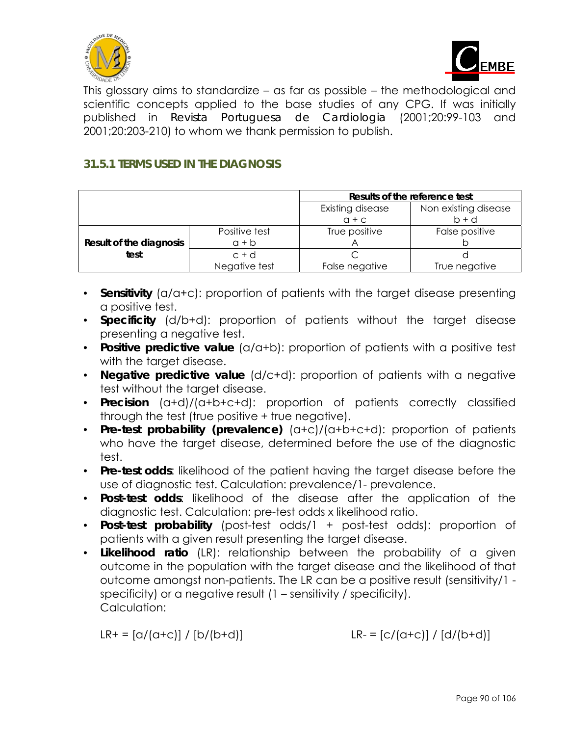This glossary aims to standardize – as far as possible – the methodological and scientific concepts applied to the base studies of any CPG. If was initially published in *Revista Portuguesa de Cardiologia* (2001;20:99-103 and 2001;20:203-210) to whom we thank permission to publish.

### 31.5.1 TERMS USED IN THE DIAGNOSIS

| | | **Results of the reference test** | |
|---|---|---|---|
| | | Existing disease<br>a + c | Non existing disease<br>b + d |
| **Result of the diagnosis test** | Positive test<br>a + b | True positive<br>A | False positive<br>b |
| | c + d<br>Negative test | C<br>False negative | d<br>True negative |

- **Sensitivity** (a/a+c): proportion of patients with the target disease presenting a positive test.
- **Specificity** (d/b+d): proportion of patients without the target disease presenting a negative test.
- **Positive predictive value** (a/a+b): proportion of patients with a positive test with the target disease.
- **Negative predictive value** (d/c+d): proportion of patients with a negative test without the target disease.
- **Precision** (a+d)/(a+b+c+d): proportion of patients correctly classified through the test (true positive + true negative).
- **Pre-test probability (prevalence)** (a+c)/(a+b+c+d): proportion of patients who have the target disease, determined before the use of the diagnostic test.
- **Pre-test odds**: likelihood of the patient having the target disease before the use of diagnostic test. Calculation: prevalence/1- prevalence.
- **Post-test odds**: likelihood of the disease after the application of the diagnostic test. Calculation: pre-test odds x likelihood ratio.
- **Post-test probability** (post-test odds/1 + post-test odds): proportion of patients with a given result presenting the target disease.
- **Likelihood ratio** (LR): relationship between the probability of a given outcome in the population with the target disease and the likelihood of that outcome amongst non-patients. The LR can be a positive result (sensitivity/1 - specificity) or a negative result (1 – sensitivity / specificity).
  Calculation:

  $LR+ = [a/(a+c)] / [b/(b+d)]$  $LR- = [c/(a+c)] / [d/(b+d)]$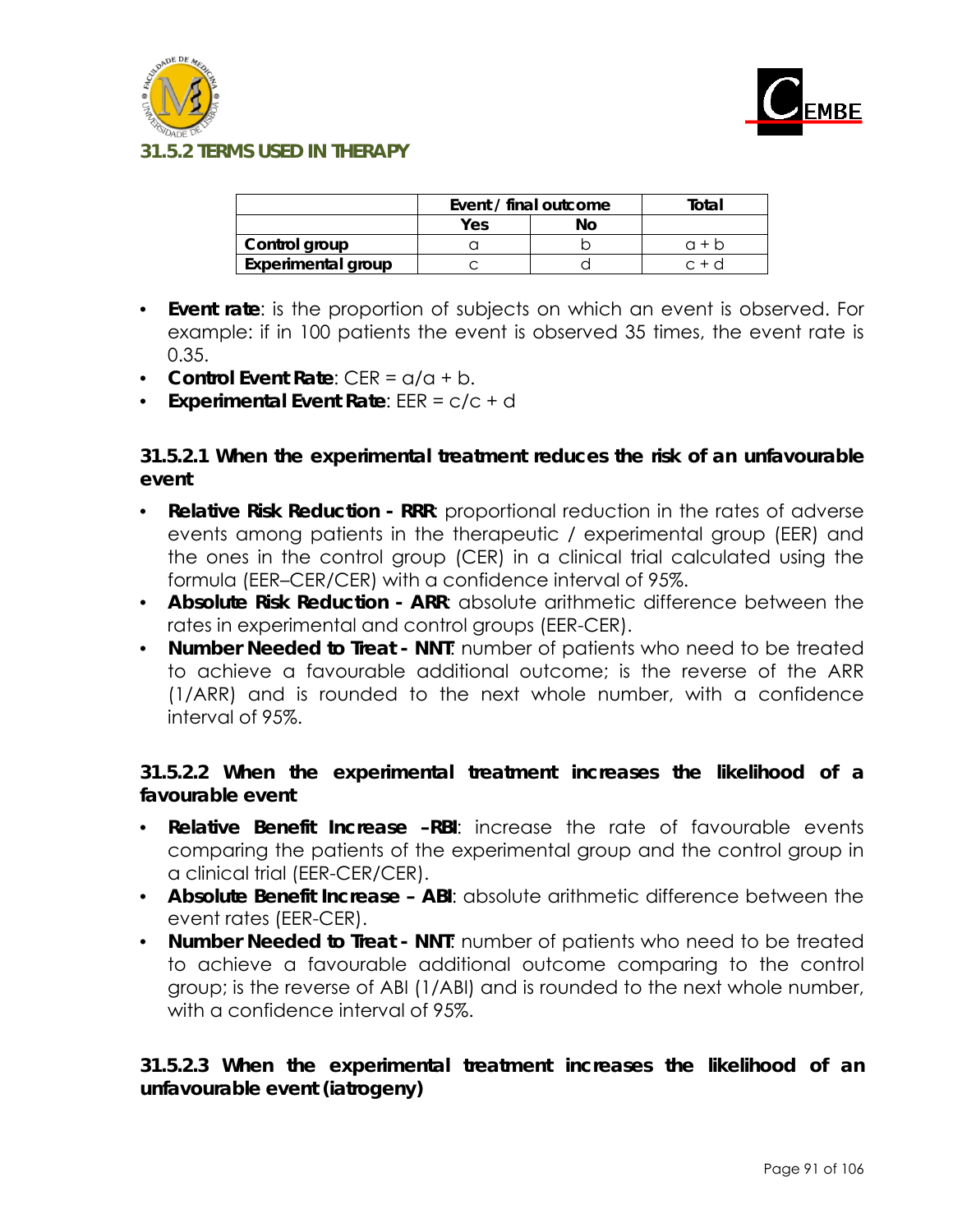### 31.5.2 TERMS USED IN THERAPY

| | Event / final outcome | | Total |
|---|---|---|---|
| | Yes | No | |
| Control group | a | b | a + b |
| Experimental group | c | d | c + d |

- **Event rate**: is the proportion of subjects on which an event is observed. For example: if in 100 patients the event is observed 35 times, the event rate is 0.35.
- **Control Event Rate**: CER = a/a + b.
- **Experimental Event Rate**: EER = c/c + d

#### 31.5.2.1 When the experimental treatment reduces the risk of an unfavourable event

- **Relative Risk Reduction - RRR**: proportional reduction in the rates of adverse events among patients in the therapeutic / experimental group (EER) and the ones in the control group (CER) in a clinical trial calculated using the formula (EER–CER/CER) with a confidence interval of 95%.
- **Absolute Risk Reduction - ARR**: absolute arithmetic difference between the rates in experimental and control groups (EER-CER).
- **Number Needed to Treat - NNT**: number of patients who need to be treated to achieve a favourable additional outcome; is the reverse of the ARR (1/ARR) and is rounded to the next whole number, with a confidence interval of 95%.

#### 31.5.2.2 When the experimental treatment increases the likelihood of a favourable event

- **Relative Benefit Increase –RBI**: increase the rate of favourable events comparing the patients of the experimental group and the control group in a clinical trial (EER-CER/CER).
- **Absolute Benefit Increase – ABI**: absolute arithmetic difference between the event rates (EER-CER).
- **Number Needed to Treat - NNT**: number of patients who need to be treated to achieve a favourable additional outcome comparing to the control group; is the reverse of ABI (1/ABI) and is rounded to the next whole number, with a confidence interval of 95%.

#### 31.5.2.3 When the experimental treatment increases the likelihood of an unfavourable event (iatrogeny)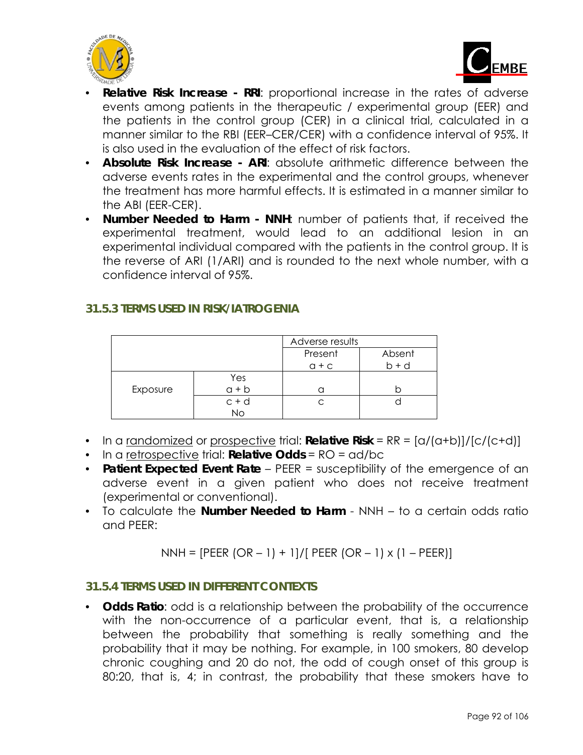- **Relative Risk Increase - RRI**: proportional increase in the rates of adverse events among patients in the therapeutic / experimental group (EER) and the patients in the control group (CER) in a clinical trial, calculated in a manner similar to the RBI (EER–CER/CER) with a confidence interval of 95%. It is also used in the evaluation of the effect of risk factors.
- **Absolute Risk Increase - ARI**: absolute arithmetic difference between the adverse events rates in the experimental and the control groups, whenever the treatment has more harmful effects. It is estimated in a manner similar to the ABI (EER-CER).
- **Number Needed to Harm - NNH**: number of patients that, if received the experimental treatment, would lead to an additional lesion in an experimental individual compared with the patients in the control group. It is the reverse of ARI (1/ARI) and is rounded to the next whole number, with a confidence interval of 95%.

### 31.5.3 TERMS USED IN RISK/IATROGENIA

| | | Adverse results | |
|---|---|---|---|
| | | Present<br>a + c | Absent<br>b + d |
| Exposure | Yes<br>a + b | a | b |
| | c + d<br>No | c | d |

- In a <u>randomized</u> or <u>prospective</u> trial: **Relative Risk** = RR = $[a/(a+b)]/[c/(c+d)]$
- In a <u>retrospective</u> trial: **Relative Odds** = RO = $ad/bc$
- **Patient Expected Event Rate** – PEER = susceptibility of the emergence of an adverse event in a given patient who does not receive treatment (experimental or conventional).
- To calculate the **Number Needed to Harm** - NNH – to a certain odds ratio and PEER:

$$NNH = [PEER\ (OR - 1) + 1]/[\ PEER\ (OR - 1) \times (1 - PEER)]$$

### 31.5.4 TERMS USED IN DIFFERENT CONTEXTS

- **Odds Ratio**: odd is a relationship between the probability of the occurrence with the non-occurrence of a particular event, that is, a relationship between the probability that something is really something and the probability that it may be nothing. For example, in 100 smokers, 80 develop chronic coughing and 20 do not, the odd of cough onset of this group is 80:20, that is, 4; in contrast, the probability that these smokers have to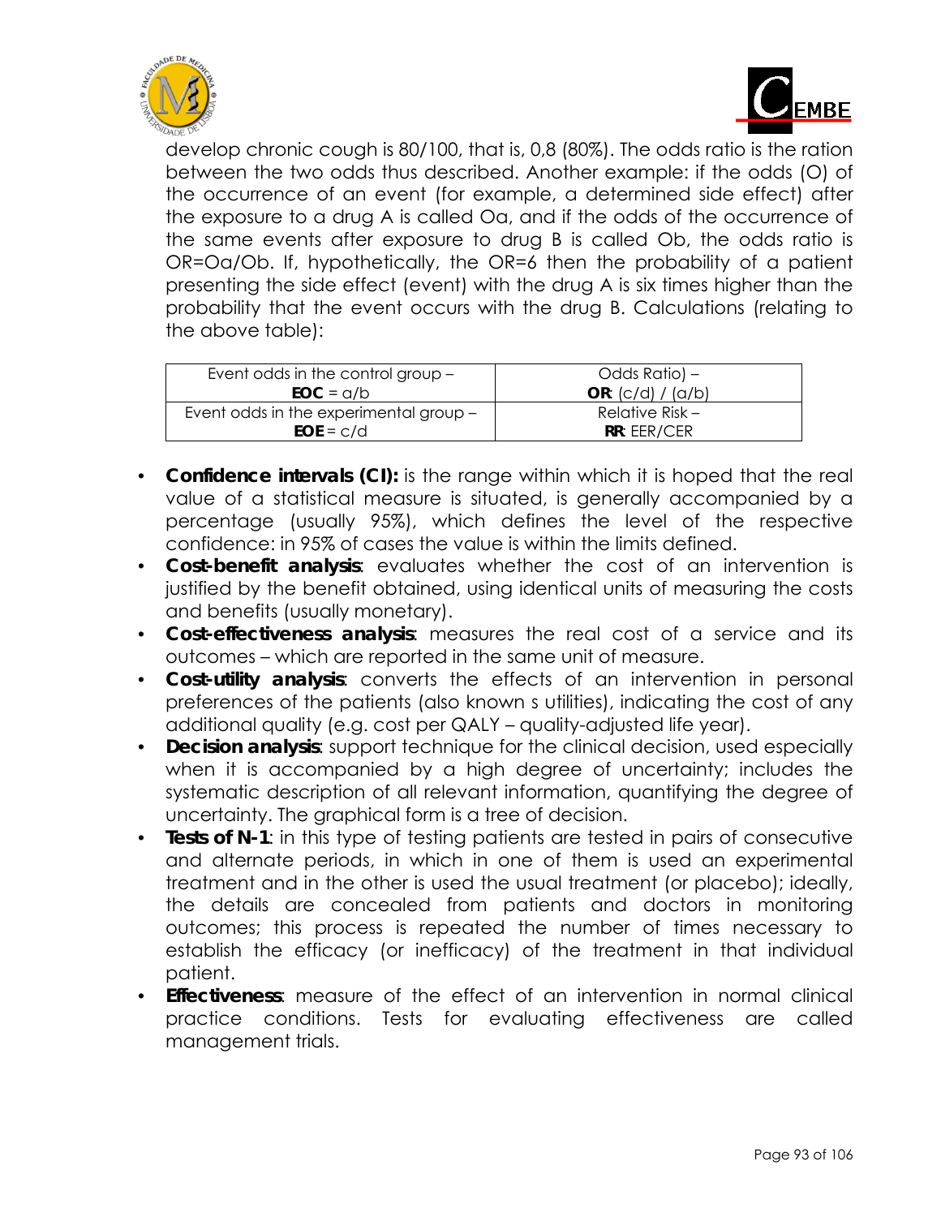develop chronic cough is 80/100, that is, 0,8 (80%). The odds ratio is the ration between the two odds thus described. Another example: if the odds (O) of the occurrence of an event (for example, a determined side effect) after the exposure to a drug A is called Oa, and if the odds of the occurrence of the same events after exposure to drug B is called Ob, the odds ratio is OR=Oa/Ob. If, hypothetically, the OR=6 then the probability of a patient presenting the side effect (event) with the drug A is six times higher than the probability that the event occurs with the drug B. Calculations (relating to the above table):

| Event odds in the control group – **EOC** = a/b | Odds Ratio) – **OR**: (c/d) / (a/b) |
|---|---|
| Event odds in the experimental group – **EOE** = c/d | Relative Risk – **RR**: EER/CER |

- **Confidence intervals (CI):** is the range within which it is hoped that the real value of a statistical measure is situated, is generally accompanied by a percentage (usually 95%), which defines the level of the respective confidence: in 95% of cases the value is within the limits defined.
- **Cost-benefit analysis**: evaluates whether the cost of an intervention is justified by the benefit obtained, using identical units of measuring the costs and benefits (usually monetary).
- **Cost-effectiveness analysis**: measures the real cost of a service and its outcomes – which are reported in the same unit of measure.
- **Cost-utility analysis**: converts the effects of an intervention in personal preferences of the patients (also known s utilities), indicating the cost of any additional quality (e.g. cost per QALY – quality-adjusted life year).
- **Decision analysis**: support technique for the clinical decision, used especially when it is accompanied by a high degree of uncertainty; includes the systematic description of all relevant information, quantifying the degree of uncertainty. The graphical form is a tree of decision.
- **Tests of N-1**: in this type of testing patients are tested in pairs of consecutive and alternate periods, in which in one of them is used an experimental treatment and in the other is used the usual treatment (or placebo); ideally, the details are concealed from patients and doctors in monitoring outcomes; this process is repeated the number of times necessary to establish the efficacy (or inefficacy) of the treatment in that individual patient.
- **Effectiveness**: measure of the effect of an intervention in normal clinical practice conditions. Tests for evaluating effectiveness are called management trials.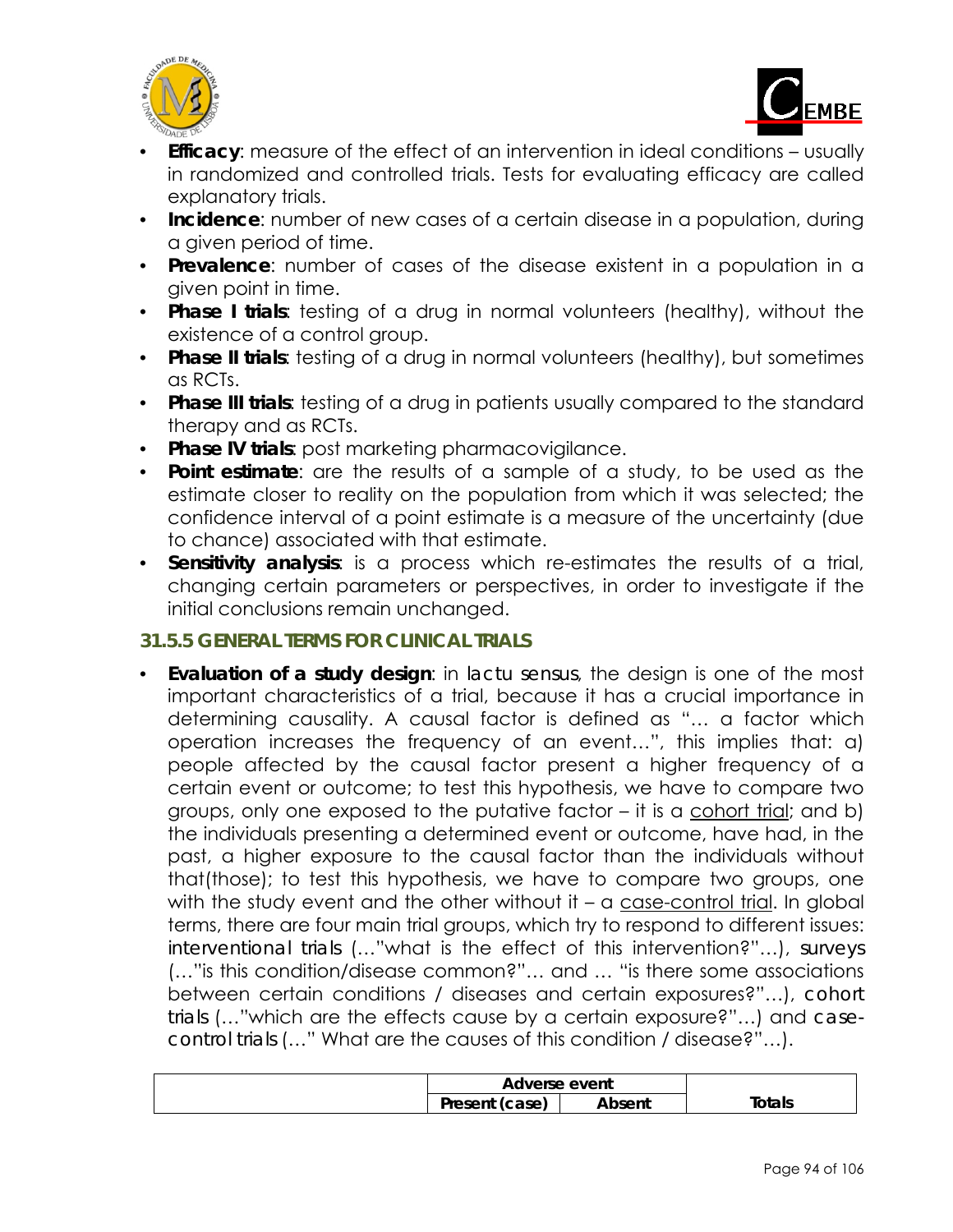- **Efficacy**: measure of the effect of an intervention in ideal conditions – usually in randomized and controlled trials. Tests for evaluating efficacy are called explanatory trials.
- **Incidence**: number of new cases of a certain disease in a population, during a given period of time.
- **Prevalence**: number of cases of the disease existent in a population in a given point in time.
- **Phase I trials**: testing of a drug in normal volunteers (healthy), without the existence of a control group.
- **Phase II trials**: testing of a drug in normal volunteers (healthy), but sometimes as RCTs.
- **Phase III trials**: testing of a drug in patients usually compared to the standard therapy and as RCTs.
- **Phase IV trials**: post marketing pharmacovigilance.
- **Point estimate**: are the results of a sample of a study, to be used as the estimate closer to reality on the population from which it was selected; the confidence interval of a point estimate is a measure of the uncertainty (due to chance) associated with that estimate.
- **Sensitivity analysis**: is a process which re-estimates the results of a trial, changing certain parameters or perspectives, in order to investigate if the initial conclusions remain unchanged.

### 31.5.5 GENERAL TERMS FOR CLINICAL TRIALS

- **Evaluation of a study design**: in *lactu sensus*, the design is one of the most important characteristics of a trial, because it has a crucial importance in determining causality. A causal factor is defined as "… a factor which operation increases the frequency of an event…", this implies that: a) people affected by the causal factor present a higher frequency of a certain event or outcome; to test this hypothesis, we have to compare two groups, only one exposed to the putative factor – it is a cohort trial; and b) the individuals presenting a determined event or outcome, have had, in the past, a higher exposure to the causal factor than the individuals without that(those); to test this hypothesis, we have to compare two groups, one with the study event and the other without it – a case-control trial. In global terms, there are four main trial groups, which try to respond to different issues: *interventional trials* (…"what is the effect of this intervention?"…), *surveys* (…"is this condition/disease common?"… and … "is there some associations between certain conditions / diseases and certain exposures?"…), *cohort trials* (…"which are the effects cause by a certain exposure?"…) and *case-control trials* (…" What are the causes of this condition / disease?"…).

| | Adverse event | | |
|---|---|---|---|
| | **Present (case)** | **Absent** | **Totals** |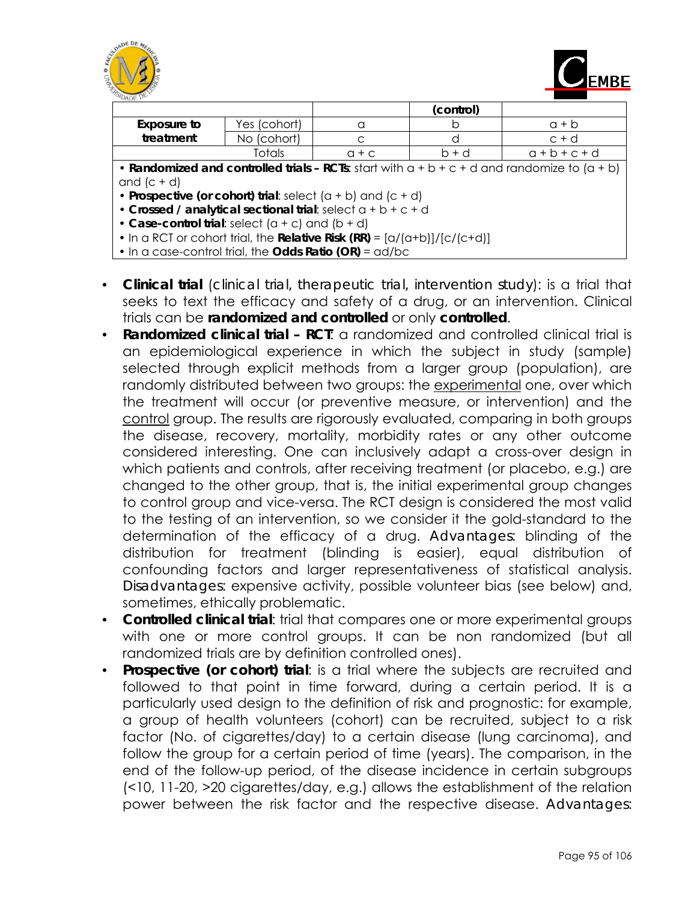| | | | (control) | |
|---|---|---|---|---|
| **Exposure to treatment** | Yes (cohort) | a | b | a + b |
| | No (cohort) | c | d | c + d |
| | Totals | a + c | b + d | a + b + c + d |

• **Randomized and controlled trials – RCTs**: start with a + b + c + d and randomize to (a + b) and (c + d)
• **Prospective (or cohort) trial**: select (a + b) and (c + d)
• **Crossed / analytical sectional trial**: select a + b + c + d
• **Case-control trial**: select (a + c) and (b + d)
• In a RCT or cohort trial, the **Relative Risk (RR)** = [a/(a+b)]/[c/(c+d)]
• In a case-control trial, the **Odds Ratio (OR)** = ad/bc

- **Clinical trial** (*clinical trial, therapeutic trial, intervention study*): is a trial that seeks to text the efficacy and safety of a drug, or an intervention. Clinical trials can be **randomized and controlled** or only **controlled**.
- **Randomized clinical trial – RCT**: a randomized and controlled clinical trial is an epidemiological experience in which the subject in study (sample) selected through explicit methods from a larger group (population), are randomly distributed between two groups: the experimental one, over which the treatment will occur (or preventive measure, or intervention) and the control group. The results are rigorously evaluated, comparing in both groups the disease, recovery, mortality, morbidity rates or any other outcome considered interesting. One can inclusively adapt a cross-over design in which patients and controls, after receiving treatment (or placebo, e.g.) are changed to the other group, that is, the initial experimental group changes to control group and vice-versa. The RCT design is considered the most valid to the testing of an intervention, so we consider it the gold-standard to the determination of the efficacy of a drug. *Advantages*: blinding of the distribution for treatment (blinding is easier), equal distribution of confounding factors and larger representativeness of statistical analysis. *Disadvantages*: expensive activity, possible volunteer bias (see below) and, sometimes, ethically problematic.
- **Controlled clinical trial**: trial that compares one or more experimental groups with one or more control groups. It can be non randomized (but all randomized trials are by definition controlled ones).
- **Prospective (or cohort) trial**: is a trial where the subjects are recruited and followed to that point in time forward, during a certain period. It is a particularly used design to the definition of risk and prognostic: for example, a group of health volunteers (cohort) can be recruited, subject to a risk factor (No. of cigarettes/day) to a certain disease (lung carcinoma), and follow the group for a certain period of time (years). The comparison, in the end of the follow-up period, of the disease incidence in certain subgroups (<10, 11-20, >20 cigarettes/day, e.g.) allows the establishment of the relation power between the risk factor and the respective disease. *Advantages*: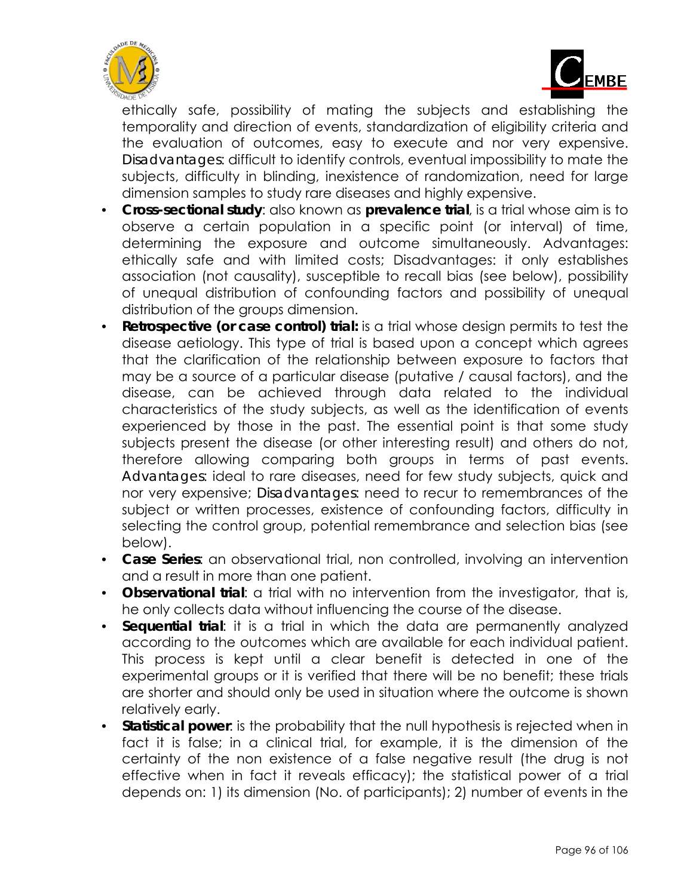ethically safe, possibility of mating the subjects and establishing the temporality and direction of events, standardization of eligibility criteria and the evaluation of outcomes, easy to execute and nor very expensive. *Disadvantages*: difficult to identify controls, eventual impossibility to mate the subjects, difficulty in blinding, inexistence of randomization, need for large dimension samples to study rare diseases and highly expensive.

- **Cross-sectional study**: also known as **prevalence trial**, is a trial whose aim is to observe a certain population in a specific point (or interval) of time, determining the exposure and outcome simultaneously. Advantages: ethically safe and with limited costs; Disadvantages: it only establishes association (not causality), susceptible to recall bias (see below), possibility of unequal distribution of confounding factors and possibility of unequal distribution of the groups dimension.
- **Retrospective (or case control) trial:** is a trial whose design permits to test the disease aetiology. This type of trial is based upon a concept which agrees that the clarification of the relationship between exposure to factors that may be a source of a particular disease (putative / causal factors), and the disease, can be achieved through data related to the individual characteristics of the study subjects, as well as the identification of events experienced by those in the past. The essential point is that some study subjects present the disease (or other interesting result) and others do not, therefore allowing comparing both groups in terms of past events. *Advantages*: ideal to rare diseases, need for few study subjects, quick and nor very expensive; *Disadvantages*: need to recur to remembrances of the subject or written processes, existence of confounding factors, difficulty in selecting the control group, potential remembrance and selection bias (see below).
- **Case Series**: an observational trial, non controlled, involving an intervention and a result in more than one patient.
- **Observational trial**: a trial with no intervention from the investigator, that is, he only collects data without influencing the course of the disease.
- **Sequential trial**: it is a trial in which the data are permanently analyzed according to the outcomes which are available for each individual patient. This process is kept until a clear benefit is detected in one of the experimental groups or it is verified that there will be no benefit; these trials are shorter and should only be used in situation where the outcome is shown relatively early.
- **Statistical power**: is the probability that the null hypothesis is rejected when in fact it is false; in a clinical trial, for example, it is the dimension of the certainty of the non existence of a false negative result (the drug is not effective when in fact it reveals efficacy); the statistical power of a trial depends on: 1) its dimension (No. of participants); 2) number of events in the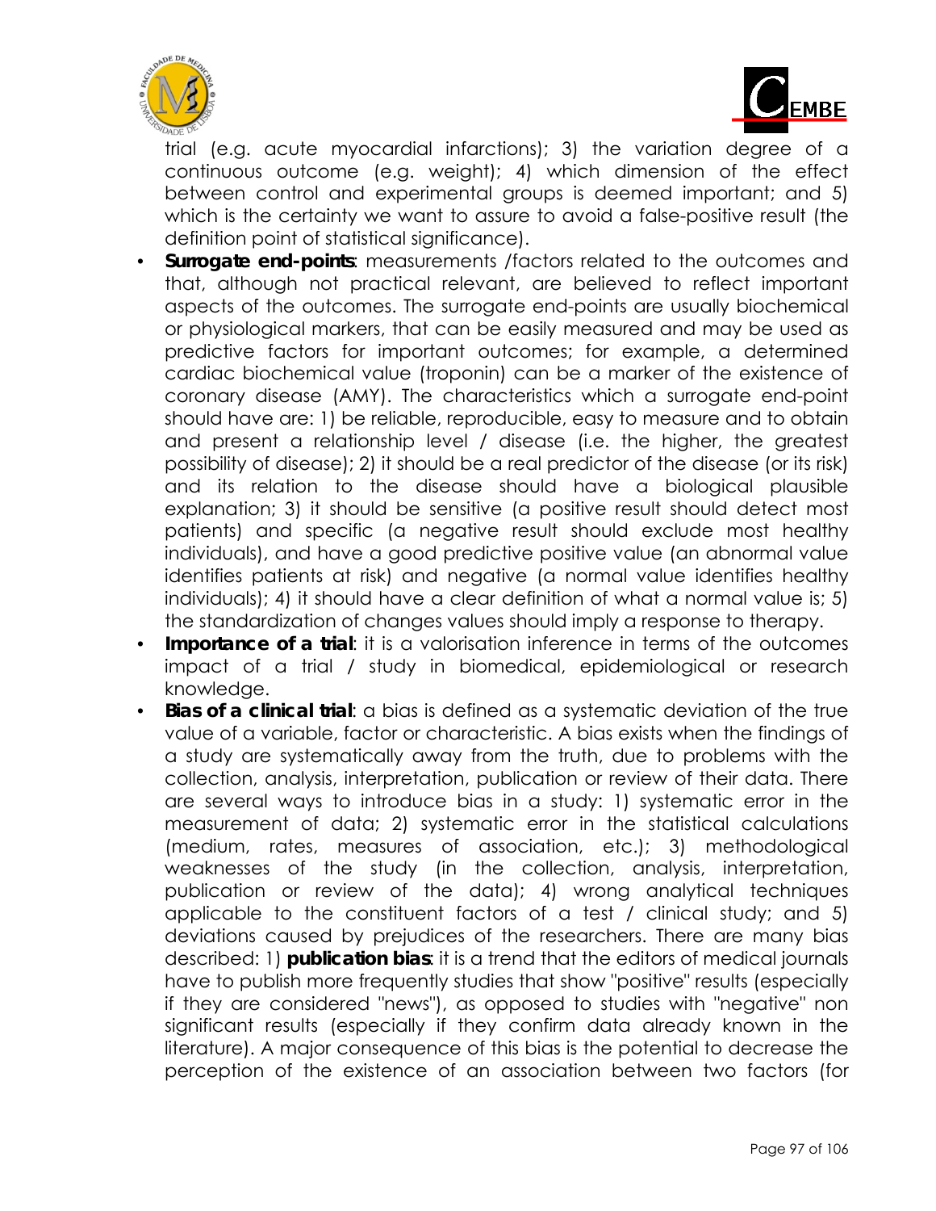trial (e.g. acute myocardial infarctions); 3) the variation degree of a continuous outcome (e.g. weight); 4) which dimension of the effect between control and experimental groups is deemed important; and 5) which is the certainty we want to assure to avoid a false-positive result (the definition point of statistical significance).

- **Surrogate end-points**: measurements /factors related to the outcomes and that, although not practical relevant, are believed to reflect important aspects of the outcomes. The surrogate end-points are usually biochemical or physiological markers, that can be easily measured and may be used as predictive factors for important outcomes; for example, a determined cardiac biochemical value (troponin) can be a marker of the existence of coronary disease (AMY). The characteristics which a surrogate end-point should have are: 1) be reliable, reproducible, easy to measure and to obtain and present a relationship level / disease (i.e. the higher, the greatest possibility of disease); 2) it should be a real predictor of the disease (or its risk) and its relation to the disease should have a biological plausible explanation; 3) it should be sensitive (a positive result should detect most patients) and specific (a negative result should exclude most healthy individuals), and have a good predictive positive value (an abnormal value identifies patients at risk) and negative (a normal value identifies healthy individuals); 4) it should have a clear definition of what a normal value is; 5) the standardization of changes values should imply a response to therapy.
- **Importance of a trial**: it is a valorisation inference in terms of the outcomes impact of a trial / study in biomedical, epidemiological or research knowledge.
- **Bias of a clinical trial**: a bias is defined as a systematic deviation of the true value of a variable, factor or characteristic. A bias exists when the findings of a study are systematically away from the truth, due to problems with the collection, analysis, interpretation, publication or review of their data. There are several ways to introduce bias in a study: 1) systematic error in the measurement of data; 2) systematic error in the statistical calculations (medium, rates, measures of association, etc.); 3) methodological weaknesses of the study (in the collection, analysis, interpretation, publication or review of the data); 4) wrong analytical techniques applicable to the constituent factors of a test / clinical study; and 5) deviations caused by prejudices of the researchers. There are many bias described: 1) **publication bias**: it is a trend that the editors of medical journals have to publish more frequently studies that show "positive" results (especially if they are considered "news"), as opposed to studies with "negative" non significant results (especially if they confirm data already known in the literature). A major consequence of this bias is the potential to decrease the perception of the existence of an association between two factors (for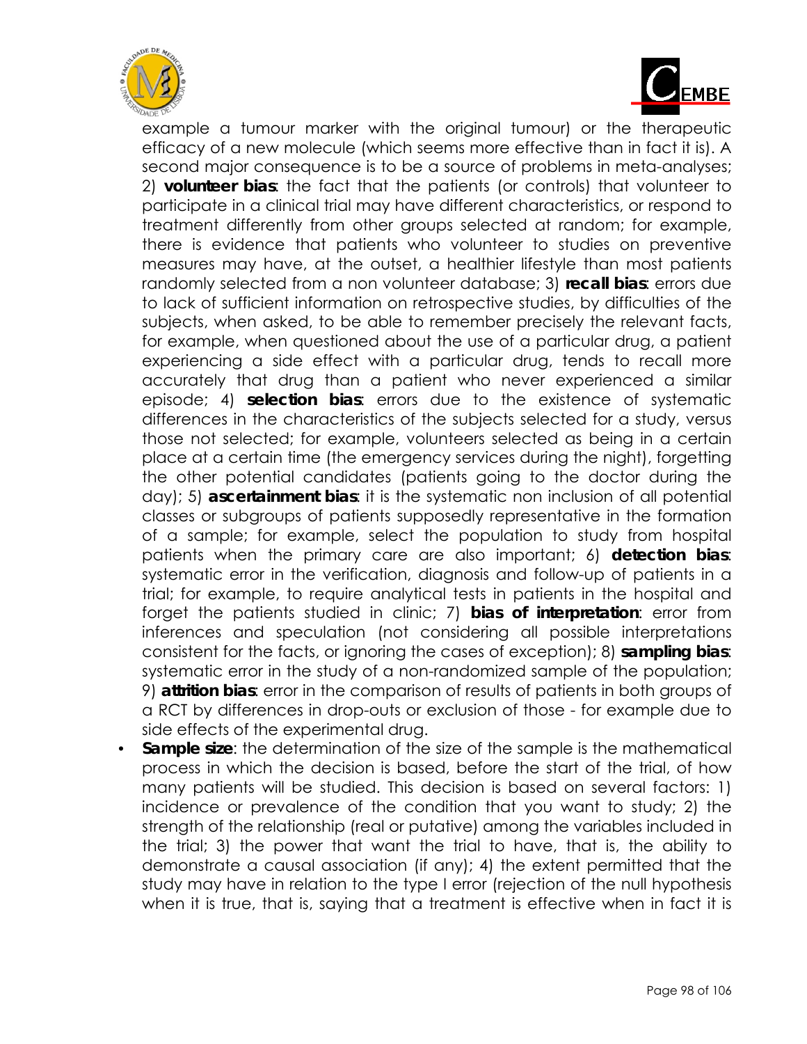example a tumour marker with the original tumour) or the therapeutic efficacy of a new molecule (which seems more effective than in fact it is). A second major consequence is to be a source of problems in meta-analyses; 2) **volunteer bias**: the fact that the patients (or controls) that volunteer to participate in a clinical trial may have different characteristics, or respond to treatment differently from other groups selected at random; for example, there is evidence that patients who volunteer to studies on preventive measures may have, at the outset, a healthier lifestyle than most patients randomly selected from a non volunteer database; 3) **recall bias**: errors due to lack of sufficient information on retrospective studies, by difficulties of the subjects, when asked, to be able to remember precisely the relevant facts, for example, when questioned about the use of a particular drug, a patient experiencing a side effect with a particular drug, tends to recall more accurately that drug than a patient who never experienced a similar episode; 4) **selection bias**: errors due to the existence of systematic differences in the characteristics of the subjects selected for a study, versus those not selected; for example, volunteers selected as being in a certain place at a certain time (the emergency services during the night), forgetting the other potential candidates (patients going to the doctor during the day); 5) **ascertainment bias**: it is the systematic non inclusion of all potential classes or subgroups of patients supposedly representative in the formation of a sample; for example, select the population to study from hospital patients when the primary care are also important; 6) **detection bias**: systematic error in the verification, diagnosis and follow-up of patients in a trial; for example, to require analytical tests in patients in the hospital and forget the patients studied in clinic; 7) **bias of interpretation**: error from inferences and speculation (not considering all possible interpretations consistent for the facts, or ignoring the cases of exception); 8) **sampling bias**: systematic error in the study of a non-randomized sample of the population; 9) **attrition bias**: error in the comparison of results of patients in both groups of a RCT by differences in drop-outs or exclusion of those - for example due to side effects of the experimental drug.

- **Sample size**: the determination of the size of the sample is the mathematical process in which the decision is based, before the start of the trial, of how many patients will be studied. This decision is based on several factors: 1) incidence or prevalence of the condition that you want to study; 2) the strength of the relationship (real or putative) among the variables included in the trial; 3) the power that want the trial to have, that is, the ability to demonstrate a causal association (if any); 4) the extent permitted that the study may have in relation to the type I error (rejection of the null hypothesis when it is true, that is, saying that a treatment is effective when in fact it is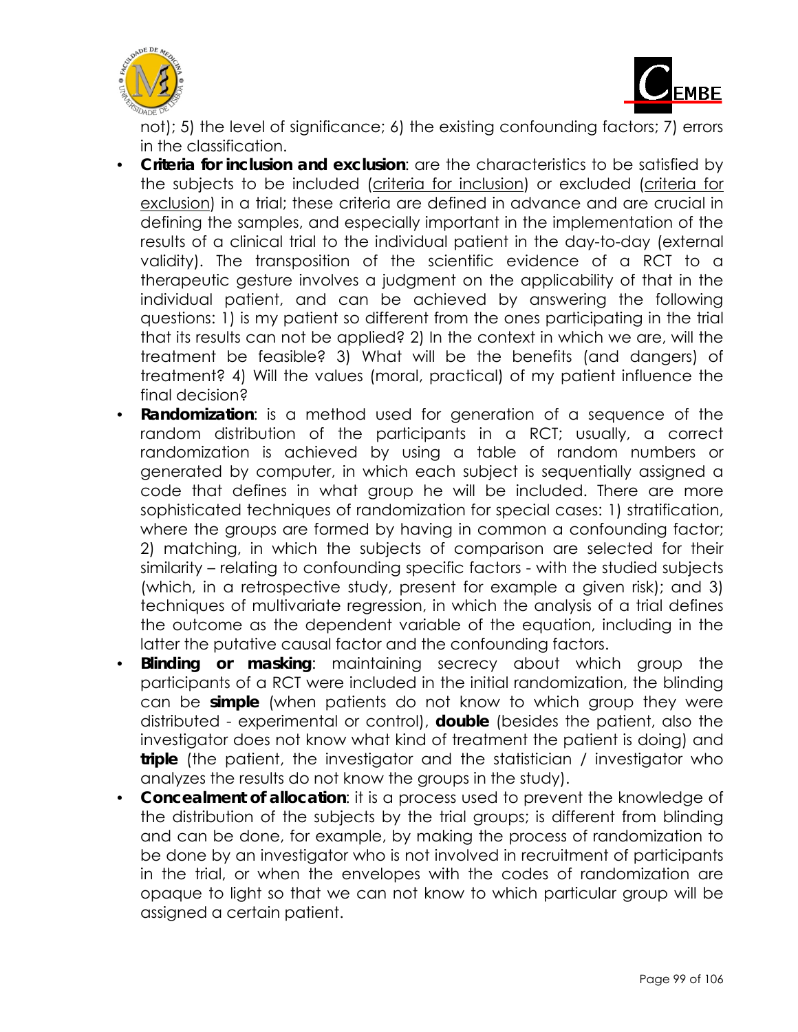not); 5) the level of significance; 6) the existing confounding factors; 7) errors in the classification.

- **Criteria for inclusion and exclusion**: are the characteristics to be satisfied by the subjects to be included (criteria for inclusion) or excluded (criteria for exclusion) in a trial; these criteria are defined in advance and are crucial in defining the samples, and especially important in the implementation of the results of a clinical trial to the individual patient in the day-to-day (external validity). The transposition of the scientific evidence of a RCT to a therapeutic gesture involves a judgment on the applicability of that in the individual patient, and can be achieved by answering the following questions: 1) is my patient so different from the ones participating in the trial that its results can not be applied? 2) In the context in which we are, will the treatment be feasible? 3) What will be the benefits (and dangers) of treatment? 4) Will the values (moral, practical) of my patient influence the final decision?
- **Randomization**: is a method used for generation of a sequence of the random distribution of the participants in a RCT; usually, a correct randomization is achieved by using a table of random numbers or generated by computer, in which each subject is sequentially assigned a code that defines in what group he will be included. There are more sophisticated techniques of randomization for special cases: 1) stratification, where the groups are formed by having in common a confounding factor; 2) matching, in which the subjects of comparison are selected for their similarity – relating to confounding specific factors - with the studied subjects (which, in a retrospective study, present for example a given risk); and 3) techniques of multivariate regression, in which the analysis of a trial defines the outcome as the dependent variable of the equation, including in the latter the putative causal factor and the confounding factors.
- **Blinding or masking**: maintaining secrecy about which group the participants of a RCT were included in the initial randomization, the blinding can be **simple** (when patients do not know to which group they were distributed - experimental or control), **double** (besides the patient, also the investigator does not know what kind of treatment the patient is doing) and **triple** (the patient, the investigator and the statistician / investigator who analyzes the results do not know the groups in the study).
- **Concealment of allocation**: it is a process used to prevent the knowledge of the distribution of the subjects by the trial groups; is different from blinding and can be done, for example, by making the process of randomization to be done by an investigator who is not involved in recruitment of participants in the trial, or when the envelopes with the codes of randomization are opaque to light so that we can not know to which particular group will be assigned a certain patient.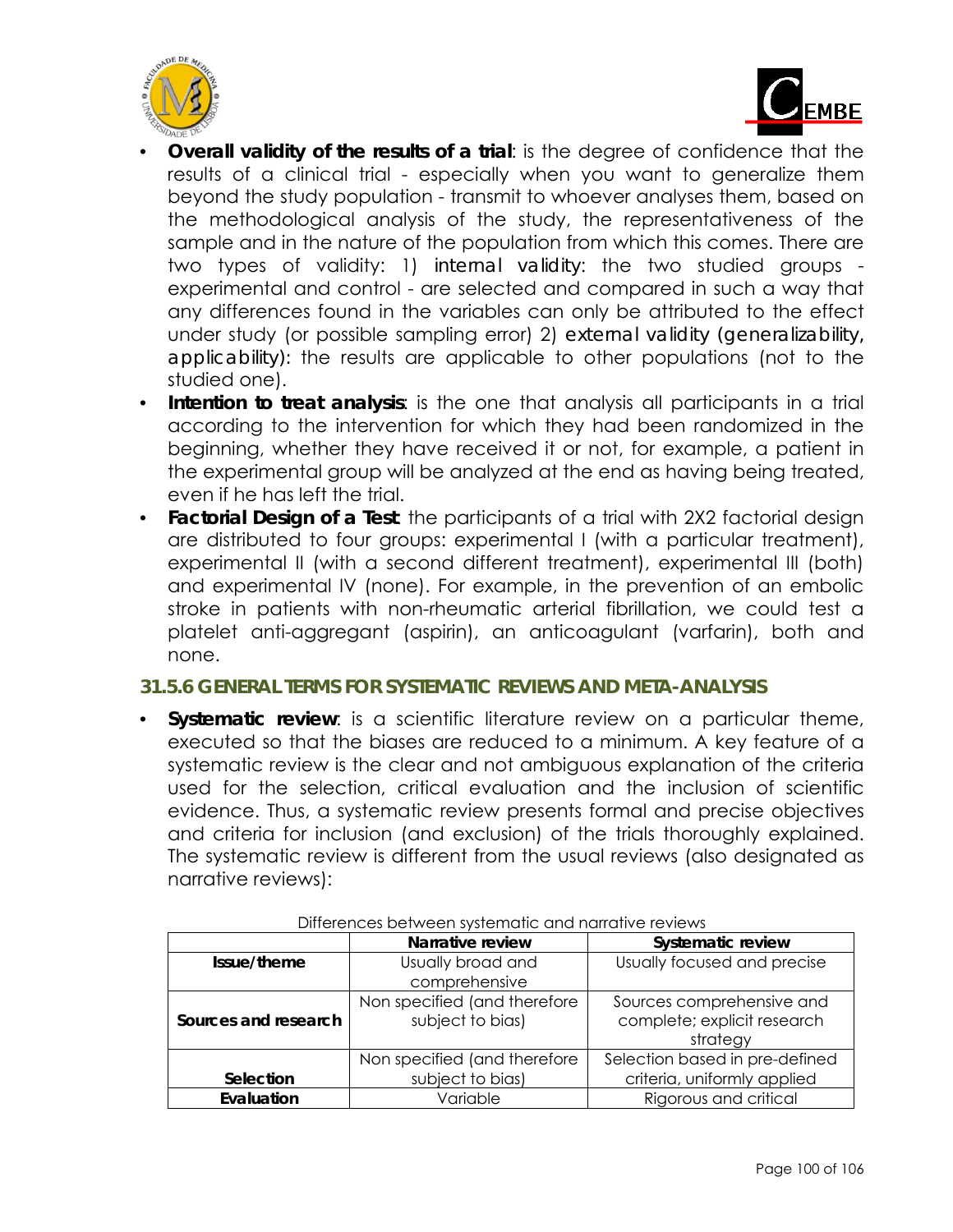- **Overall validity of the results of a trial**: is the degree of confidence that the results of a clinical trial - especially when you want to generalize them beyond the study population - transmit to whoever analyses them, based on the methodological analysis of the study, the representativeness of the sample and in the nature of the population from which this comes. There are two types of validity: 1) internal validity: the two studied groups - experimental and control - are selected and compared in such a way that any differences found in the variables can only be attributed to the effect under study (or possible sampling error) 2) external validity (generalizability, applicability): the results are applicable to other populations (not to the studied one).
- **Intention to treat analysis**: is the one that analysis all participants in a trial according to the intervention for which they had been randomized in the beginning, whether they have received it or not, for example, a patient in the experimental group will be analyzed at the end as having being treated, even if he has left the trial.
- **Factorial Design of a Test**: the participants of a trial with 2X2 factorial design are distributed to four groups: experimental I (with a particular treatment), experimental II (with a second different treatment), experimental III (both) and experimental IV (none). For example, in the prevention of an embolic stroke in patients with non-rheumatic arterial fibrillation, we could test a platelet anti-aggregant (aspirin), an anticoagulant (varfarin), both and none.

### 31.5.6 GENERAL TERMS FOR SYSTEMATIC REVIEWS AND META-ANALYSIS

- **Systematic review**: is a scientific literature review on a particular theme, executed so that the biases are reduced to a minimum. A key feature of a systematic review is the clear and not ambiguous explanation of the criteria used for the selection, critical evaluation and the inclusion of scientific evidence. Thus, a systematic review presents formal and precise objectives and criteria for inclusion (and exclusion) of the trials thoroughly explained. The systematic review is different from the usual reviews (also designated as narrative reviews):

Differences between systematic and narrative reviews

| | Narrative review | Systematic review |
|---|---|---|
| **Issue/theme** | Usually broad and comprehensive | Usually focused and precise |
| **Sources and research** | Non specified (and therefore subject to bias) | Sources comprehensive and complete; explicit research strategy |
| **Selection** | Non specified (and therefore subject to bias) | Selection based in pre-defined criteria, uniformly applied |
| **Evaluation** | Variable | Rigorous and critical |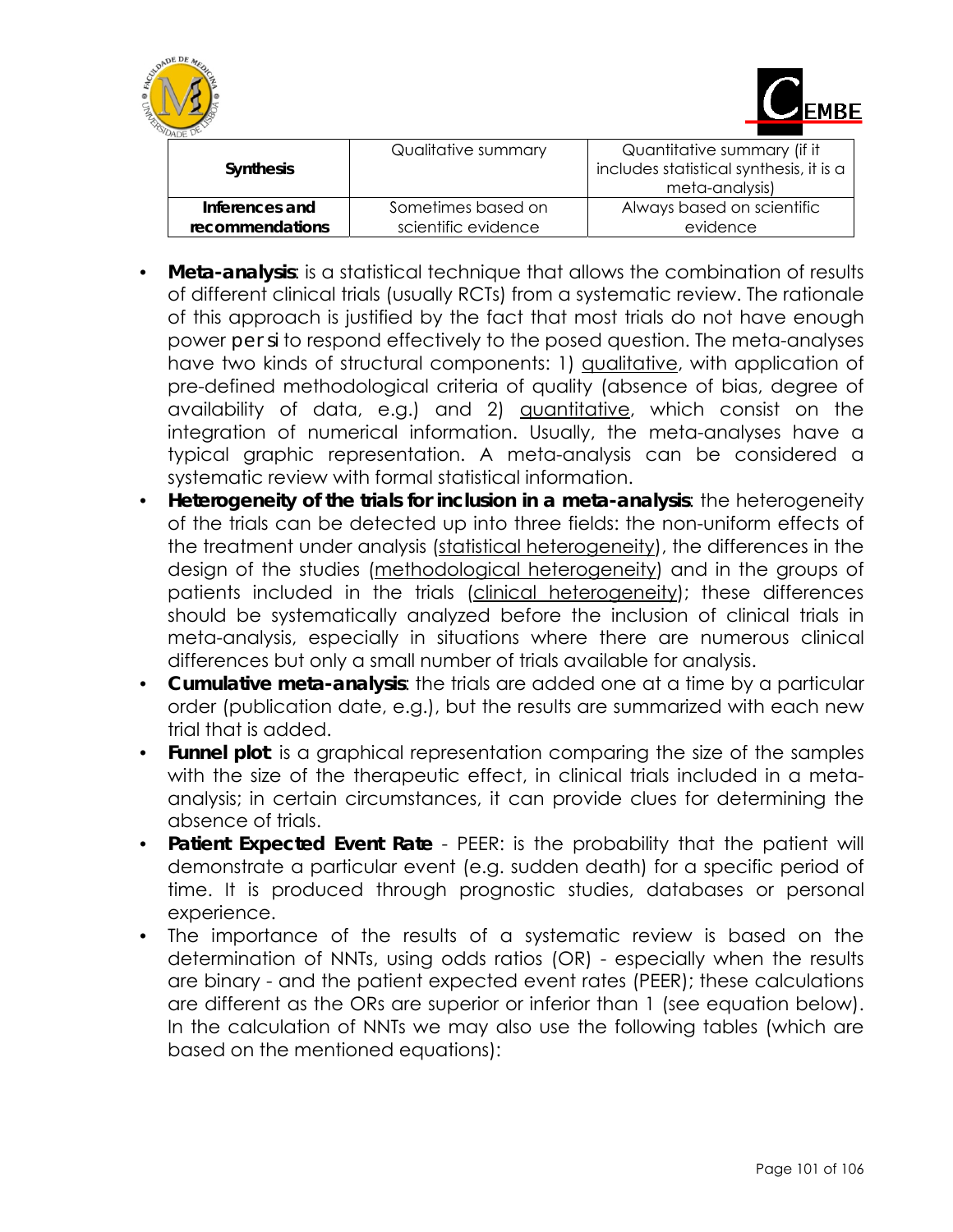| | | |
|---|---|---|
| **Synthesis** | Qualitative summary | Quantitative summary (if it includes statistical synthesis, it is a meta-analysis) |
| **Inferences and recommendations** | Sometimes based on scientific evidence | Always based on scientific evidence |

- **Meta-analysis**: is a statistical technique that allows the combination of results of different clinical trials (usually RCTs) from a systematic review. The rationale of this approach is justified by the fact that most trials do not have enough power *per si* to respond effectively to the posed question. The meta-analyses have two kinds of structural components: 1) qualitative, with application of pre-defined methodological criteria of quality (absence of bias, degree of availability of data, e.g.) and 2) quantitative, which consist on the integration of numerical information. Usually, the meta-analyses have a typical graphic representation. A meta-analysis can be considered a systematic review with formal statistical information.
- **Heterogeneity of the trials for inclusion in a meta-analysis**: the heterogeneity of the trials can be detected up into three fields: the non-uniform effects of the treatment under analysis (statistical heterogeneity), the differences in the design of the studies (methodological heterogeneity) and in the groups of patients included in the trials (clinical heterogeneity); these differences should be systematically analyzed before the inclusion of clinical trials in meta-analysis, especially in situations where there are numerous clinical differences but only a small number of trials available for analysis.
- **Cumulative meta-analysis**: the trials are added one at a time by a particular order (publication date, e.g.), but the results are summarized with each new trial that is added.
- **Funnel plot**: is a graphical representation comparing the size of the samples with the size of the therapeutic effect, in clinical trials included in a meta-analysis; in certain circumstances, it can provide clues for determining the absence of trials.
- **Patient Expected Event Rate** - PEER: is the probability that the patient will demonstrate a particular event (e.g. sudden death) for a specific period of time. It is produced through prognostic studies, databases or personal experience.
- The importance of the results of a systematic review is based on the determination of NNTs, using odds ratios (OR) - especially when the results are binary - and the patient expected event rates (PEER); these calculations are different as the ORs are superior or inferior than 1 (see equation below). In the calculation of NNTs we may also use the following tables (which are based on the mentioned equations):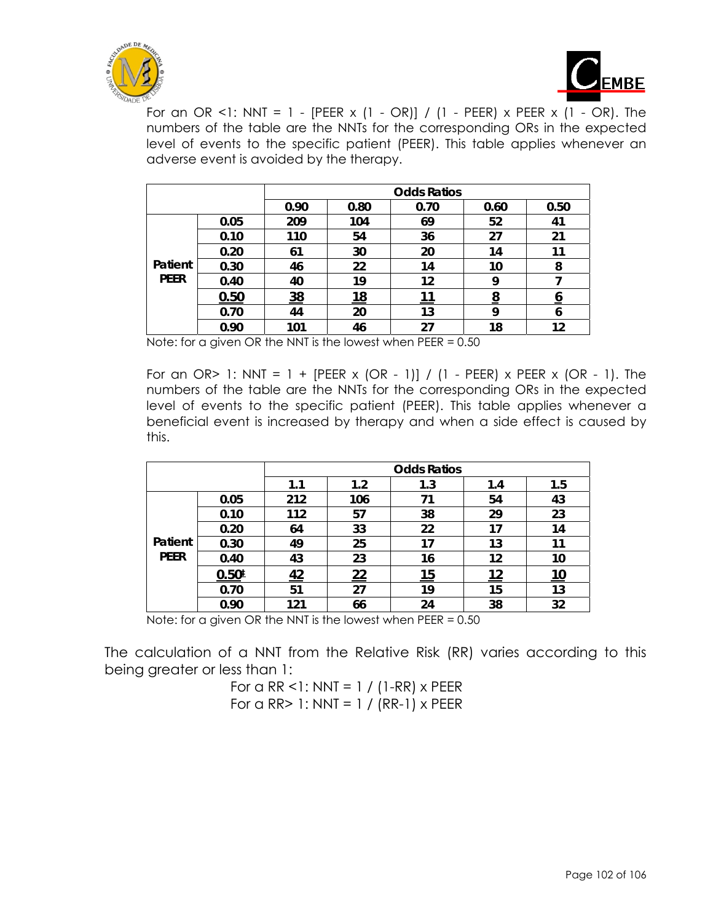For an OR <1: NNT = 1 - [PEER x (1 - OR)] / (1 - PEER) x PEER x (1 - OR). The numbers of the table are the NNTs for the corresponding ORs in the expected level of events to the specific patient (PEER). This table applies whenever an adverse event is avoided by the therapy.

| | | **Odds Ratios** | | | | |
|---|---|---|---|---|---|---|
| | | **0.90** | **0.80** | **0.70** | **0.60** | **0.50** |
| **Patient PEER** | **0.05** | **209** | **104** | **69** | **52** | **41** |
| | **0.10** | **110** | **54** | **36** | **27** | **21** |
| | **0.20** | **61** | **30** | **20** | **14** | **11** |
| | **0.30** | **46** | **22** | **14** | **10** | **8** |
| | **0.40** | **40** | **19** | **12** | **9** | **7** |
| | **<u>0.50</u>** | **<u>38</u>** | **<u>18</u>** | **<u>11</u>** | **<u>8</u>** | **<u>6</u>** |
| | **0.70** | **44** | **20** | **13** | **9** | **6** |
| | **0.90** | **101** | **46** | **27** | **18** | **12** |

Note: for a given OR the NNT is the lowest when PEER = 0.50

For an OR> 1: NNT = 1 + [PEER x (OR - 1)] / (1 - PEER) x PEER x (OR - 1). The numbers of the table are the NNTs for the corresponding ORs in the expected level of events to the specific patient (PEER). This table applies whenever a beneficial event is increased by therapy and when a side effect is caused by this.

| | | **Odds Ratios** | | | | |
|---|---|---|---|---|---|---|
| | | **1.1** | **1.2** | **1.3** | **1.4** | **1.5** |
| **Patient PEER** | **0.05** | **212** | **106** | **71** | **54** | **43** |
| | **0.10** | **112** | **57** | **38** | **29** | **23** |
| | **0.20** | **64** | **33** | **22** | **17** | **14** |
| | **0.30** | **49** | **25** | **17** | **13** | **11** |
| | **0.40** | **43** | **23** | **16** | **12** | **10** |
| | **<u>0.50‡</u>** | **<u>42</u>** | **<u>22</u>** | **<u>15</u>** | **<u>12</u>** | **<u>10</u>** |
| | **0.70** | **51** | **27** | **19** | **15** | **13** |
| | **0.90** | **121** | **66** | **24** | **38** | **32** |

Note: for a given OR the NNT is the lowest when PEER = 0.50

The calculation of a NNT from the Relative Risk (RR) varies according to this being greater or less than 1:

For a RR <1: NNT = 1 / (1-RR) x PEER
For a RR> 1: NNT = 1 / (RR-1) x PEER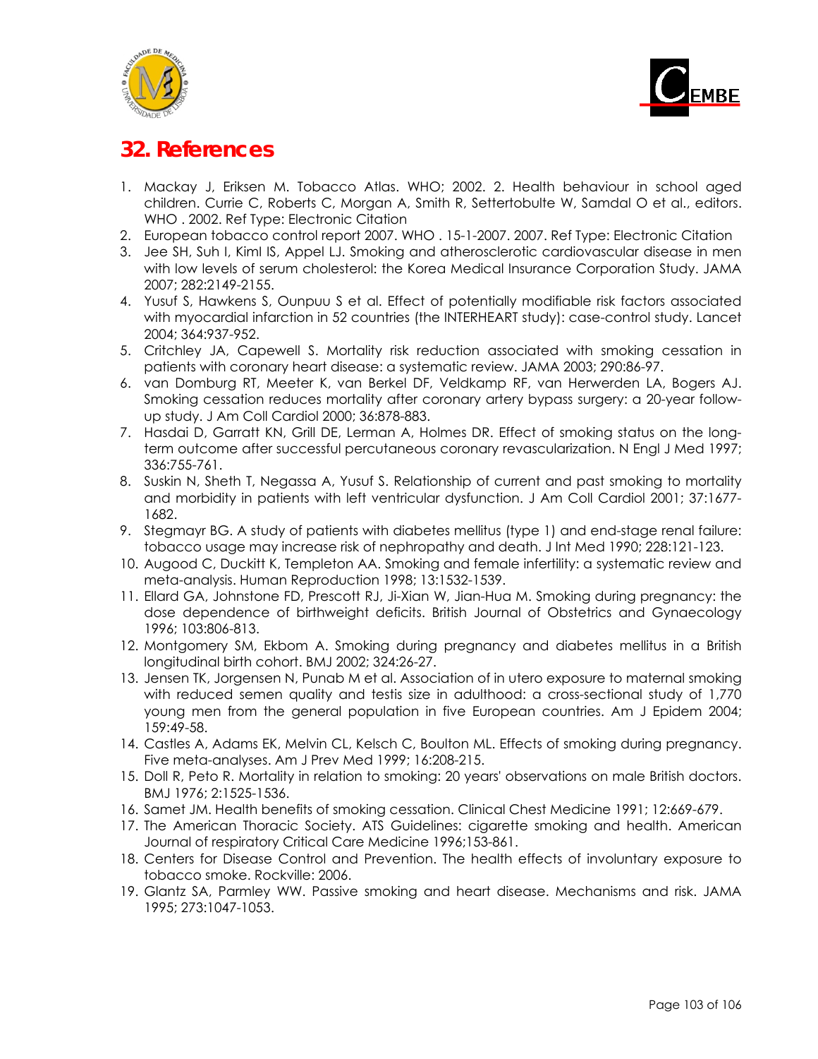## 32. References

1. Mackay J, Eriksen M. Tobacco Atlas. WHO; 2002. 2. Health behaviour in school aged children. Currie C, Roberts C, Morgan A, Smith R, Settertobulte W, Samdal O et al., editors. WHO . 2002. Ref Type: Electronic Citation
2. European tobacco control report 2007. WHO . 15-1-2007. 2007. Ref Type: Electronic Citation
3. Jee SH, Suh I, Kiml IS, Appel LJ. Smoking and atherosclerotic cardiovascular disease in men with low levels of serum cholesterol: the Korea Medical Insurance Corporation Study. JAMA 2007; 282:2149-2155.
4. Yusuf S, Hawkens S, Ounpuu S et al. Effect of potentially modifiable risk factors associated with myocardial infarction in 52 countries (the INTERHEART study): case-control study. Lancet 2004; 364:937-952.
5. Critchley JA, Capewell S. Mortality risk reduction associated with smoking cessation in patients with coronary heart disease: a systematic review. JAMA 2003; 290:86-97.
6. van Domburg RT, Meeter K, van Berkel DF, Veldkamp RF, van Herwerden LA, Bogers AJ. Smoking cessation reduces mortality after coronary artery bypass surgery: a 20-year follow-up study. J Am Coll Cardiol 2000; 36:878-883.
7. Hasdai D, Garratt KN, Grill DE, Lerman A, Holmes DR. Effect of smoking status on the long-term outcome after successful percutaneous coronary revascularization. N Engl J Med 1997; 336:755-761.
8. Suskin N, Sheth T, Negassa A, Yusuf S. Relationship of current and past smoking to mortality and morbidity in patients with left ventricular dysfunction. J Am Coll Cardiol 2001; 37:1677-1682.
9. Stegmayr BG. A study of patients with diabetes mellitus (type 1) and end-stage renal failure: tobacco usage may increase risk of nephropathy and death. J Int Med 1990; 228:121-123.
10. Augood C, Duckitt K, Templeton AA. Smoking and female infertility: a systematic review and meta-analysis. Human Reproduction 1998; 13:1532-1539.
11. Ellard GA, Johnstone FD, Prescott RJ, Ji-Xian W, Jian-Hua M. Smoking during pregnancy: the dose dependence of birthweight deficits. British Journal of Obstetrics and Gynaecology 1996; 103:806-813.
12. Montgomery SM, Ekbom A. Smoking during pregnancy and diabetes mellitus in a British longitudinal birth cohort. BMJ 2002; 324:26-27.
13. Jensen TK, Jorgensen N, Punab M et al. Association of in utero exposure to maternal smoking with reduced semen quality and testis size in adulthood: a cross-sectional study of 1,770 young men from the general population in five European countries. Am J Epidem 2004; 159:49-58.
14. Castles A, Adams EK, Melvin CL, Kelsch C, Boulton ML. Effects of smoking during pregnancy. Five meta-analyses. Am J Prev Med 1999; 16:208-215.
15. Doll R, Peto R. Mortality in relation to smoking: 20 years' observations on male British doctors. BMJ 1976; 2:1525-1536.
16. Samet JM. Health benefits of smoking cessation. Clinical Chest Medicine 1991; 12:669-679.
17. The American Thoracic Society. ATS Guidelines: cigarette smoking and health. American Journal of respiratory Critical Care Medicine 1996;153-861.
18. Centers for Disease Control and Prevention. The health effects of involuntary exposure to tobacco smoke. Rockville: 2006.
19. Glantz SA, Parmley WW. Passive smoking and heart disease. Mechanisms and risk. JAMA 1995; 273:1047-1053.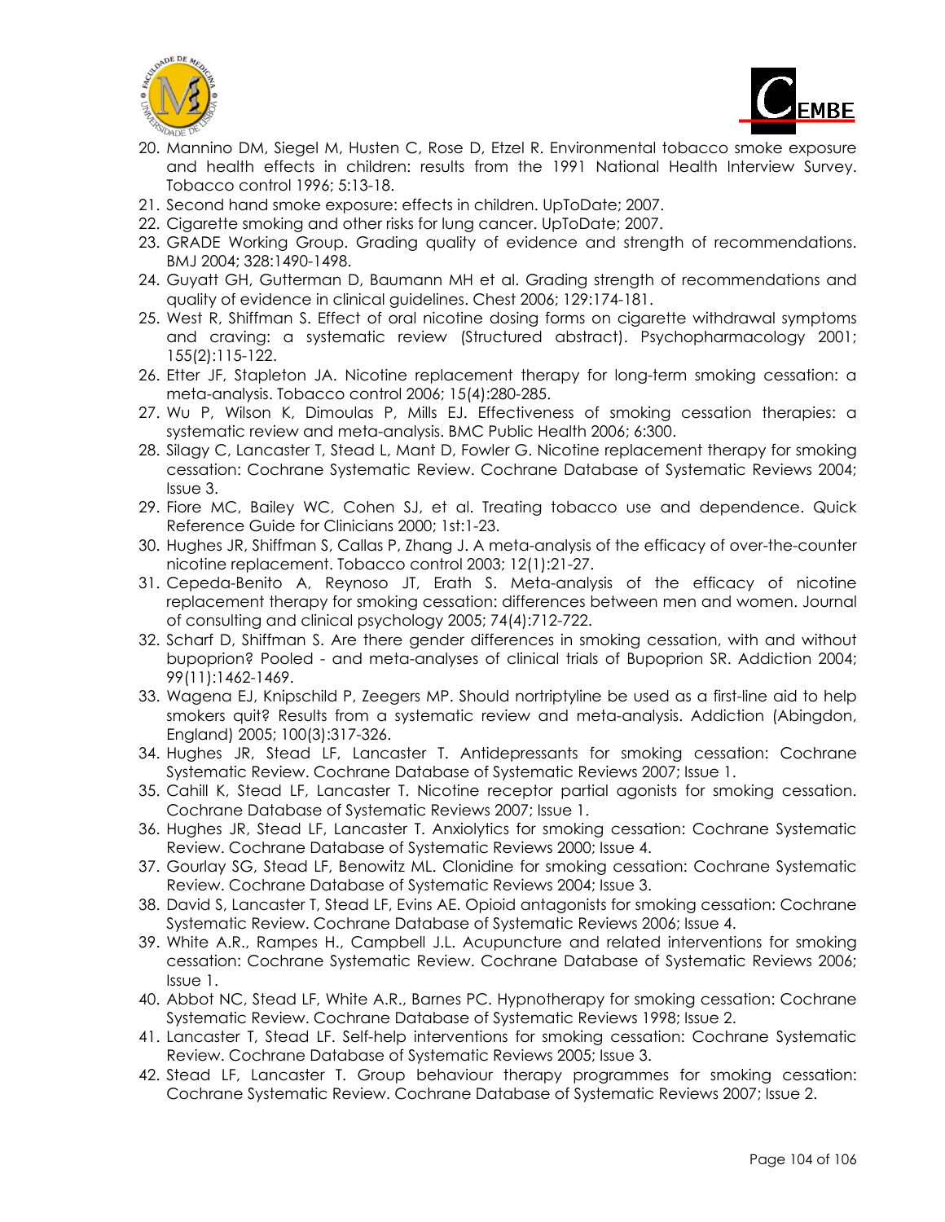20. Mannino DM, Siegel M, Husten C, Rose D, Etzel R. Environmental tobacco smoke exposure and health effects in children: results from the 1991 National Health Interview Survey. Tobacco control 1996; 5:13-18.
21. Second hand smoke exposure: effects in children. UpToDate; 2007.
22. Cigarette smoking and other risks for lung cancer. UpToDate; 2007.
23. GRADE Working Group. Grading quality of evidence and strength of recommendations. BMJ 2004; 328:1490-1498.
24. Guyatt GH, Gutterman D, Baumann MH et al. Grading strength of recommendations and quality of evidence in clinical guidelines. Chest 2006; 129:174-181.
25. West R, Shiffman S. Effect of oral nicotine dosing forms on cigarette withdrawal symptoms and craving: a systematic review (Structured abstract). Psychopharmacology 2001; 155(2):115-122.
26. Etter JF, Stapleton JA. Nicotine replacement therapy for long-term smoking cessation: a meta-analysis. Tobacco control 2006; 15(4):280-285.
27. Wu P, Wilson K, Dimoulas P, Mills EJ. Effectiveness of smoking cessation therapies: a systematic review and meta-analysis. BMC Public Health 2006; 6:300.
28. Silagy C, Lancaster T, Stead L, Mant D, Fowler G. Nicotine replacement therapy for smoking cessation: Cochrane Systematic Review. Cochrane Database of Systematic Reviews 2004; Issue 3.
29. Fiore MC, Bailey WC, Cohen SJ, et al. Treating tobacco use and dependence. Quick Reference Guide for Clinicians 2000; 1st:1-23.
30. Hughes JR, Shiffman S, Callas P, Zhang J. A meta-analysis of the efficacy of over-the-counter nicotine replacement. Tobacco control 2003; 12(1):21-27.
31. Cepeda-Benito A, Reynoso JT, Erath S. Meta-analysis of the efficacy of nicotine replacement therapy for smoking cessation: differences between men and women. Journal of consulting and clinical psychology 2005; 74(4):712-722.
32. Scharf D, Shiffman S. Are there gender differences in smoking cessation, with and without bupoprion? Pooled - and meta-analyses of clinical trials of Bupoprion SR. Addiction 2004; 99(11):1462-1469.
33. Wagena EJ, Knipschild P, Zeegers MP. Should nortriptyline be used as a first-line aid to help smokers quit? Results from a systematic review and meta-analysis. Addiction (Abingdon, England) 2005; 100(3):317-326.
34. Hughes JR, Stead LF, Lancaster T. Antidepressants for smoking cessation: Cochrane Systematic Review. Cochrane Database of Systematic Reviews 2007; Issue 1.
35. Cahill K, Stead LF, Lancaster T. Nicotine receptor partial agonists for smoking cessation. Cochrane Database of Systematic Reviews 2007; Issue 1.
36. Hughes JR, Stead LF, Lancaster T. Anxiolytics for smoking cessation: Cochrane Systematic Review. Cochrane Database of Systematic Reviews 2000; Issue 4.
37. Gourlay SG, Stead LF, Benowitz ML. Clonidine for smoking cessation: Cochrane Systematic Review. Cochrane Database of Systematic Reviews 2004; Issue 3.
38. David S, Lancaster T, Stead LF, Evins AE. Opioid antagonists for smoking cessation: Cochrane Systematic Review. Cochrane Database of Systematic Reviews 2006; Issue 4.
39. White A.R., Rampes H., Campbell J.L. Acupuncture and related interventions for smoking cessation: Cochrane Systematic Review. Cochrane Database of Systematic Reviews 2006; Issue 1.
40. Abbot NC, Stead LF, White A.R., Barnes PC. Hypnotherapy for smoking cessation: Cochrane Systematic Review. Cochrane Database of Systematic Reviews 1998; Issue 2.
41. Lancaster T, Stead LF. Self-help interventions for smoking cessation: Cochrane Systematic Review. Cochrane Database of Systematic Reviews 2005; Issue 3.
42. Stead LF, Lancaster T. Group behaviour therapy programmes for smoking cessation: Cochrane Systematic Review. Cochrane Database of Systematic Reviews 2007; Issue 2.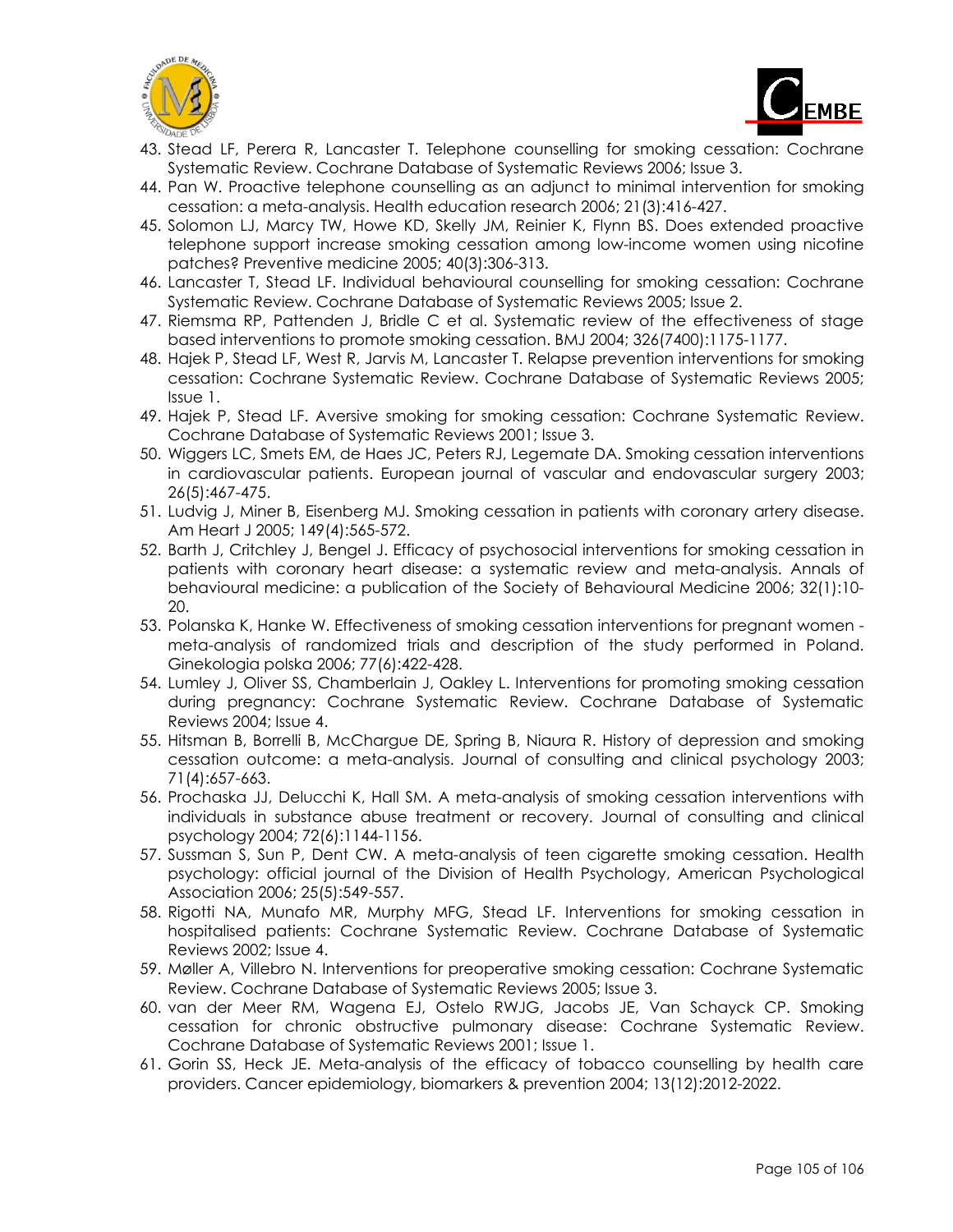43. Stead LF, Perera R, Lancaster T. Telephone counselling for smoking cessation: Cochrane Systematic Review. Cochrane Database of Systematic Reviews 2006; Issue 3.
44. Pan W. Proactive telephone counselling as an adjunct to minimal intervention for smoking cessation: a meta-analysis. Health education research 2006; 21(3):416-427.
45. Solomon LJ, Marcy TW, Howe KD, Skelly JM, Reinier K, Flynn BS. Does extended proactive telephone support increase smoking cessation among low-income women using nicotine patches? Preventive medicine 2005; 40(3):306-313.
46. Lancaster T, Stead LF. Individual behavioural counselling for smoking cessation: Cochrane Systematic Review. Cochrane Database of Systematic Reviews 2005; Issue 2.
47. Riemsma RP, Pattenden J, Bridle C et al. Systematic review of the effectiveness of stage based interventions to promote smoking cessation. BMJ 2004; 326(7400):1175-1177.
48. Hajek P, Stead LF, West R, Jarvis M, Lancaster T. Relapse prevention interventions for smoking cessation: Cochrane Systematic Review. Cochrane Database of Systematic Reviews 2005; Issue 1.
49. Hajek P, Stead LF. Aversive smoking for smoking cessation: Cochrane Systematic Review. Cochrane Database of Systematic Reviews 2001; Issue 3.
50. Wiggers LC, Smets EM, de Haes JC, Peters RJ, Legemate DA. Smoking cessation interventions in cardiovascular patients. European journal of vascular and endovascular surgery 2003; 26(5):467-475.
51. Ludvig J, Miner B, Eisenberg MJ. Smoking cessation in patients with coronary artery disease. Am Heart J 2005; 149(4):565-572.
52. Barth J, Critchley J, Bengel J. Efficacy of psychosocial interventions for smoking cessation in patients with coronary heart disease: a systematic review and meta-analysis. Annals of behavioural medicine: a publication of the Society of Behavioural Medicine 2006; 32(1):10-20.
53. Polanska K, Hanke W. Effectiveness of smoking cessation interventions for pregnant women - meta-analysis of randomized trials and description of the study performed in Poland. Ginekologia polska 2006; 77(6):422-428.
54. Lumley J, Oliver SS, Chamberlain J, Oakley L. Interventions for promoting smoking cessation during pregnancy: Cochrane Systematic Review. Cochrane Database of Systematic Reviews 2004; Issue 4.
55. Hitsman B, Borrelli B, McChargue DE, Spring B, Niaura R. History of depression and smoking cessation outcome: a meta-analysis. Journal of consulting and clinical psychology 2003; 71(4):657-663.
56. Prochaska JJ, Delucchi K, Hall SM. A meta-analysis of smoking cessation interventions with individuals in substance abuse treatment or recovery. Journal of consulting and clinical psychology 2004; 72(6):1144-1156.
57. Sussman S, Sun P, Dent CW. A meta-analysis of teen cigarette smoking cessation. Health psychology: official journal of the Division of Health Psychology, American Psychological Association 2006; 25(5):549-557.
58. Rigotti NA, Munafo MR, Murphy MFG, Stead LF. Interventions for smoking cessation in hospitalised patients: Cochrane Systematic Review. Cochrane Database of Systematic Reviews 2002; Issue 4.
59. Møller A, Villebro N. Interventions for preoperative smoking cessation: Cochrane Systematic Review. Cochrane Database of Systematic Reviews 2005; Issue 3.
60. van der Meer RM, Wagena EJ, Ostelo RWJG, Jacobs JE, Van Schayck CP. Smoking cessation for chronic obstructive pulmonary disease: Cochrane Systematic Review. Cochrane Database of Systematic Reviews 2001; Issue 1.
61. Gorin SS, Heck JE. Meta-analysis of the efficacy of tobacco counselling by health care providers. Cancer epidemiology, biomarkers & prevention 2004; 13(12):2012-2022.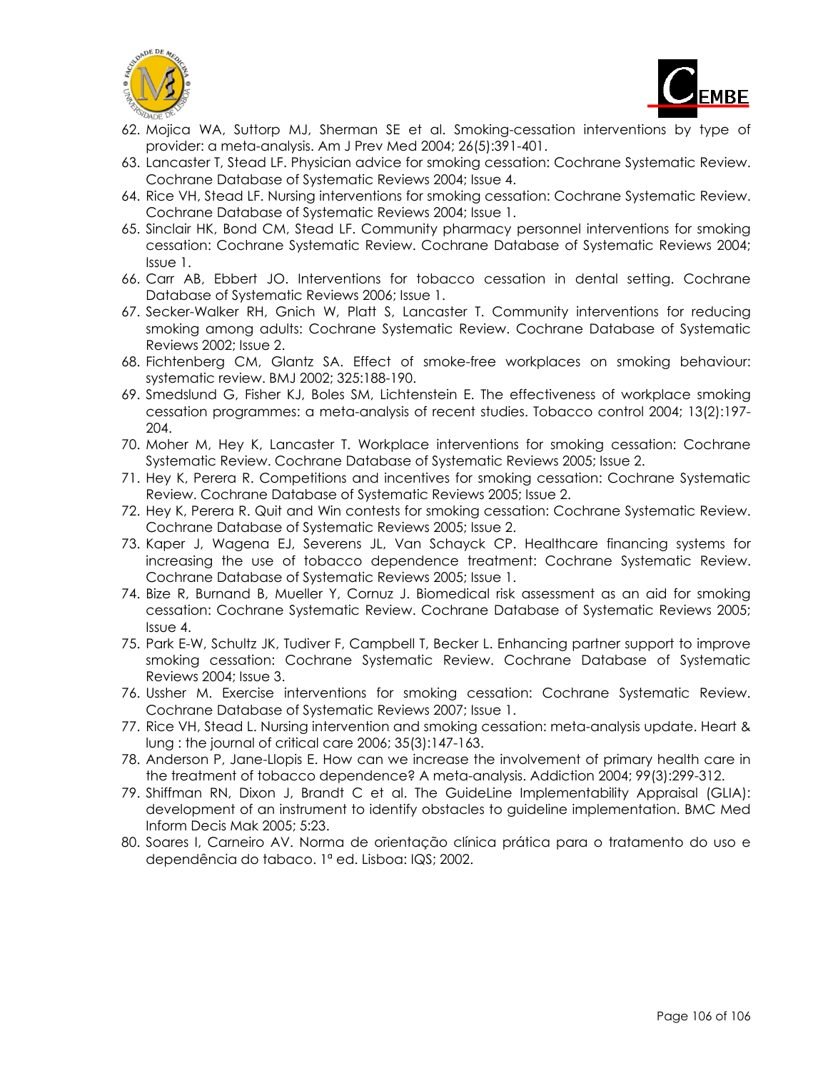62. Mojica WA, Suttorp MJ, Sherman SE et al. Smoking-cessation interventions by type of provider: a meta-analysis. Am J Prev Med 2004; 26(5):391-401.
63. Lancaster T, Stead LF. Physician advice for smoking cessation: Cochrane Systematic Review. Cochrane Database of Systematic Reviews 2004; Issue 4.
64. Rice VH, Stead LF. Nursing interventions for smoking cessation: Cochrane Systematic Review. Cochrane Database of Systematic Reviews 2004; Issue 1.
65. Sinclair HK, Bond CM, Stead LF. Community pharmacy personnel interventions for smoking cessation: Cochrane Systematic Review. Cochrane Database of Systematic Reviews 2004; Issue 1.
66. Carr AB, Ebbert JO. Interventions for tobacco cessation in dental setting. Cochrane Database of Systematic Reviews 2006; Issue 1.
67. Secker-Walker RH, Gnich W, Platt S, Lancaster T. Community interventions for reducing smoking among adults: Cochrane Systematic Review. Cochrane Database of Systematic Reviews 2002; Issue 2.
68. Fichtenberg CM, Glantz SA. Effect of smoke-free workplaces on smoking behaviour: systematic review. BMJ 2002; 325:188-190.
69. Smedslund G, Fisher KJ, Boles SM, Lichtenstein E. The effectiveness of workplace smoking cessation programmes: a meta-analysis of recent studies. Tobacco control 2004; 13(2):197-204.
70. Moher M, Hey K, Lancaster T. Workplace interventions for smoking cessation: Cochrane Systematic Review. Cochrane Database of Systematic Reviews 2005; Issue 2.
71. Hey K, Perera R. Competitions and incentives for smoking cessation: Cochrane Systematic Review. Cochrane Database of Systematic Reviews 2005; Issue 2.
72. Hey K, Perera R. Quit and Win contests for smoking cessation: Cochrane Systematic Review. Cochrane Database of Systematic Reviews 2005; Issue 2.
73. Kaper J, Wagena EJ, Severens JL, Van Schayck CP. Healthcare financing systems for increasing the use of tobacco dependence treatment: Cochrane Systematic Review. Cochrane Database of Systematic Reviews 2005; Issue 1.
74. Bize R, Burnand B, Mueller Y, Cornuz J. Biomedical risk assessment as an aid for smoking cessation: Cochrane Systematic Review. Cochrane Database of Systematic Reviews 2005; Issue 4.
75. Park E-W, Schultz JK, Tudiver F, Campbell T, Becker L. Enhancing partner support to improve smoking cessation: Cochrane Systematic Review. Cochrane Database of Systematic Reviews 2004; Issue 3.
76. Ussher M. Exercise interventions for smoking cessation: Cochrane Systematic Review. Cochrane Database of Systematic Reviews 2007; Issue 1.
77. Rice VH, Stead L. Nursing intervention and smoking cessation: meta-analysis update. Heart & lung : the journal of critical care 2006; 35(3):147-163.
78. Anderson P, Jane-Llopis E. How can we increase the involvement of primary health care in the treatment of tobacco dependence? A meta-analysis. Addiction 2004; 99(3):299-312.
79. Shiffman RN, Dixon J, Brandt C et al. The GuideLine Implementability Appraisal (GLIA): development of an instrument to identify obstacles to guideline implementation. BMC Med Inform Decis Mak 2005; 5:23.
80. Soares I, Carneiro AV. Norma de orientação clínica prática para o tratamento do uso e dependência do tabaco. 1ª ed. Lisboa: IQS; 2002.